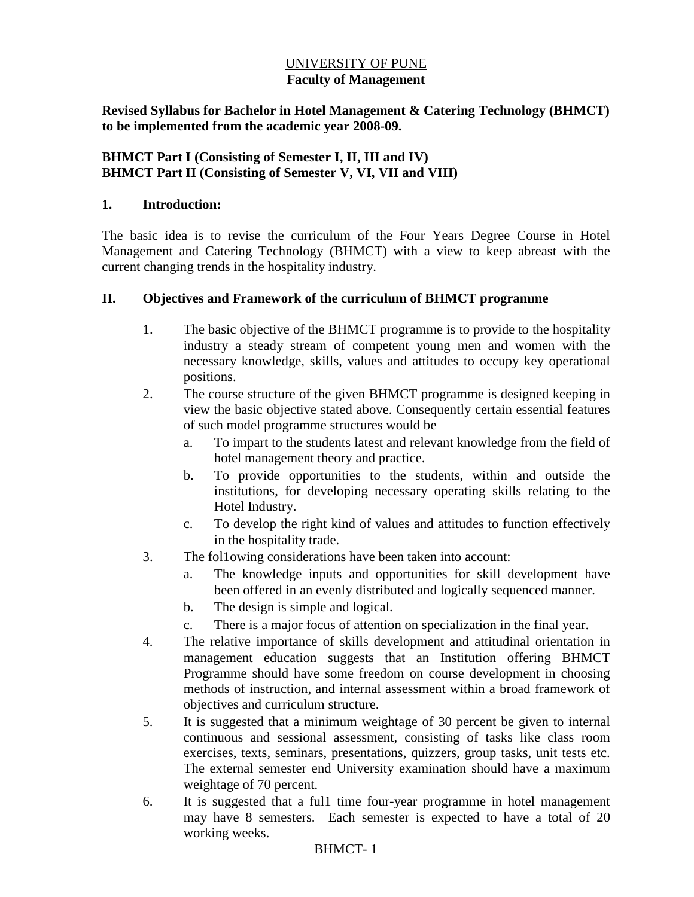# UNIVERSITY OF PUNE
## Faculty of Management

**Revised Syllabus for Bachelor in Hotel Management & Catering Technology (BHMCT) to be implemented from the academic year 2008-09.**

**BHMCT Part I (Consisting of Semester I, II, III and IV)**
**BHMCT Part II (Consisting of Semester V, VI, VII and VIII)**

### 1. Introduction:

The basic idea is to revise the curriculum of the Four Years Degree Course in Hotel Management and Catering Technology (BHMCT) with a view to keep abreast with the current changing trends in the hospitality industry.

### II. Objectives and Framework of the curriculum of BHMCT programme

1. The basic objective of the BHMCT programme is to provide to the hospitality industry a steady stream of competent young men and women with the necessary knowledge, skills, values and attitudes to occupy key operational positions.
2. The course structure of the given BHMCT programme is designed keeping in view the basic objective stated above. Consequently certain essential features of such model programme structures would be
   a. To impart to the students latest and relevant knowledge from the field of hotel management theory and practice.
   b. To provide opportunities to the students, within and outside the institutions, for developing necessary operating skills relating to the Hotel Industry.
   c. To develop the right kind of values and attitudes to function effectively in the hospitality trade.
3. The fol1owing considerations have been taken into account:
   a. The knowledge inputs and opportunities for skill development have been offered in an evenly distributed and logically sequenced manner.
   b. The design is simple and logical.
   c. There is a major focus of attention on specialization in the final year.
4. The relative importance of skills development and attitudinal orientation in management education suggests that an Institution offering BHMCT Programme should have some freedom on course development in choosing methods of instruction, and internal assessment within a broad framework of objectives and curriculum structure.
5. It is suggested that a minimum weightage of 30 percent be given to internal continuous and sessional assessment, consisting of tasks like class room exercises, texts, seminars, presentations, quizzers, group tasks, unit tests etc. The external semester end University examination should have a maximum weightage of 70 percent.
6. It is suggested that a ful1 time four-year programme in hotel management may have 8 semesters. Each semester is expected to have a total of 20 working weeks.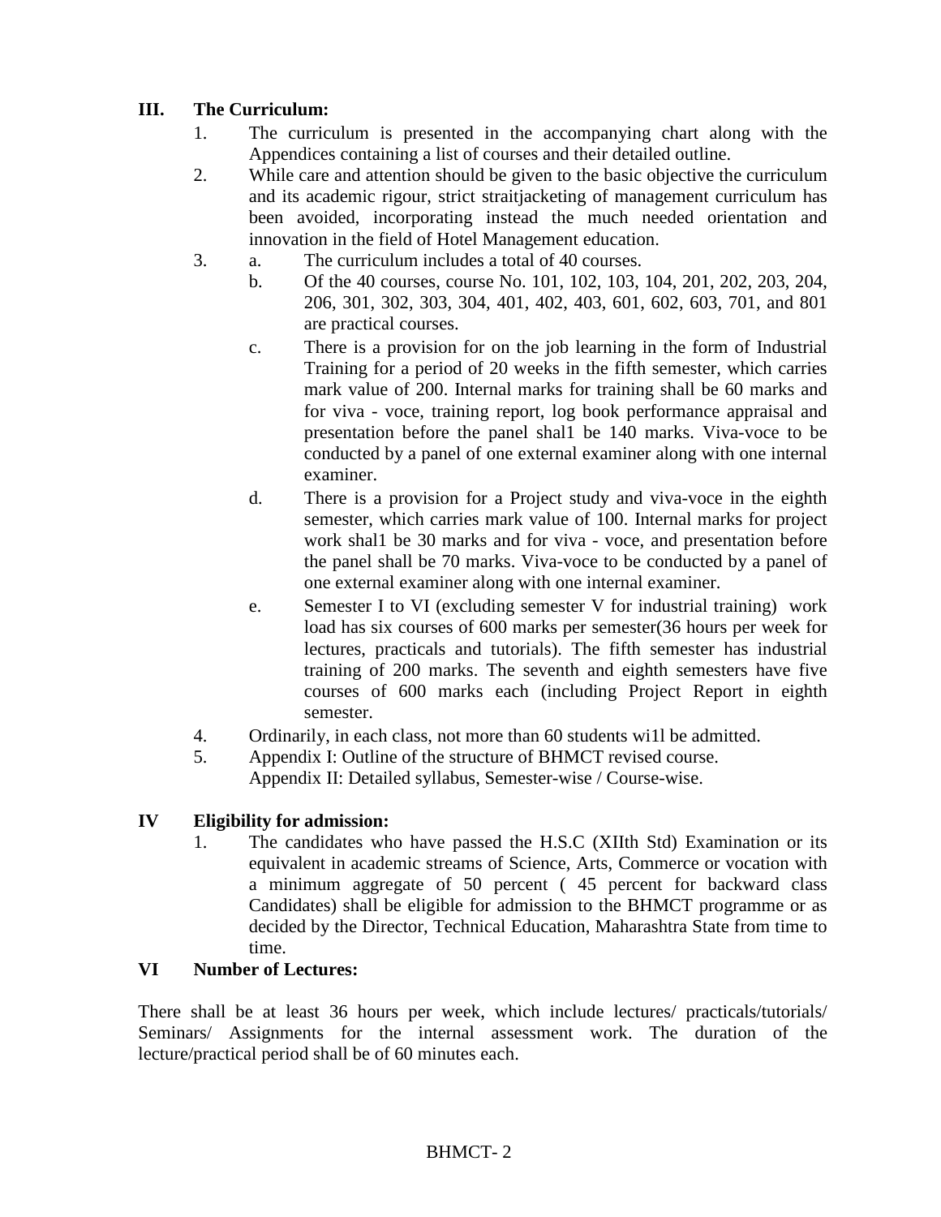### III. The Curriculum:

1. The curriculum is presented in the accompanying chart along with the Appendices containing a list of courses and their detailed outline.
2. While care and attention should be given to the basic objective the curriculum and its academic rigour, strict straitjacketing of management curriculum has been avoided, incorporating instead the much needed orientation and innovation in the field of Hotel Management education.
3. a. The curriculum includes a total of 40 courses.
   b. Of the 40 courses, course No. 101, 102, 103, 104, 201, 202, 203, 204, 206, 301, 302, 303, 304, 401, 402, 403, 601, 602, 603, 701, and 801 are practical courses.
   c. There is a provision for on the job learning in the form of Industrial Training for a period of 20 weeks in the fifth semester, which carries mark value of 200. Internal marks for training shall be 60 marks and for viva - voce, training report, log book performance appraisal and presentation before the panel shal1 be 140 marks. Viva-voce to be conducted by a panel of one external examiner along with one internal examiner.
   d. There is a provision for a Project study and viva-voce in the eighth semester, which carries mark value of 100. Internal marks for project work shal1 be 30 marks and for viva - voce, and presentation before the panel shall be 70 marks. Viva-voce to be conducted by a panel of one external examiner along with one internal examiner.
   e. Semester I to VI (excluding semester V for industrial training) work load has six courses of 600 marks per semester(36 hours per week for lectures, practicals and tutorials). The fifth semester has industrial training of 200 marks. The seventh and eighth semesters have five courses of 600 marks each (including Project Report in eighth semester.
4. Ordinarily, in each class, not more than 60 students wi1l be admitted.
5. Appendix I: Outline of the structure of BHMCT revised course.
   Appendix II: Detailed syllabus, Semester-wise / Course-wise.

### IV Eligibility for admission:

1. The candidates who have passed the H.S.C (XIIth Std) Examination or its equivalent in academic streams of Science, Arts, Commerce or vocation with a minimum aggregate of 50 percent ( 45 percent for backward class Candidates) shall be eligible for admission to the BHMCT programme or as decided by the Director, Technical Education, Maharashtra State from time to time.

### VI Number of Lectures:

There shall be at least 36 hours per week, which include lectures/ practicals/tutorials/ Seminars/ Assignments for the internal assessment work. The duration of the lecture/practical period shall be of 60 minutes each.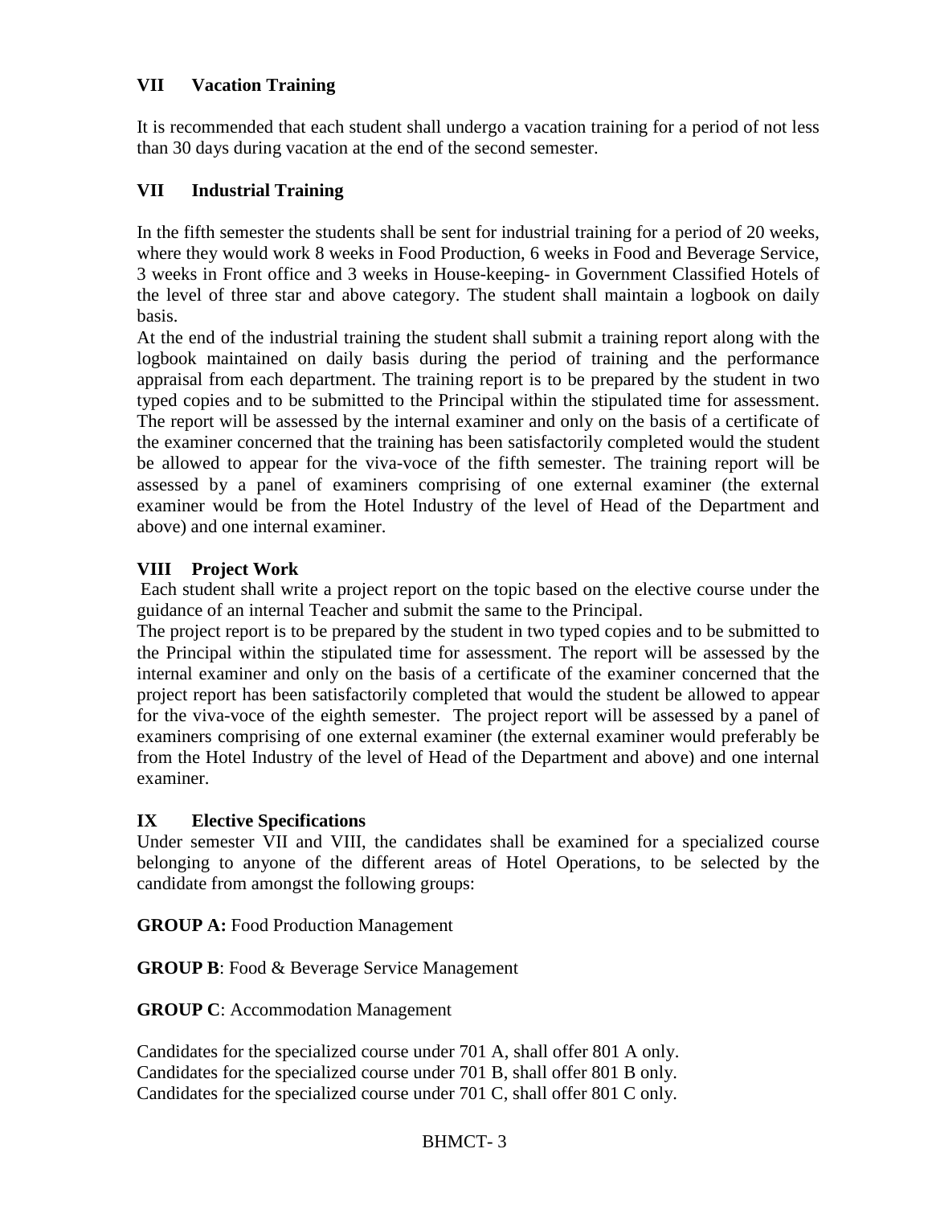## VII Vacation Training

It is recommended that each student shall undergo a vacation training for a period of not less than 30 days during vacation at the end of the second semester.

## VII Industrial Training

In the fifth semester the students shall be sent for industrial training for a period of 20 weeks, where they would work 8 weeks in Food Production, 6 weeks in Food and Beverage Service, 3 weeks in Front office and 3 weeks in House-keeping- in Government Classified Hotels of the level of three star and above category. The student shall maintain a logbook on daily basis.

At the end of the industrial training the student shall submit a training report along with the logbook maintained on daily basis during the period of training and the performance appraisal from each department. The training report is to be prepared by the student in two typed copies and to be submitted to the Principal within the stipulated time for assessment. The report will be assessed by the internal examiner and only on the basis of a certificate of the examiner concerned that the training has been satisfactorily completed would the student be allowed to appear for the viva-voce of the fifth semester. The training report will be assessed by a panel of examiners comprising of one external examiner (the external examiner would be from the Hotel Industry of the level of Head of the Department and above) and one internal examiner.

## VIII Project Work

Each student shall write a project report on the topic based on the elective course under the guidance of an internal Teacher and submit the same to the Principal.

The project report is to be prepared by the student in two typed copies and to be submitted to the Principal within the stipulated time for assessment. The report will be assessed by the internal examiner and only on the basis of a certificate of the examiner concerned that the project report has been satisfactorily completed that would the student be allowed to appear for the viva-voce of the eighth semester. The project report will be assessed by a panel of examiners comprising of one external examiner (the external examiner would preferably be from the Hotel Industry of the level of Head of the Department and above) and one internal examiner.

## IX Elective Specifications

Under semester VII and VIII, the candidates shall be examined for a specialized course belonging to anyone of the different areas of Hotel Operations, to be selected by the candidate from amongst the following groups:

**GROUP A:** Food Production Management

**GROUP B**: Food & Beverage Service Management

**GROUP C**: Accommodation Management

Candidates for the specialized course under 701 A, shall offer 801 A only.
Candidates for the specialized course under 701 B, shall offer 801 B only.
Candidates for the specialized course under 701 C, shall offer 801 C only.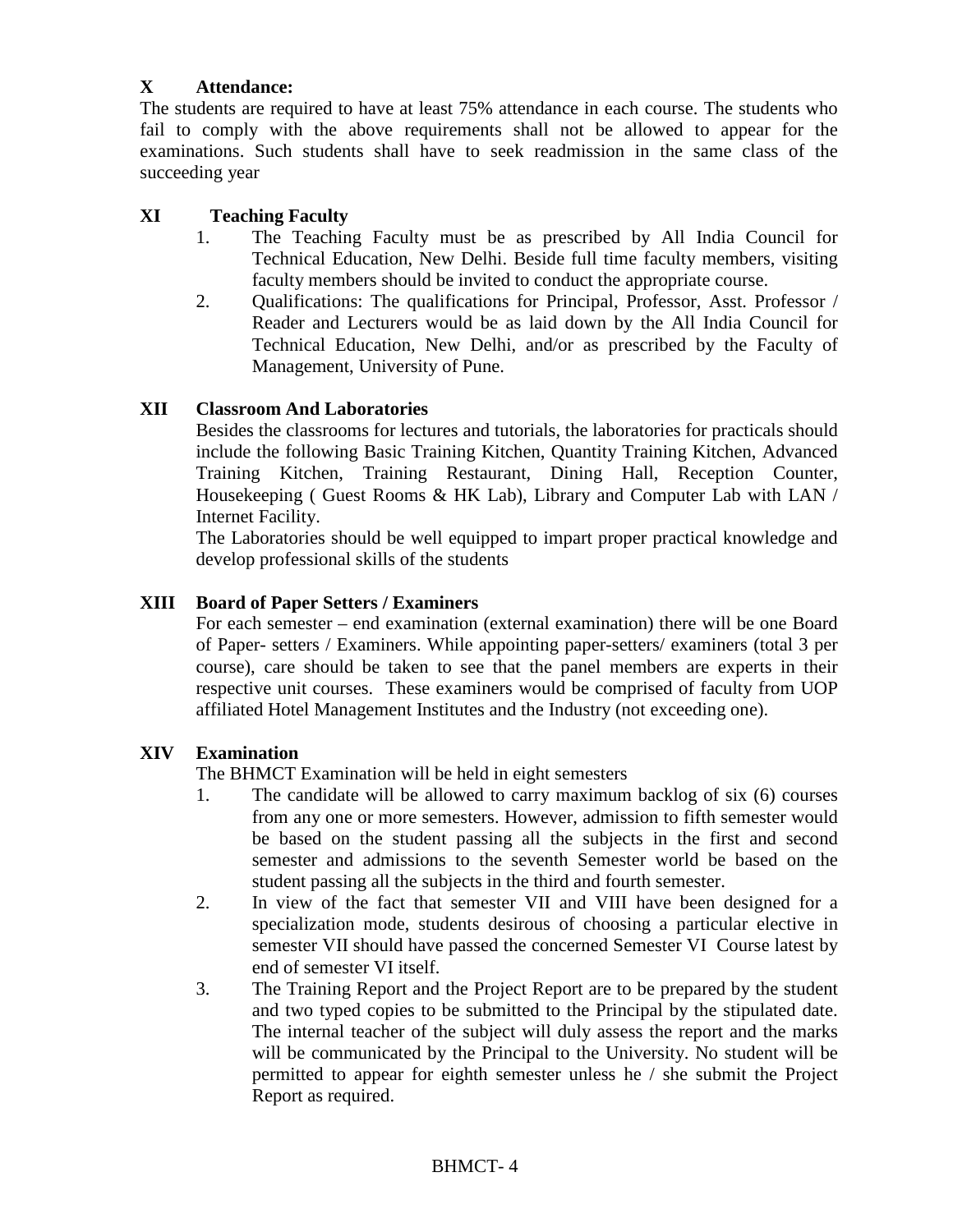## X Attendance:

The students are required to have at least 75% attendance in each course. The students who fail to comply with the above requirements shall not be allowed to appear for the examinations. Such students shall have to seek readmission in the same class of the succeeding year

## XI Teaching Faculty

1. The Teaching Faculty must be as prescribed by All India Council for Technical Education, New Delhi. Beside full time faculty members, visiting faculty members should be invited to conduct the appropriate course.
2. Qualifications: The qualifications for Principal, Professor, Asst. Professor / Reader and Lecturers would be as laid down by the All India Council for Technical Education, New Delhi, and/or as prescribed by the Faculty of Management, University of Pune.

## XII Classroom And Laboratories

Besides the classrooms for lectures and tutorials, the laboratories for practicals should include the following Basic Training Kitchen, Quantity Training Kitchen, Advanced Training Kitchen, Training Restaurant, Dining Hall, Reception Counter, Housekeeping ( Guest Rooms & HK Lab), Library and Computer Lab with LAN / Internet Facility.

The Laboratories should be well equipped to impart proper practical knowledge and develop professional skills of the students

## XIII Board of Paper Setters / Examiners

For each semester – end examination (external examination) there will be one Board of Paper- setters / Examiners. While appointing paper-setters/ examiners (total 3 per course), care should be taken to see that the panel members are experts in their respective unit courses. These examiners would be comprised of faculty from UOP affiliated Hotel Management Institutes and the Industry (not exceeding one).

## XIV Examination

The BHMCT Examination will be held in eight semesters

1. The candidate will be allowed to carry maximum backlog of six (6) courses from any one or more semesters. However, admission to fifth semester would be based on the student passing all the subjects in the first and second semester and admissions to the seventh Semester world be based on the student passing all the subjects in the third and fourth semester.
2. In view of the fact that semester VII and VIII have been designed for a specialization mode, students desirous of choosing a particular elective in semester VII should have passed the concerned Semester VI Course latest by end of semester VI itself.
3. The Training Report and the Project Report are to be prepared by the student and two typed copies to be submitted to the Principal by the stipulated date. The internal teacher of the subject will duly assess the report and the marks will be communicated by the Principal to the University. No student will be permitted to appear for eighth semester unless he / she submit the Project Report as required.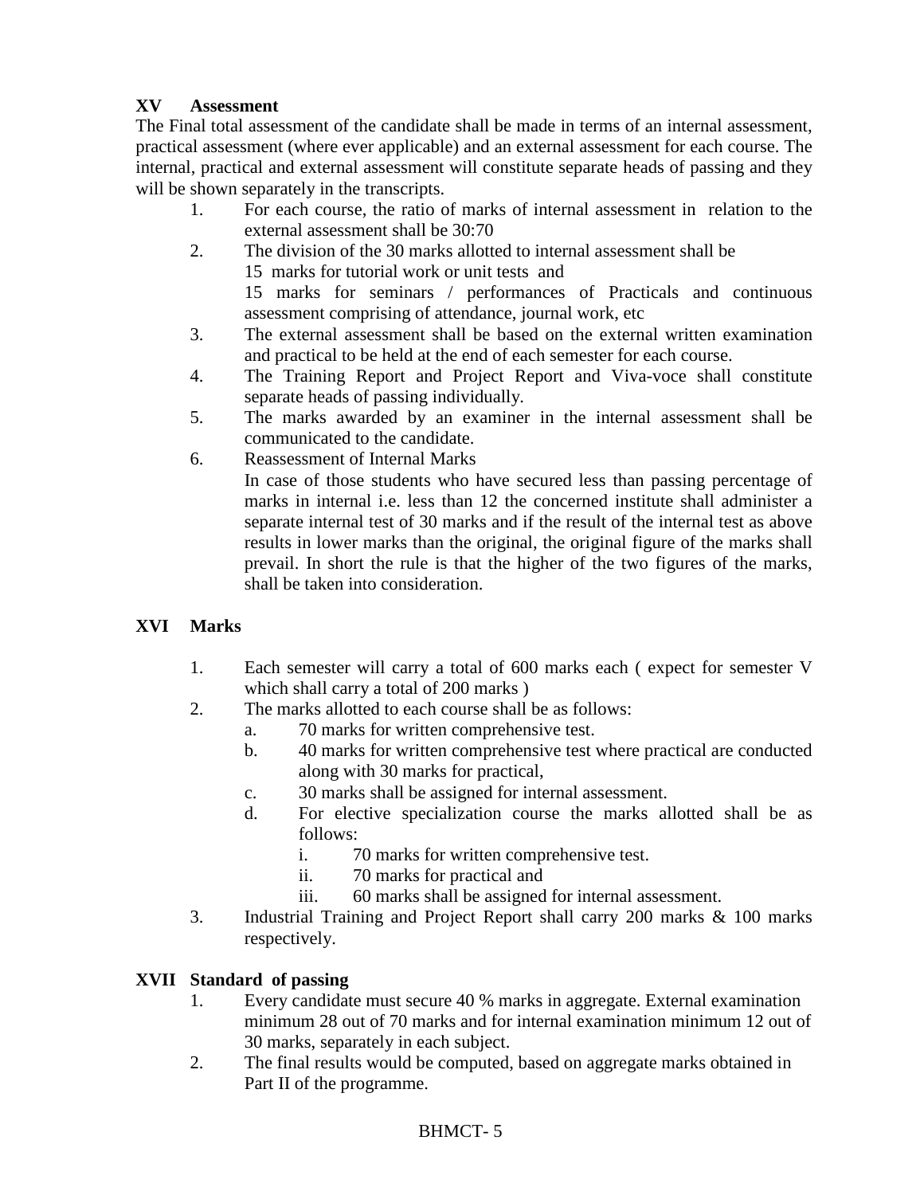## XV Assessment

The Final total assessment of the candidate shall be made in terms of an internal assessment, practical assessment (where ever applicable) and an external assessment for each course. The internal, practical and external assessment will constitute separate heads of passing and they will be shown separately in the transcripts.

1. For each course, the ratio of marks of internal assessment in relation to the external assessment shall be 30:70
2. The division of the 30 marks allotted to internal assessment shall be
   15 marks for tutorial work or unit tests and
   15 marks for seminars / performances of Practicals and continuous assessment comprising of attendance, journal work, etc
3. The external assessment shall be based on the external written examination and practical to be held at the end of each semester for each course.
4. The Training Report and Project Report and Viva-voce shall constitute separate heads of passing individually.
5. The marks awarded by an examiner in the internal assessment shall be communicated to the candidate.
6. Reassessment of Internal Marks
   In case of those students who have secured less than passing percentage of marks in internal i.e. less than 12 the concerned institute shall administer a separate internal test of 30 marks and if the result of the internal test as above results in lower marks than the original, the original figure of the marks shall prevail. In short the rule is that the higher of the two figures of the marks, shall be taken into consideration.

## XVI Marks

1. Each semester will carry a total of 600 marks each ( expect for semester V which shall carry a total of 200 marks )
2. The marks allotted to each course shall be as follows:
   a. 70 marks for written comprehensive test.
   b. 40 marks for written comprehensive test where practical are conducted along with 30 marks for practical,
   c. 30 marks shall be assigned for internal assessment.
   d. For elective specialization course the marks allotted shall be as follows:
      i. 70 marks for written comprehensive test.
      ii. 70 marks for practical and
      iii. 60 marks shall be assigned for internal assessment.
3. Industrial Training and Project Report shall carry 200 marks & 100 marks respectively.

## XVII Standard of passing

1. Every candidate must secure 40 % marks in aggregate. External examination minimum 28 out of 70 marks and for internal examination minimum 12 out of 30 marks, separately in each subject.
2. The final results would be computed, based on aggregate marks obtained in Part II of the programme.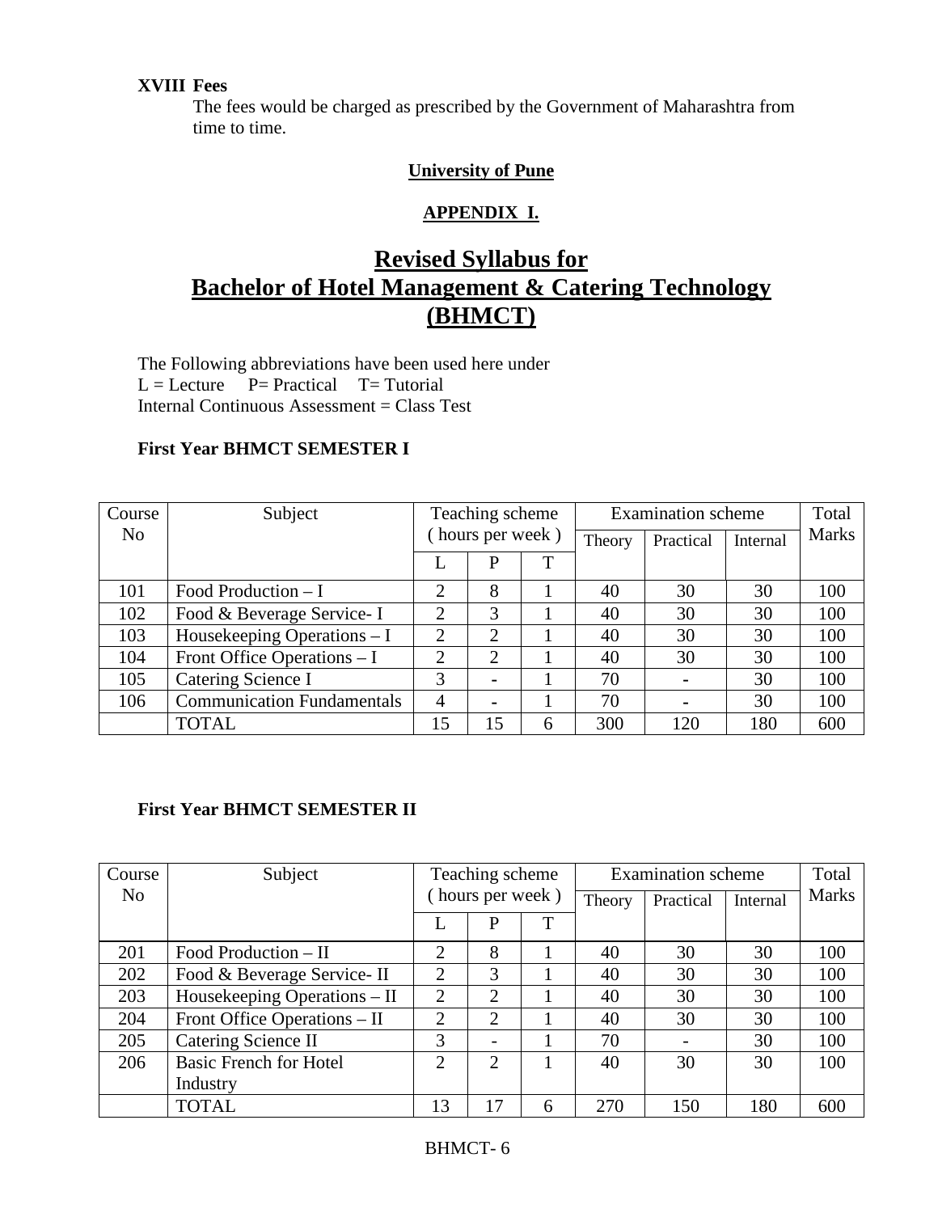**XVIII Fees**

The fees would be charged as prescribed by the Government of Maharashtra from time to time.

**University of Pune**

**APPENDIX I.**

# Revised Syllabus for Bachelor of Hotel Management & Catering Technology (BHMCT)

The Following abbreviations have been used here under
L = Lecture P= Practical T= Tutorial
Internal Continuous Assessment = Class Test

**First Year BHMCT SEMESTER I**

| Course No | Subject | Teaching scheme ( hours per week ) | | | Examination scheme | | | Total Marks |
|---|---|---|---|---|---|---|---|---|
| | | L | P | T | Theory | Practical | Internal | |
| 101 | Food Production – I | 2 | 8 | 1 | 40 | 30 | 30 | 100 |
| 102 | Food & Beverage Service- I | 2 | 3 | 1 | 40 | 30 | 30 | 100 |
| 103 | Housekeeping Operations – I | 2 | 2 | 1 | 40 | 30 | 30 | 100 |
| 104 | Front Office Operations – I | 2 | 2 | 1 | 40 | 30 | 30 | 100 |
| 105 | Catering Science I | 3 | - | 1 | 70 | - | 30 | 100 |
| 106 | Communication Fundamentals | 4 | - | 1 | 70 | - | 30 | 100 |
| | TOTAL | 15 | 15 | 6 | 300 | 120 | 180 | 600 |

**First Year BHMCT SEMESTER II**

| Course No | Subject | Teaching scheme ( hours per week ) | | | Examination scheme | | | Total Marks |
|---|---|---|---|---|---|---|---|---|
| | | L | P | T | Theory | Practical | Internal | |
| 201 | Food Production – II | 2 | 8 | 1 | 40 | 30 | 30 | 100 |
| 202 | Food & Beverage Service- II | 2 | 3 | 1 | 40 | 30 | 30 | 100 |
| 203 | Housekeeping Operations – II | 2 | 2 | 1 | 40 | 30 | 30 | 100 |
| 204 | Front Office Operations – II | 2 | 2 | 1 | 40 | 30 | 30 | 100 |
| 205 | Catering Science II | 3 | - | 1 | 70 | - | 30 | 100 |
| 206 | Basic French for Hotel Industry | 2 | 2 | 1 | 40 | 30 | 30 | 100 |
| | TOTAL | 13 | 17 | 6 | 270 | 150 | 180 | 600 |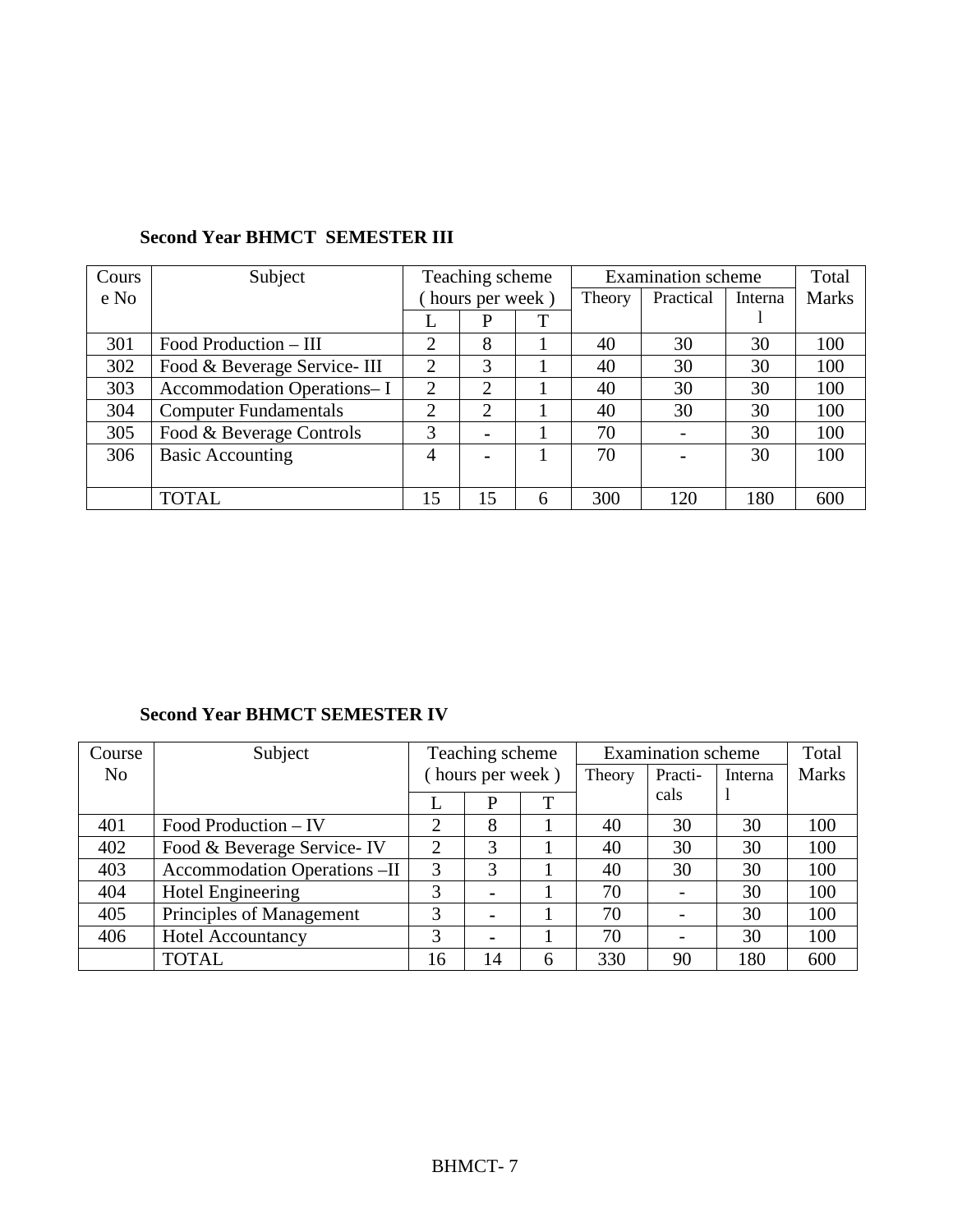**Second Year BHMCT SEMESTER III**

| Course No | Subject | Teaching scheme ( hours per week ) | | | Examination scheme | | | Total Marks |
|---|---|---|---|---|---|---|---|---|
| | | L | P | T | Theory | Practical | Internal | |
| 301 | Food Production – III | 2 | 8 | 1 | 40 | 30 | 30 | 100 |
| 302 | Food & Beverage Service- III | 2 | 3 | 1 | 40 | 30 | 30 | 100 |
| 303 | Accommodation Operations– I | 2 | 2 | 1 | 40 | 30 | 30 | 100 |
| 304 | Computer Fundamentals | 2 | 2 | 1 | 40 | 30 | 30 | 100 |
| 305 | Food & Beverage Controls | 3 | - | 1 | 70 | - | 30 | 100 |
| 306 | Basic Accounting | 4 | - | 1 | 70 | - | 30 | 100 |
| | TOTAL | 15 | 15 | 6 | 300 | 120 | 180 | 600 |

**Second Year BHMCT SEMESTER IV**

| Course No | Subject | Teaching scheme ( hours per week ) | | | Examination scheme | | | Total Marks |
|---|---|---|---|---|---|---|---|---|
| | | L | P | T | Theory | Practi-cals | Internal | |
| 401 | Food Production – IV | 2 | 8 | 1 | 40 | 30 | 30 | 100 |
| 402 | Food & Beverage Service- IV | 2 | 3 | 1 | 40 | 30 | 30 | 100 |
| 403 | Accommodation Operations –II | 3 | 3 | 1 | 40 | 30 | 30 | 100 |
| 404 | Hotel Engineering | 3 | - | 1 | 70 | - | 30 | 100 |
| 405 | Principles of Management | 3 | - | 1 | 70 | - | 30 | 100 |
| 406 | Hotel Accountancy | 3 | - | 1 | 70 | - | 30 | 100 |
| | TOTAL | 16 | 14 | 6 | 330 | 90 | 180 | 600 |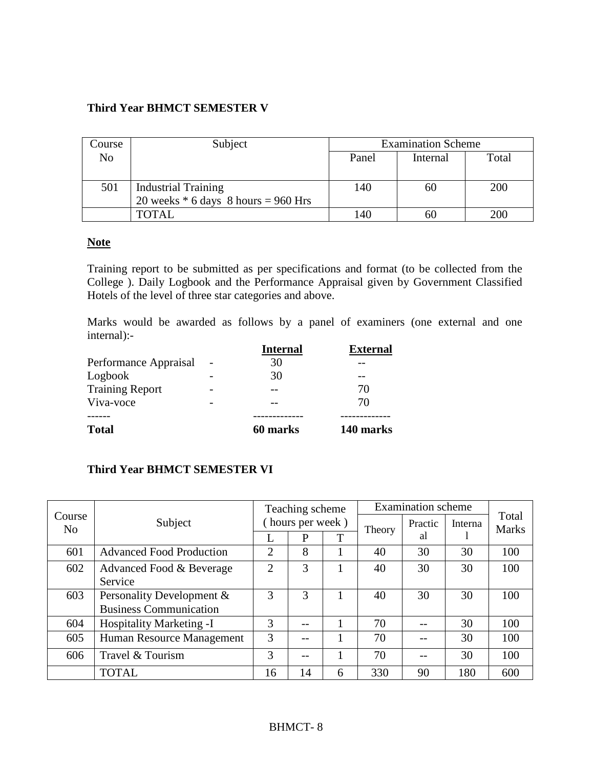### Third Year BHMCT SEMESTER V

| Course No | Subject | Examination Scheme | | |
|---|---|---|---|---|
| | | Panel | Internal | Total |
| 501 | Industrial Training<br>20 weeks * 6 days 8 hours = 960 Hrs | 140 | 60 | 200 |
| | TOTAL | 140 | 60 | 200 |

**Note**

Training report to be submitted as per specifications and format (to be collected from the College ). Daily Logbook and the Performance Appraisal given by Government Classified Hotels of the level of three star categories and above.

Marks would be awarded as follows by a panel of examiners (one external and one internal):-

| | | **Internal** | **External** |
|---|---|---|---|
| Performance Appraisal | - | 30 | -- |
| Logbook | - | 30 | -- |
| Training Report | - | -- | 70 |
| Viva-voce | - | -- | 70 |
| **Total** | | **60 marks** | **140 marks** |

### Third Year BHMCT SEMESTER VI

| Course No | Subject | Teaching scheme ( hours per week ) | | | Examination scheme | | | Total Marks |
|---|---|---|---|---|---|---|---|---|
| | | L | P | T | Theory | Practical | Internal | |
| 601 | Advanced Food Production | 2 | 8 | 1 | 40 | 30 | 30 | 100 |
| 602 | Advanced Food & Beverage Service | 2 | 3 | 1 | 40 | 30 | 30 | 100 |
| 603 | Personality Development & Business Communication | 3 | 3 | 1 | 40 | 30 | 30 | 100 |
| 604 | Hospitality Marketing -I | 3 | -- | 1 | 70 | -- | 30 | 100 |
| 605 | Human Resource Management | 3 | -- | 1 | 70 | -- | 30 | 100 |
| 606 | Travel & Tourism | 3 | -- | 1 | 70 | -- | 30 | 100 |
| | TOTAL | 16 | 14 | 6 | 330 | 90 | 180 | 600 |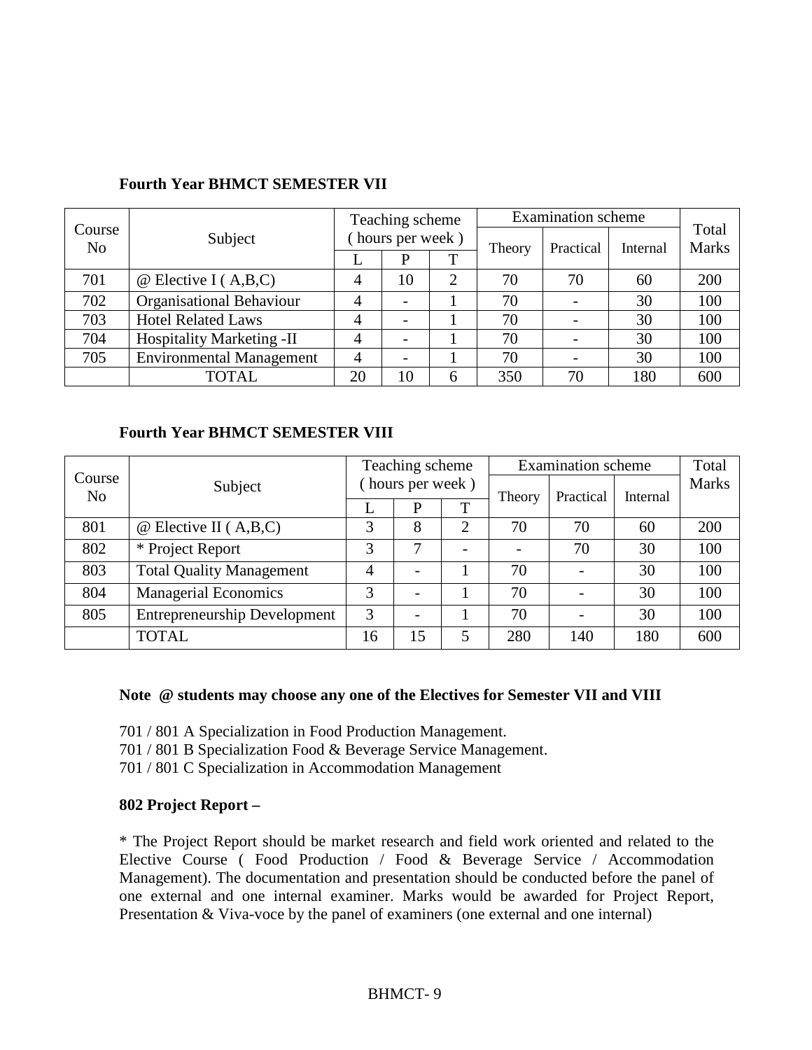**Fourth Year BHMCT SEMESTER VII**

| Course No | Subject | Teaching scheme ( hours per week ) | | | Examination scheme | | | Total Marks |
|---|---|---|---|---|---|---|---|---|
| | | L | P | T | Theory | Practical | Internal | |
| 701 | @ Elective I ( A,B,C) | 4 | 10 | 2 | 70 | 70 | 60 | 200 |
| 702 | Organisational Behaviour | 4 | - | 1 | 70 | - | 30 | 100 |
| 703 | Hotel Related Laws | 4 | - | 1 | 70 | - | 30 | 100 |
| 704 | Hospitality Marketing -II | 4 | - | 1 | 70 | - | 30 | 100 |
| 705 | Environmental Management | 4 | - | 1 | 70 | - | 30 | 100 |
| | TOTAL | 20 | 10 | 6 | 350 | 70 | 180 | 600 |

**Fourth Year BHMCT SEMESTER VIII**

| Course No | Subject | Teaching scheme ( hours per week ) | | | Examination scheme | | | Total Marks |
|---|---|---|---|---|---|---|---|---|
| | | L | P | T | Theory | Practical | Internal | |
| 801 | @ Elective II ( A,B,C) | 3 | 8 | 2 | 70 | 70 | 60 | 200 |
| 802 | * Project Report | 3 | 7 | - | - | 70 | 30 | 100 |
| 803 | Total Quality Management | 4 | - | 1 | 70 | - | 30 | 100 |
| 804 | Managerial Economics | 3 | - | 1 | 70 | - | 30 | 100 |
| 805 | Entrepreneurship Development | 3 | - | 1 | 70 | - | 30 | 100 |
| | TOTAL | 16 | 15 | 5 | 280 | 140 | 180 | 600 |

**Note @ students may choose any one of the Electives for Semester VII and VIII**

701 / 801 A Specialization in Food Production Management.
701 / 801 B Specialization Food & Beverage Service Management.
701 / 801 C Specialization in Accommodation Management

**802 Project Report –**

* The Project Report should be market research and field work oriented and related to the Elective Course ( Food Production / Food & Beverage Service / Accommodation Management). The documentation and presentation should be conducted before the panel of one external and one internal examiner. Marks would be awarded for Project Report, Presentation & Viva-voce by the panel of examiners (one external and one internal)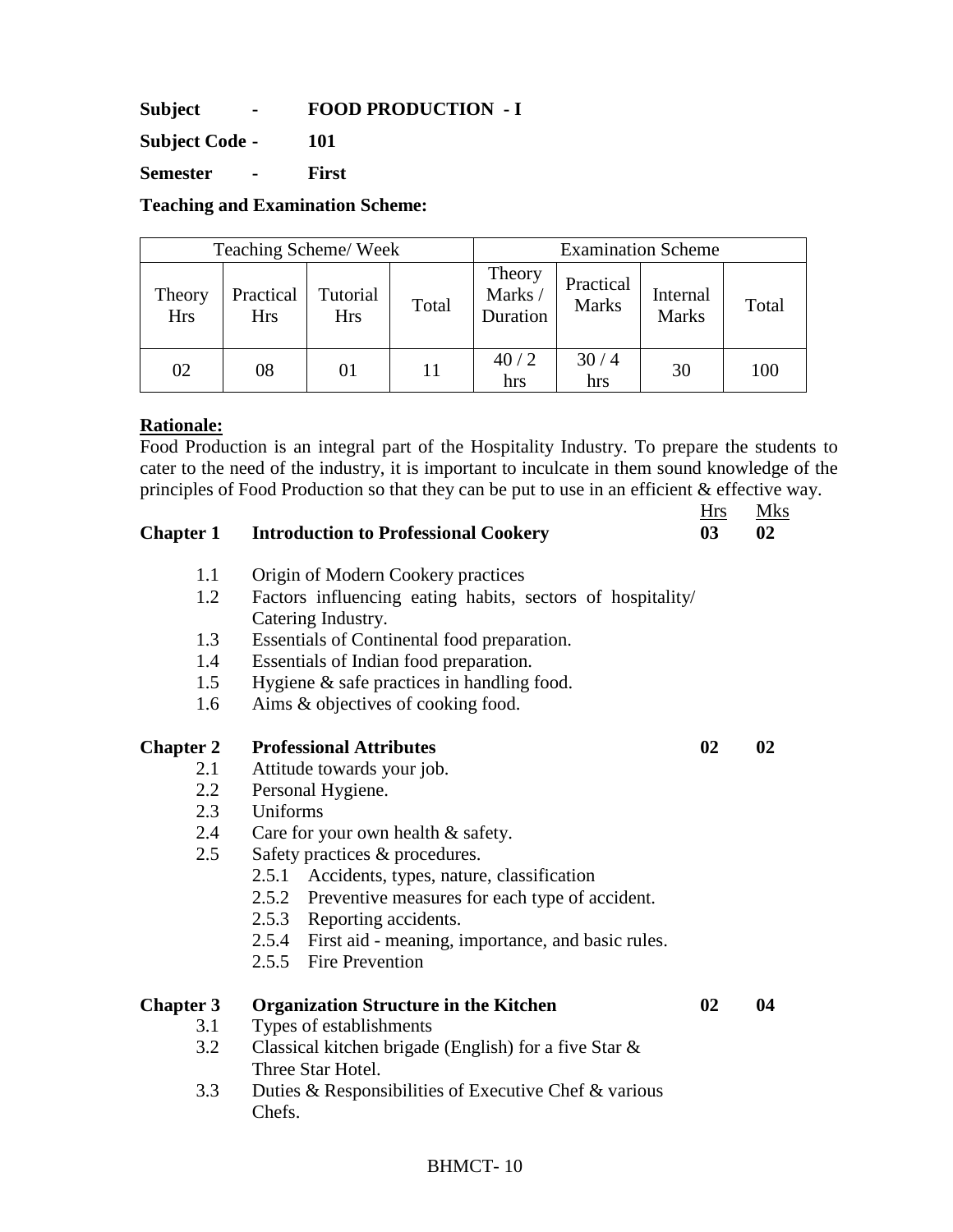**Subject - FOOD PRODUCTION - I**

**Subject Code - 101**

**Semester - First**

**Teaching and Examination Scheme:**

| Teaching Scheme/ Week | | | | Examination Scheme | | | |
|---|---|---|---|---|---|---|---|
| Theory Hrs | Practical Hrs | Tutorial Hrs | Total | Theory Marks / Duration | Practical Marks | Internal Marks | Total |
| 02 | 08 | 01 | 11 | 40 / 2 hrs | 30 / 4 hrs | 30 | 100 |

**Rationale:**

Food Production is an integral part of the Hospitality Industry. To prepare the students to cater to the need of the industry, it is important to inculcate in them sound knowledge of the principles of Food Production so that they can be put to use in an efficient & effective way.

| | | Hrs | Mks |
|---|---|---|---|
| **Chapter 1** | **Introduction to Professional Cookery** | **03** | **02** |

- 1.1 Origin of Modern Cookery practices
- 1.2 Factors influencing eating habits, sectors of hospitality/ Catering Industry.
- 1.3 Essentials of Continental food preparation.
- 1.4 Essentials of Indian food preparation.
- 1.5 Hygiene & safe practices in handling food.
- 1.6 Aims & objectives of cooking food.

| | | | |
|---|---|---|---|
| **Chapter 2** | **Professional Attributes** | **02** | **02** |

- 2.1 Attitude towards your job.
- 2.2 Personal Hygiene.
- 2.3 Uniforms
- 2.4 Care for your own health & safety.
- 2.5 Safety practices & procedures.
  - 2.5.1 Accidents, types, nature, classification
  - 2.5.2 Preventive measures for each type of accident.
  - 2.5.3 Reporting accidents.
  - 2.5.4 First aid - meaning, importance, and basic rules.
  - 2.5.5 Fire Prevention

| | | | |
|---|---|---|---|
| **Chapter 3** | **Organization Structure in the Kitchen** | **02** | **04** |

- 3.1 Types of establishments
- 3.2 Classical kitchen brigade (English) for a five Star & Three Star Hotel.
- 3.3 Duties & Responsibilities of Executive Chef & various Chefs.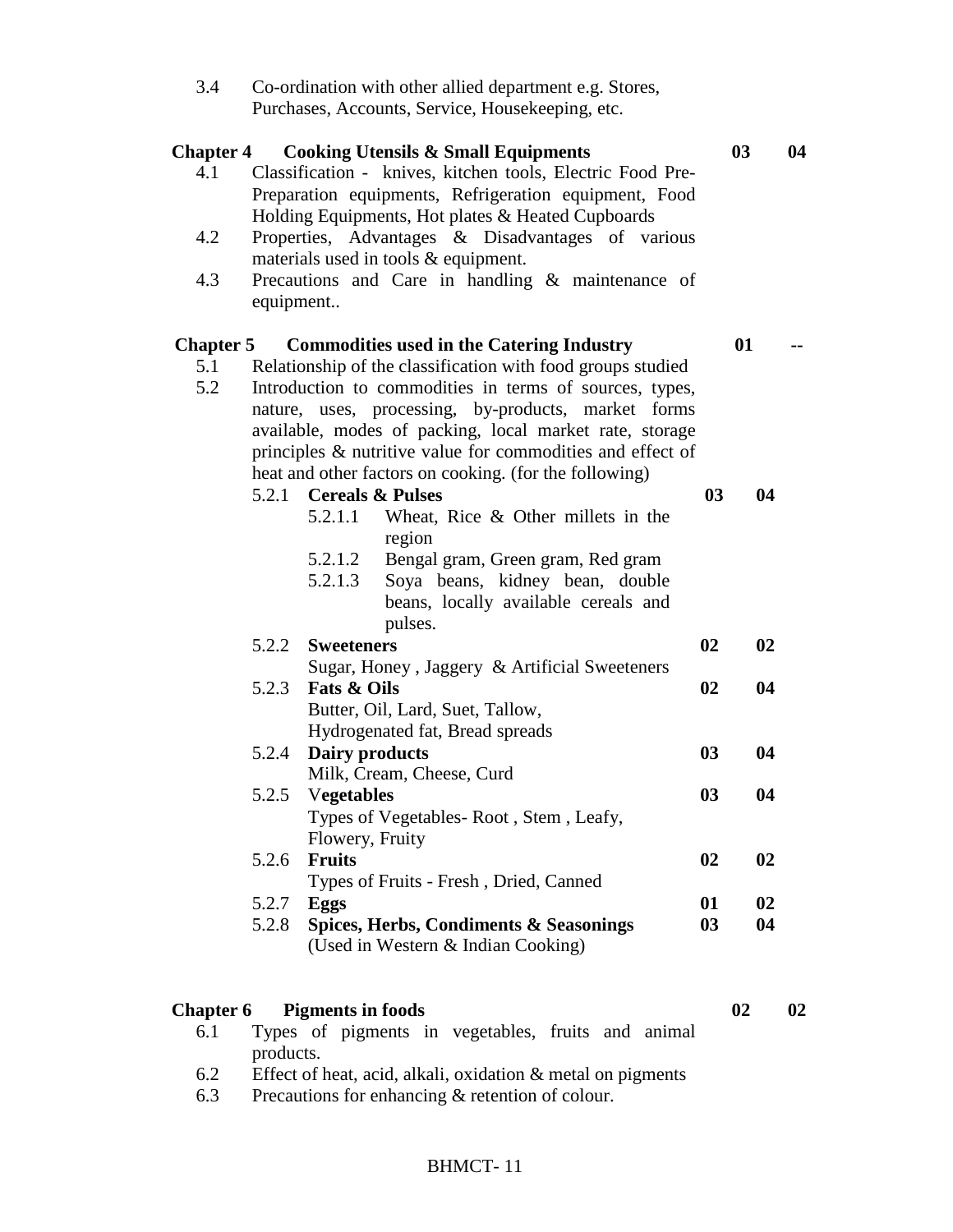3.4 Co-ordination with other allied department e.g. Stores, Purchases, Accounts, Service, Housekeeping, etc.

| | | | |
|---|---|---|---|
| **Chapter 4** | **Cooking Utensils & Small Equipments** | **03** | **04** |
| 4.1 | Classification - knives, kitchen tools, Electric Food Pre-Preparation equipments, Refrigeration equipment, Food Holding Equipments, Hot plates & Heated Cupboards | | |
| 4.2 | Properties, Advantages & Disadvantages of various materials used in tools & equipment. | | |
| 4.3 | Precautions and Care in handling & maintenance of equipment.. | | |
| **Chapter 5** | **Commodities used in the Catering Industry** | **01** | **--** |
| 5.1 | Relationship of the classification with food groups studied | | |
| 5.2 | Introduction to commodities in terms of sources, types, nature, uses, processing, by-products, market forms available, modes of packing, local market rate, storage principles & nutritive value for commodities and effect of heat and other factors on cooking. (for the following) | | |
| 5.2.1 | **Cereals & Pulses** | **03** | **04** |
| 5.2.1.1 | Wheat, Rice & Other millets in the region | | |
| 5.2.1.2 | Bengal gram, Green gram, Red gram | | |
| 5.2.1.3 | Soya beans, kidney bean, double beans, locally available cereals and pulses. | | |
| 5.2.2 | **Sweeteners**<br>Sugar, Honey , Jaggery & Artificial Sweeteners | **02** | **02** |
| 5.2.3 | **Fats & Oils**<br>Butter, Oil, Lard, Suet, Tallow, Hydrogenated fat, Bread spreads | **02** | **04** |
| 5.2.4 | **Dairy products**<br>Milk, Cream, Cheese, Curd | **03** | **04** |
| 5.2.5 | **Vegetables**<br>Types of Vegetables- Root , Stem , Leafy, Flowery, Fruity | **03** | **04** |
| 5.2.6 | **Fruits**<br>Types of Fruits - Fresh , Dried, Canned | **02** | **02** |
| 5.2.7 | **Eggs** | **01** | **02** |
| 5.2.8 | **Spices, Herbs, Condiments & Seasonings**<br>(Used in Western & Indian Cooking) | **03** | **04** |
| **Chapter 6** | **Pigments in foods** | **02** | **02** |
| 6.1 | Types of pigments in vegetables, fruits and animal products. | | |
| 6.2 | Effect of heat, acid, alkali, oxidation & metal on pigments | | |
| 6.3 | Precautions for enhancing & retention of colour. | | |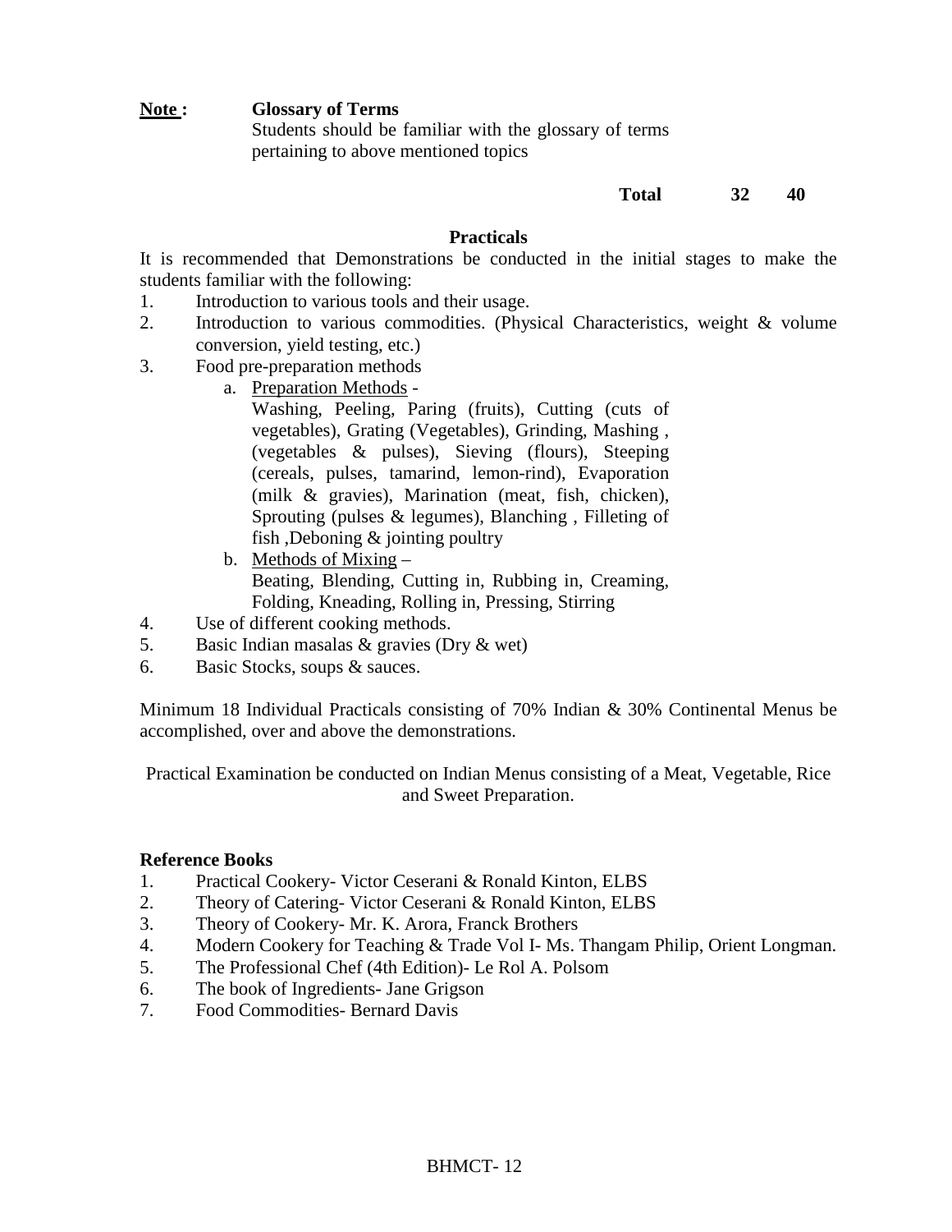**Note :** **Glossary of Terms**

Students should be familiar with the glossary of terms pertaining to above mentioned topics

| | | |
|---|---|---|
| **Total** | **32** | **40** |

## Practicals

It is recommended that Demonstrations be conducted in the initial stages to make the students familiar with the following:

1. Introduction to various tools and their usage.
2. Introduction to various commodities. (Physical Characteristics, weight & volume conversion, yield testing, etc.)
3. Food pre-preparation methods
   a. Preparation Methods -
      Washing, Peeling, Paring (fruits), Cutting (cuts of vegetables), Grating (Vegetables), Grinding, Mashing , (vegetables & pulses), Sieving (flours), Steeping (cereals, pulses, tamarind, lemon-rind), Evaporation (milk & gravies), Marination (meat, fish, chicken), Sprouting (pulses & legumes), Blanching , Filleting of fish ,Deboning & jointing poultry
   b. Methods of Mixing –
      Beating, Blending, Cutting in, Rubbing in, Creaming, Folding, Kneading, Rolling in, Pressing, Stirring
4. Use of different cooking methods.
5. Basic Indian masalas & gravies (Dry & wet)
6. Basic Stocks, soups & sauces.

Minimum 18 Individual Practicals consisting of 70% Indian & 30% Continental Menus be accomplished, over and above the demonstrations.

Practical Examination be conducted on Indian Menus consisting of a Meat, Vegetable, Rice and Sweet Preparation.

**Reference Books**

1. Practical Cookery- Victor Ceserani & Ronald Kinton, ELBS
2. Theory of Catering- Victor Ceserani & Ronald Kinton, ELBS
3. Theory of Cookery- Mr. K. Arora, Franck Brothers
4. Modern Cookery for Teaching & Trade Vol I- Ms. Thangam Philip, Orient Longman.
5. The Professional Chef (4th Edition)- Le Rol A. Polsom
6. The book of Ingredients- Jane Grigson
7. Food Commodities- Bernard Davis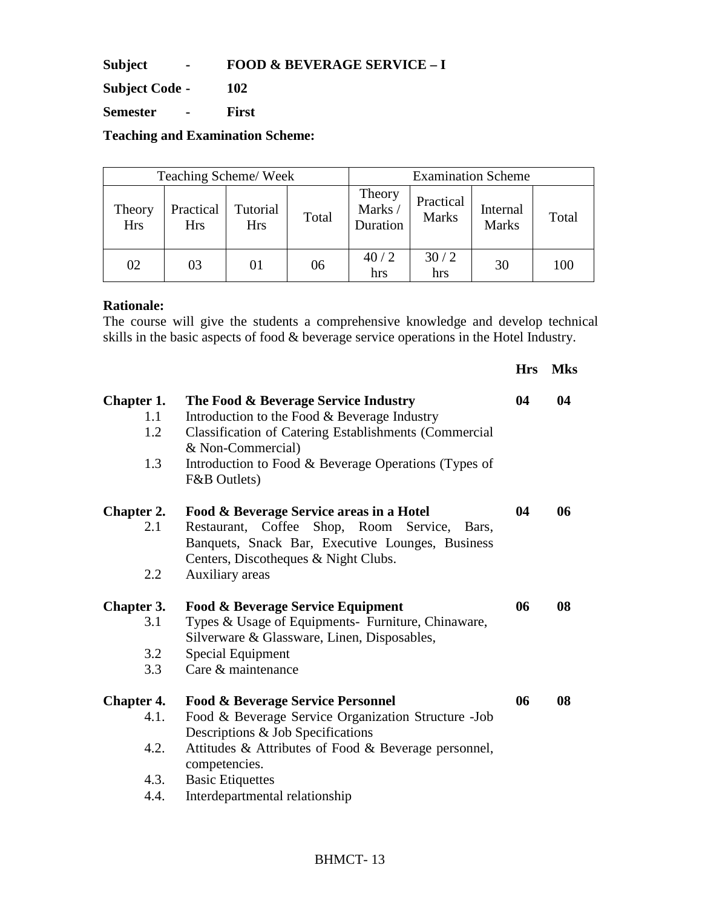**Subject - FOOD & BEVERAGE SERVICE – I**

**Subject Code - 102**

**Semester - First**

**Teaching and Examination Scheme:**

| Teaching Scheme/ Week | | | | Examination Scheme | | | |
|---|---|---|---|---|---|---|---|
| Theory Hrs | Practical Hrs | Tutorial Hrs | Total | Theory Marks / Duration | Practical Marks | Internal Marks | Total |
| 02 | 03 | 01 | 06 | 40 / 2 hrs | 30 / 2 hrs | 30 | 100 |

**Rationale:**
The course will give the students a comprehensive knowledge and develop technical skills in the basic aspects of food & beverage service operations in the Hotel Industry.

| | | **Hrs** | **Mks** |
|---|---|---|---|
| **Chapter 1.** | **The Food & Beverage Service Industry** | **04** | **04** |
| 1.1 | Introduction to the Food & Beverage Industry | | |
| 1.2 | Classification of Catering Establishments (Commercial & Non-Commercial) | | |
| 1.3 | Introduction to Food & Beverage Operations (Types of F&B Outlets) | | |
| **Chapter 2.** | **Food & Beverage Service areas in a Hotel** | **04** | **06** |
| 2.1 | Restaurant, Coffee Shop, Room Service, Bars, Banquets, Snack Bar, Executive Lounges, Business Centers, Discotheques & Night Clubs. | | |
| 2.2 | Auxiliary areas | | |
| **Chapter 3.** | **Food & Beverage Service Equipment** | **06** | **08** |
| 3.1 | Types & Usage of Equipments- Furniture, Chinaware, Silverware & Glassware, Linen, Disposables, | | |
| 3.2 | Special Equipment | | |
| 3.3 | Care & maintenance | | |
| **Chapter 4.** | **Food & Beverage Service Personnel** | **06** | **08** |
| 4.1. | Food & Beverage Service Organization Structure -Job Descriptions & Job Specifications | | |
| 4.2. | Attitudes & Attributes of Food & Beverage personnel, competencies. | | |
| 4.3. | Basic Etiquettes | | |
| 4.4. | Interdepartmental relationship | | |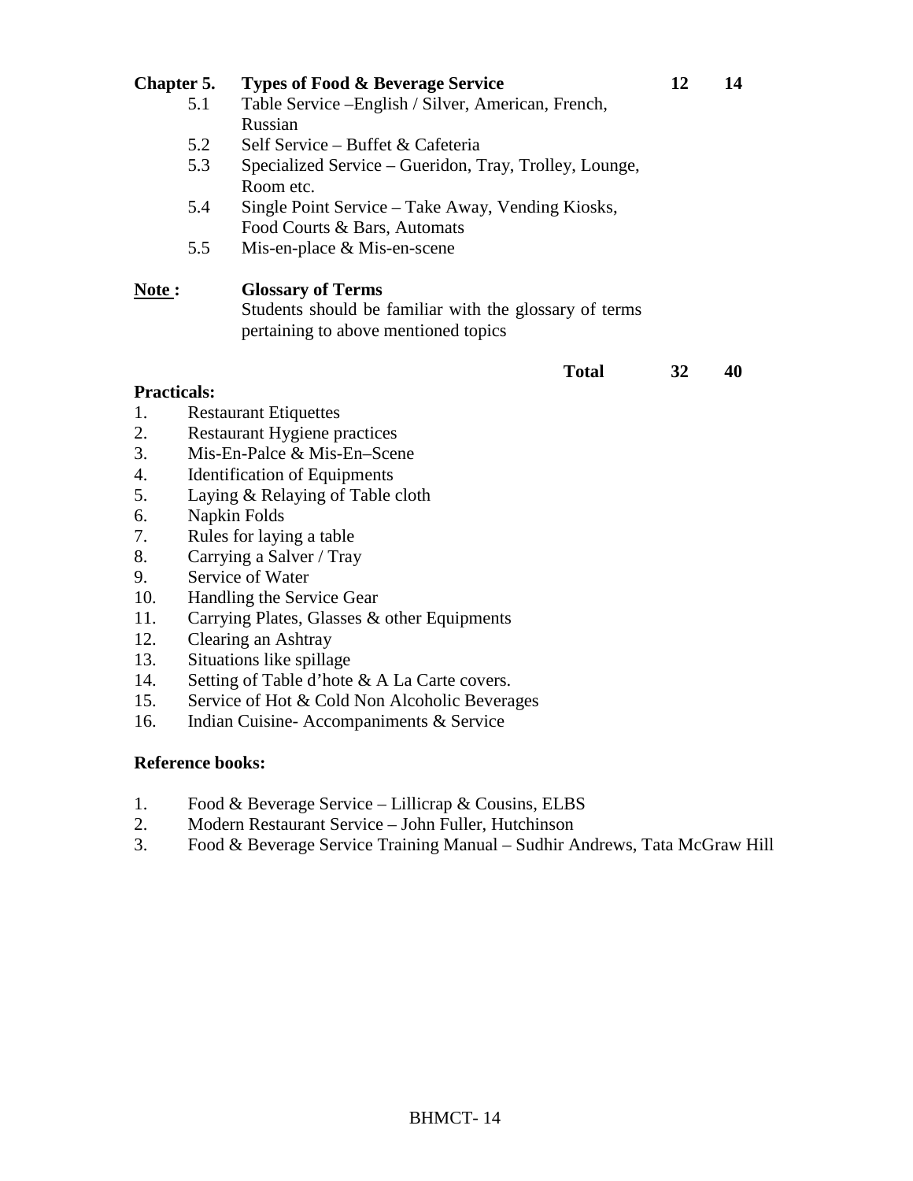| Chapter 5. | Types of Food & Beverage Service | 12 | 14 |
|---|---|---|---|
| 5.1 | Table Service –English / Silver, American, French, Russian | | |
| 5.2 | Self Service – Buffet & Cafeteria | | |
| 5.3 | Specialized Service – Gueridon, Tray, Trolley, Lounge, Room etc. | | |
| 5.4 | Single Point Service – Take Away, Vending Kiosks, Food Courts & Bars, Automats | | |
| 5.5 | Mis-en-place & Mis-en-scene | | |

**Note :** **Glossary of Terms**
Students should be familiar with the glossary of terms pertaining to above mentioned topics

| | **Total** | **32** | **40** |
|---|---|---|---|

**Practicals:**

1. Restaurant Etiquettes
2. Restaurant Hygiene practices
3. Mis-En-Palce & Mis-En–Scene
4. Identification of Equipments
5. Laying & Relaying of Table cloth
6. Napkin Folds
7. Rules for laying a table
8. Carrying a Salver / Tray
9. Service of Water
10. Handling the Service Gear
11. Carrying Plates, Glasses & other Equipments
12. Clearing an Ashtray
13. Situations like spillage
14. Setting of Table d'hote & A La Carte covers.
15. Service of Hot & Cold Non Alcoholic Beverages
16. Indian Cuisine- Accompaniments & Service

**Reference books:**

1. Food & Beverage Service – Lillicrap & Cousins, ELBS
2. Modern Restaurant Service – John Fuller, Hutchinson
3. Food & Beverage Service Training Manual – Sudhir Andrews, Tata McGraw Hill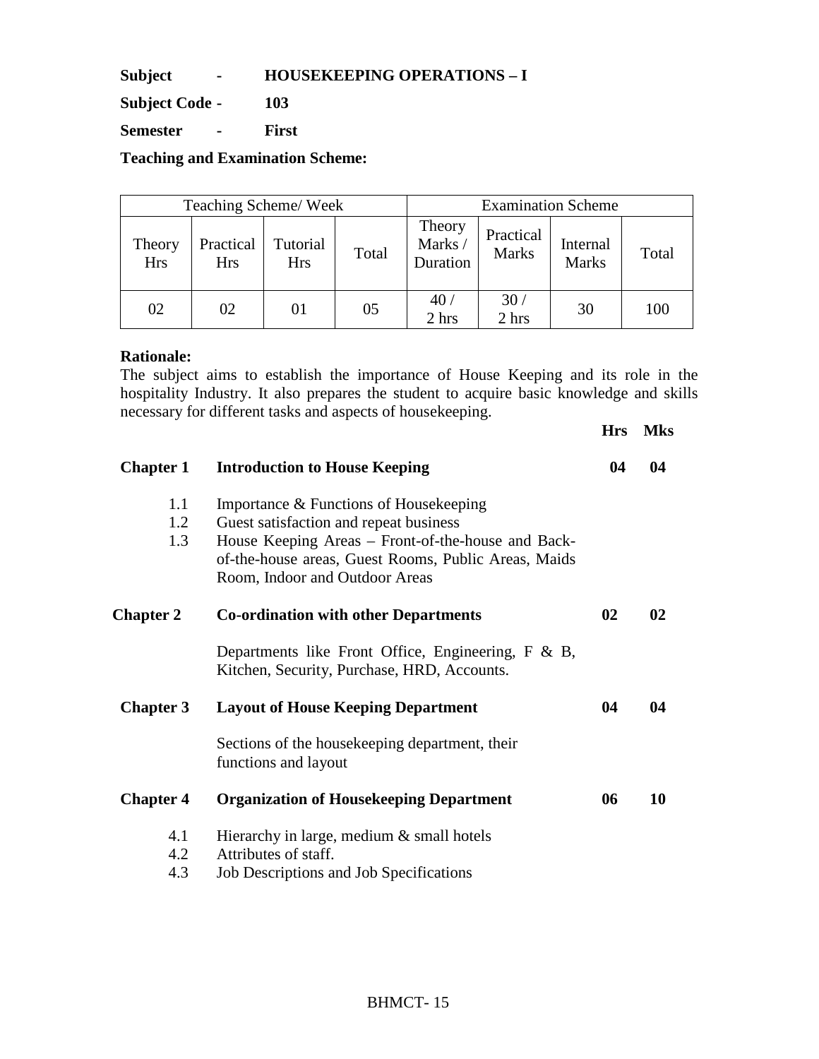**Subject - HOUSEKEEPING OPERATIONS – I**

**Subject Code - 103**

**Semester - First**

**Teaching and Examination Scheme:**

| Teaching Scheme/ Week | | | | Examination Scheme | | | |
|---|---|---|---|---|---|---|---|
| Theory Hrs | Practical Hrs | Tutorial Hrs | Total | Theory Marks / Duration | Practical Marks | Internal Marks | Total |
| 02 | 02 | 01 | 05 | 40 / 2 hrs | 30 / 2 hrs | 30 | 100 |

**Rationale:**

The subject aims to establish the importance of House Keeping and its role in the hospitality Industry. It also prepares the student to acquire basic knowledge and skills necessary for different tasks and aspects of housekeeping.

| | | Hrs | Mks |
|---|---|---|---|
| **Chapter 1** | **Introduction to House Keeping** | **04** | **04** |
| 1.1 | Importance & Functions of Housekeeping | | |
| 1.2 | Guest satisfaction and repeat business | | |
| 1.3 | House Keeping Areas – Front-of-the-house and Back-of-the-house areas, Guest Rooms, Public Areas, Maids Room, Indoor and Outdoor Areas | | |
| **Chapter 2** | **Co-ordination with other Departments** | **02** | **02** |
| | Departments like Front Office, Engineering, F & B, Kitchen, Security, Purchase, HRD, Accounts. | | |
| **Chapter 3** | **Layout of House Keeping Department** | **04** | **04** |
| | Sections of the housekeeping department, their functions and layout | | |
| **Chapter 4** | **Organization of Housekeeping Department** | **06** | **10** |
| 4.1 | Hierarchy in large, medium & small hotels | | |
| 4.2 | Attributes of staff. | | |
| 4.3 | Job Descriptions and Job Specifications | | |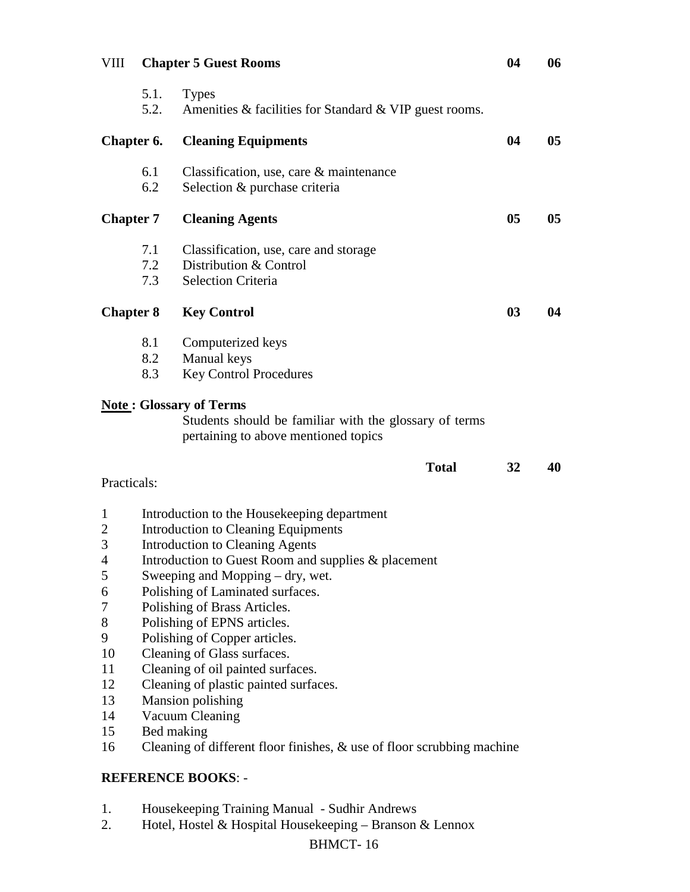| | | | |
|---|---|---|---|
| VIII | **Chapter 5 Guest Rooms** | **04** | **06** |
| 5.1. | Types | | |
| 5.2. | Amenities & facilities for Standard & VIP guest rooms. | | |
| **Chapter 6.** | **Cleaning Equipments** | **04** | **05** |
| 6.1 | Classification, use, care & maintenance | | |
| 6.2 | Selection & purchase criteria | | |
| **Chapter 7** | **Cleaning Agents** | **05** | **05** |
| 7.1 | Classification, use, care and storage | | |
| 7.2 | Distribution & Control | | |
| 7.3 | Selection Criteria | | |
| **Chapter 8** | **Key Control** | **03** | **04** |
| 8.1 | Computerized keys | | |
| 8.2 | Manual keys | | |
| 8.3 | Key Control Procedures | | |

**Note : Glossary of Terms**

Students should be familiar with the glossary of terms pertaining to above mentioned topics

| | | | |
|---|---|---|---|
| | **Total** | **32** | **40** |

Practicals:

1. Introduction to the Housekeeping department
2. Introduction to Cleaning Equipments
3. Introduction to Cleaning Agents
4. Introduction to Guest Room and supplies & placement
5. Sweeping and Mopping – dry, wet.
6. Polishing of Laminated surfaces.
7. Polishing of Brass Articles.
8. Polishing of EPNS articles.
9. Polishing of Copper articles.
10. Cleaning of Glass surfaces.
11. Cleaning of oil painted surfaces.
12. Cleaning of plastic painted surfaces.
13. Mansion polishing
14. Vacuum Cleaning
15. Bed making
16. Cleaning of different floor finishes, & use of floor scrubbing machine

**REFERENCE BOOKS**: -

1. Housekeeping Training Manual - Sudhir Andrews
2. Hotel, Hostel & Hospital Housekeeping – Branson & Lennox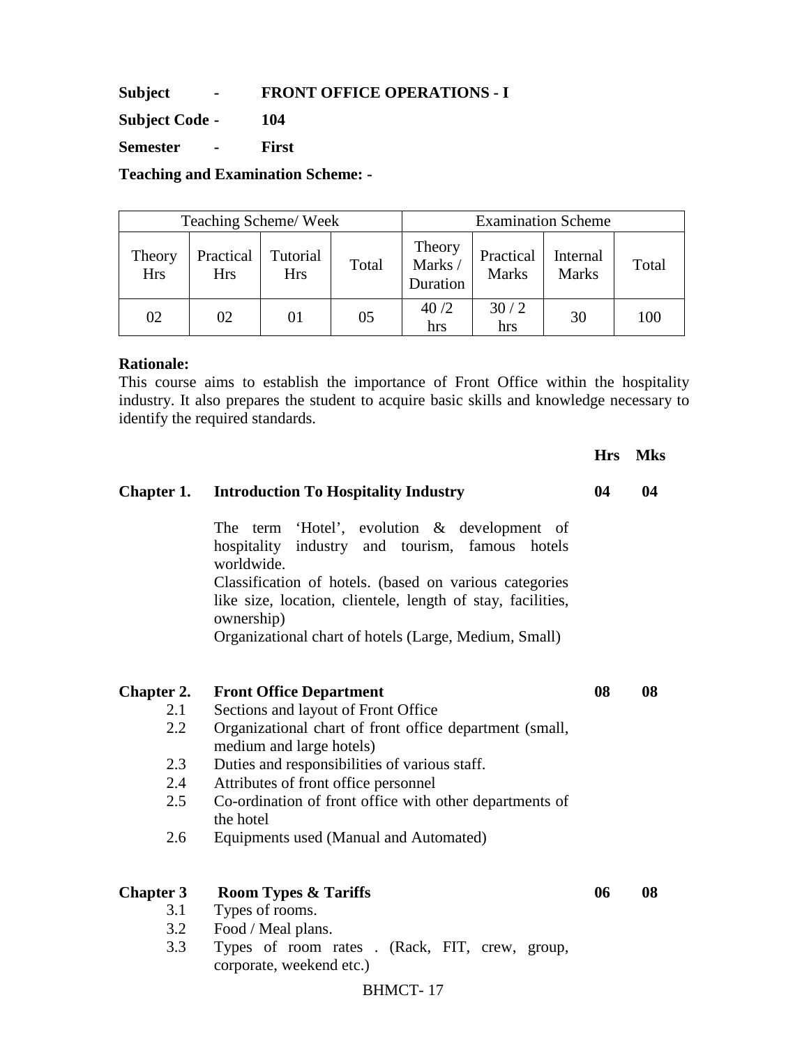**Subject - FRONT OFFICE OPERATIONS - I**

**Subject Code - 104**

**Semester - First**

**Teaching and Examination Scheme: -**

| Teaching Scheme/ Week | | | | Examination Scheme | | | |
|---|---|---|---|---|---|---|---|
| Theory Hrs | Practical Hrs | Tutorial Hrs | Total | Theory Marks / Duration | Practical Marks | Internal Marks | Total |
| 02 | 02 | 01 | 05 | 40 /2 hrs | 30 / 2 hrs | 30 | 100 |

**Rationale:**
This course aims to establish the importance of Front Office within the hospitality industry. It also prepares the student to acquire basic skills and knowledge necessary to identify the required standards.

| | | **Hrs** | **Mks** |
|---|---|---|---|
| **Chapter 1.** | **Introduction To Hospitality Industry** | **04** | **04** |
| | The term 'Hotel', evolution & development of hospitality industry and tourism, famous hotels worldwide. | | |
| | Classification of hotels. (based on various categories like size, location, clientele, length of stay, facilities, ownership) | | |
| | Organizational chart of hotels (Large, Medium, Small) | | |
| **Chapter 2.** | **Front Office Department** | **08** | **08** |
| 2.1 | Sections and layout of Front Office | | |
| 2.2 | Organizational chart of front office department (small, medium and large hotels) | | |
| 2.3 | Duties and responsibilities of various staff. | | |
| 2.4 | Attributes of front office personnel | | |
| 2.5 | Co-ordination of front office with other departments of the hotel | | |
| 2.6 | Equipments used (Manual and Automated) | | |
| **Chapter 3** | **Room Types & Tariffs** | **06** | **08** |
| 3.1 | Types of rooms. | | |
| 3.2 | Food / Meal plans. | | |
| 3.3 | Types of room rates . (Rack, FIT, crew, group, corporate, weekend etc.) | | |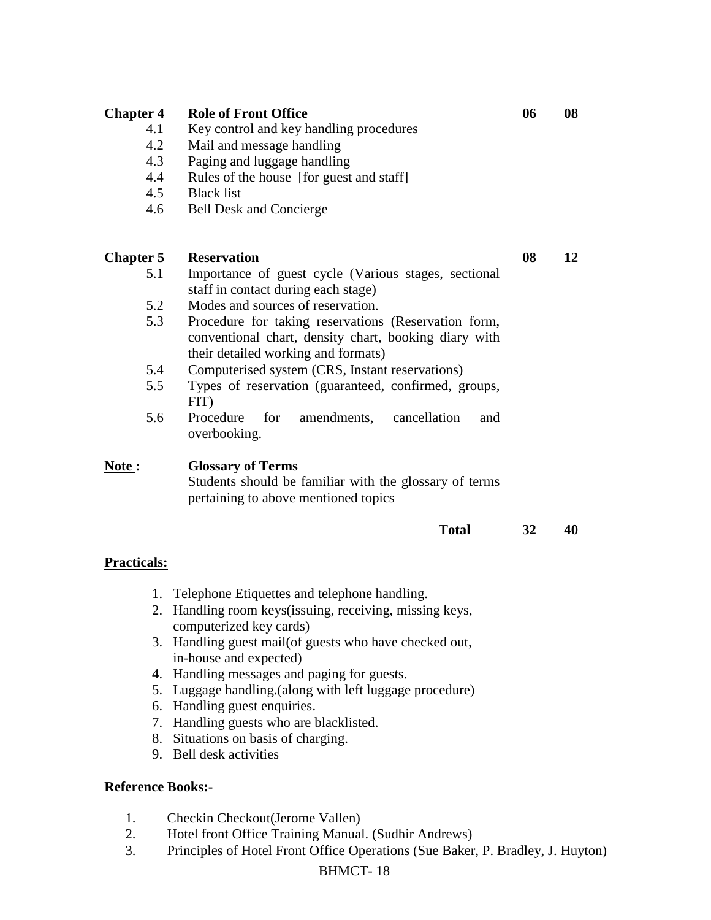| | | | |
|---|---|---|---|
| **Chapter 4** | **Role of Front Office** | **06** | **08** |
| 4.1 | Key control and key handling procedures | | |
| 4.2 | Mail and message handling | | |
| 4.3 | Paging and luggage handling | | |
| 4.4 | Rules of the house [for guest and staff] | | |
| 4.5 | Black list | | |
| 4.6 | Bell Desk and Concierge | | |
| **Chapter 5** | **Reservation** | **08** | **12** |
| 5.1 | Importance of guest cycle (Various stages, sectional staff in contact during each stage) | | |
| 5.2 | Modes and sources of reservation. | | |
| 5.3 | Procedure for taking reservations (Reservation form, conventional chart, density chart, booking diary with their detailed working and formats) | | |
| 5.4 | Computerised system (CRS, Instant reservations) | | |
| 5.5 | Types of reservation (guaranteed, confirmed, groups, FIT) | | |
| 5.6 | Procedure for amendments, cancellation and overbooking. | | |
| **<u>Note</u> :** | **Glossary of Terms**<br>Students should be familiar with the glossary of terms pertaining to above mentioned topics | | |
| | **Total** | **32** | **40** |

**<u>Practicals:</u>**

1. Telephone Etiquettes and telephone handling.
2. Handling room keys(issuing, receiving, missing keys, computerized key cards)
3. Handling guest mail(of guests who have checked out, in-house and expected)
4. Handling messages and paging for guests.
5. Luggage handling.(along with left luggage procedure)
6. Handling guest enquiries.
7. Handling guests who are blacklisted.
8. Situations on basis of charging.
9. Bell desk activities

**Reference Books:-**

1. Checkin Checkout(Jerome Vallen)
2. Hotel front Office Training Manual. (Sudhir Andrews)
3. Principles of Hotel Front Office Operations (Sue Baker, P. Bradley, J. Huyton)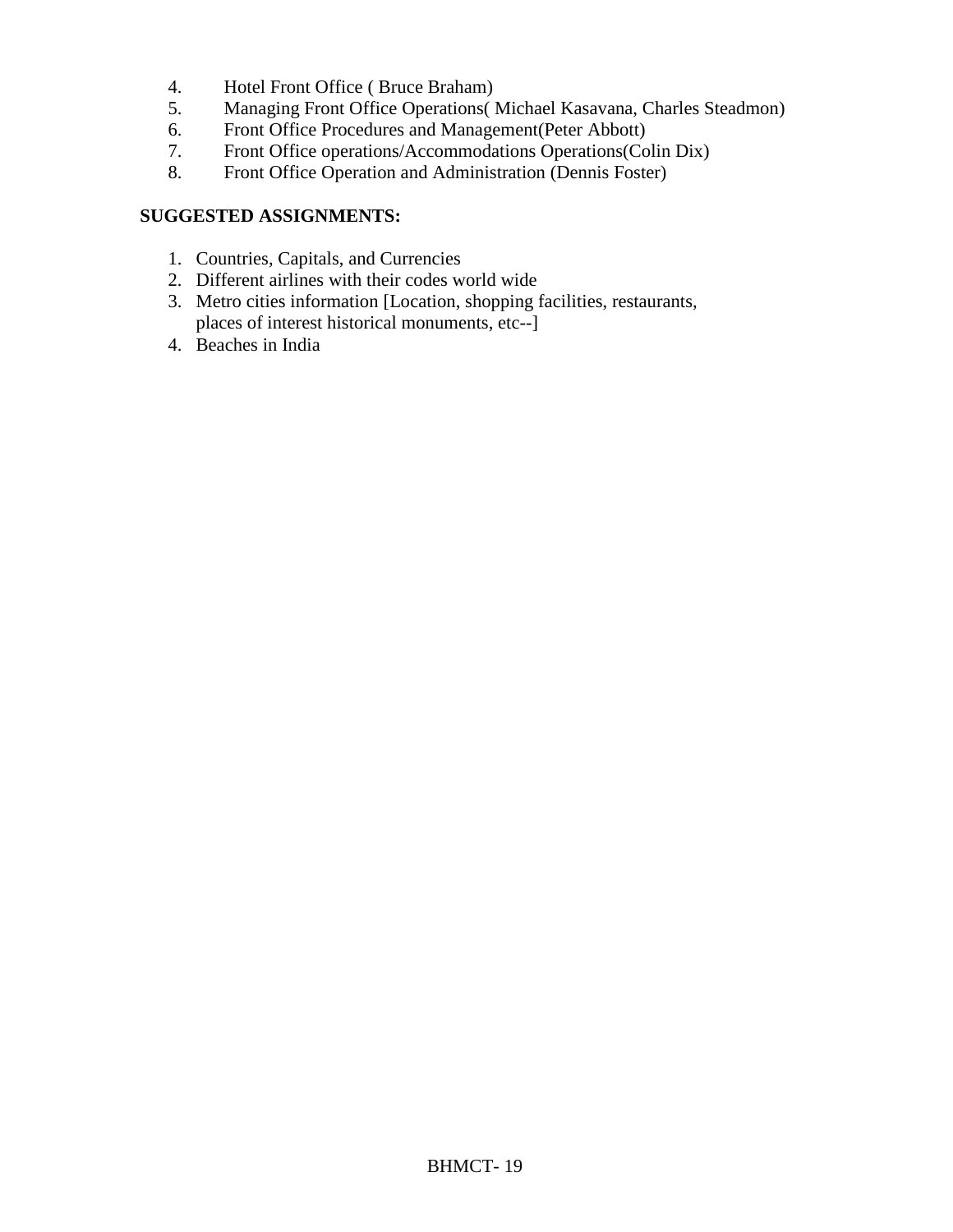4. Hotel Front Office ( Bruce Braham)
5. Managing Front Office Operations( Michael Kasavana, Charles Steadmon)
6. Front Office Procedures and Management(Peter Abbott)
7. Front Office operations/Accommodations Operations(Colin Dix)
8. Front Office Operation and Administration (Dennis Foster)

**SUGGESTED ASSIGNMENTS:**

1. Countries, Capitals, and Currencies
2. Different airlines with their codes world wide
3. Metro cities information [Location, shopping facilities, restaurants, places of interest historical monuments, etc--]
4. Beaches in India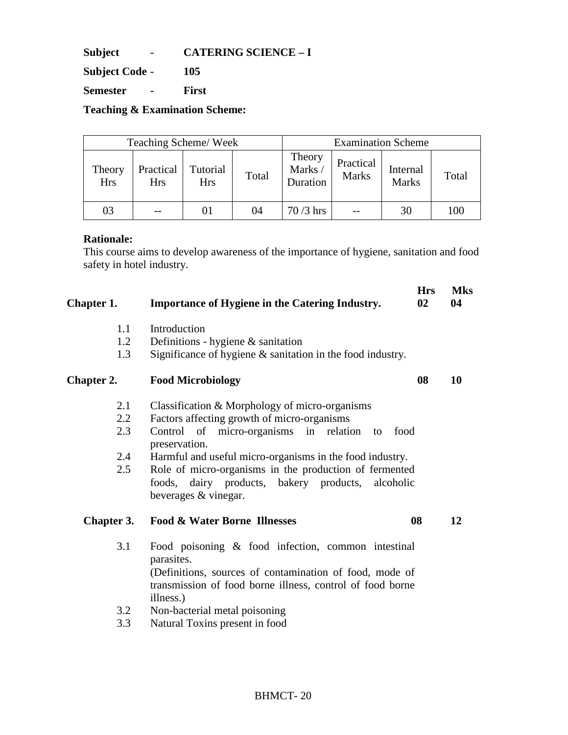**Subject - CATERING SCIENCE – I**

**Subject Code - 105**

**Semester - First**

**Teaching & Examination Scheme:**

| Teaching Scheme/ Week | | | | Examination Scheme | | | |
|---|---|---|---|---|---|---|---|
| Theory Hrs | Practical Hrs | Tutorial Hrs | Total | Theory Marks / Duration | Practical Marks | Internal Marks | Total |
| 03 | -- | 01 | 04 | 70 /3 hrs | -- | 30 | 100 |

**Rationale:**
This course aims to develop awareness of the importance of hygiene, sanitation and food safety in hotel industry.

| | | **Hrs** | **Mks** |
|---|---|---|---|
| **Chapter 1.** | **Importance of Hygiene in the Catering Industry.** | **02** | **04** |
| 1.1 | Introduction | | |
| 1.2 | Definitions - hygiene & sanitation | | |
| 1.3 | Significance of hygiene & sanitation in the food industry. | | |
| **Chapter 2.** | **Food Microbiology** | **08** | **10** |
| 2.1 | Classification & Morphology of micro-organisms | | |
| 2.2 | Factors affecting growth of micro-organisms | | |
| 2.3 | Control of micro-organisms in relation to food preservation. | | |
| 2.4 | Harmful and useful micro-organisms in the food industry. | | |
| 2.5 | Role of micro-organisms in the production of fermented foods, dairy products, bakery products, alcoholic beverages & vinegar. | | |
| **Chapter 3.** | **Food & Water Borne Illnesses** | **08** | **12** |
| 3.1 | Food poisoning & food infection, common intestinal parasites. (Definitions, sources of contamination of food, mode of transmission of food borne illness, control of food borne illness.) | | |
| 3.2 | Non-bacterial metal poisoning | | |
| 3.3 | Natural Toxins present in food | | |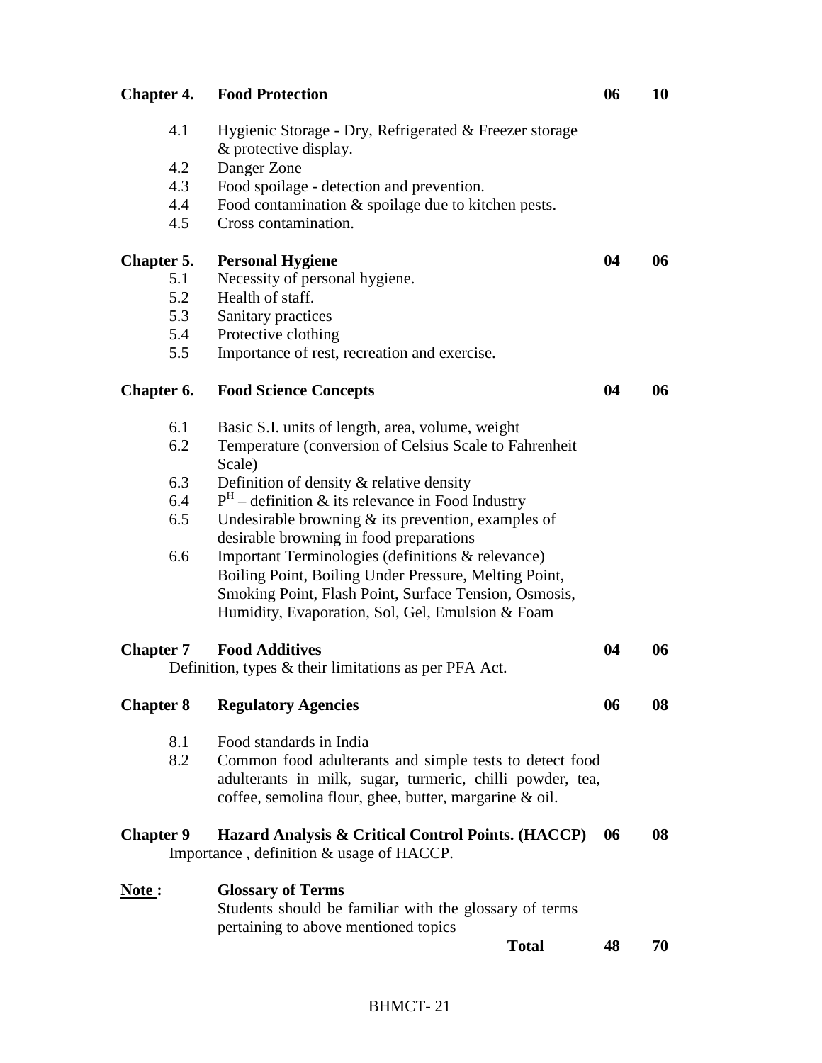| | | | |
|---|---|---|---|
| **Chapter 4.** | **Food Protection** | **06** | **10** |
| 4.1 | Hygienic Storage - Dry, Refrigerated & Freezer storage & protective display. | | |
| 4.2 | Danger Zone | | |
| 4.3 | Food spoilage - detection and prevention. | | |
| 4.4 | Food contamination & spoilage due to kitchen pests. | | |
| 4.5 | Cross contamination. | | |
| **Chapter 5.** | **Personal Hygiene** | **04** | **06** |
| 5.1 | Necessity of personal hygiene. | | |
| 5.2 | Health of staff. | | |
| 5.3 | Sanitary practices | | |
| 5.4 | Protective clothing | | |
| 5.5 | Importance of rest, recreation and exercise. | | |
| **Chapter 6.** | **Food Science Concepts** | **04** | **06** |
| 6.1 | Basic S.I. units of length, area, volume, weight | | |
| 6.2 | Temperature (conversion of Celsius Scale to Fahrenheit Scale) | | |
| 6.3 | Definition of density & relative density | | |
| 6.4 | $P^H$ – definition & its relevance in Food Industry | | |
| 6.5 | Undesirable browning & its prevention, examples of desirable browning in food preparations | | |
| 6.6 | Important Terminologies (definitions & relevance) Boiling Point, Boiling Under Pressure, Melting Point, Smoking Point, Flash Point, Surface Tension, Osmosis, Humidity, Evaporation, Sol, Gel, Emulsion & Foam | | |
| **Chapter 7** | **Food Additives**<br>Definition, types & their limitations as per PFA Act. | **04** | **06** |
| **Chapter 8** | **Regulatory Agencies** | **06** | **08** |
| 8.1 | Food standards in India | | |
| 8.2 | Common food adulterants and simple tests to detect food adulterants in milk, sugar, turmeric, chilli powder, tea, coffee, semolina flour, ghee, butter, margarine & oil. | | |
| **Chapter 9** | **Hazard Analysis & Critical Control Points. (HACCP)**<br>Importance , definition & usage of HACCP. | **06** | **08** |
| **<u>Note</u> :** | **Glossary of Terms**<br>Students should be familiar with the glossary of terms pertaining to above mentioned topics | | |
| | **Total** | **48** | **70** |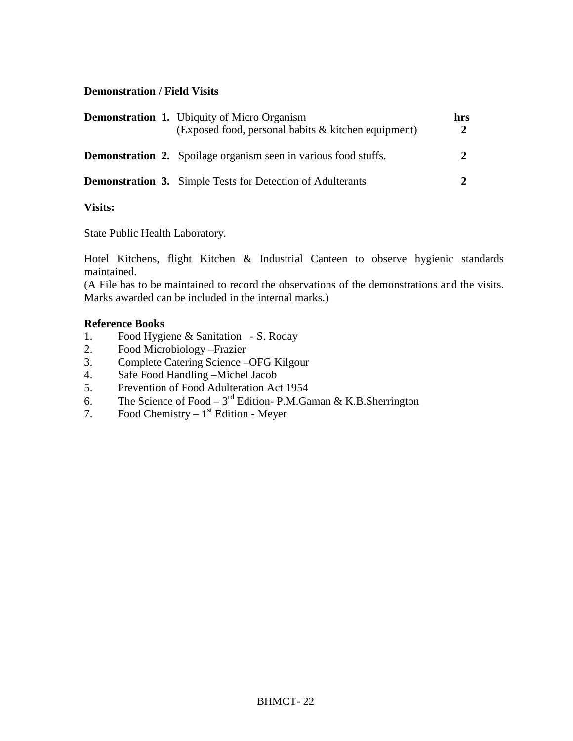**Demonstration / Field Visits**

| | | hrs |
|---|---|---|
| **Demonstration 1.** | Ubiquity of Micro Organism (Exposed food, personal habits & kitchen equipment) | **2** |
| **Demonstration 2.** | Spoilage organism seen in various food stuffs. | **2** |
| **Demonstration 3.** | Simple Tests for Detection of Adulterants | **2** |

**Visits:**

State Public Health Laboratory.

Hotel Kitchens, flight Kitchen & Industrial Canteen to observe hygienic standards maintained.
(A File has to be maintained to record the observations of the demonstrations and the visits. Marks awarded can be included in the internal marks.)

**Reference Books**

1. Food Hygiene & Sanitation - S. Roday
2. Food Microbiology –Frazier
3. Complete Catering Science –OFG Kilgour
4. Safe Food Handling –Michel Jacob
5. Prevention of Food Adulteration Act 1954
6. The Science of Food – 3rd Edition- P.M.Gaman & K.B.Sherrington
7. Food Chemistry – 1st Edition - Meyer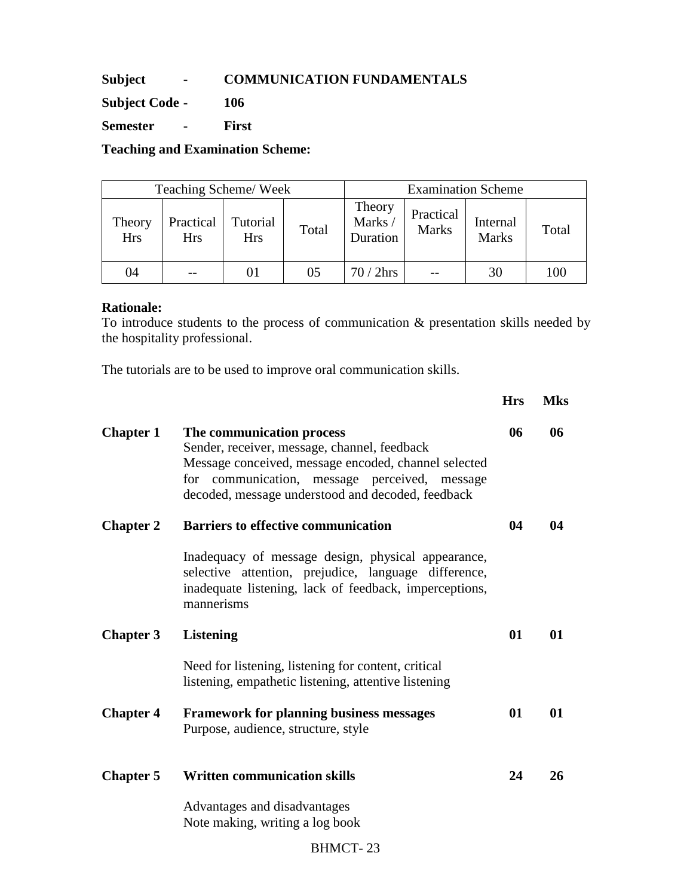**Subject - COMMUNICATION FUNDAMENTALS**

**Subject Code - 106**

**Semester - First**

**Teaching and Examination Scheme:**

| Teaching Scheme/ Week | | | | Examination Scheme | | | |
|---|---|---|---|---|---|---|---|
| Theory Hrs | Practical Hrs | Tutorial Hrs | Total | Theory Marks / Duration | Practical Marks | Internal Marks | Total |
| 04 | -- | 01 | 05 | 70 / 2hrs | -- | 30 | 100 |

**Rationale:**
To introduce students to the process of communication & presentation skills needed by the hospitality professional.

The tutorials are to be used to improve oral communication skills.

| | | **Hrs** | **Mks** |
|---|---|---|---|
| **Chapter 1** | **The communication process**<br>Sender, receiver, message, channel, feedback<br>Message conceived, message encoded, channel selected for communication, message perceived, message decoded, message understood and decoded, feedback | **06** | **06** |
| **Chapter 2** | **Barriers to effective communication**<br>Inadequacy of message design, physical appearance, selective attention, prejudice, language difference, inadequate listening, lack of feedback, imperceptions, mannerisms | **04** | **04** |
| **Chapter 3** | **Listening**<br>Need for listening, listening for content, critical listening, empathetic listening, attentive listening | **01** | **01** |
| **Chapter 4** | **Framework for planning business messages**<br>Purpose, audience, structure, style | **01** | **01** |
| **Chapter 5** | **Written communication skills**<br>Advantages and disadvantages<br>Note making, writing a log book | **24** | **26** |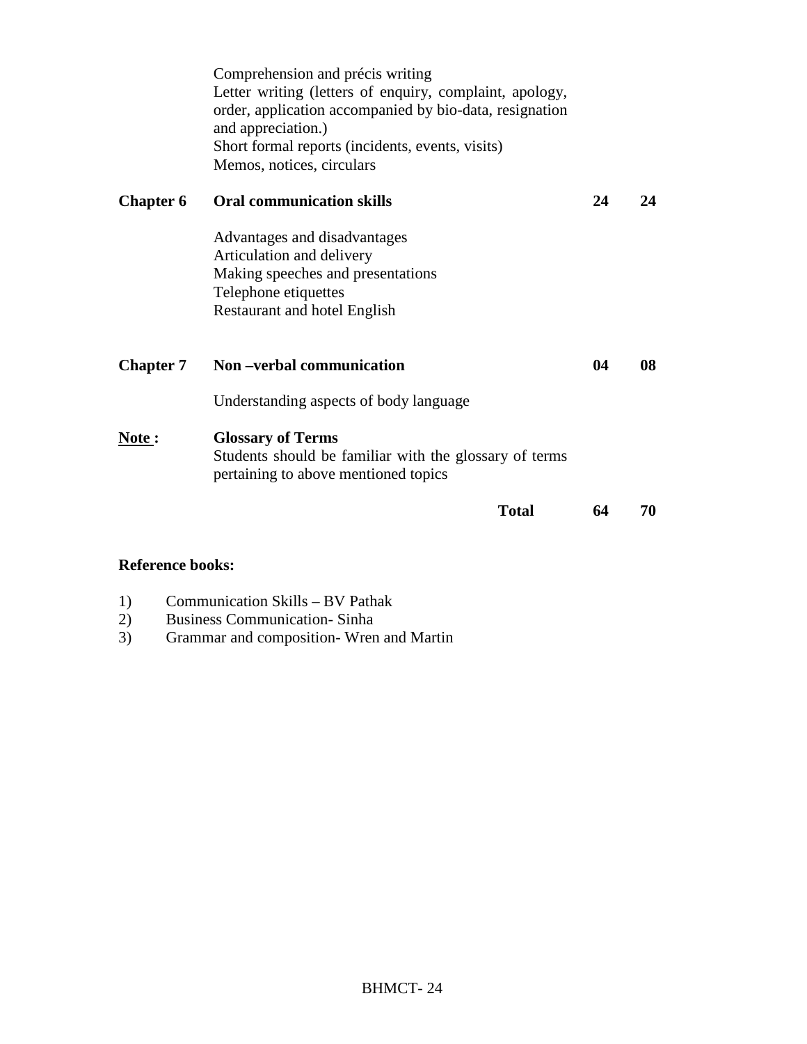| | | | |
|---|---|---|---|
| | Comprehension and précis writing<br>Letter writing (letters of enquiry, complaint, apology, order, application accompanied by bio-data, resignation and appreciation.)<br>Short formal reports (incidents, events, visits)<br>Memos, notices, circulars | | |
| **Chapter 6** | **Oral communication skills** | **24** | **24** |
| | Advantages and disadvantages<br>Articulation and delivery<br>Making speeches and presentations<br>Telephone etiquettes<br>Restaurant and hotel English | | |
| **Chapter 7** | **Non –verbal communication** | **04** | **08** |
| | Understanding aspects of body language | | |
| **Note :** | **Glossary of Terms**<br>Students should be familiar with the glossary of terms pertaining to above mentioned topics | | |
| | **Total** | **64** | **70** |

**Reference books:**

1) Communication Skills – BV Pathak
2) Business Communication- Sinha
3) Grammar and composition- Wren and Martin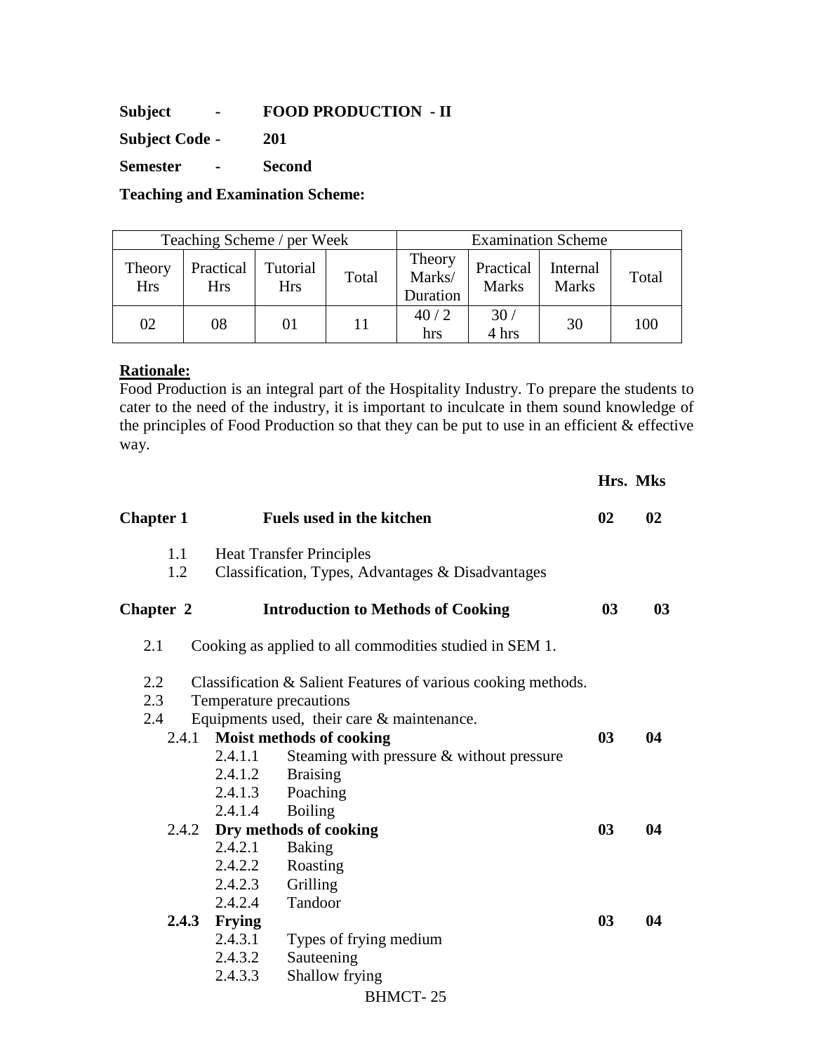**Subject - FOOD PRODUCTION - II**

**Subject Code - 201**

**Semester - Second**

**Teaching and Examination Scheme:**

| Teaching Scheme / per Week | | | | Examination Scheme | | | |
|---|---|---|---|---|---|---|---|
| Theory Hrs | Practical Hrs | Tutorial Hrs | Total | Theory Marks/ Duration | Practical Marks | Internal Marks | Total |
| 02 | 08 | 01 | 11 | 40 / 2 hrs | 30 / 4 hrs | 30 | 100 |

**Rationale:**

Food Production is an integral part of the Hospitality Industry. To prepare the students to cater to the need of the industry, it is important to inculcate in them sound knowledge of the principles of Food Production so that they can be put to use in an efficient & effective way.

| | | Hrs. | Mks |
|---|---|---|---|
| **Chapter 1** | **Fuels used in the kitchen** | **02** | **02** |
| 1.1 | Heat Transfer Principles | | |
| 1.2 | Classification, Types, Advantages & Disadvantages | | |
| **Chapter 2** | **Introduction to Methods of Cooking** | **03** | **03** |
| 2.1 | Cooking as applied to all commodities studied in SEM 1. | | |
| 2.2 | Classification & Salient Features of various cooking methods. | | |
| 2.3 | Temperature precautions | | |
| 2.4 | Equipments used, their care & maintenance. | | |
| 2.4.1 | **Moist methods of cooking** | **03** | **04** |
| 2.4.1.1 | Steaming with pressure & without pressure | | |
| 2.4.1.2 | Braising | | |
| 2.4.1.3 | Poaching | | |
| 2.4.1.4 | Boiling | | |
| 2.4.2 | **Dry methods of cooking** | **03** | **04** |
| 2.4.2.1 | Baking | | |
| 2.4.2.2 | Roasting | | |
| 2.4.2.3 | Grilling | | |
| 2.4.2.4 | Tandoor | | |
| **2.4.3** | **Frying** | **03** | **04** |
| 2.4.3.1 | Types of frying medium | | |
| 2.4.3.2 | Sauteening | | |
| 2.4.3.3 | Shallow frying | | |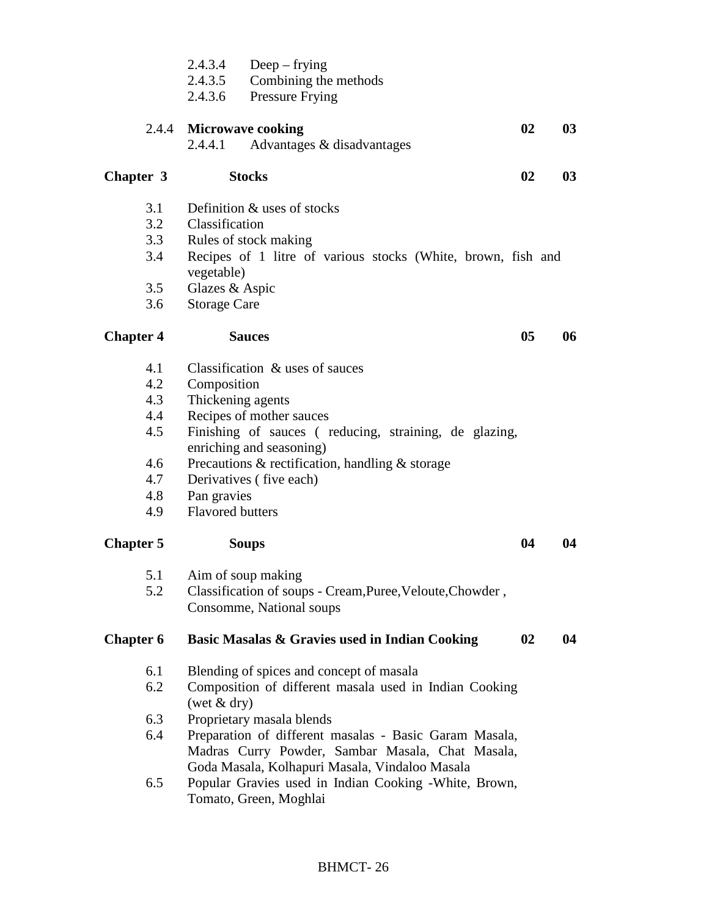2.4.3.4 Deep – frying
2.4.3.5 Combining the methods
2.4.3.6 Pressure Frying

| | | | |
|---|---|---|---|
| 2.4.4 | **Microwave cooking** | **02** | **03** |
| | 2.4.4.1 Advantages & disadvantages | | |
| **Chapter 3** | **Stocks** | **02** | **03** |
| 3.1 | Definition & uses of stocks | | |
| 3.2 | Classification | | |
| 3.3 | Rules of stock making | | |
| 3.4 | Recipes of 1 litre of various stocks (White, brown, fish and vegetable) | | |
| 3.5 | Glazes & Aspic | | |
| 3.6 | Storage Care | | |
| **Chapter 4** | **Sauces** | **05** | **06** |
| 4.1 | Classification & uses of sauces | | |
| 4.2 | Composition | | |
| 4.3 | Thickening agents | | |
| 4.4 | Recipes of mother sauces | | |
| 4.5 | Finishing of sauces ( reducing, straining, de glazing, enriching and seasoning) | | |
| 4.6 | Precautions & rectification, handling & storage | | |
| 4.7 | Derivatives ( five each) | | |
| 4.8 | Pan gravies | | |
| 4.9 | Flavored butters | | |
| **Chapter 5** | **Soups** | **04** | **04** |
| 5.1 | Aim of soup making | | |
| 5.2 | Classification of soups - Cream,Puree,Veloute,Chowder , Consomme, National soups | | |
| **Chapter 6** | **Basic Masalas & Gravies used in Indian Cooking** | **02** | **04** |
| 6.1 | Blending of spices and concept of masala | | |
| 6.2 | Composition of different masala used in Indian Cooking (wet & dry) | | |
| 6.3 | Proprietary masala blends | | |
| 6.4 | Preparation of different masalas - Basic Garam Masala, Madras Curry Powder, Sambar Masala, Chat Masala, Goda Masala, Kolhapuri Masala, Vindaloo Masala | | |
| 6.5 | Popular Gravies used in Indian Cooking -White, Brown, Tomato, Green, Moghlai | | |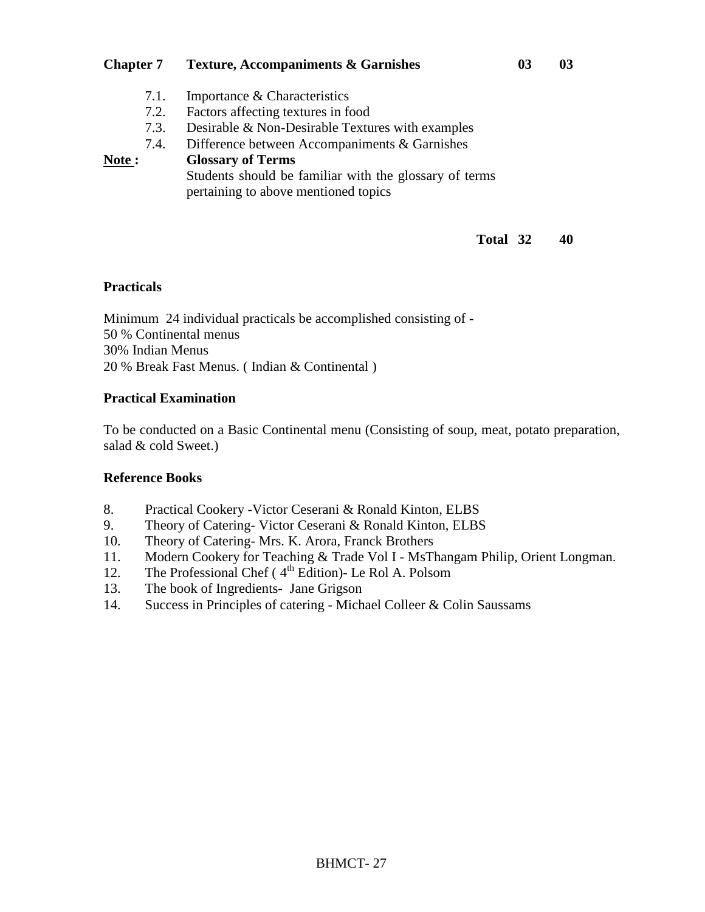**Chapter 7 Texture, Accompaniments & Garnishes 03 03**

7.1. Importance & Characteristics
7.2. Factors affecting textures in food
7.3. Desirable & Non-Desirable Textures with examples
7.4. Difference between Accompaniments & Garnishes

**Note :** **Glossary of Terms**
Students should be familiar with the glossary of terms pertaining to above mentioned topics

**Total 32 40**

**Practicals**

Minimum 24 individual practicals be accomplished consisting of -
50 % Continental menus
30% Indian Menus
20 % Break Fast Menus. ( Indian & Continental )

**Practical Examination**

To be conducted on a Basic Continental menu (Consisting of soup, meat, potato preparation, salad & cold Sweet.)

**Reference Books**

8. Practical Cookery -Victor Ceserani & Ronald Kinton, ELBS
9. Theory of Catering- Victor Ceserani & Ronald Kinton, ELBS
10. Theory of Catering- Mrs. K. Arora, Franck Brothers
11. Modern Cookery for Teaching & Trade Vol I - MsThangam Philip, Orient Longman.
12. The Professional Chef ( 4th Edition)- Le Rol A. Polsom
13. The book of Ingredients- Jane Grigson
14. Success in Principles of catering - Michael Colleer & Colin Saussams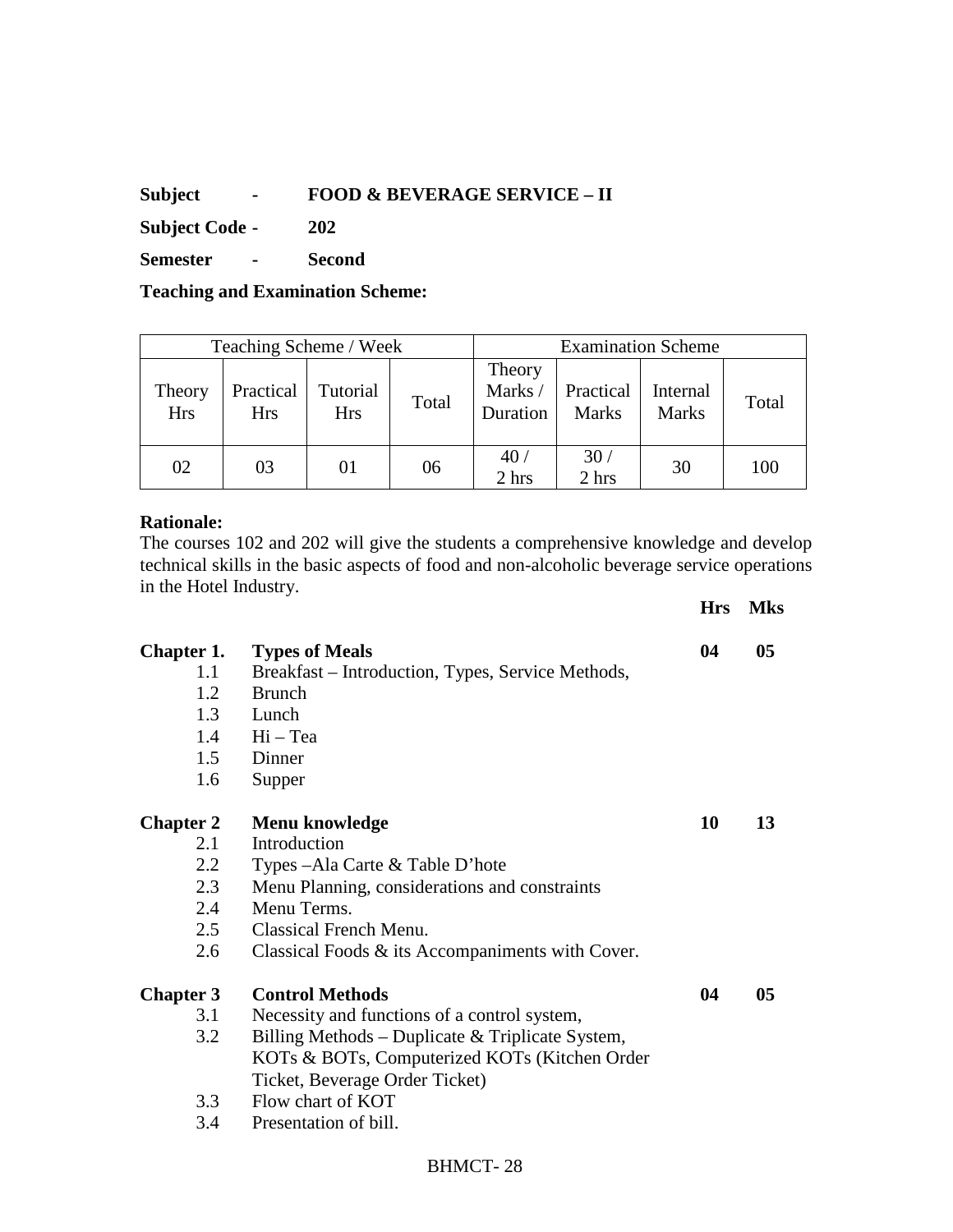**Subject - FOOD & BEVERAGE SERVICE – II**

**Subject Code - 202**

**Semester - Second**

**Teaching and Examination Scheme:**

| Teaching Scheme / Week | | | | Examination Scheme | | | |
|---|---|---|---|---|---|---|---|
| Theory Hrs | Practical Hrs | Tutorial Hrs | Total | Theory Marks / Duration | Practical Marks | Internal Marks | Total |
| 02 | 03 | 01 | 06 | 40 / 2 hrs | 30 / 2 hrs | 30 | 100 |

**Rationale:**

The courses 102 and 202 will give the students a comprehensive knowledge and develop technical skills in the basic aspects of food and non-alcoholic beverage service operations in the Hotel Industry.

| | | Hrs | Mks |
|---|---|---|---|
| **Chapter 1.** | **Types of Meals** | **04** | **05** |
| 1.1 | Breakfast – Introduction, Types, Service Methods, | | |
| 1.2 | Brunch | | |
| 1.3 | Lunch | | |
| 1.4 | Hi – Tea | | |
| 1.5 | Dinner | | |
| 1.6 | Supper | | |
| **Chapter 2** | **Menu knowledge** | **10** | **13** |
| 2.1 | Introduction | | |
| 2.2 | Types –Ala Carte & Table D'hote | | |
| 2.3 | Menu Planning, considerations and constraints | | |
| 2.4 | Menu Terms. | | |
| 2.5 | Classical French Menu. | | |
| 2.6 | Classical Foods & its Accompaniments with Cover. | | |
| **Chapter 3** | **Control Methods** | **04** | **05** |
| 3.1 | Necessity and functions of a control system, | | |
| 3.2 | Billing Methods – Duplicate & Triplicate System, KOTs & BOTs, Computerized KOTs (Kitchen Order Ticket, Beverage Order Ticket) | | |
| 3.3 | Flow chart of KOT | | |
| 3.4 | Presentation of bill. | | |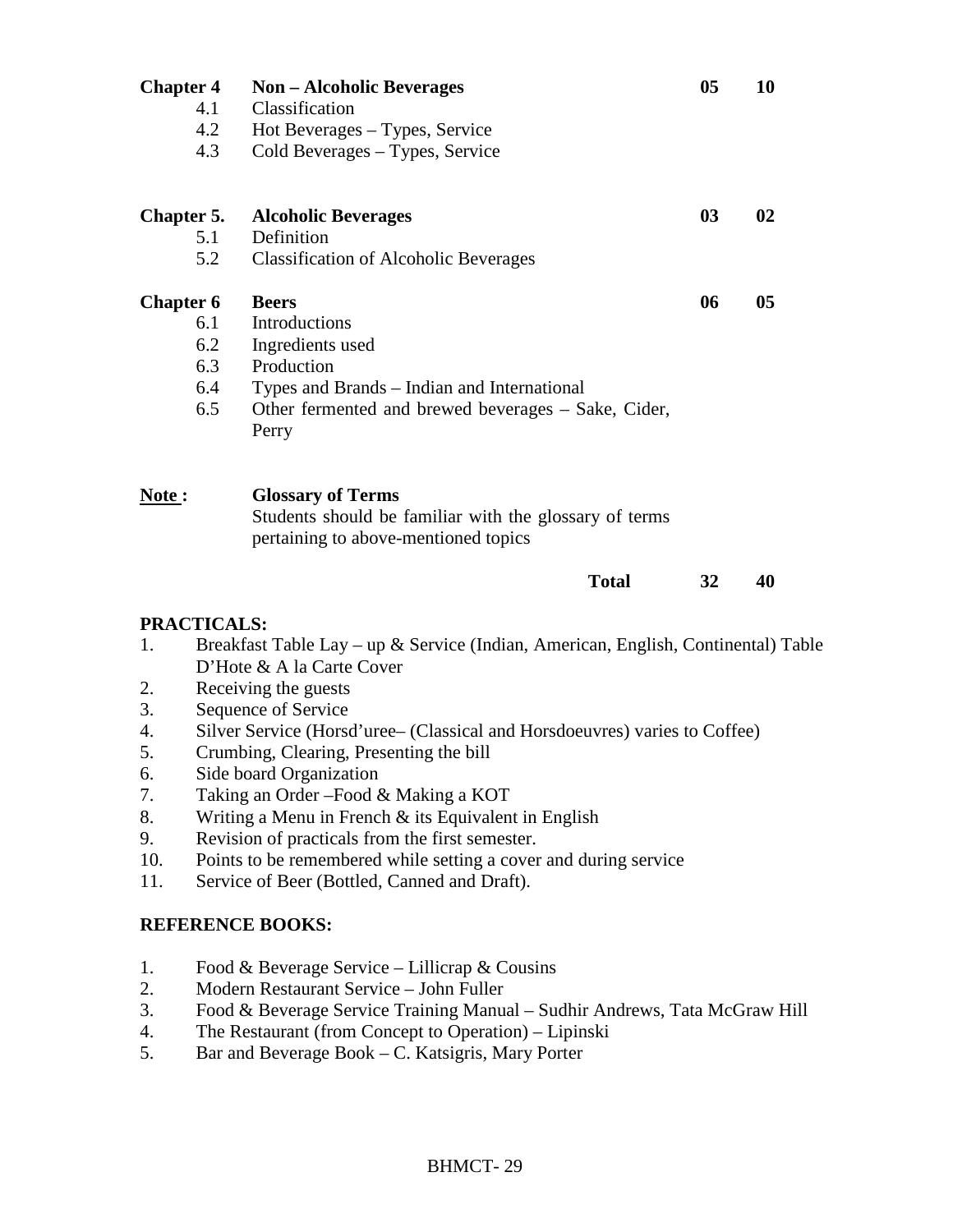| Chapter | Topic | | |
|---|---|---|---|
| **Chapter 4** | **Non – Alcoholic Beverages** | **05** | **10** |
| 4.1 | Classification | | |
| 4.2 | Hot Beverages – Types, Service | | |
| 4.3 | Cold Beverages – Types, Service | | |
| **Chapter 5.** | **Alcoholic Beverages** | **03** | **02** |
| 5.1 | Definition | | |
| 5.2 | Classification of Alcoholic Beverages | | |
| **Chapter 6** | **Beers** | **06** | **05** |
| 6.1 | Introductions | | |
| 6.2 | Ingredients used | | |
| 6.3 | Production | | |
| 6.4 | Types and Brands – Indian and International | | |
| 6.5 | Other fermented and brewed beverages – Sake, Cider, Perry | | |
| **Note :** | **Glossary of Terms** Students should be familiar with the glossary of terms pertaining to above-mentioned topics | | |
| | **Total** | **32** | **40** |

**PRACTICALS:**

1. Breakfast Table Lay – up & Service (Indian, American, English, Continental) Table D'Hote & A la Carte Cover
2. Receiving the guests
3. Sequence of Service
4. Silver Service (Horsd'uree– (Classical and Horsdoeuvres) varies to Coffee)
5. Crumbing, Clearing, Presenting the bill
6. Side board Organization
7. Taking an Order –Food & Making a KOT
8. Writing a Menu in French & its Equivalent in English
9. Revision of practicals from the first semester.
10. Points to be remembered while setting a cover and during service
11. Service of Beer (Bottled, Canned and Draft).

**REFERENCE BOOKS:**

1. Food & Beverage Service – Lillicrap & Cousins
2. Modern Restaurant Service – John Fuller
3. Food & Beverage Service Training Manual – Sudhir Andrews, Tata McGraw Hill
4. The Restaurant (from Concept to Operation) – Lipinski
5. Bar and Beverage Book – C. Katsigris, Mary Porter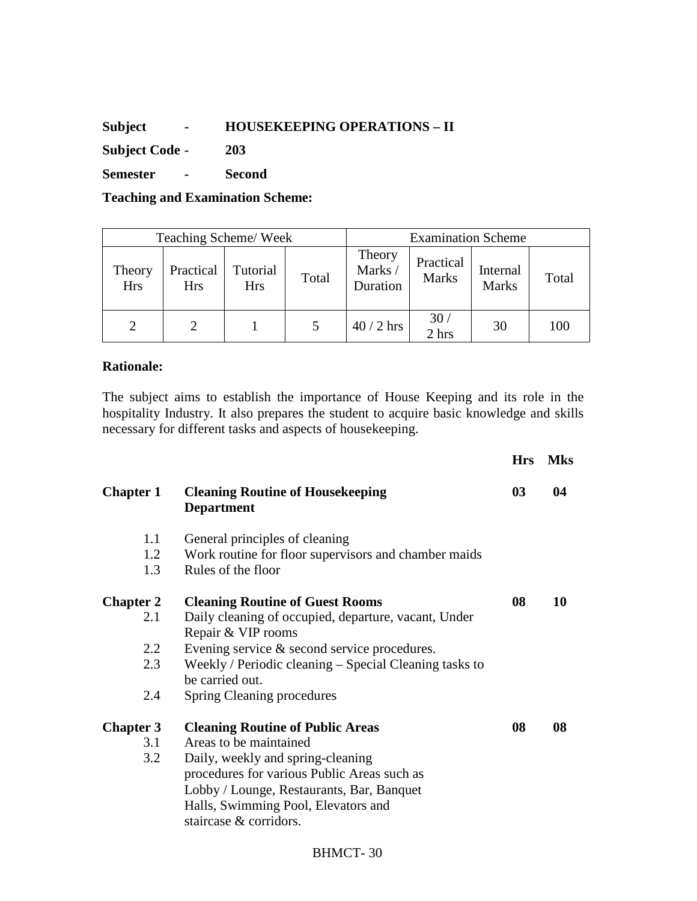**Subject - HOUSEKEEPING OPERATIONS – II**

**Subject Code - 203**

**Semester - Second**

**Teaching and Examination Scheme:**

| Teaching Scheme/ Week | | | | Examination Scheme | | | |
|---|---|---|---|---|---|---|---|
| Theory Hrs | Practical Hrs | Tutorial Hrs | Total | Theory Marks / Duration | Practical Marks | Internal Marks | Total |
| 2 | 2 | 1 | 5 | 40 / 2 hrs | 30 / 2 hrs | 30 | 100 |

**Rationale:**

The subject aims to establish the importance of House Keeping and its role in the hospitality Industry. It also prepares the student to acquire basic knowledge and skills necessary for different tasks and aspects of housekeeping.

| | | **Hrs** | **Mks** |
|---|---|---|---|
| **Chapter 1** | **Cleaning Routine of Housekeeping Department** | **03** | **04** |
| 1.1 | General principles of cleaning | | |
| 1.2 | Work routine for floor supervisors and chamber maids | | |
| 1.3 | Rules of the floor | | |
| **Chapter 2** | **Cleaning Routine of Guest Rooms** | **08** | **10** |
| 2.1 | Daily cleaning of occupied, departure, vacant, Under Repair & VIP rooms | | |
| 2.2 | Evening service & second service procedures. | | |
| 2.3 | Weekly / Periodic cleaning – Special Cleaning tasks to be carried out. | | |
| 2.4 | Spring Cleaning procedures | | |
| **Chapter 3** | **Cleaning Routine of Public Areas** | **08** | **08** |
| 3.1 | Areas to be maintained | | |
| 3.2 | Daily, weekly and spring-cleaning procedures for various Public Areas such as Lobby / Lounge, Restaurants, Bar, Banquet Halls, Swimming Pool, Elevators and staircase & corridors. | | |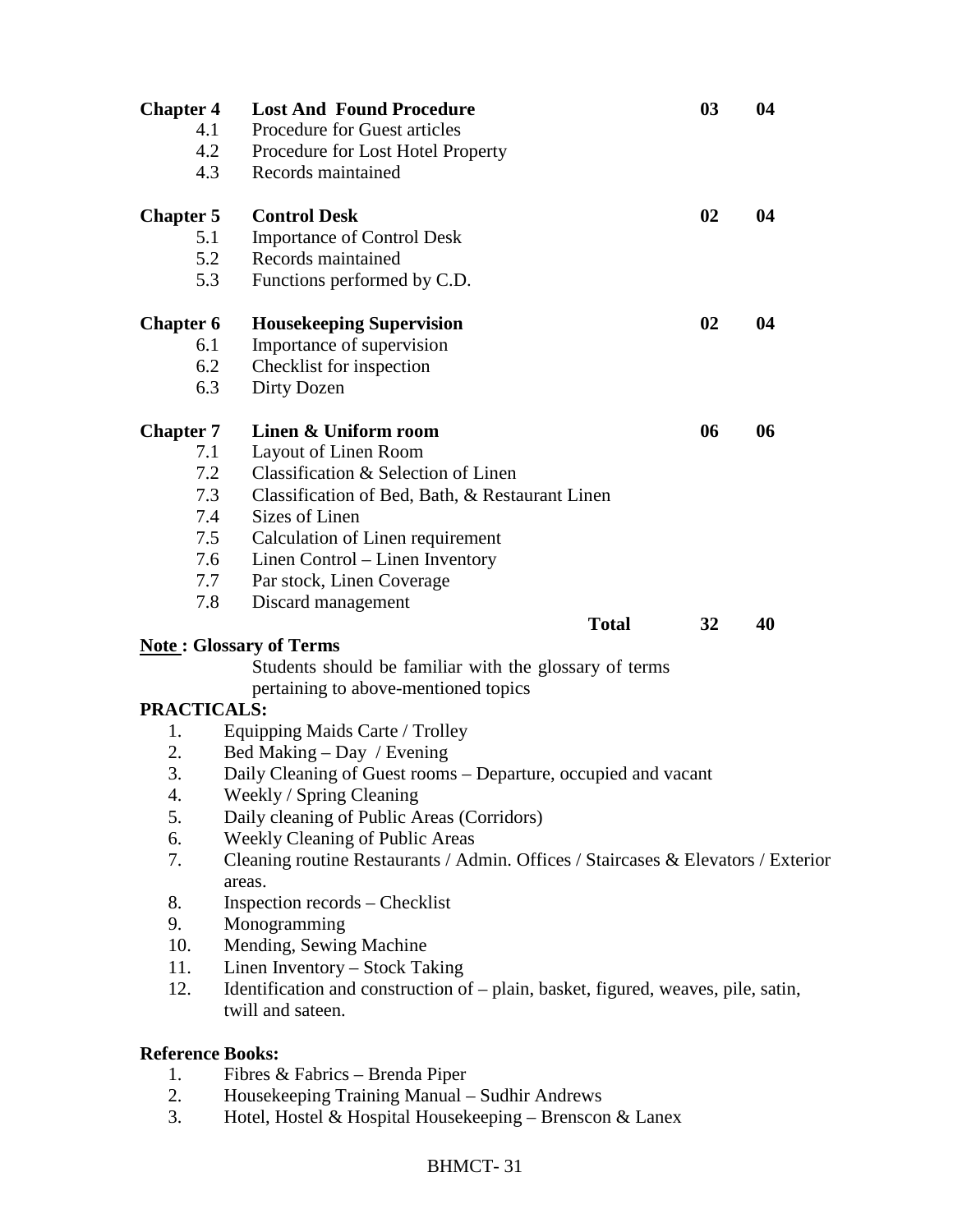| Chapter | Topic | | |
|---|---|---|---|
| **Chapter 4** | **Lost And Found Procedure** | **03** | **04** |
| 4.1 | Procedure for Guest articles | | |
| 4.2 | Procedure for Lost Hotel Property | | |
| 4.3 | Records maintained | | |
| **Chapter 5** | **Control Desk** | **02** | **04** |
| 5.1 | Importance of Control Desk | | |
| 5.2 | Records maintained | | |
| 5.3 | Functions performed by C.D. | | |
| **Chapter 6** | **Housekeeping Supervision** | **02** | **04** |
| 6.1 | Importance of supervision | | |
| 6.2 | Checklist for inspection | | |
| 6.3 | Dirty Dozen | | |
| **Chapter 7** | **Linen & Uniform room** | **06** | **06** |
| 7.1 | Layout of Linen Room | | |
| 7.2 | Classification & Selection of Linen | | |
| 7.3 | Classification of Bed, Bath, & Restaurant Linen | | |
| 7.4 | Sizes of Linen | | |
| 7.5 | Calculation of Linen requirement | | |
| 7.6 | Linen Control – Linen Inventory | | |
| 7.7 | Par stock, Linen Coverage | | |
| 7.8 | Discard management | | |
| | **Total** | **32** | **40** |

**Note : Glossary of Terms**

Students should be familiar with the glossary of terms pertaining to above-mentioned topics

**PRACTICALS:**

1. Equipping Maids Carte / Trolley
2. Bed Making – Day / Evening
3. Daily Cleaning of Guest rooms – Departure, occupied and vacant
4. Weekly / Spring Cleaning
5. Daily cleaning of Public Areas (Corridors)
6. Weekly Cleaning of Public Areas
7. Cleaning routine Restaurants / Admin. Offices / Staircases & Elevators / Exterior areas.
8. Inspection records – Checklist
9. Monogramming
10. Mending, Sewing Machine
11. Linen Inventory – Stock Taking
12. Identification and construction of – plain, basket, figured, weaves, pile, satin, twill and sateen.

**Reference Books:**

1. Fibres & Fabrics – Brenda Piper
2. Housekeeping Training Manual – Sudhir Andrews
3. Hotel, Hostel & Hospital Housekeeping – Brenscon & Lanex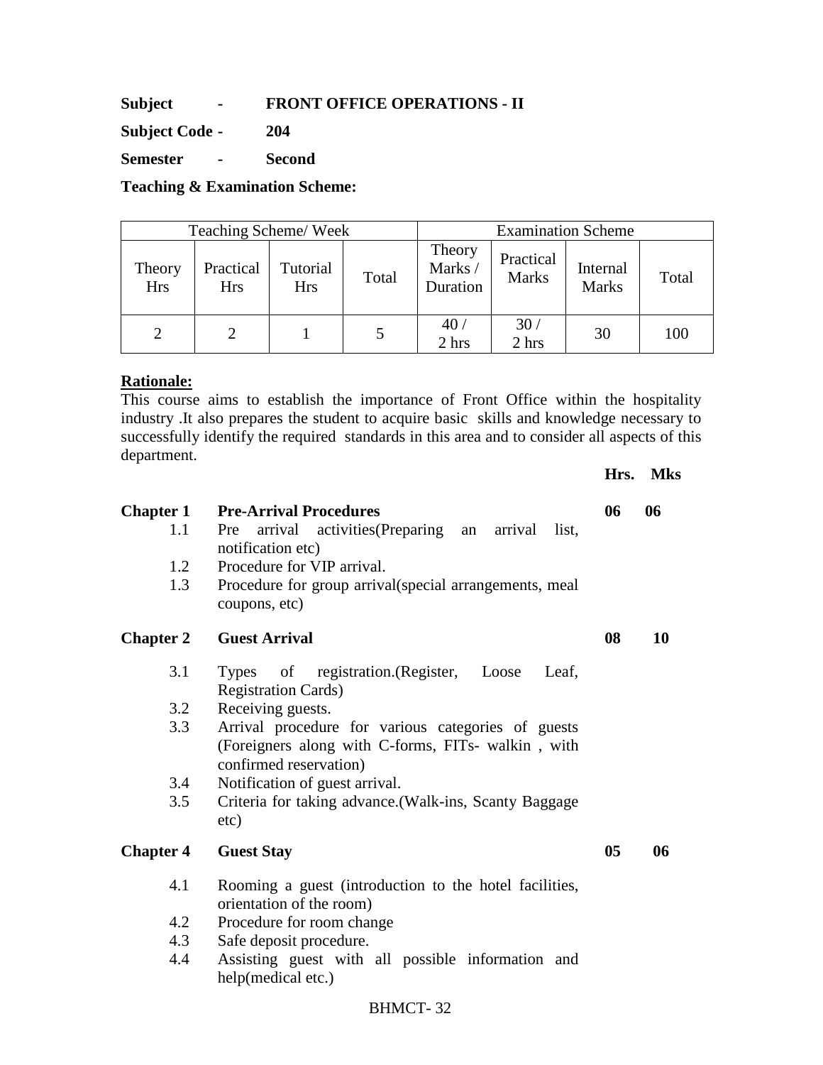**Subject - FRONT OFFICE OPERATIONS - II**

**Subject Code - 204**

**Semester - Second**

**Teaching & Examination Scheme:**

| Teaching Scheme/ Week | | | | Examination Scheme | | | |
|---|---|---|---|---|---|---|---|
| Theory Hrs | Practical Hrs | Tutorial Hrs | Total | Theory Marks / Duration | Practical Marks | Internal Marks | Total |
| 2 | 2 | 1 | 5 | 40 / 2 hrs | 30 / 2 hrs | 30 | 100 |

**Rationale:**

This course aims to establish the importance of Front Office within the hospitality industry .It also prepares the student to acquire basic skills and knowledge necessary to successfully identify the required standards in this area and to consider all aspects of this department.

| | | Hrs. | Mks |
|---|---|---|---|
| **Chapter 1** | **Pre-Arrival Procedures** | **06** | **06** |
| 1.1 | Pre arrival activities(Preparing an arrival list, notification etc) | | |
| 1.2 | Procedure for VIP arrival. | | |
| 1.3 | Procedure for group arrival(special arrangements, meal coupons, etc) | | |
| **Chapter 2** | **Guest Arrival** | **08** | **10** |
| 3.1 | Types of registration.(Register, Loose Leaf, Registration Cards) | | |
| 3.2 | Receiving guests. | | |
| 3.3 | Arrival procedure for various categories of guests (Foreigners along with C-forms, FITs- walkin , with confirmed reservation) | | |
| 3.4 | Notification of guest arrival. | | |
| 3.5 | Criteria for taking advance.(Walk-ins, Scanty Baggage etc) | | |
| **Chapter 4** | **Guest Stay** | **05** | **06** |
| 4.1 | Rooming a guest (introduction to the hotel facilities, orientation of the room) | | |
| 4.2 | Procedure for room change | | |
| 4.3 | Safe deposit procedure. | | |
| 4.4 | Assisting guest with all possible information and help(medical etc.) | | |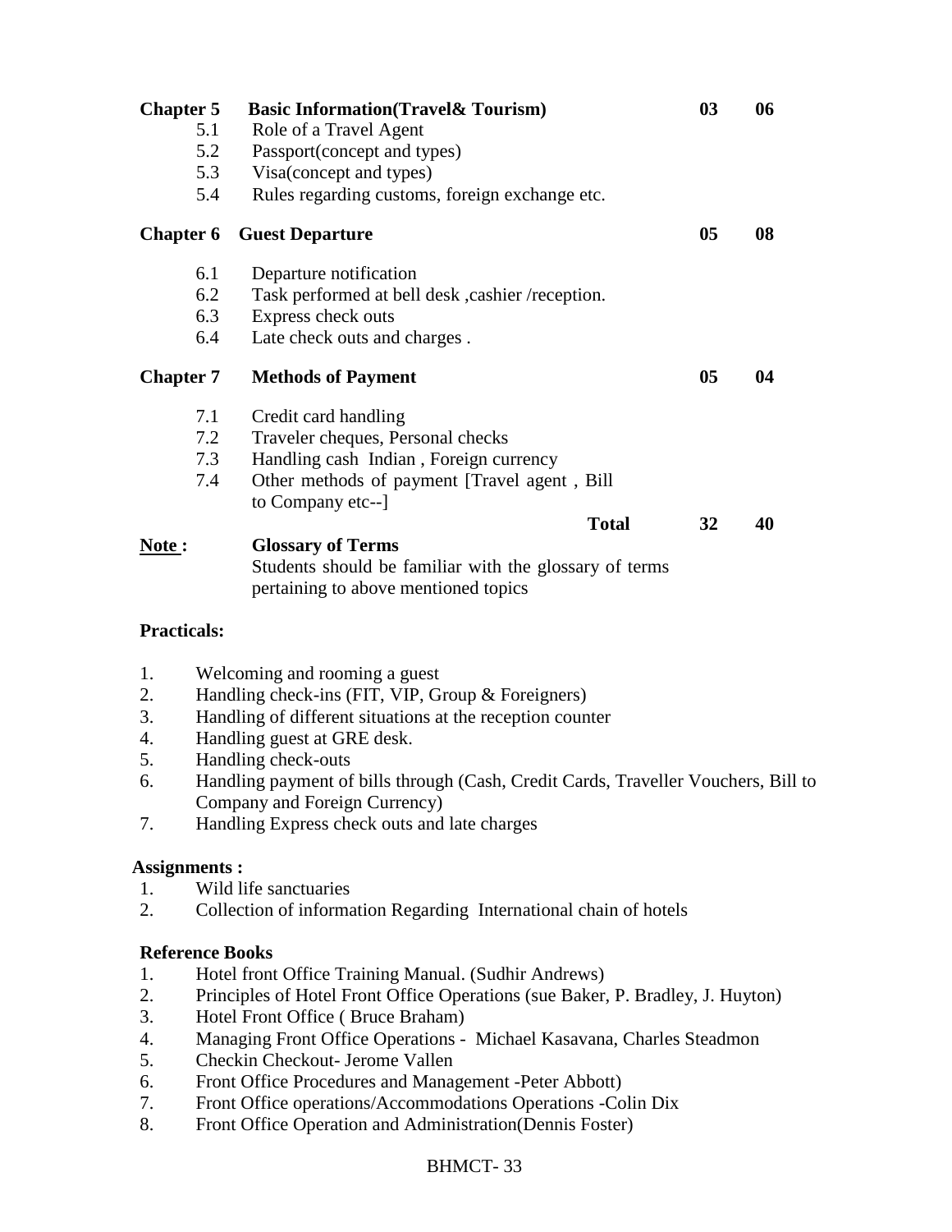| | | | |
|---|---|---|---|
| **Chapter 5** | **Basic Information(Travel& Tourism)** | **03** | **06** |
| 5.1 | Role of a Travel Agent | | |
| 5.2 | Passport(concept and types) | | |
| 5.3 | Visa(concept and types) | | |
| 5.4 | Rules regarding customs, foreign exchange etc. | | |
| **Chapter 6** | **Guest Departure** | **05** | **08** |
| 6.1 | Departure notification | | |
| 6.2 | Task performed at bell desk ,cashier /reception. | | |
| 6.3 | Express check outs | | |
| 6.4 | Late check outs and charges . | | |
| **Chapter 7** | **Methods of Payment** | **05** | **04** |
| 7.1 | Credit card handling | | |
| 7.2 | Traveler cheques, Personal checks | | |
| 7.3 | Handling cash Indian , Foreign currency | | |
| 7.4 | Other methods of payment [Travel agent , Bill to Company etc--] | | |
| | **Total** | **32** | **40** |

**Note :** **Glossary of Terms**
Students should be familiar with the glossary of terms pertaining to above mentioned topics

**Practicals:**

1. Welcoming and rooming a guest
2. Handling check-ins (FIT, VIP, Group & Foreigners)
3. Handling of different situations at the reception counter
4. Handling guest at GRE desk.
5. Handling check-outs
6. Handling payment of bills through (Cash, Credit Cards, Traveller Vouchers, Bill to Company and Foreign Currency)
7. Handling Express check outs and late charges

**Assignments :**

1. Wild life sanctuaries
2. Collection of information Regarding International chain of hotels

**Reference Books**

1. Hotel front Office Training Manual. (Sudhir Andrews)
2. Principles of Hotel Front Office Operations (sue Baker, P. Bradley, J. Huyton)
3. Hotel Front Office ( Bruce Braham)
4. Managing Front Office Operations - Michael Kasavana, Charles Steadmon
5. Checkin Checkout- Jerome Vallen
6. Front Office Procedures and Management -Peter Abbott)
7. Front Office operations/Accommodations Operations -Colin Dix
8. Front Office Operation and Administration(Dennis Foster)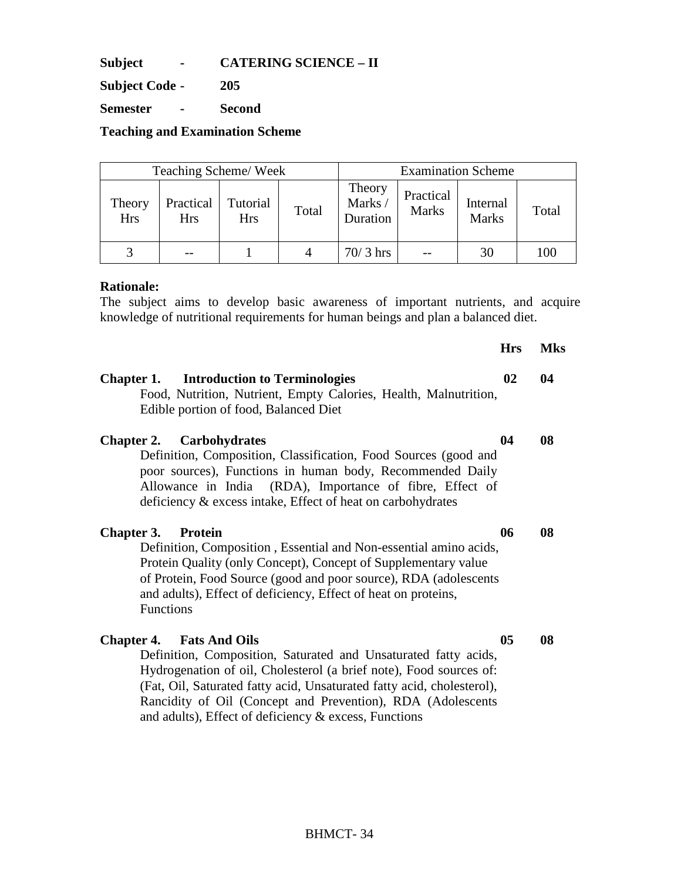**Subject - CATERING SCIENCE – II**

**Subject Code - 205**

**Semester - Second**

**Teaching and Examination Scheme**

| Teaching Scheme/ Week | | | | Examination Scheme | | | |
|---|---|---|---|---|---|---|---|
| Theory Hrs | Practical Hrs | Tutorial Hrs | Total | Theory Marks / Duration | Practical Marks | Internal Marks | Total |
| 3 | -- | 1 | 4 | 70/ 3 hrs | -- | 30 | 100 |

**Rationale:**
The subject aims to develop basic awareness of important nutrients, and acquire knowledge of nutritional requirements for human beings and plan a balanced diet.

| | Hrs | Mks |
|---|---|---|
| **Chapter 1. Introduction to Terminologies**<br>Food, Nutrition, Nutrient, Empty Calories, Health, Malnutrition, Edible portion of food, Balanced Diet | **02** | **04** |
| **Chapter 2. Carbohydrates**<br>Definition, Composition, Classification, Food Sources (good and poor sources), Functions in human body, Recommended Daily Allowance in India (RDA), Importance of fibre, Effect of deficiency & excess intake, Effect of heat on carbohydrates | **04** | **08** |
| **Chapter 3. Protein**<br>Definition, Composition , Essential and Non-essential amino acids, Protein Quality (only Concept), Concept of Supplementary value of Protein, Food Source (good and poor source), RDA (adolescents and adults), Effect of deficiency, Effect of heat on proteins, Functions | **06** | **08** |
| **Chapter 4. Fats And Oils**<br>Definition, Composition, Saturated and Unsaturated fatty acids, Hydrogenation of oil, Cholesterol (a brief note), Food sources of: (Fat, Oil, Saturated fatty acid, Unsaturated fatty acid, cholesterol), Rancidity of Oil (Concept and Prevention), RDA (Adolescents and adults), Effect of deficiency & excess, Functions | **05** | **08** |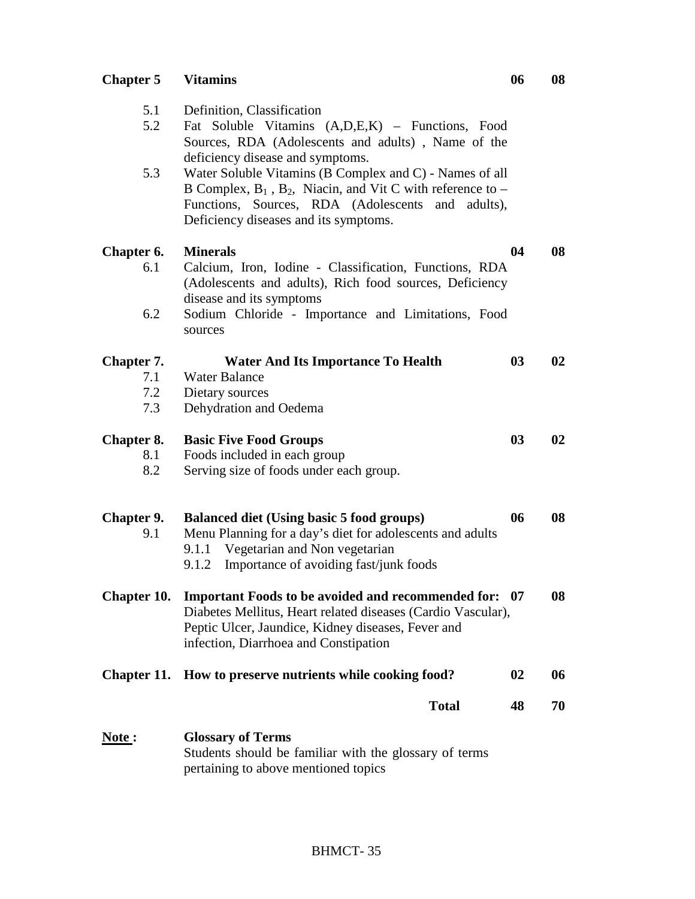| | | | |
|---|---|---|---|
| **Chapter 5** | **Vitamins** | **06** | **08** |
| 5.1 | Definition, Classification | | |
| 5.2 | Fat Soluble Vitamins (A,D,E,K) – Functions, Food Sources, RDA (Adolescents and adults) , Name of the deficiency disease and symptoms. | | |
| 5.3 | Water Soluble Vitamins (B Complex and C) - Names of all B Complex, $B_1$ , $B_2$, Niacin, and Vit C with reference to – Functions, Sources, RDA (Adolescents and adults), Deficiency diseases and its symptoms. | | |
| **Chapter 6.** | **Minerals** | **04** | **08** |
| 6.1 | Calcium, Iron, Iodine - Classification, Functions, RDA (Adolescents and adults), Rich food sources, Deficiency disease and its symptoms | | |
| 6.2 | Sodium Chloride - Importance and Limitations, Food sources | | |
| **Chapter 7.** | **Water And Its Importance To Health** | **03** | **02** |
| 7.1 | Water Balance | | |
| 7.2 | Dietary sources | | |
| 7.3 | Dehydration and Oedema | | |
| **Chapter 8.** | **Basic Five Food Groups** | **03** | **02** |
| 8.1 | Foods included in each group | | |
| 8.2 | Serving size of foods under each group. | | |
| **Chapter 9.** | **Balanced diet (Using basic 5 food groups)** | **06** | **08** |
| 9.1 | Menu Planning for a day's diet for adolescents and adults | | |
| | 9.1.1 Vegetarian and Non vegetarian | | |
| | 9.1.2 Importance of avoiding fast/junk foods | | |
| **Chapter 10.** | **Important Foods to be avoided and recommended for:** Diabetes Mellitus, Heart related diseases (Cardio Vascular), Peptic Ulcer, Jaundice, Kidney diseases, Fever and infection, Diarrhoea and Constipation | **07** | **08** |
| **Chapter 11.** | **How to preserve nutrients while cooking food?** | **02** | **06** |
| | **Total** | **48** | **70** |

**Note :** **Glossary of Terms**

Students should be familiar with the glossary of terms pertaining to above mentioned topics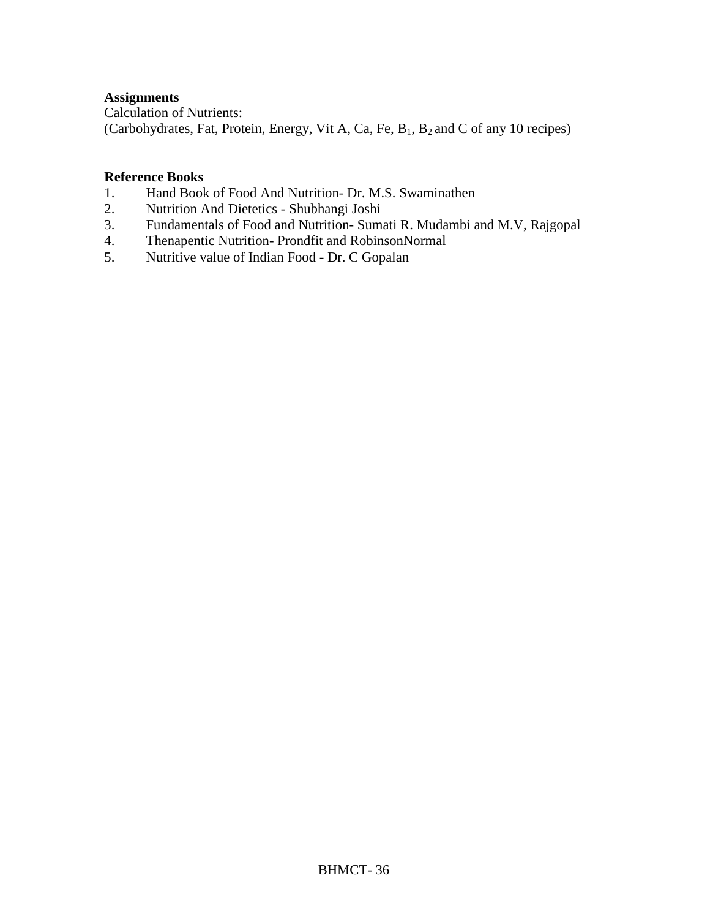**Assignments**

Calculation of Nutrients:

(Carbohydrates, Fat, Protein, Energy, Vit A, Ca, Fe, $B_1$, $B_2$ and C of any 10 recipes)

**Reference Books**

1. Hand Book of Food And Nutrition- Dr. M.S. Swaminathen
2. Nutrition And Dietetics - Shubhangi Joshi
3. Fundamentals of Food and Nutrition- Sumati R. Mudambi and M.V, Rajgopal
4. Thenapentic Nutrition- Prondfit and RobinsonNormal
5. Nutritive value of Indian Food - Dr. C Gopalan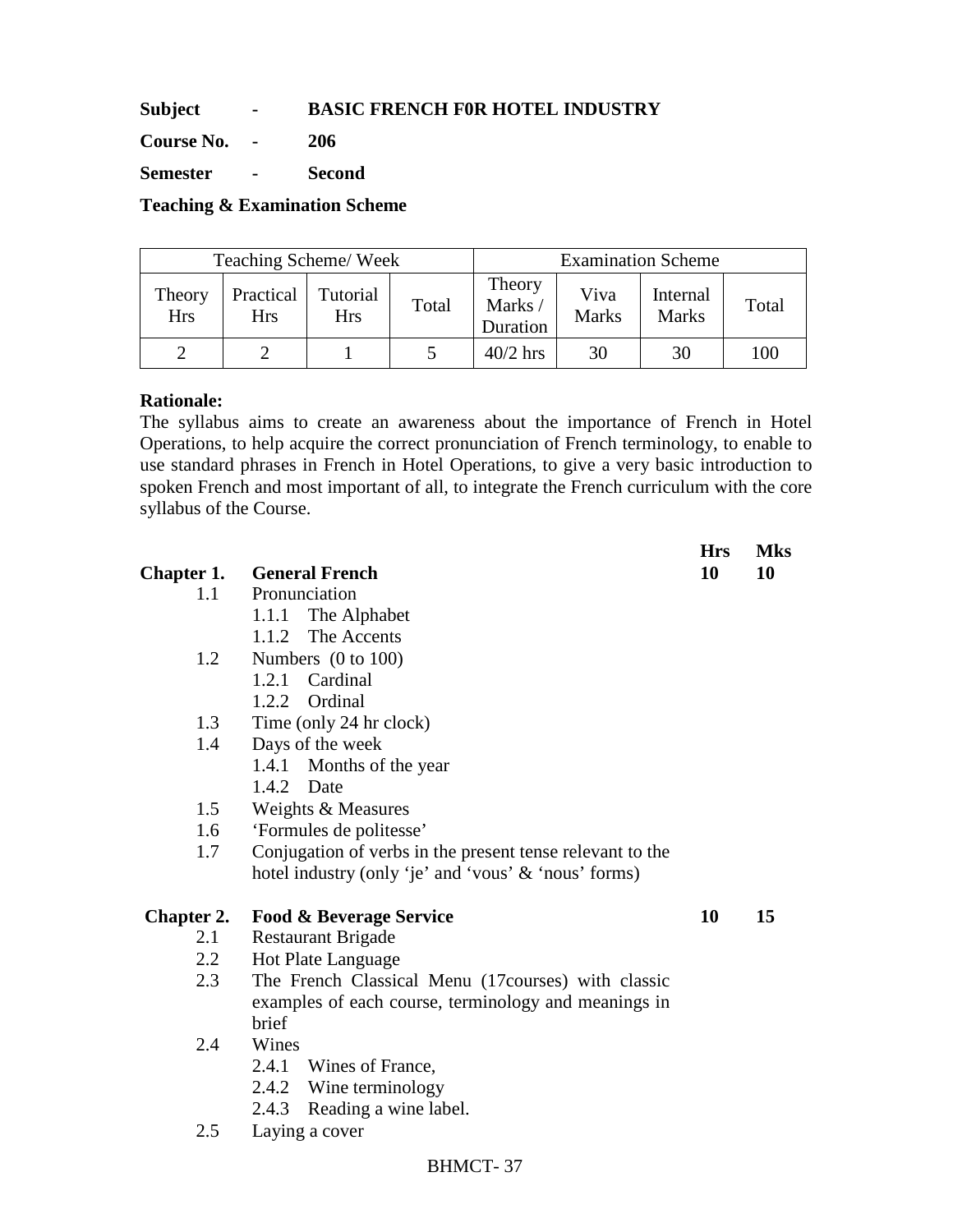**Subject** - **BASIC FRENCH F0R HOTEL INDUSTRY**

**Course No.** - **206**

**Semester** - **Second**

**Teaching & Examination Scheme**

| Teaching Scheme/ Week | | | | Examination Scheme | | | |
|---|---|---|---|---|---|---|---|
| Theory Hrs | Practical Hrs | Tutorial Hrs | Total | Theory Marks / Duration | Viva Marks | Internal Marks | Total |
| 2 | 2 | 1 | 5 | 40/2 hrs | 30 | 30 | 100 |

**Rationale:**

The syllabus aims to create an awareness about the importance of French in Hotel Operations, to help acquire the correct pronunciation of French terminology, to enable to use standard phrases in French in Hotel Operations, to give a very basic introduction to spoken French and most important of all, to integrate the French curriculum with the core syllabus of the Course.

| | | **Hrs** | **Mks** |
|---|---|---|---|
| **Chapter 1.** | **General French** | **10** | **10** |

- 1.1 Pronunciation
  - 1.1.1 The Alphabet
  - 1.1.2 The Accents
- 1.2 Numbers (0 to 100)
  - 1.2.1 Cardinal
  - 1.2.2 Ordinal
- 1.3 Time (only 24 hr clock)
- 1.4 Days of the week
  - 1.4.1 Months of the year
  - 1.4.2 Date
- 1.5 Weights & Measures
- 1.6 'Formules de politesse'
- 1.7 Conjugation of verbs in the present tense relevant to the hotel industry (only 'je' and 'vous' & 'nous' forms)

| | | **Hrs** | **Mks** |
|---|---|---|---|
| **Chapter 2.** | **Food & Beverage Service** | **10** | **15** |

- 2.1 Restaurant Brigade
- 2.2 Hot Plate Language
- 2.3 The French Classical Menu (17courses) with classic examples of each course, terminology and meanings in brief
- 2.4 Wines
  - 2.4.1 Wines of France,
  - 2.4.2 Wine terminology
  - 2.4.3 Reading a wine label.
- 2.5 Laying a cover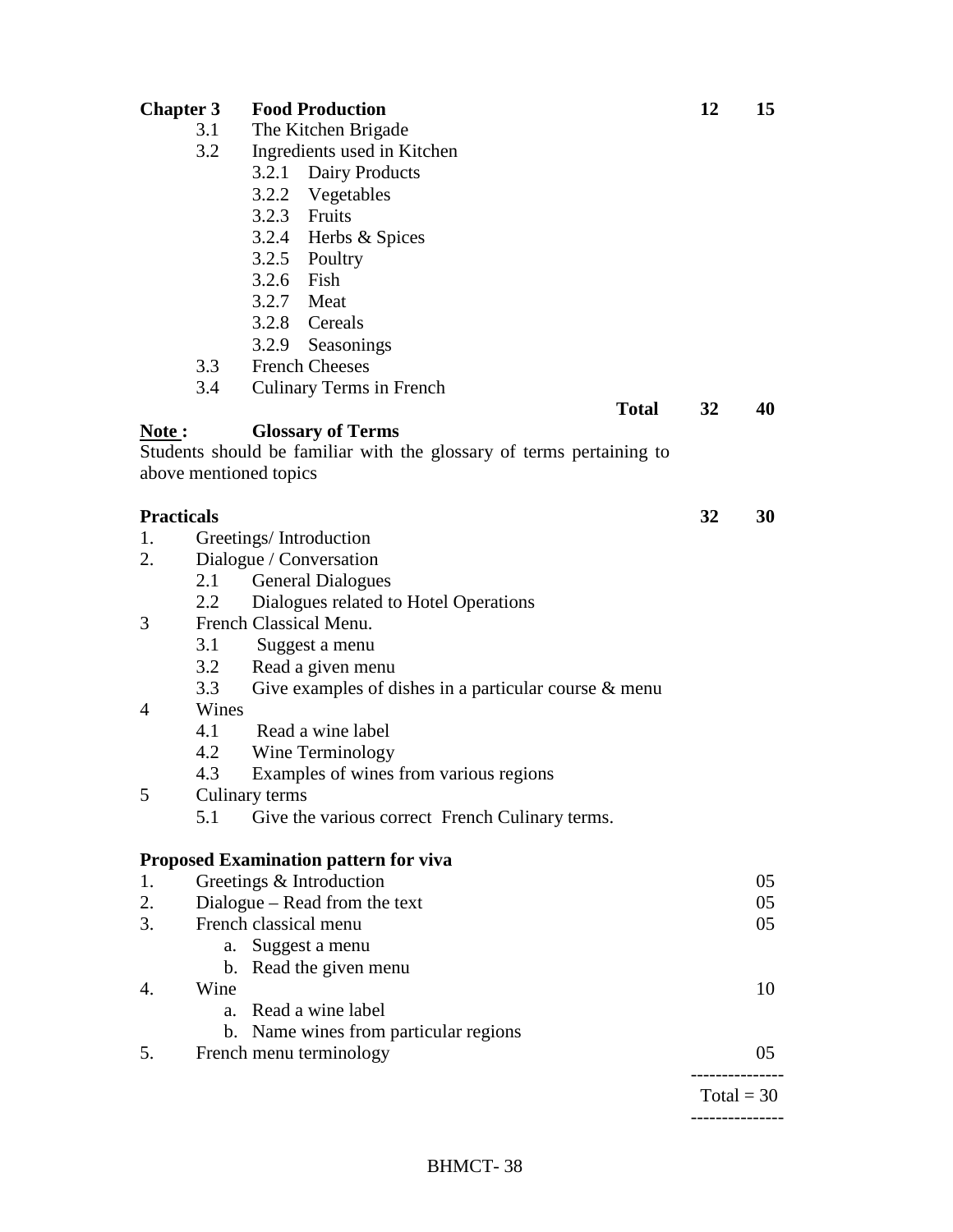| **Chapter 3** | **Food Production** | **12** | **15** |
|---|---|---|---|
| 3.1 | The Kitchen Brigade | | |
| 3.2 | Ingredients used in Kitchen | | |
| | 3.2.1 Dairy Products | | |
| | 3.2.2 Vegetables | | |
| | 3.2.3 Fruits | | |
| | 3.2.4 Herbs & Spices | | |
| | 3.2.5 Poultry | | |
| | 3.2.6 Fish | | |
| | 3.2.7 Meat | | |
| | 3.2.8 Cereals | | |
| | 3.2.9 Seasonings | | |
| 3.3 | French Cheeses | | |
| 3.4 | Culinary Terms in French | | |
| | **Total** | **32** | **40** |

**Note :** **Glossary of Terms**

Students should be familiar with the glossary of terms pertaining to above mentioned topics

| **Practicals** | | **32** | **30** |
|---|---|---|---|

1. Greetings/ Introduction
2. Dialogue / Conversation
   - 2.1 General Dialogues
   - 2.2 Dialogues related to Hotel Operations
3. French Classical Menu.
   - 3.1 Suggest a menu
   - 3.2 Read a given menu
   - 3.3 Give examples of dishes in a particular course & menu
4. Wines
   - 4.1 Read a wine label
   - 4.2 Wine Terminology
   - 4.3 Examples of wines from various regions
5. Culinary terms
   - 5.1 Give the various correct French Culinary terms.

**Proposed Examination pattern for viva**

| | | |
|---|---|---|
| 1. | Greetings & Introduction | 05 |
| 2. | Dialogue – Read from the text | 05 |
| 3. | French classical menu | 05 |
| | a. Suggest a menu | |
| | b. Read the given menu | |
| 4. | Wine | 10 |
| | a. Read a wine label | |
| | b. Name wines from particular regions | |
| 5. | French menu terminology | 05 |
| | | Total = 30 |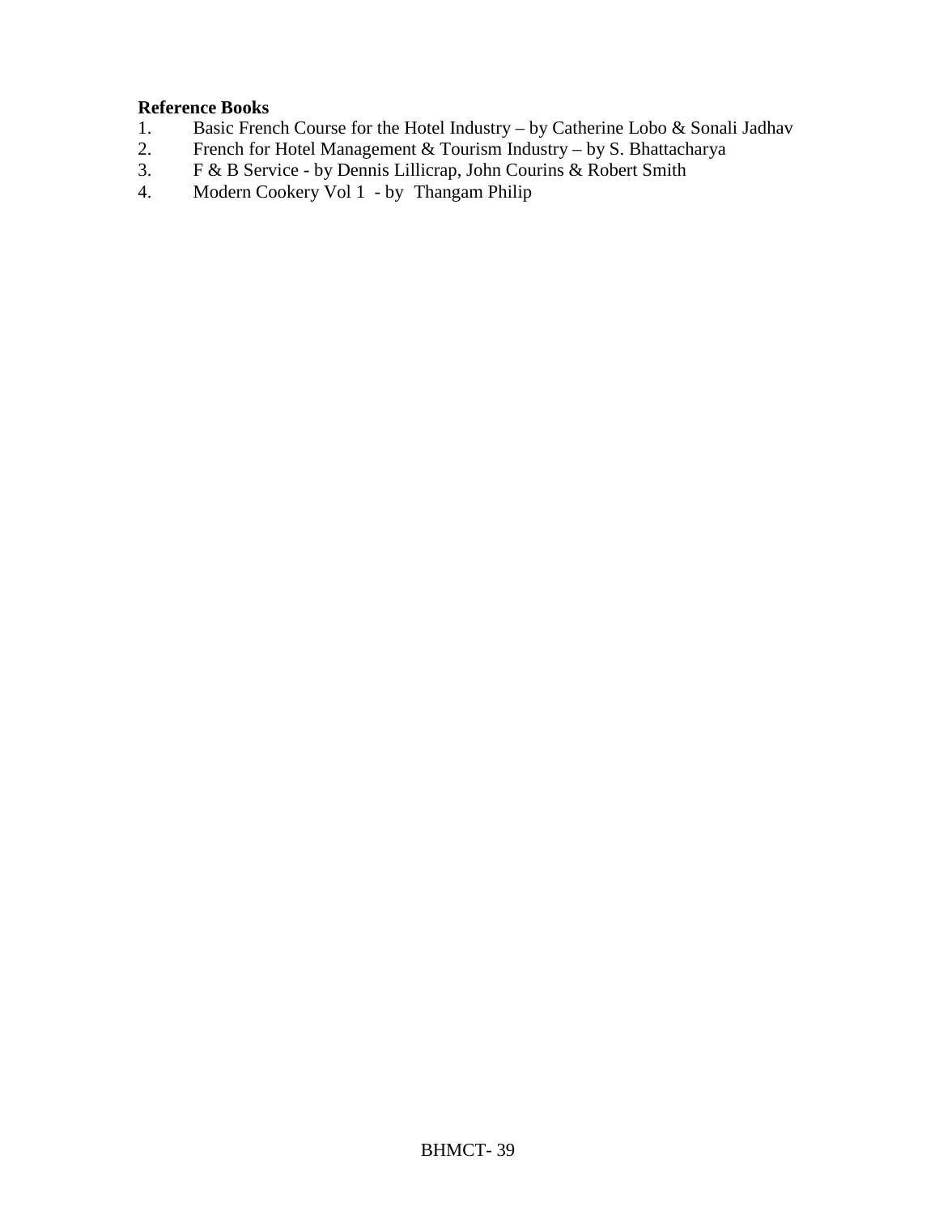**Reference Books**

1. Basic French Course for the Hotel Industry – by Catherine Lobo & Sonali Jadhav
2. French for Hotel Management & Tourism Industry – by S. Bhattacharya
3. F & B Service - by Dennis Lillicrap, John Courins & Robert Smith
4. Modern Cookery Vol 1 - by Thangam Philip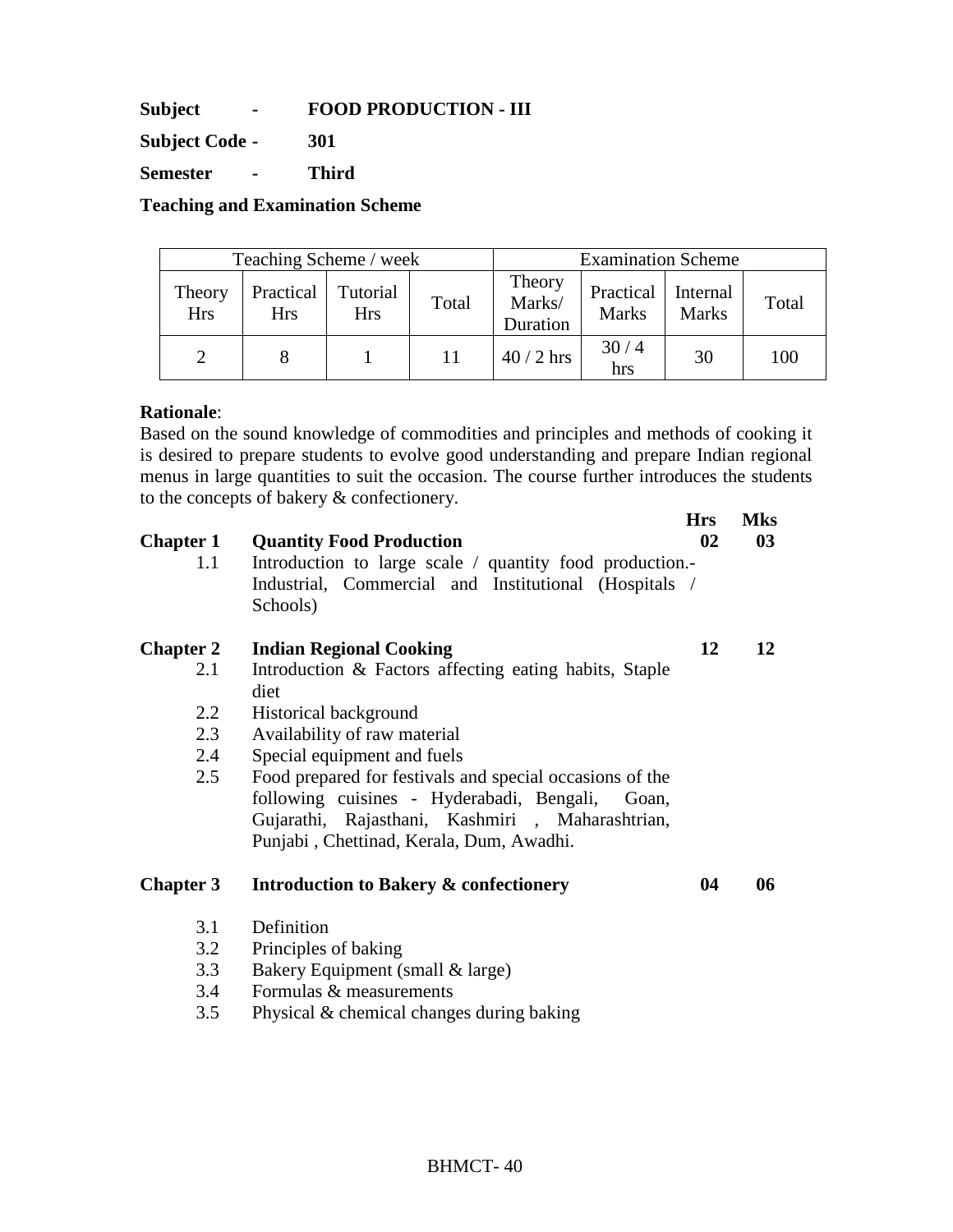**Subject - FOOD PRODUCTION - III**

**Subject Code - 301**

**Semester - Third**

**Teaching and Examination Scheme**

| Teaching Scheme / week | | | | Examination Scheme | | | |
|---|---|---|---|---|---|---|---|
| Theory Hrs | Practical Hrs | Tutorial Hrs | Total | Theory Marks/ Duration | Practical Marks | Internal Marks | Total |
| 2 | 8 | 1 | 11 | 40 / 2 hrs | 30 / 4 hrs | 30 | 100 |

**Rationale**:
Based on the sound knowledge of commodities and principles and methods of cooking it is desired to prepare students to evolve good understanding and prepare Indian regional menus in large quantities to suit the occasion. The course further introduces the students to the concepts of bakery & confectionery.

| | | Hrs | Mks |
|---|---|---|---|
| **Chapter 1** | **Quantity Food Production** | **02** | **03** |
| 1.1 | Introduction to large scale / quantity food production.- Industrial, Commercial and Institutional (Hospitals / Schools) | | |
| **Chapter 2** | **Indian Regional Cooking** | **12** | **12** |
| 2.1 | Introduction & Factors affecting eating habits, Staple diet | | |
| 2.2 | Historical background | | |
| 2.3 | Availability of raw material | | |
| 2.4 | Special equipment and fuels | | |
| 2.5 | Food prepared for festivals and special occasions of the following cuisines - Hyderabadi, Bengali, Goan, Gujarathi, Rajasthani, Kashmiri , Maharashtrian, Punjabi , Chettinad, Kerala, Dum, Awadhi. | | |
| **Chapter 3** | **Introduction to Bakery & confectionery** | **04** | **06** |
| 3.1 | Definition | | |
| 3.2 | Principles of baking | | |
| 3.3 | Bakery Equipment (small & large) | | |
| 3.4 | Formulas & measurements | | |
| 3.5 | Physical & chemical changes during baking | | |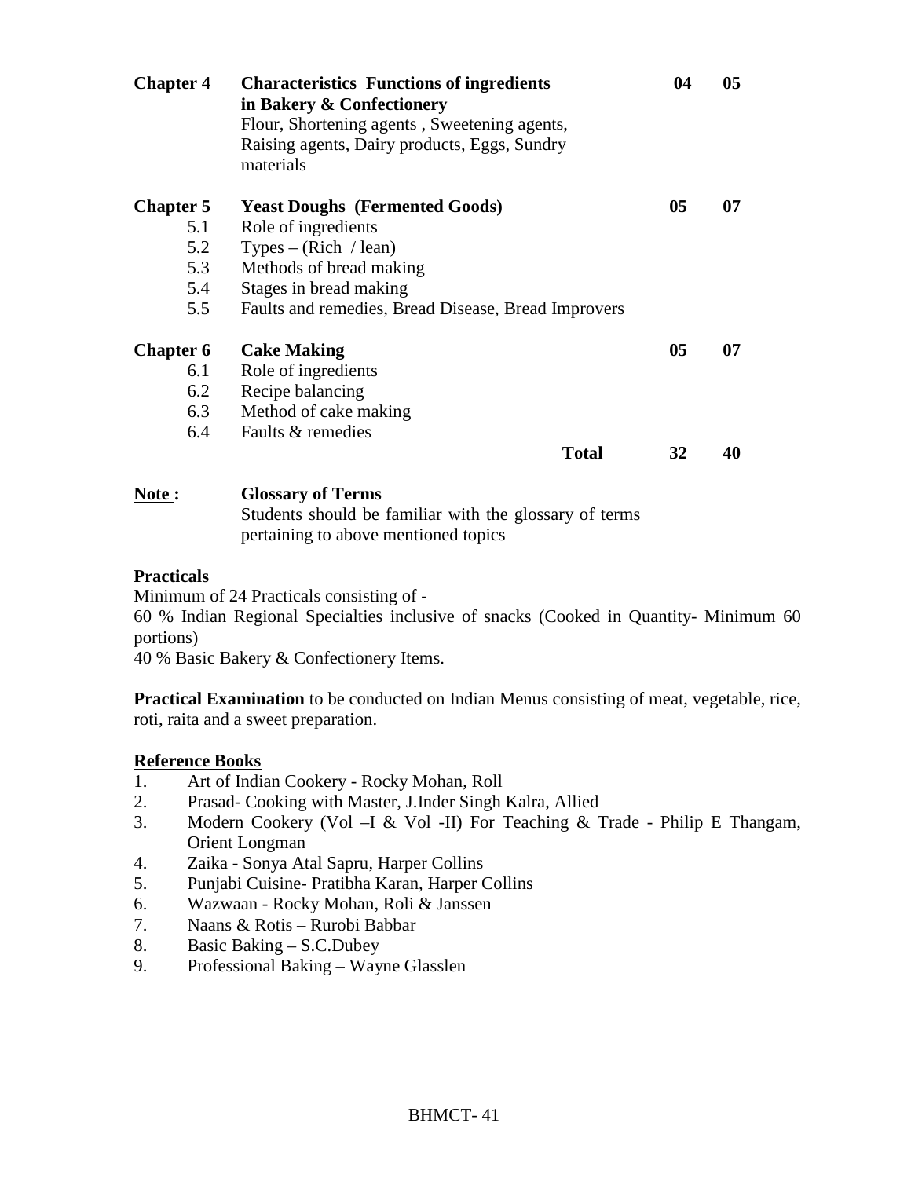| | | | |
|---|---|---|---|
| **Chapter 4** | **Characteristics Functions of ingredients in Bakery & Confectionery**<br>Flour, Shortening agents , Sweetening agents, Raising agents, Dairy products, Eggs, Sundry materials | **04** | **05** |
| **Chapter 5** | **Yeast Doughs (Fermented Goods)** | **05** | **07** |
| 5.1 | Role of ingredients | | |
| 5.2 | Types – (Rich / lean) | | |
| 5.3 | Methods of bread making | | |
| 5.4 | Stages in bread making | | |
| 5.5 | Faults and remedies, Bread Disease, Bread Improvers | | |
| **Chapter 6** | **Cake Making** | **05** | **07** |
| 6.1 | Role of ingredients | | |
| 6.2 | Recipe balancing | | |
| 6.3 | Method of cake making | | |
| 6.4 | Faults & remedies | | |
| | **Total** | **32** | **40** |

**Note :** **Glossary of Terms**
Students should be familiar with the glossary of terms pertaining to above mentioned topics

**Practicals**

Minimum of 24 Practicals consisting of -

60 % Indian Regional Specialties inclusive of snacks (Cooked in Quantity- Minimum 60 portions)

40 % Basic Bakery & Confectionery Items.

**Practical Examination** to be conducted on Indian Menus consisting of meat, vegetable, rice, roti, raita and a sweet preparation.

**Reference Books**

1. Art of Indian Cookery - Rocky Mohan, Roll
2. Prasad- Cooking with Master, J.Inder Singh Kalra, Allied
3. Modern Cookery (Vol –I & Vol -II) For Teaching & Trade - Philip E Thangam, Orient Longman
4. Zaika - Sonya Atal Sapru, Harper Collins
5. Punjabi Cuisine- Pratibha Karan, Harper Collins
6. Wazwaan - Rocky Mohan, Roli & Janssen
7. Naans & Rotis – Rurobi Babbar
8. Basic Baking – S.C.Dubey
9. Professional Baking – Wayne Glasslen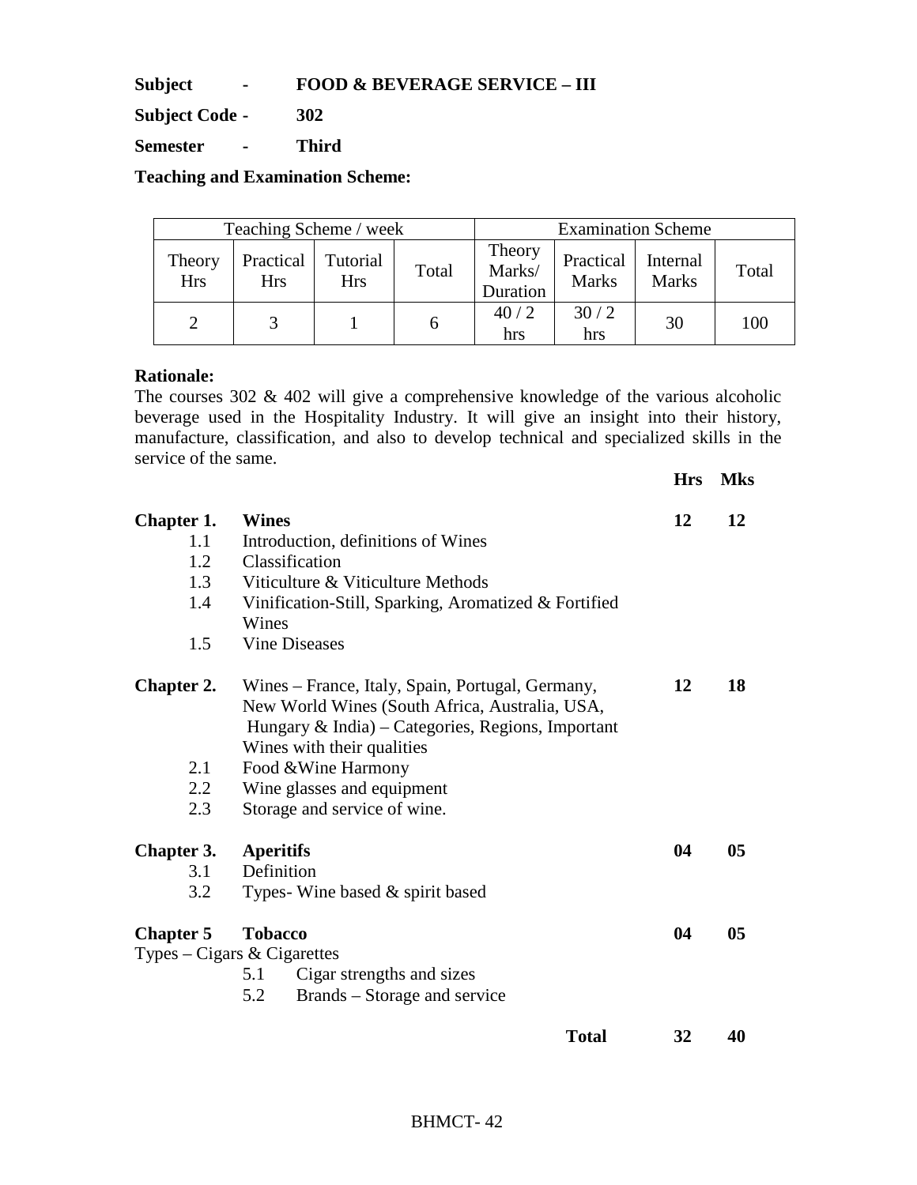**Subject - FOOD & BEVERAGE SERVICE – III**

**Subject Code - 302**

**Semester - Third**

**Teaching and Examination Scheme:**

| Teaching Scheme / week | | | | Examination Scheme | | | |
|---|---|---|---|---|---|---|---|
| Theory Hrs | Practical Hrs | Tutorial Hrs | Total | Theory Marks/ Duration | Practical Marks | Internal Marks | Total |
| 2 | 3 | 1 | 6 | 40 / 2 hrs | 30 / 2 hrs | 30 | 100 |

**Rationale:**
The courses 302 & 402 will give a comprehensive knowledge of the various alcoholic beverage used in the Hospitality Industry. It will give an insight into their history, manufacture, classification, and also to develop technical and specialized skills in the service of the same.

| | | **Hrs** | **Mks** |
|---|---|---|---|
| **Chapter 1.** | **Wines** | **12** | **12** |
| 1.1 | Introduction, definitions of Wines | | |
| 1.2 | Classification | | |
| 1.3 | Viticulture & Viticulture Methods | | |
| 1.4 | Vinification-Still, Sparking, Aromatized & Fortified Wines | | |
| 1.5 | Vine Diseases | | |
| **Chapter 2.** | Wines – France, Italy, Spain, Portugal, Germany, New World Wines (South Africa, Australia, USA, Hungary & India) – Categories, Regions, Important Wines with their qualities | **12** | **18** |
| 2.1 | Food &Wine Harmony | | |
| 2.2 | Wine glasses and equipment | | |
| 2.3 | Storage and service of wine. | | |
| **Chapter 3.** | **Aperitifs** | **04** | **05** |
| 3.1 | Definition | | |
| 3.2 | Types- Wine based & spirit based | | |
| **Chapter 5** | **Tobacco** | **04** | **05** |
| Types – Cigars & Cigarettes | | | |
| 5.1 | Cigar strengths and sizes | | |
| 5.2 | Brands – Storage and service | | |
| | **Total** | **32** | **40** |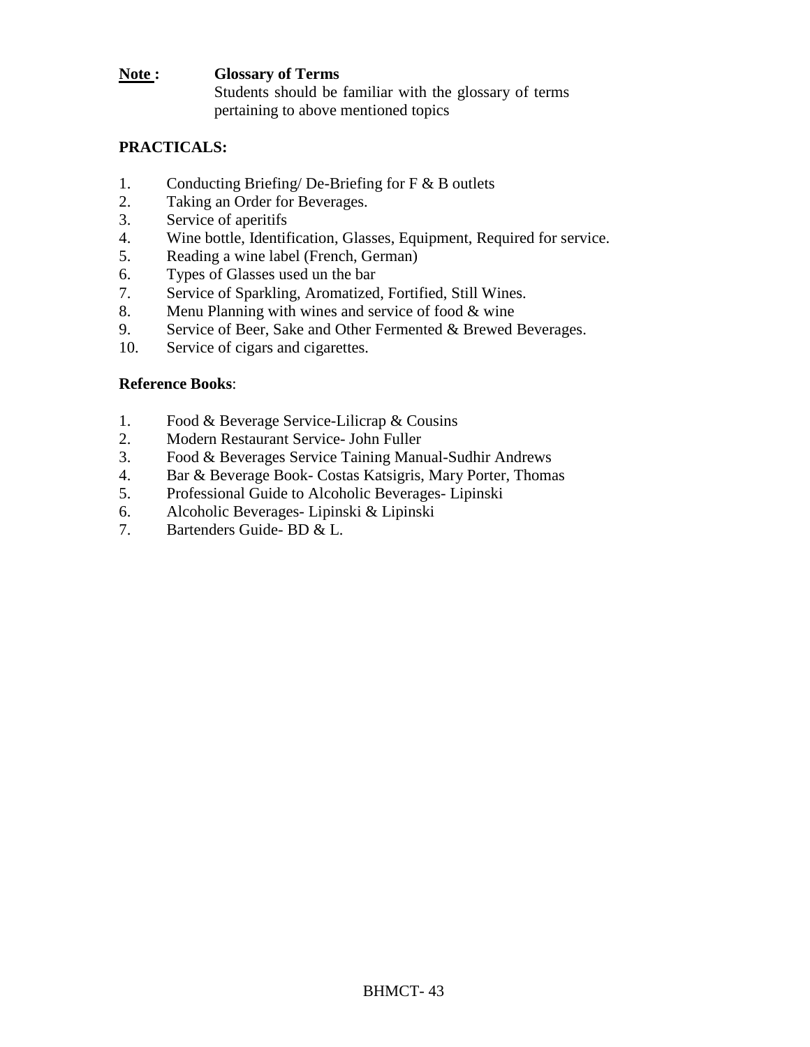**<u>Note :</u>** **Glossary of Terms**

Students should be familiar with the glossary of terms pertaining to above mentioned topics

**PRACTICALS:**

1. Conducting Briefing/ De-Briefing for F & B outlets
2. Taking an Order for Beverages.
3. Service of aperitifs
4. Wine bottle, Identification, Glasses, Equipment, Required for service.
5. Reading a wine label (French, German)
6. Types of Glasses used un the bar
7. Service of Sparkling, Aromatized, Fortified, Still Wines.
8. Menu Planning with wines and service of food & wine
9. Service of Beer, Sake and Other Fermented & Brewed Beverages.
10. Service of cigars and cigarettes.

**Reference Books**:

1. Food & Beverage Service-Lilicrap & Cousins
2. Modern Restaurant Service- John Fuller
3. Food & Beverages Service Taining Manual-Sudhir Andrews
4. Bar & Beverage Book- Costas Katsigris, Mary Porter, Thomas
5. Professional Guide to Alcoholic Beverages- Lipinski
6. Alcoholic Beverages- Lipinski & Lipinski
7. Bartenders Guide- BD & L.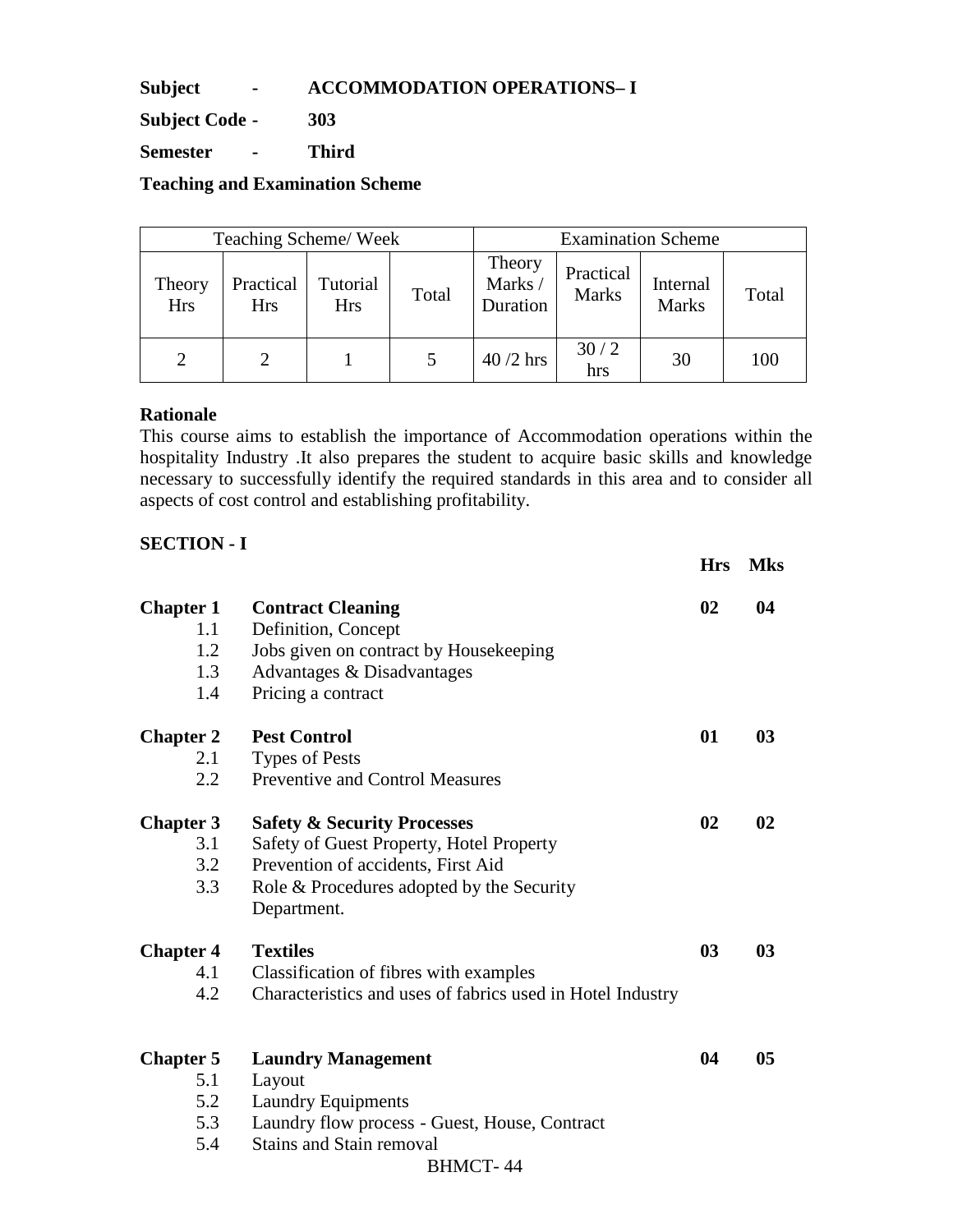**Subject - ACCOMMODATION OPERATIONS– I**

**Subject Code - 303**

**Semester - Third**

**Teaching and Examination Scheme**

| Teaching Scheme/ Week | | | | Examination Scheme | | | |
|---|---|---|---|---|---|---|---|
| Theory Hrs | Practical Hrs | Tutorial Hrs | Total | Theory Marks / Duration | Practical Marks | Internal Marks | Total |
| 2 | 2 | 1 | 5 | 40 /2 hrs | 30 / 2 hrs | 30 | 100 |

**Rationale**

This course aims to establish the importance of Accommodation operations within the hospitality Industry .It also prepares the student to acquire basic skills and knowledge necessary to successfully identify the required standards in this area and to consider all aspects of cost control and establishing profitability.

**SECTION - I**

| | | Hrs | Mks |
|---|---|---|---|
| **Chapter 1** | **Contract Cleaning** | **02** | **04** |
| 1.1 | Definition, Concept | | |
| 1.2 | Jobs given on contract by Housekeeping | | |
| 1.3 | Advantages & Disadvantages | | |
| 1.4 | Pricing a contract | | |
| **Chapter 2** | **Pest Control** | **01** | **03** |
| 2.1 | Types of Pests | | |
| 2.2 | Preventive and Control Measures | | |
| **Chapter 3** | **Safety & Security Processes** | **02** | **02** |
| 3.1 | Safety of Guest Property, Hotel Property | | |
| 3.2 | Prevention of accidents, First Aid | | |
| 3.3 | Role & Procedures adopted by the Security Department. | | |
| **Chapter 4** | **Textiles** | **03** | **03** |
| 4.1 | Classification of fibres with examples | | |
| 4.2 | Characteristics and uses of fabrics used in Hotel Industry | | |
| **Chapter 5** | **Laundry Management** | **04** | **05** |
| 5.1 | Layout | | |
| 5.2 | Laundry Equipments | | |
| 5.3 | Laundry flow process - Guest, House, Contract | | |
| 5.4 | Stains and Stain removal | | |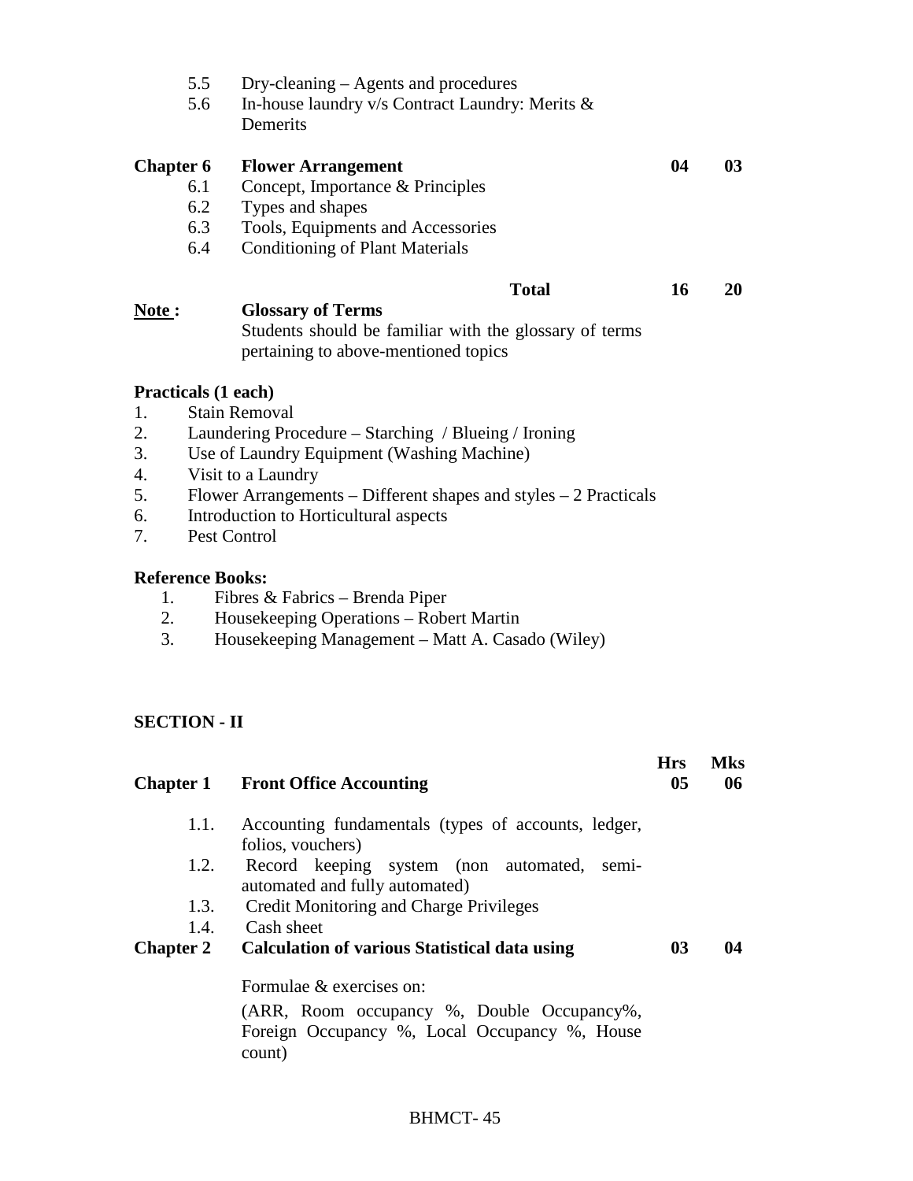| | | | |
|---|---|---|---|
| 5.5 | Dry-cleaning – Agents and procedures | | |
| 5.6 | In-house laundry v/s Contract Laundry: Merits & Demerits | | |
| **Chapter 6** | **Flower Arrangement** | **04** | **03** |
| 6.1 | Concept, Importance & Principles | | |
| 6.2 | Types and shapes | | |
| 6.3 | Tools, Equipments and Accessories | | |
| 6.4 | Conditioning of Plant Materials | | |
| | **Total** | **16** | **20** |

**Note :** **Glossary of Terms**

Students should be familiar with the glossary of terms pertaining to above-mentioned topics

**Practicals (1 each)**

1. Stain Removal
2. Laundering Procedure – Starching / Blueing / Ironing
3. Use of Laundry Equipment (Washing Machine)
4. Visit to a Laundry
5. Flower Arrangements – Different shapes and styles – 2 Practicals
6. Introduction to Horticultural aspects
7. Pest Control

**Reference Books:**

1. Fibres & Fabrics – Brenda Piper
2. Housekeeping Operations – Robert Martin
3. Housekeeping Management – Matt A. Casado (Wiley)

## SECTION - II

| | | **Hrs** | **Mks** |
|---|---|---|---|
| **Chapter 1** | **Front Office Accounting** | **05** | **06** |
| 1.1. | Accounting fundamentals (types of accounts, ledger, folios, vouchers) | | |
| 1.2. | Record keeping system (non automated, semi-automated and fully automated) | | |
| 1.3. | Credit Monitoring and Charge Privileges | | |
| 1.4. | Cash sheet | | |
| **Chapter 2** | **Calculation of various Statistical data using** | **03** | **04** |
| | Formulae & exercises on: (ARR, Room occupancy %, Double Occupancy%, Foreign Occupancy %, Local Occupancy %, House count) | | |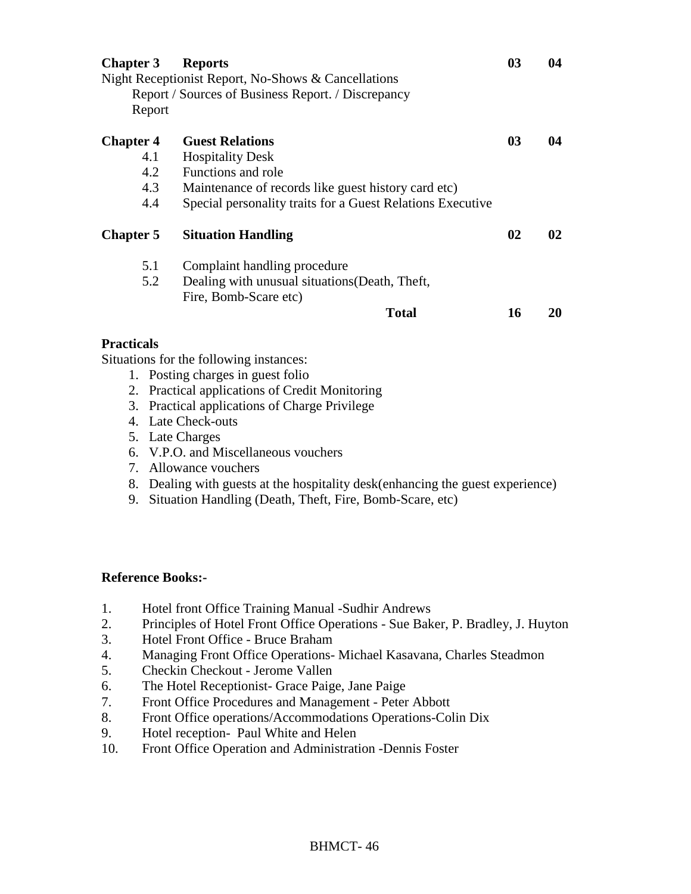| | | | |
|---|---|---|---|
| **Chapter 3** | **Reports** | **03** | **04** |
| | Night Receptionist Report, No-Shows & Cancellations Report / Sources of Business Report. / Discrepancy Report | | |
| **Chapter 4** | **Guest Relations** | **03** | **04** |
| 4.1 | Hospitality Desk | | |
| 4.2 | Functions and role | | |
| 4.3 | Maintenance of records like guest history card etc) | | |
| 4.4 | Special personality traits for a Guest Relations Executive | | |
| **Chapter 5** | **Situation Handling** | **02** | **02** |
| 5.1 | Complaint handling procedure | | |
| 5.2 | Dealing with unusual situations(Death, Theft, Fire, Bomb-Scare etc) | | |
| | **Total** | **16** | **20** |

**Practicals**

Situations for the following instances:

1. Posting charges in guest folio
2. Practical applications of Credit Monitoring
3. Practical applications of Charge Privilege
4. Late Check-outs
5. Late Charges
6. V.P.O. and Miscellaneous vouchers
7. Allowance vouchers
8. Dealing with guests at the hospitality desk(enhancing the guest experience)
9. Situation Handling (Death, Theft, Fire, Bomb-Scare, etc)

**Reference Books:-**

1. Hotel front Office Training Manual -Sudhir Andrews
2. Principles of Hotel Front Office Operations - Sue Baker, P. Bradley, J. Huyton
3. Hotel Front Office - Bruce Braham
4. Managing Front Office Operations- Michael Kasavana, Charles Steadmon
5. Checkin Checkout - Jerome Vallen
6. The Hotel Receptionist- Grace Paige, Jane Paige
7. Front Office Procedures and Management - Peter Abbott
8. Front Office operations/Accommodations Operations-Colin Dix
9. Hotel reception- Paul White and Helen
10. Front Office Operation and Administration -Dennis Foster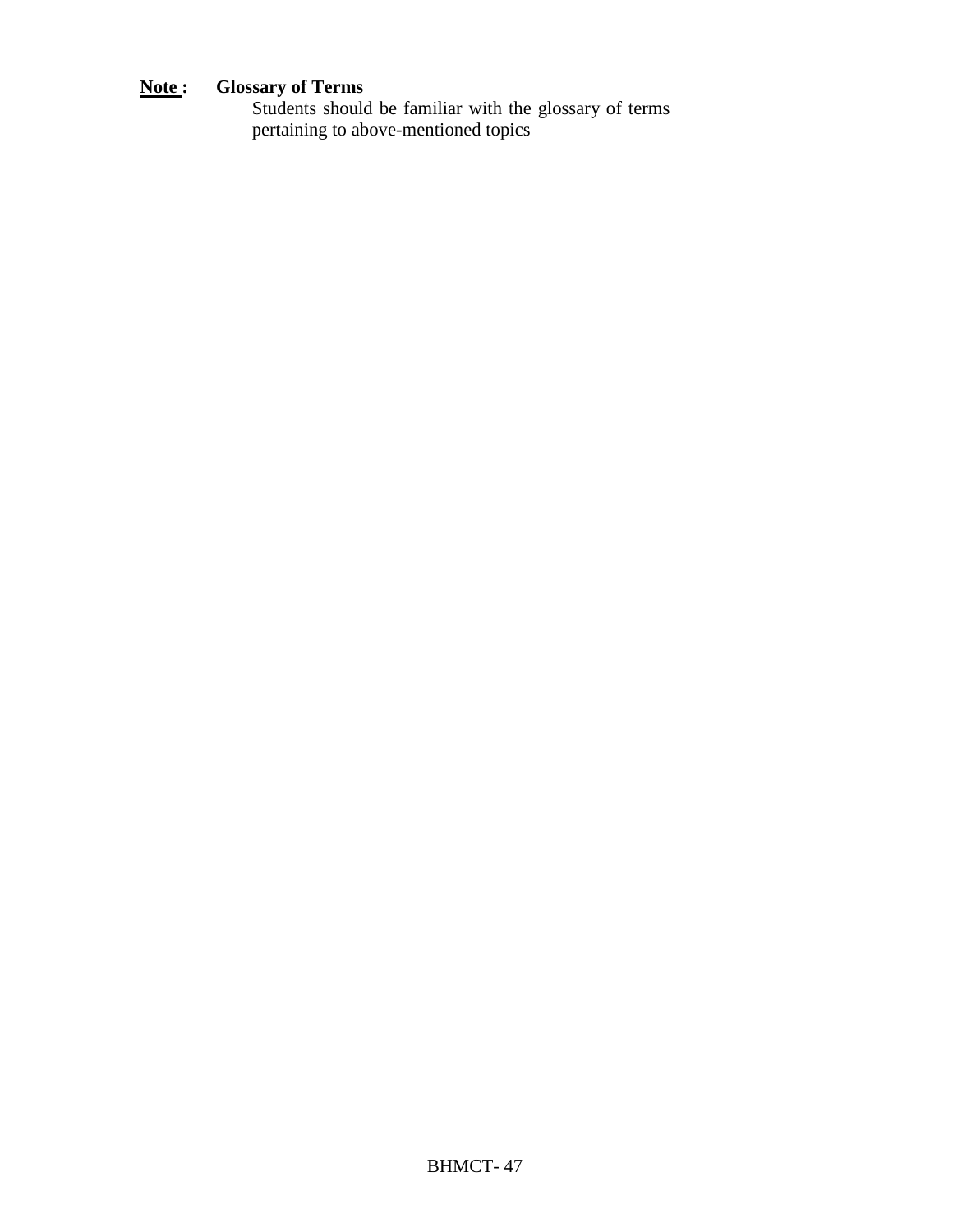**<u>Note</u> :** **Glossary of Terms**

Students should be familiar with the glossary of terms pertaining to above-mentioned topics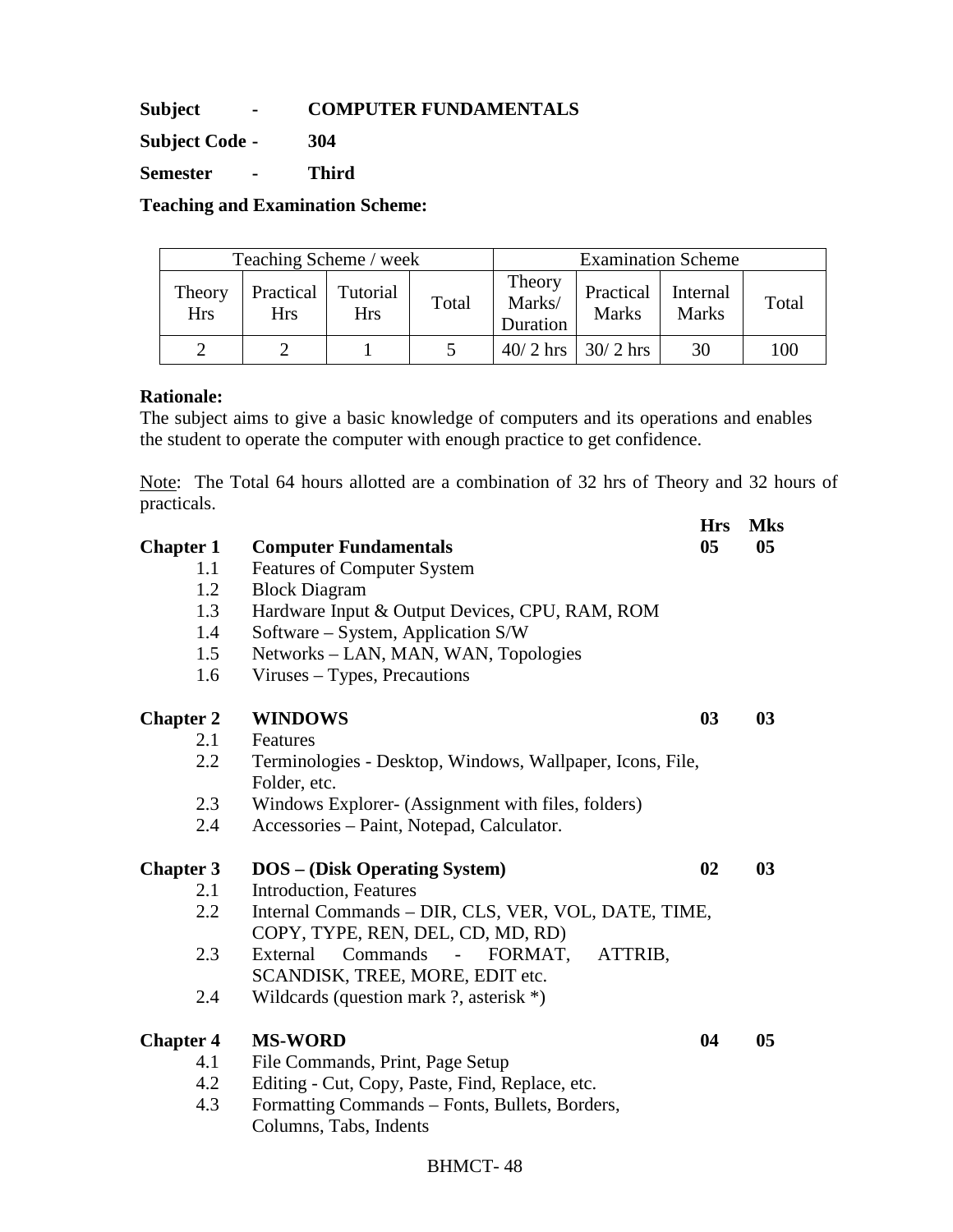**Subject - COMPUTER FUNDAMENTALS**

**Subject Code - 304**

**Semester - Third**

**Teaching and Examination Scheme:**

| Teaching Scheme / week | | | | Examination Scheme | | | |
|---|---|---|---|---|---|---|---|
| Theory Hrs | Practical Hrs | Tutorial Hrs | Total | Theory Marks/ Duration | Practical Marks | Internal Marks | Total |
| 2 | 2 | 1 | 5 | 40/ 2 hrs | 30/ 2 hrs | 30 | 100 |

**Rationale:**
The subject aims to give a basic knowledge of computers and its operations and enables the student to operate the computer with enough practice to get confidence.

Note: The Total 64 hours allotted are a combination of 32 hrs of Theory and 32 hours of practicals.

| | | **Hrs** | **Mks** |
|---|---|---|---|
| **Chapter 1** | **Computer Fundamentals** | **05** | **05** |
| 1.1 | Features of Computer System | | |
| 1.2 | Block Diagram | | |
| 1.3 | Hardware Input & Output Devices, CPU, RAM, ROM | | |
| 1.4 | Software – System, Application S/W | | |
| 1.5 | Networks – LAN, MAN, WAN, Topologies | | |
| 1.6 | Viruses – Types, Precautions | | |
| **Chapter 2** | **WINDOWS** | **03** | **03** |
| 2.1 | Features | | |
| 2.2 | Terminologies - Desktop, Windows, Wallpaper, Icons, File, Folder, etc. | | |
| 2.3 | Windows Explorer- (Assignment with files, folders) | | |
| 2.4 | Accessories – Paint, Notepad, Calculator. | | |
| **Chapter 3** | **DOS – (Disk Operating System)** | **02** | **03** |
| 2.1 | Introduction, Features | | |
| 2.2 | Internal Commands – DIR, CLS, VER, VOL, DATE, TIME, COPY, TYPE, REN, DEL, CD, MD, RD) | | |
| 2.3 | External Commands - FORMAT, ATTRIB, SCANDISK, TREE, MORE, EDIT etc. | | |
| 2.4 | Wildcards (question mark ?, asterisk *) | | |
| **Chapter 4** | **MS-WORD** | **04** | **05** |
| 4.1 | File Commands, Print, Page Setup | | |
| 4.2 | Editing - Cut, Copy, Paste, Find, Replace, etc. | | |
| 4.3 | Formatting Commands – Fonts, Bullets, Borders, Columns, Tabs, Indents | | |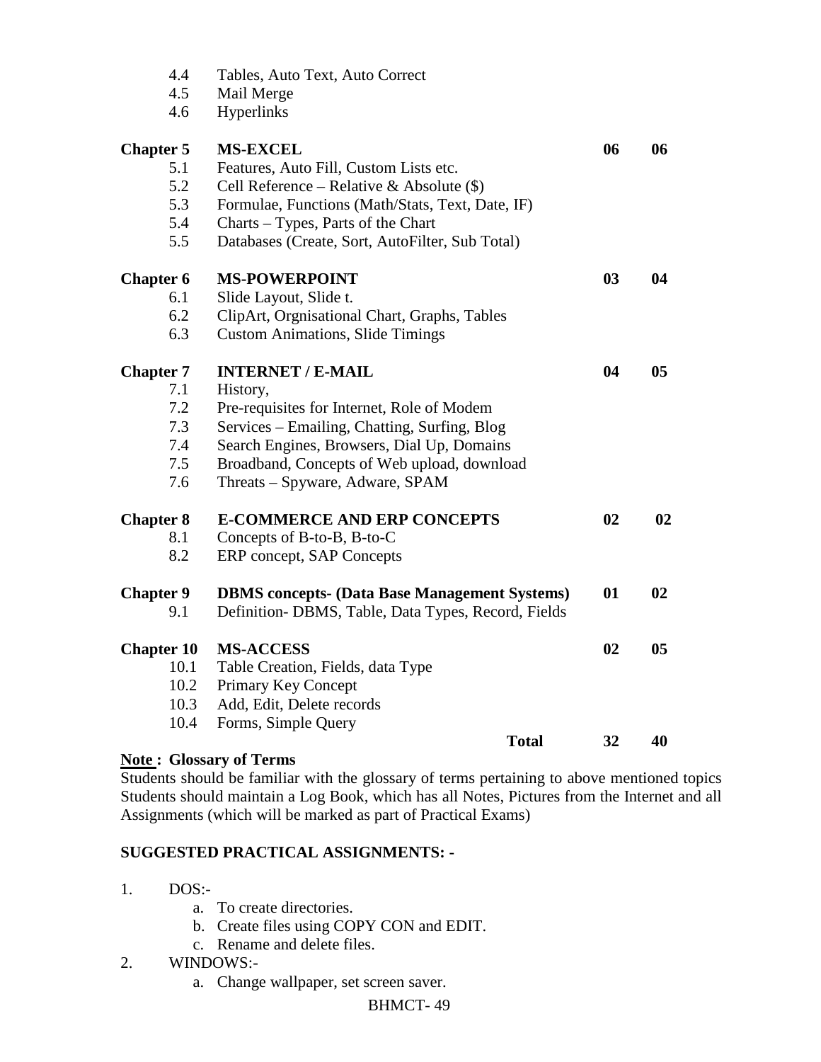| | | | |
|---|---|---|---|
| 4.4 | Tables, Auto Text, Auto Correct | | |
| 4.5 | Mail Merge | | |
| 4.6 | Hyperlinks | | |
| **Chapter 5** | **MS-EXCEL** | **06** | **06** |
| 5.1 | Features, Auto Fill, Custom Lists etc. | | |
| 5.2 | Cell Reference – Relative & Absolute ($) | | |
| 5.3 | Formulae, Functions (Math/Stats, Text, Date, IF) | | |
| 5.4 | Charts – Types, Parts of the Chart | | |
| 5.5 | Databases (Create, Sort, AutoFilter, Sub Total) | | |
| **Chapter 6** | **MS-POWERPOINT** | **03** | **04** |
| 6.1 | Slide Layout, Slide t. | | |
| 6.2 | ClipArt, Orgnisational Chart, Graphs, Tables | | |
| 6.3 | Custom Animations, Slide Timings | | |
| **Chapter 7** | **INTERNET / E-MAIL** | **04** | **05** |
| 7.1 | History, | | |
| 7.2 | Pre-requisites for Internet, Role of Modem | | |
| 7.3 | Services – Emailing, Chatting, Surfing, Blog | | |
| 7.4 | Search Engines, Browsers, Dial Up, Domains | | |
| 7.5 | Broadband, Concepts of Web upload, download | | |
| 7.6 | Threats – Spyware, Adware, SPAM | | |
| **Chapter 8** | **E-COMMERCE AND ERP CONCEPTS** | **02** | **02** |
| 8.1 | Concepts of B-to-B, B-to-C | | |
| 8.2 | ERP concept, SAP Concepts | | |
| **Chapter 9** | **DBMS concepts- (Data Base Management Systems)** | **01** | **02** |
| 9.1 | Definition- DBMS, Table, Data Types, Record, Fields | | |
| **Chapter 10** | **MS-ACCESS** | **02** | **05** |
| 10.1 | Table Creation, Fields, data Type | | |
| 10.2 | Primary Key Concept | | |
| 10.3 | Add, Edit, Delete records | | |
| 10.4 | Forms, Simple Query | | |
| | **Total** | **32** | **40** |

**Note : Glossary of Terms**

Students should be familiar with the glossary of terms pertaining to above mentioned topics Students should maintain a Log Book, which has all Notes, Pictures from the Internet and all Assignments (which will be marked as part of Practical Exams)

**SUGGESTED PRACTICAL ASSIGNMENTS: -**

1. DOS:-
   a. To create directories.
   b. Create files using COPY CON and EDIT.
   c. Rename and delete files.
2. WINDOWS:-
   a. Change wallpaper, set screen saver.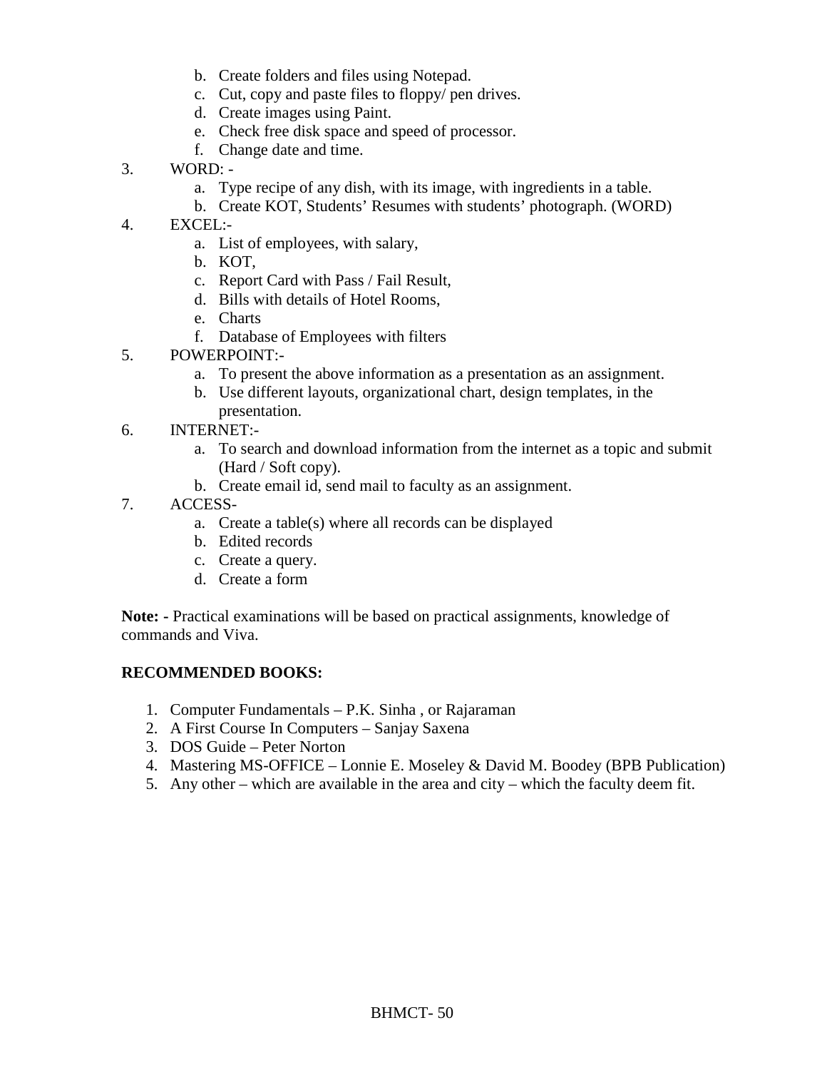b. Create folders and files using Notepad.
   c. Cut, copy and paste files to floppy/ pen drives.
   d. Create images using Paint.
   e. Check free disk space and speed of processor.
   f. Change date and time.

3. WORD: -
   a. Type recipe of any dish, with its image, with ingredients in a table.
   b. Create KOT, Students' Resumes with students' photograph. (WORD)

4. EXCEL:-
   a. List of employees, with salary,
   b. KOT,
   c. Report Card with Pass / Fail Result,
   d. Bills with details of Hotel Rooms,
   e. Charts
   f. Database of Employees with filters

5. POWERPOINT:-
   a. To present the above information as a presentation as an assignment.
   b. Use different layouts, organizational chart, design templates, in the presentation.

6. INTERNET:-
   a. To search and download information from the internet as a topic and submit (Hard / Soft copy).
   b. Create email id, send mail to faculty as an assignment.

7. ACCESS-
   a. Create a table(s) where all records can be displayed
   b. Edited records
   c. Create a query.
   d. Create a form

**Note: -** Practical examinations will be based on practical assignments, knowledge of commands and Viva.

**RECOMMENDED BOOKS:**

1. Computer Fundamentals – P.K. Sinha , or Rajaraman
2. A First Course In Computers – Sanjay Saxena
3. DOS Guide – Peter Norton
4. Mastering MS-OFFICE – Lonnie E. Moseley & David M. Boodey (BPB Publication)
5. Any other – which are available in the area and city – which the faculty deem fit.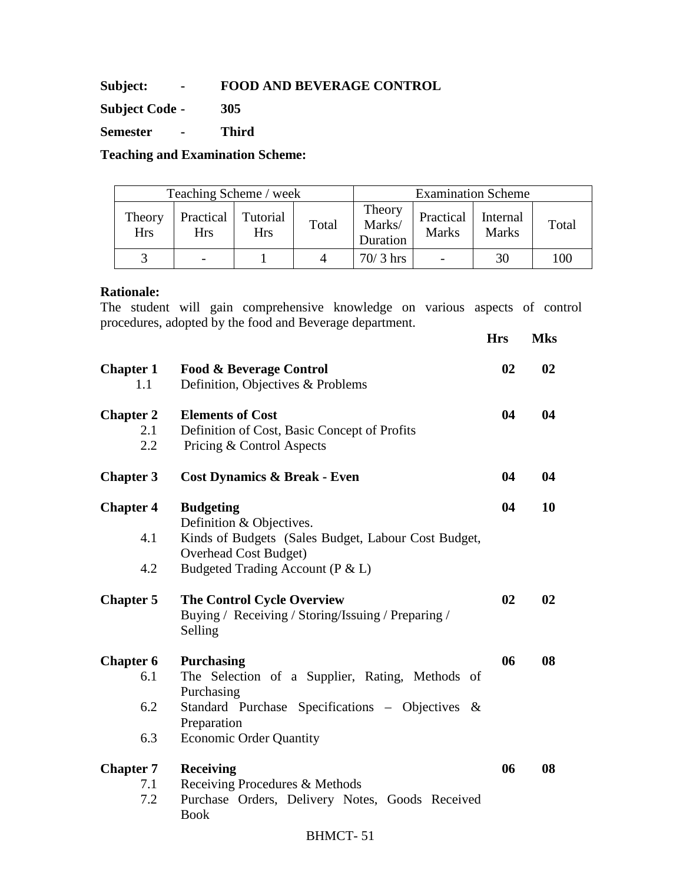**Subject: - FOOD AND BEVERAGE CONTROL**

**Subject Code - 305**

**Semester - Third**

**Teaching and Examination Scheme:**

| Teaching Scheme / week | | | | Examination Scheme | | | |
|---|---|---|---|---|---|---|---|
| Theory Hrs | Practical Hrs | Tutorial Hrs | Total | Theory Marks/ Duration | Practical Marks | Internal Marks | Total |
| 3 | - | 1 | 4 | 70/ 3 hrs | - | 30 | 100 |

**Rationale:**
The student will gain comprehensive knowledge on various aspects of control procedures, adopted by the food and Beverage department.

| | | **Hrs** | **Mks** |
|---|---|---|---|
| **Chapter 1** | **Food & Beverage Control** | **02** | **02** |
| 1.1 | Definition, Objectives & Problems | | |
| **Chapter 2** | **Elements of Cost** | **04** | **04** |
| 2.1 | Definition of Cost, Basic Concept of Profits | | |
| 2.2 | Pricing & Control Aspects | | |
| **Chapter 3** | **Cost Dynamics & Break - Even** | **04** | **04** |
| **Chapter 4** | **Budgeting** | **04** | **10** |
| | Definition & Objectives. | | |
| 4.1 | Kinds of Budgets (Sales Budget, Labour Cost Budget, Overhead Cost Budget) | | |
| 4.2 | Budgeted Trading Account (P & L) | | |
| **Chapter 5** | **The Control Cycle Overview** | **02** | **02** |
| | Buying / Receiving / Storing/Issuing / Preparing / Selling | | |
| **Chapter 6** | **Purchasing** | **06** | **08** |
| 6.1 | The Selection of a Supplier, Rating, Methods of Purchasing | | |
| 6.2 | Standard Purchase Specifications – Objectives & Preparation | | |
| 6.3 | Economic Order Quantity | | |
| **Chapter 7** | **Receiving** | **06** | **08** |
| 7.1 | Receiving Procedures & Methods | | |
| 7.2 | Purchase Orders, Delivery Notes, Goods Received Book | | |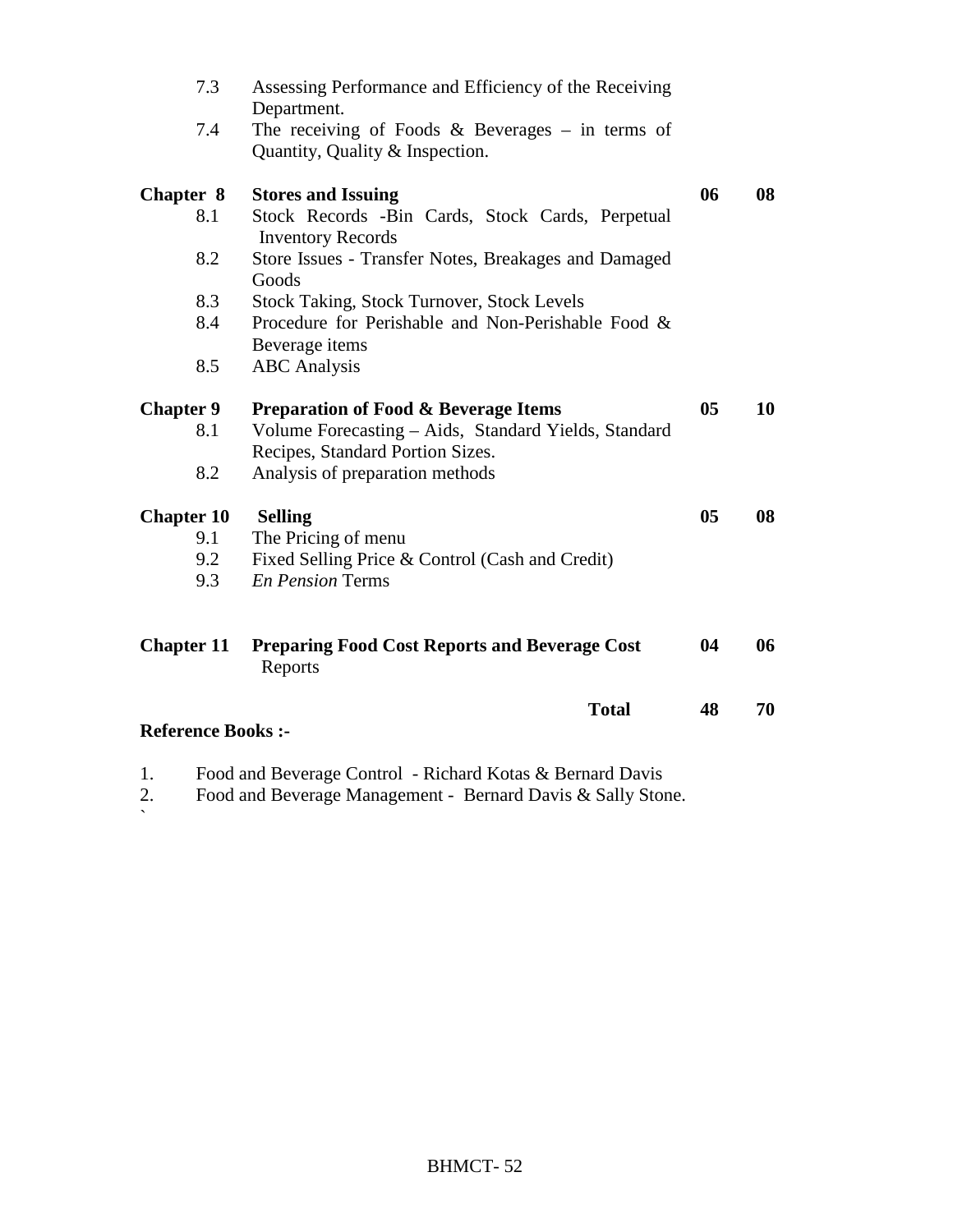| | | | |
|---|---|---|---|
| 7.3 | Assessing Performance and Efficiency of the Receiving Department. | | |
| 7.4 | The receiving of Foods & Beverages – in terms of Quantity, Quality & Inspection. | | |
| **Chapter 8** | **Stores and Issuing** | **06** | **08** |
| 8.1 | Stock Records -Bin Cards, Stock Cards, Perpetual Inventory Records | | |
| 8.2 | Store Issues - Transfer Notes, Breakages and Damaged Goods | | |
| 8.3 | Stock Taking, Stock Turnover, Stock Levels | | |
| 8.4 | Procedure for Perishable and Non-Perishable Food & Beverage items | | |
| 8.5 | ABC Analysis | | |
| **Chapter 9** | **Preparation of Food & Beverage Items** | **05** | **10** |
| 8.1 | Volume Forecasting – Aids, Standard Yields, Standard Recipes, Standard Portion Sizes. | | |
| 8.2 | Analysis of preparation methods | | |
| **Chapter 10** | **Selling** | **05** | **08** |
| 9.1 | The Pricing of menu | | |
| 9.2 | Fixed Selling Price & Control (Cash and Credit) | | |
| 9.3 | *En Pension* Terms | | |
| **Chapter 11** | **Preparing Food Cost Reports and Beverage Cost** Reports | **04** | **06** |
| | **Total** | **48** | **70** |

**Reference Books :-**

1. Food and Beverage Control - Richard Kotas & Bernard Davis
2. Food and Beverage Management - Bernard Davis & Sally Stone.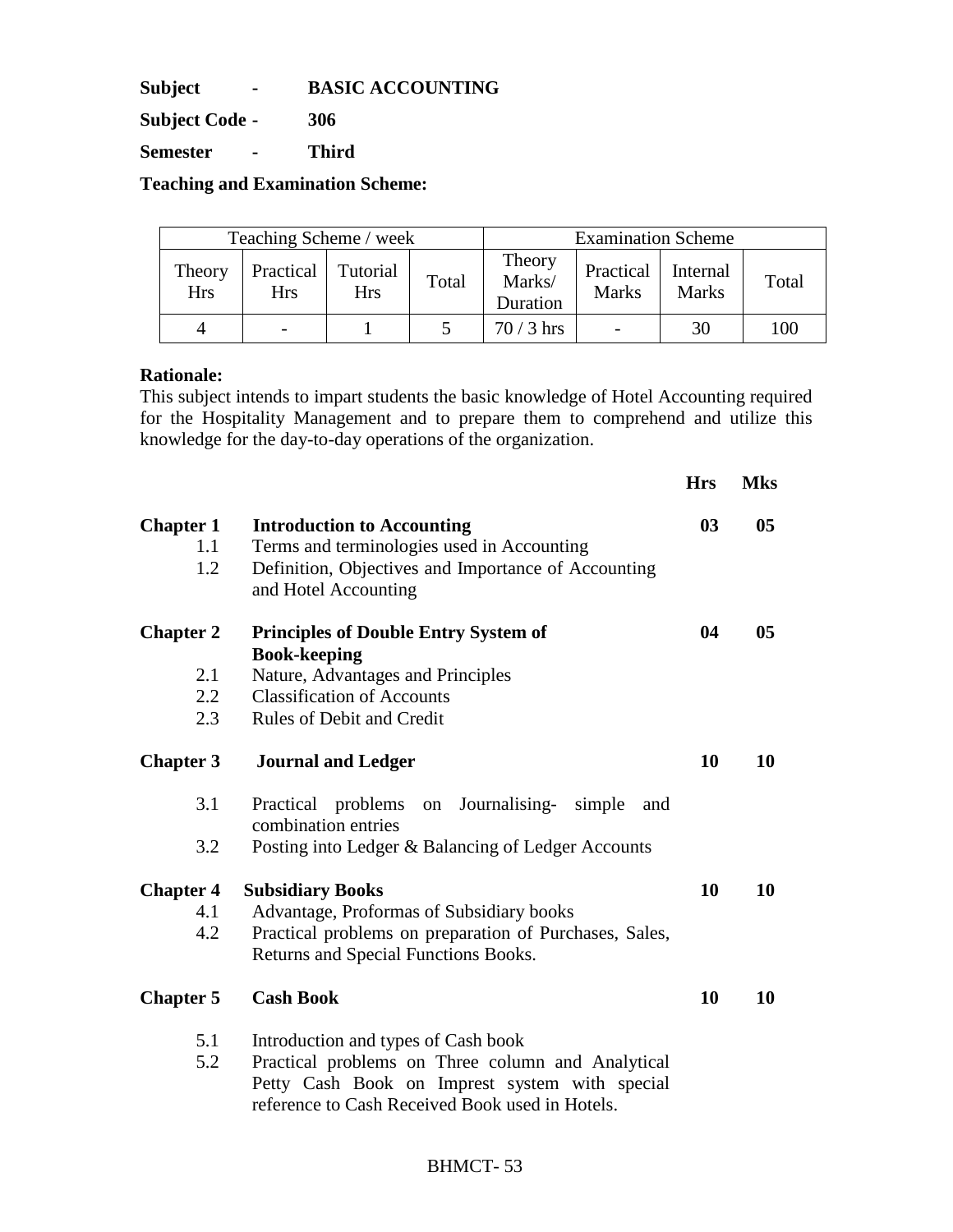**Subject - BASIC ACCOUNTING**

**Subject Code - 306**

**Semester - Third**

**Teaching and Examination Scheme:**

| Teaching Scheme / week | | | | Examination Scheme | | | |
|---|---|---|---|---|---|---|---|
| Theory Hrs | Practical Hrs | Tutorial Hrs | Total | Theory Marks/ Duration | Practical Marks | Internal Marks | Total |
| 4 | - | 1 | 5 | 70 / 3 hrs | - | 30 | 100 |

**Rationale:**

This subject intends to impart students the basic knowledge of Hotel Accounting required for the Hospitality Management and to prepare them to comprehend and utilize this knowledge for the day-to-day operations of the organization.

| | | Hrs | Mks |
|---|---|---|---|
| **Chapter 1** | **Introduction to Accounting** | **03** | **05** |
| 1.1 | Terms and terminologies used in Accounting | | |
| 1.2 | Definition, Objectives and Importance of Accounting and Hotel Accounting | | |
| **Chapter 2** | **Principles of Double Entry System of Book-keeping** | **04** | **05** |
| 2.1 | Nature, Advantages and Principles | | |
| 2.2 | Classification of Accounts | | |
| 2.3 | Rules of Debit and Credit | | |
| **Chapter 3** | **Journal and Ledger** | **10** | **10** |
| 3.1 | Practical problems on Journalising- simple and combination entries | | |
| 3.2 | Posting into Ledger & Balancing of Ledger Accounts | | |
| **Chapter 4** | **Subsidiary Books** | **10** | **10** |
| 4.1 | Advantage, Proformas of Subsidiary books | | |
| 4.2 | Practical problems on preparation of Purchases, Sales, Returns and Special Functions Books. | | |
| **Chapter 5** | **Cash Book** | **10** | **10** |
| 5.1 | Introduction and types of Cash book | | |
| 5.2 | Practical problems on Three column and Analytical Petty Cash Book on Imprest system with special reference to Cash Received Book used in Hotels. | | |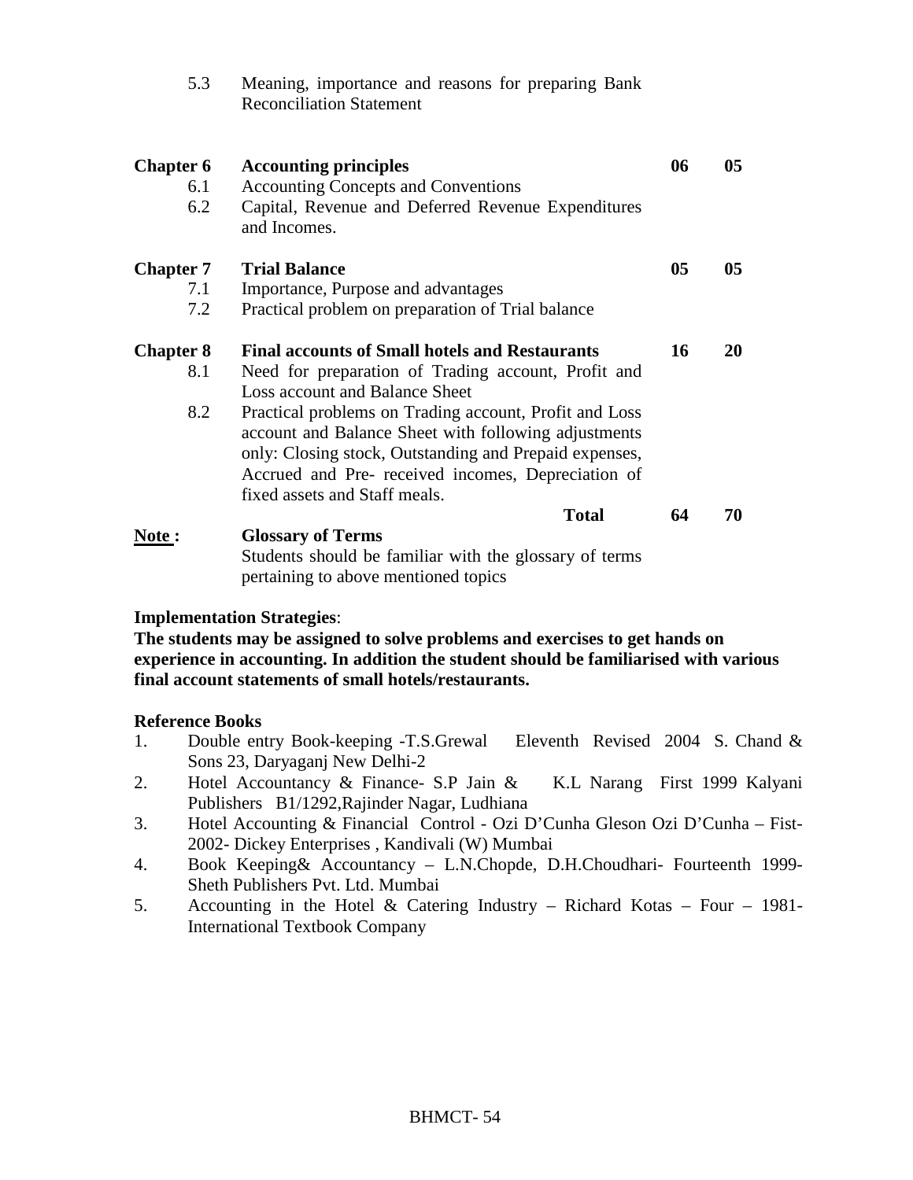| | | | |
|---|---|---|---|
| 5.3 | Meaning, importance and reasons for preparing Bank Reconciliation Statement | | |
| **Chapter 6** | **Accounting principles** | **06** | **05** |
| 6.1 | Accounting Concepts and Conventions | | |
| 6.2 | Capital, Revenue and Deferred Revenue Expenditures and Incomes. | | |
| **Chapter 7** | **Trial Balance** | **05** | **05** |
| 7.1 | Importance, Purpose and advantages | | |
| 7.2 | Practical problem on preparation of Trial balance | | |
| **Chapter 8** | **Final accounts of Small hotels and Restaurants** | **16** | **20** |
| 8.1 | Need for preparation of Trading account, Profit and Loss account and Balance Sheet | | |
| 8.2 | Practical problems on Trading account, Profit and Loss account and Balance Sheet with following adjustments only: Closing stock, Outstanding and Prepaid expenses, Accrued and Pre- received incomes, Depreciation of fixed assets and Staff meals. | | |
| | **Total** | **64** | **70** |

**Note :** **Glossary of Terms**

Students should be familiar with the glossary of terms pertaining to above mentioned topics

**Implementation Strategies**:

**The students may be assigned to solve problems and exercises to get hands on experience in accounting. In addition the student should be familiarised with various final account statements of small hotels/restaurants.**

**Reference Books**

1. Double entry Book-keeping -T.S.Grewal Eleventh Revised 2004 S. Chand & Sons 23, Daryaganj New Delhi-2
2. Hotel Accountancy & Finance- S.P Jain & K.L Narang First 1999 Kalyani Publishers B1/1292,Rajinder Nagar, Ludhiana
3. Hotel Accounting & Financial Control - Ozi D'Cunha Gleson Ozi D'Cunha – Fist-2002- Dickey Enterprises , Kandivali (W) Mumbai
4. Book Keeping& Accountancy – L.N.Chopde, D.H.Choudhari- Fourteenth 1999- Sheth Publishers Pvt. Ltd. Mumbai
5. Accounting in the Hotel & Catering Industry – Richard Kotas – Four – 1981- International Textbook Company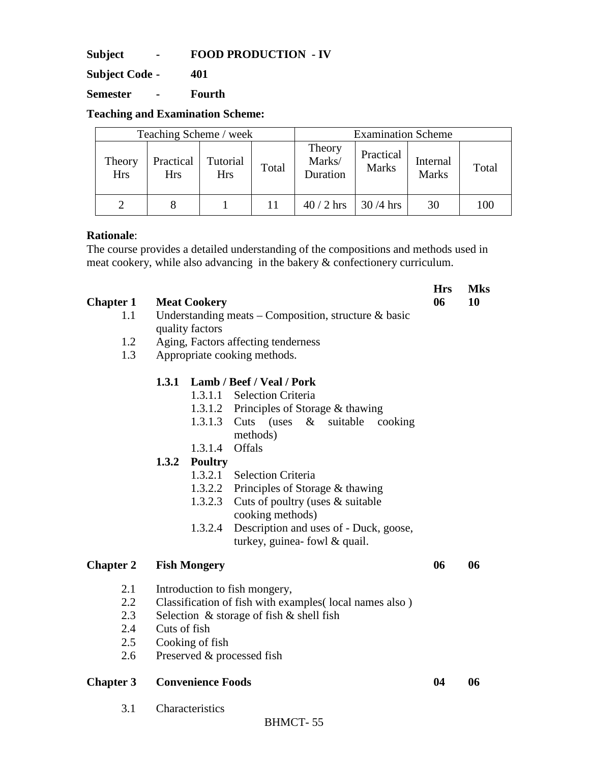**Subject - FOOD PRODUCTION - IV**

**Subject Code - 401**

**Semester - Fourth**

**Teaching and Examination Scheme:**

| Teaching Scheme / week | | | | Examination Scheme | | | |
|---|---|---|---|---|---|---|---|
| Theory Hrs | Practical Hrs | Tutorial Hrs | Total | Theory Marks/ Duration | Practical Marks | Internal Marks | Total |
| 2 | 8 | 1 | 11 | 40 / 2 hrs | 30 /4 hrs | 30 | 100 |

**Rationale**:
The course provides a detailed understanding of the compositions and methods used in meat cookery, while also advancing in the bakery & confectionery curriculum.

| | | Hrs | Mks |
|---|---|---|---|
| **Chapter 1** | **Meat Cookery** | **06** | **10** |

- 1.1 Understanding meats – Composition, structure & basic quality factors
- 1.2 Aging, Factors affecting tenderness
- 1.3 Appropriate cooking methods.
  - **1.3.1 Lamb / Beef / Veal / Pork**
    - 1.3.1.1 Selection Criteria
    - 1.3.1.2 Principles of Storage & thawing
    - 1.3.1.3 Cuts (uses & suitable cooking methods)
    - 1.3.1.4 Offals
  - **1.3.2 Poultry**
    - 1.3.2.1 Selection Criteria
    - 1.3.2.2 Principles of Storage & thawing
    - 1.3.2.3 Cuts of poultry (uses & suitable cooking methods)
    - 1.3.2.4 Description and uses of - Duck, goose, turkey, guinea- fowl & quail.

| | | | |
|---|---|---|---|
| **Chapter 2** | **Fish Mongery** | **06** | **06** |

- 2.1 Introduction to fish mongery,
- 2.2 Classification of fish with examples( local names also )
- 2.3 Selection & storage of fish & shell fish
- 2.4 Cuts of fish
- 2.5 Cooking of fish
- 2.6 Preserved & processed fish

| | | | |
|---|---|---|---|
| **Chapter 3** | **Convenience Foods** | **04** | **06** |

- 3.1 Characteristics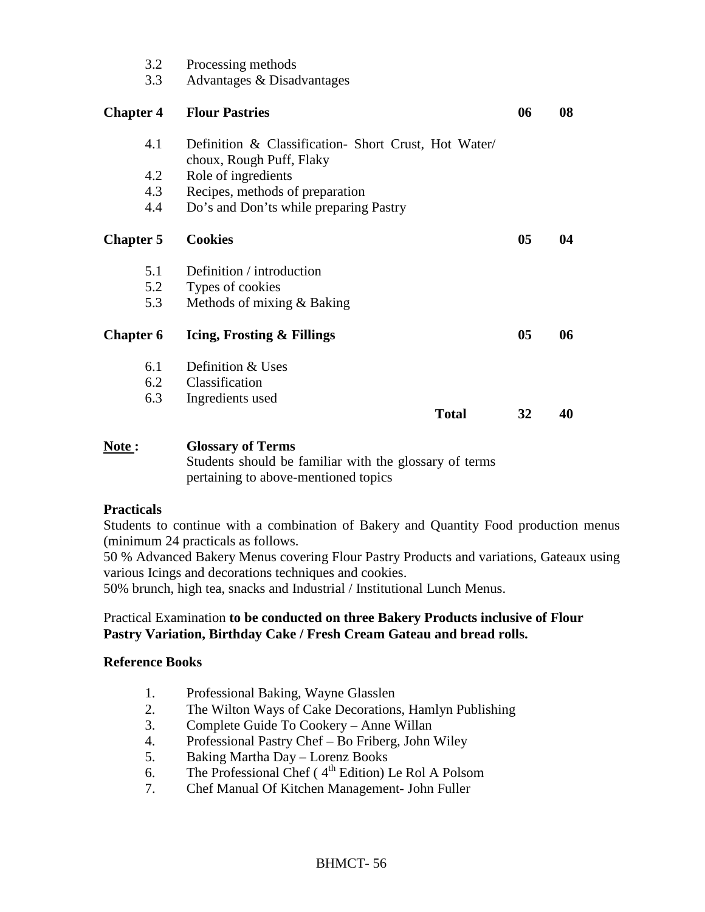| | | | |
|---|---|---|---|
| 3.2 | Processing methods | | |
| 3.3 | Advantages & Disadvantages | | |
| **Chapter 4** | **Flour Pastries** | **06** | **08** |
| 4.1 | Definition & Classification- Short Crust, Hot Water/ choux, Rough Puff, Flaky | | |
| 4.2 | Role of ingredients | | |
| 4.3 | Recipes, methods of preparation | | |
| 4.4 | Do's and Don'ts while preparing Pastry | | |
| **Chapter 5** | **Cookies** | **05** | **04** |
| 5.1 | Definition / introduction | | |
| 5.2 | Types of cookies | | |
| 5.3 | Methods of mixing & Baking | | |
| **Chapter 6** | **Icing, Frosting & Fillings** | **05** | **06** |
| 6.1 | Definition & Uses | | |
| 6.2 | Classification | | |
| 6.3 | Ingredients used | | |
| | **Total** | **32** | **40** |

**<u>Note :</u>** **Glossary of Terms**
Students should be familiar with the glossary of terms pertaining to above-mentioned topics

### Practicals

Students to continue with a combination of Bakery and Quantity Food production menus (minimum 24 practicals as follows.

50 % Advanced Bakery Menus covering Flour Pastry Products and variations, Gateaux using various Icings and decorations techniques and cookies.

50% brunch, high tea, snacks and Industrial / Institutional Lunch Menus.

Practical Examination **to be conducted on three Bakery Products inclusive of Flour Pastry Variation, Birthday Cake / Fresh Cream Gateau and bread rolls.**

### Reference Books

1. Professional Baking, Wayne Glasslen
2. The Wilton Ways of Cake Decorations, Hamlyn Publishing
3. Complete Guide To Cookery – Anne Willan
4. Professional Pastry Chef – Bo Friberg, John Wiley
5. Baking Martha Day – Lorenz Books
6. The Professional Chef ( 4th Edition) Le Rol A Polsom
7. Chef Manual Of Kitchen Management- John Fuller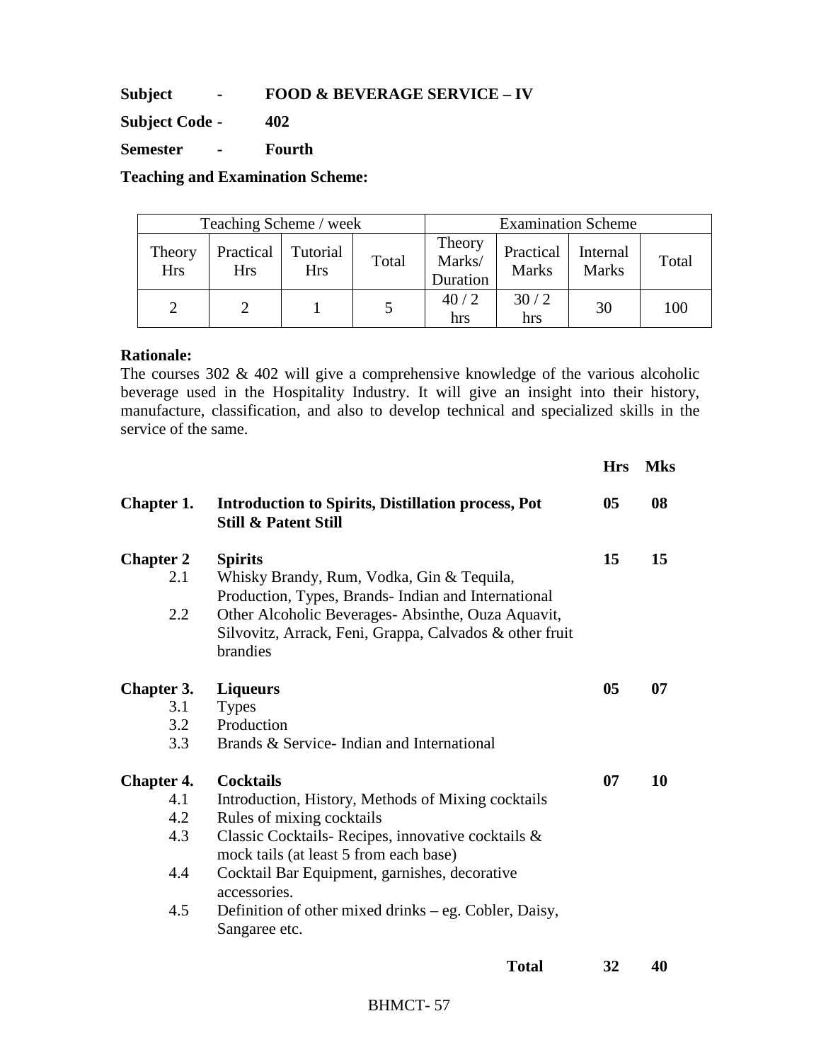**Subject - FOOD & BEVERAGE SERVICE – IV**

**Subject Code - 402**

**Semester - Fourth**

**Teaching and Examination Scheme:**

| Teaching Scheme / week | | | | Examination Scheme | | | |
|---|---|---|---|---|---|---|---|
| Theory Hrs | Practical Hrs | Tutorial Hrs | Total | Theory Marks/ Duration | Practical Marks | Internal Marks | Total |
| 2 | 2 | 1 | 5 | 40 / 2 hrs | 30 / 2 hrs | 30 | 100 |

**Rationale:**
The courses 302 & 402 will give a comprehensive knowledge of the various alcoholic beverage used in the Hospitality Industry. It will give an insight into their history, manufacture, classification, and also to develop technical and specialized skills in the service of the same.

| | | Hrs | Mks |
|---|---|---|---|
| **Chapter 1.** | **Introduction to Spirits, Distillation process, Pot Still & Patent Still** | **05** | **08** |
| **Chapter 2** | **Spirits** | **15** | **15** |
| 2.1 | Whisky Brandy, Rum, Vodka, Gin & Tequila, Production, Types, Brands- Indian and International | | |
| 2.2 | Other Alcoholic Beverages- Absinthe, Ouza Aquavit, Silvovitz, Arrack, Feni, Grappa, Calvados & other fruit brandies | | |
| **Chapter 3.** | **Liqueurs** | **05** | **07** |
| 3.1 | Types | | |
| 3.2 | Production | | |
| 3.3 | Brands & Service- Indian and International | | |
| **Chapter 4.** | **Cocktails** | **07** | **10** |
| 4.1 | Introduction, History, Methods of Mixing cocktails | | |
| 4.2 | Rules of mixing cocktails | | |
| 4.3 | Classic Cocktails- Recipes, innovative cocktails & mock tails (at least 5 from each base) | | |
| 4.4 | Cocktail Bar Equipment, garnishes, decorative accessories. | | |
| 4.5 | Definition of other mixed drinks – eg. Cobler, Daisy, Sangaree etc. | | |
| | **Total** | **32** | **40** |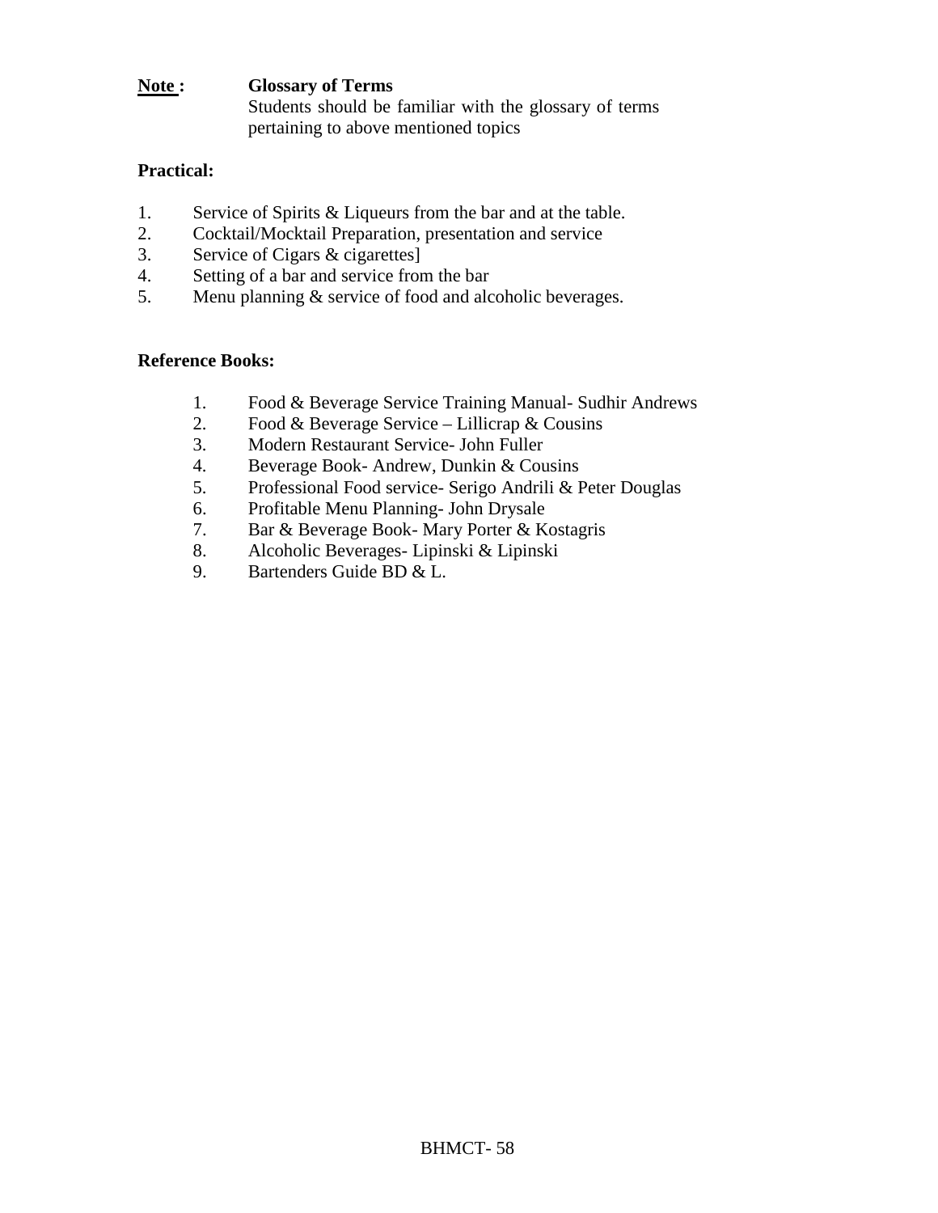**Note :** **Glossary of Terms**
Students should be familiar with the glossary of terms pertaining to above mentioned topics

**Practical:**

1. Service of Spirits & Liqueurs from the bar and at the table.
2. Cocktail/Mocktail Preparation, presentation and service
3. Service of Cigars & cigarettes]
4. Setting of a bar and service from the bar
5. Menu planning & service of food and alcoholic beverages.

**Reference Books:**

1. Food & Beverage Service Training Manual- Sudhir Andrews
2. Food & Beverage Service – Lillicrap & Cousins
3. Modern Restaurant Service- John Fuller
4. Beverage Book- Andrew, Dunkin & Cousins
5. Professional Food service- Serigo Andrili & Peter Douglas
6. Profitable Menu Planning- John Drysale
7. Bar & Beverage Book- Mary Porter & Kostagris
8. Alcoholic Beverages- Lipinski & Lipinski
9. Bartenders Guide BD & L.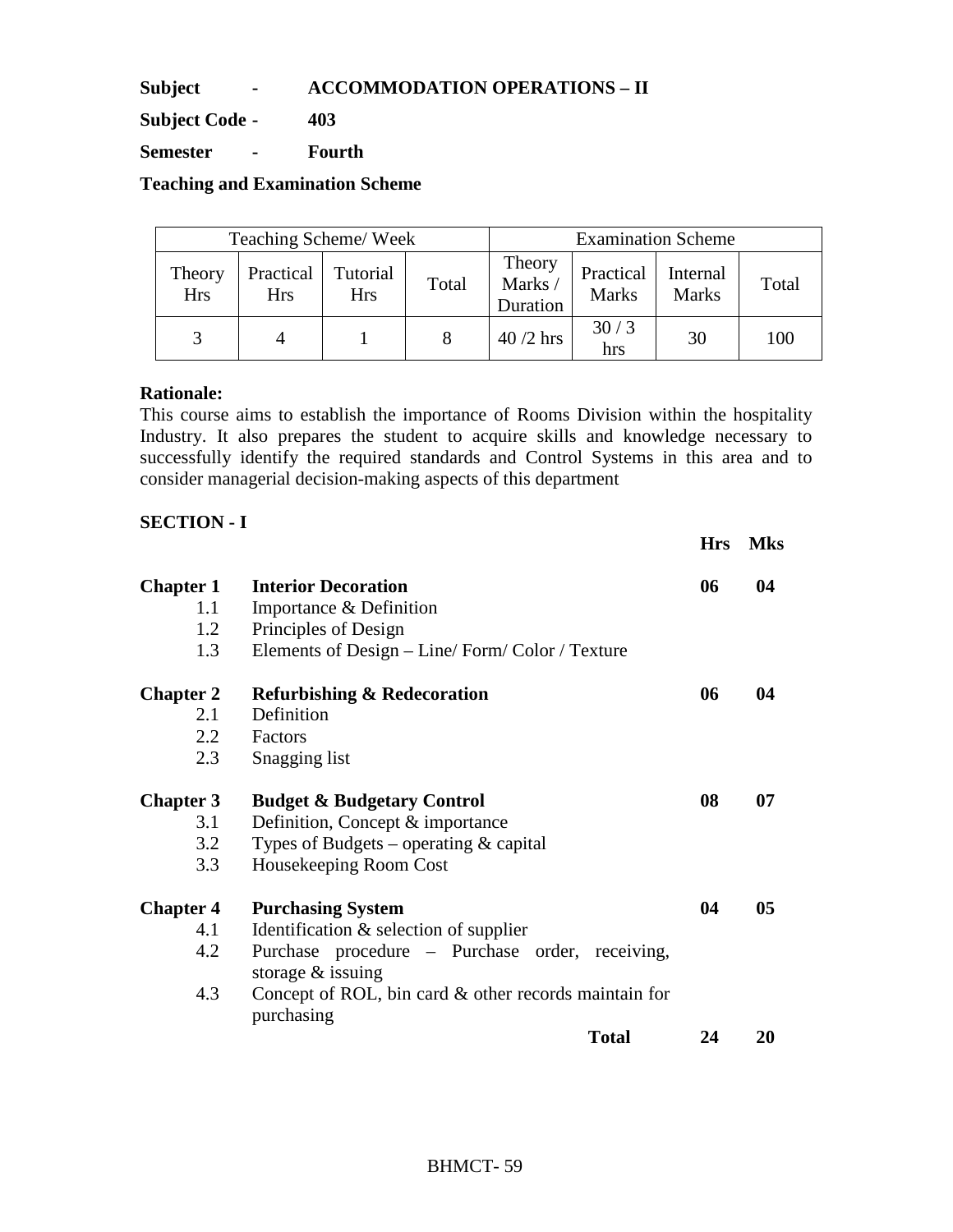**Subject - ACCOMMODATION OPERATIONS – II**

**Subject Code - 403**

**Semester - Fourth**

**Teaching and Examination Scheme**

| Teaching Scheme/ Week | | | | Examination Scheme | | | |
|---|---|---|---|---|---|---|---|
| Theory Hrs | Practical Hrs | Tutorial Hrs | Total | Theory Marks / Duration | Practical Marks | Internal Marks | Total |
| 3 | 4 | 1 | 8 | 40 /2 hrs | 30 / 3 hrs | 30 | 100 |

**Rationale:**

This course aims to establish the importance of Rooms Division within the hospitality Industry. It also prepares the student to acquire skills and knowledge necessary to successfully identify the required standards and Control Systems in this area and to consider managerial decision-making aspects of this department

**SECTION - I**

| | | Hrs | Mks |
|---|---|---|---|
| **Chapter 1** | **Interior Decoration** | **06** | **04** |
| 1.1 | Importance & Definition | | |
| 1.2 | Principles of Design | | |
| 1.3 | Elements of Design – Line/ Form/ Color / Texture | | |
| **Chapter 2** | **Refurbishing & Redecoration** | **06** | **04** |
| 2.1 | Definition | | |
| 2.2 | Factors | | |
| 2.3 | Snagging list | | |
| **Chapter 3** | **Budget & Budgetary Control** | **08** | **07** |
| 3.1 | Definition, Concept & importance | | |
| 3.2 | Types of Budgets – operating & capital | | |
| 3.3 | Housekeeping Room Cost | | |
| **Chapter 4** | **Purchasing System** | **04** | **05** |
| 4.1 | Identification & selection of supplier | | |
| 4.2 | Purchase procedure – Purchase order, receiving, storage & issuing | | |
| 4.3 | Concept of ROL, bin card & other records maintain for purchasing | | |
| | **Total** | **24** | **20** |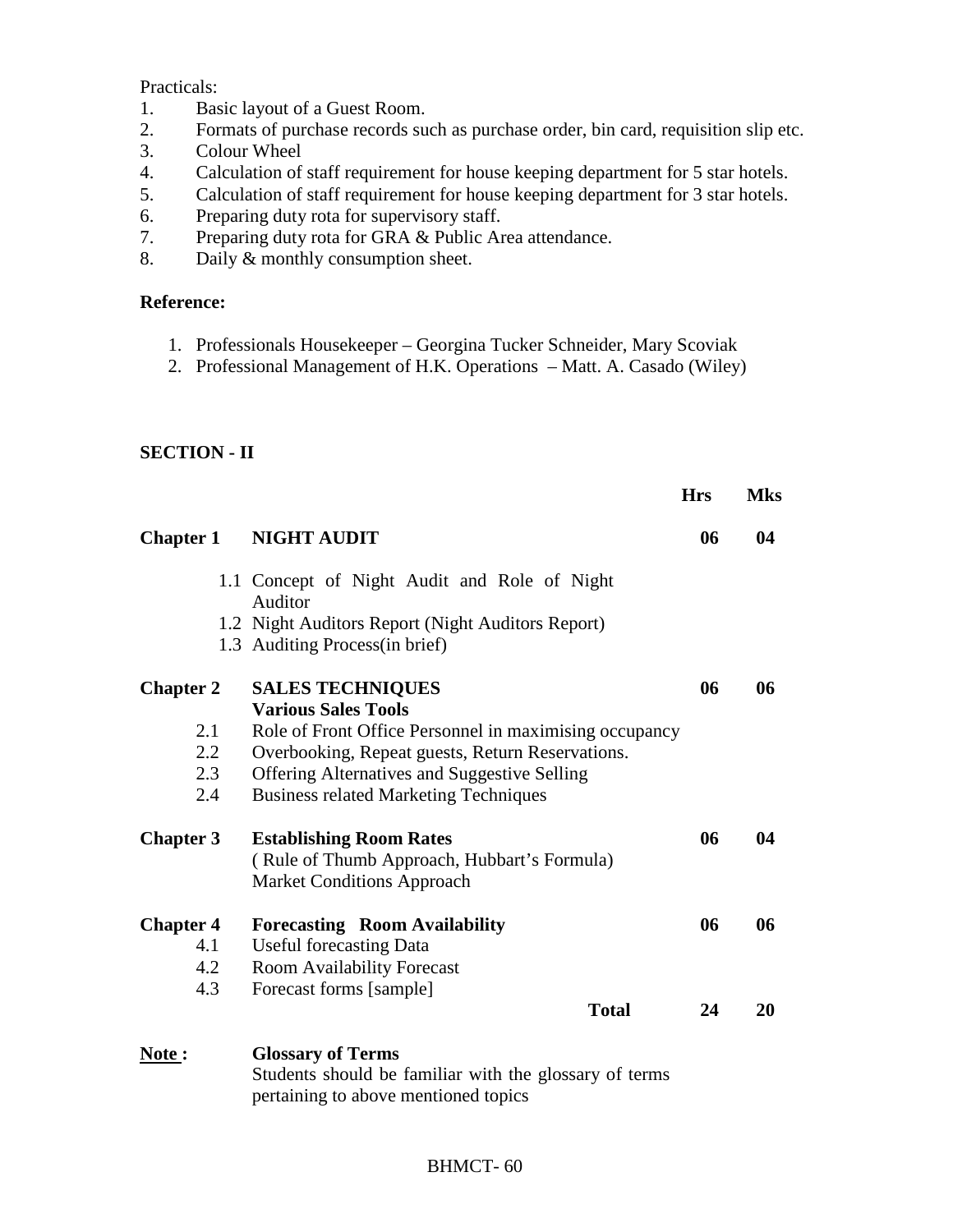Practicals:

1. Basic layout of a Guest Room.
2. Formats of purchase records such as purchase order, bin card, requisition slip etc.
3. Colour Wheel
4. Calculation of staff requirement for house keeping department for 5 star hotels.
5. Calculation of staff requirement for house keeping department for 3 star hotels.
6. Preparing duty rota for supervisory staff.
7. Preparing duty rota for GRA & Public Area attendance.
8. Daily & monthly consumption sheet.

**Reference:**

1. Professionals Housekeeper – Georgina Tucker Schneider, Mary Scoviak
2. Professional Management of H.K. Operations – Matt. A. Casado (Wiley)

**SECTION - II**

| | | **Hrs** | **Mks** |
|---|---|---|---|
| **Chapter 1** | **NIGHT AUDIT** | **06** | **04** |
| | 1.1 Concept of Night Audit and Role of Night Auditor | | |
| | 1.2 Night Auditors Report (Night Auditors Report) | | |
| | 1.3 Auditing Process(in brief) | | |
| **Chapter 2** | **SALES TECHNIQUES** | **06** | **06** |
| | **Various Sales Tools** | | |
| 2.1 | Role of Front Office Personnel in maximising occupancy | | |
| 2.2 | Overbooking, Repeat guests, Return Reservations. | | |
| 2.3 | Offering Alternatives and Suggestive Selling | | |
| 2.4 | Business related Marketing Techniques | | |
| **Chapter 3** | **Establishing Room Rates** | **06** | **04** |
| | ( Rule of Thumb Approach, Hubbart's Formula) | | |
| | Market Conditions Approach | | |
| **Chapter 4** | **Forecasting Room Availability** | **06** | **06** |
| 4.1 | Useful forecasting Data | | |
| 4.2 | Room Availability Forecast | | |
| 4.3 | Forecast forms [sample] | | |
| | **Total** | **24** | **20** |

**Note :** **Glossary of Terms**
Students should be familiar with the glossary of terms pertaining to above mentioned topics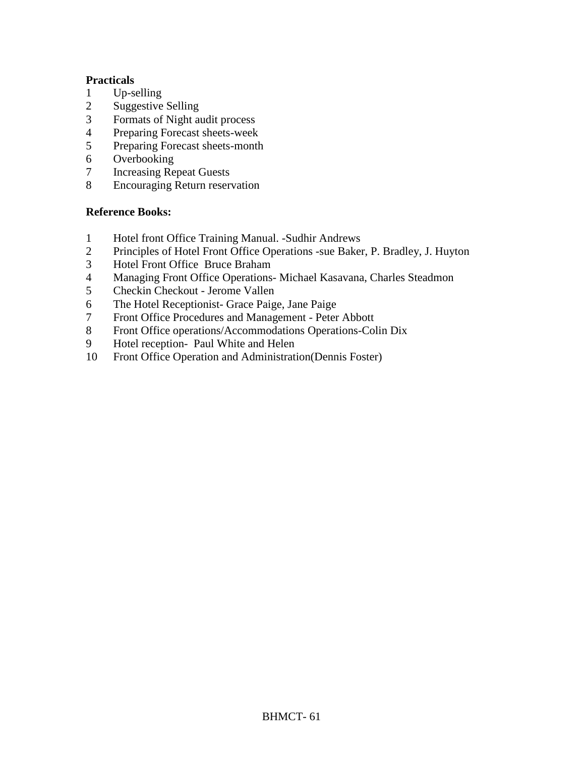**Practicals**

1. Up-selling
2. Suggestive Selling
3. Formats of Night audit process
4. Preparing Forecast sheets-week
5. Preparing Forecast sheets-month
6. Overbooking
7. Increasing Repeat Guests
8. Encouraging Return reservation

**Reference Books:**

1. Hotel front Office Training Manual. -Sudhir Andrews
2. Principles of Hotel Front Office Operations -sue Baker, P. Bradley, J. Huyton
3. Hotel Front Office Bruce Braham
4. Managing Front Office Operations- Michael Kasavana, Charles Steadmon
5. Checkin Checkout - Jerome Vallen
6. The Hotel Receptionist- Grace Paige, Jane Paige
7. Front Office Procedures and Management - Peter Abbott
8. Front Office operations/Accommodations Operations-Colin Dix
9. Hotel reception- Paul White and Helen
10. Front Office Operation and Administration(Dennis Foster)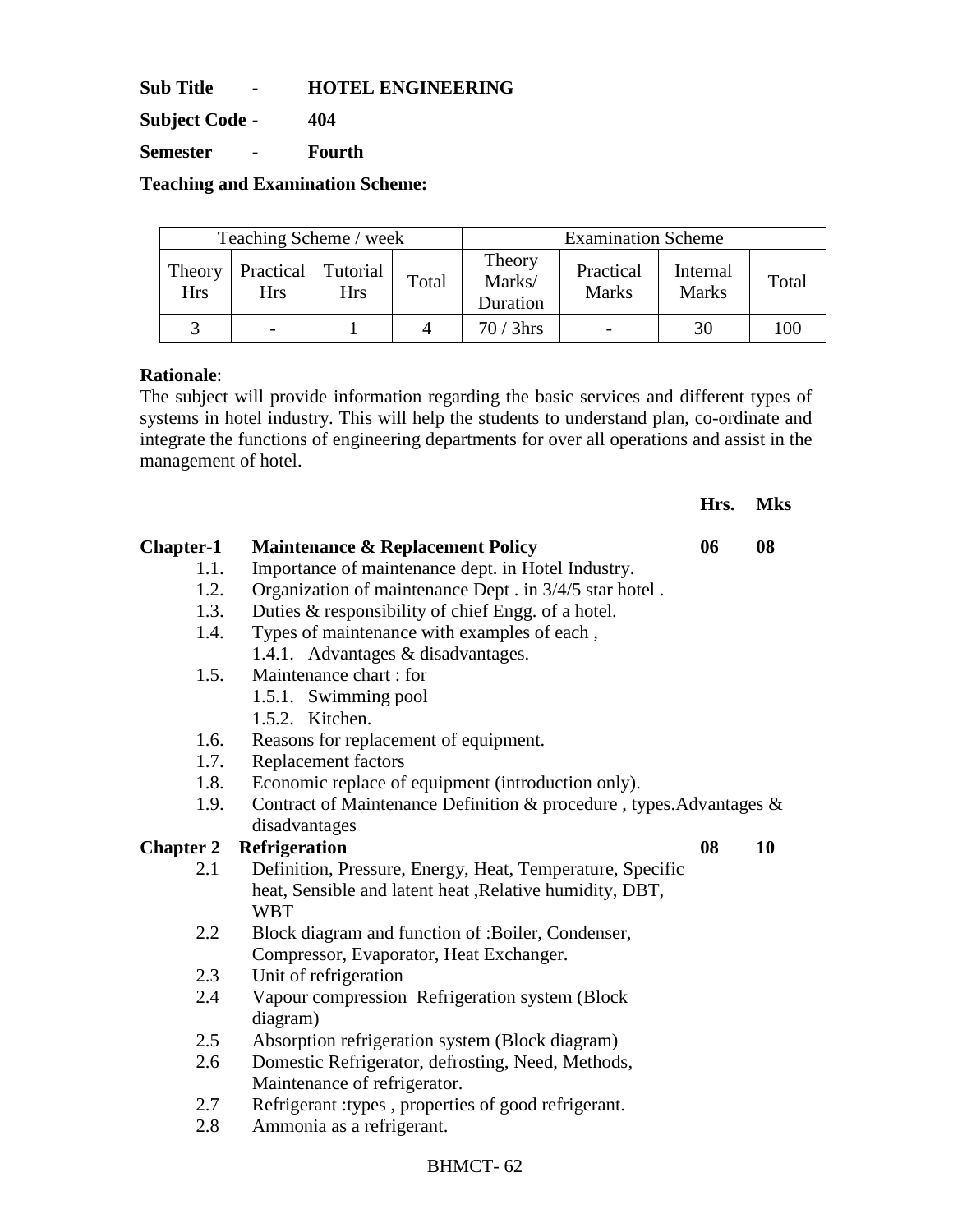**Sub Title - HOTEL ENGINEERING**

**Subject Code - 404**

**Semester - Fourth**

**Teaching and Examination Scheme:**

| Teaching Scheme / week | | | | Examination Scheme | | | |
|---|---|---|---|---|---|---|---|
| Theory Hrs | Practical Hrs | Tutorial Hrs | Total | Theory Marks/ Duration | Practical Marks | Internal Marks | Total |
| 3 | - | 1 | 4 | 70 / 3hrs | - | 30 | 100 |

**Rationale**:
The subject will provide information regarding the basic services and different types of systems in hotel industry. This will help the students to understand plan, co-ordinate and integrate the functions of engineering departments for over all operations and assist in the management of hotel.

| | | **Hrs.** | **Mks** |
|---|---|---|---|
| **Chapter-1** | **Maintenance & Replacement Policy** | **06** | **08** |

- 1.1. Importance of maintenance dept. in Hotel Industry.
- 1.2. Organization of maintenance Dept . in 3/4/5 star hotel .
- 1.3. Duties & responsibility of chief Engg. of a hotel.
- 1.4. Types of maintenance with examples of each ,
  - 1.4.1. Advantages & disadvantages.
- 1.5. Maintenance chart : for
  - 1.5.1. Swimming pool
  - 1.5.2. Kitchen.
- 1.6. Reasons for replacement of equipment.
- 1.7. Replacement factors
- 1.8. Economic replace of equipment (introduction only).
- 1.9. Contract of Maintenance Definition & procedure , types.Advantages & disadvantages

| | | | |
|---|---|---|---|
| **Chapter 2** | **Refrigeration** | **08** | **10** |

- 2.1 Definition, Pressure, Energy, Heat, Temperature, Specific heat, Sensible and latent heat ,Relative humidity, DBT, WBT
- 2.2 Block diagram and function of :Boiler, Condenser, Compressor, Evaporator, Heat Exchanger.
- 2.3 Unit of refrigeration
- 2.4 Vapour compression Refrigeration system (Block diagram)
- 2.5 Absorption refrigeration system (Block diagram)
- 2.6 Domestic Refrigerator, defrosting, Need, Methods, Maintenance of refrigerator.
- 2.7 Refrigerant :types , properties of good refrigerant.
- 2.8 Ammonia as a refrigerant.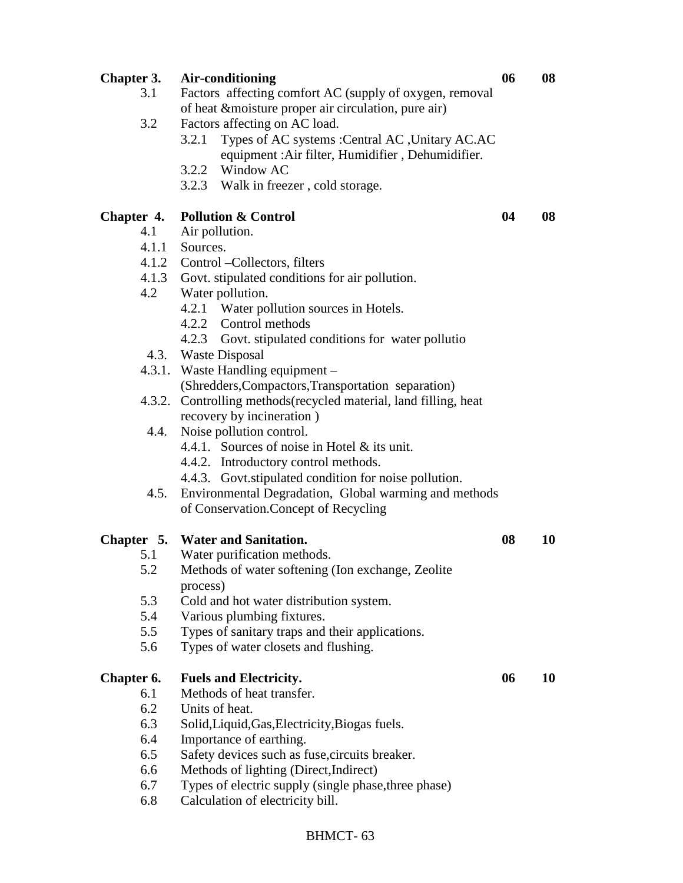| | | | |
|---|---|---|---|
| **Chapter 3.** | **Air-conditioning** | **06** | **08** |
| 3.1 | Factors affecting comfort AC (supply of oxygen, removal of heat &moisture proper air circulation, pure air) | | |
| 3.2 | Factors affecting on AC load. | | |
| | 3.2.1 Types of AC systems :Central AC ,Unitary AC.AC equipment :Air filter, Humidifier , Dehumidifier. | | |
| | 3.2.2 Window AC | | |
| | 3.2.3 Walk in freezer , cold storage. | | |
| **Chapter 4.** | **Pollution & Control** | **04** | **08** |
| 4.1 | Air pollution. | | |
| 4.1.1 | Sources. | | |
| 4.1.2 | Control –Collectors, filters | | |
| 4.1.3 | Govt. stipulated conditions for air pollution. | | |
| 4.2 | Water pollution. | | |
| | 4.2.1 Water pollution sources in Hotels. | | |
| | 4.2.2 Control methods | | |
| | 4.2.3 Govt. stipulated conditions for water pollutio | | |
| 4.3. | Waste Disposal | | |
| 4.3.1. | Waste Handling equipment – (Shredders,Compactors,Transportation separation) | | |
| 4.3.2. | Controlling methods(recycled material, land filling, heat recovery by incineration ) | | |
| 4.4. | Noise pollution control. | | |
| | 4.4.1. Sources of noise in Hotel & its unit. | | |
| | 4.4.2. Introductory control methods. | | |
| | 4.4.3. Govt.stipulated condition for noise pollution. | | |
| 4.5. | Environmental Degradation, Global warming and methods of Conservation.Concept of Recycling | | |
| **Chapter 5.** | **Water and Sanitation.** | **08** | **10** |
| 5.1 | Water purification methods. | | |
| 5.2 | Methods of water softening (Ion exchange, Zeolite process) | | |
| 5.3 | Cold and hot water distribution system. | | |
| 5.4 | Various plumbing fixtures. | | |
| 5.5 | Types of sanitary traps and their applications. | | |
| 5.6 | Types of water closets and flushing. | | |
| **Chapter 6.** | **Fuels and Electricity.** | **06** | **10** |
| 6.1 | Methods of heat transfer. | | |
| 6.2 | Units of heat. | | |
| 6.3 | Solid,Liquid,Gas,Electricity,Biogas fuels. | | |
| 6.4 | Importance of earthing. | | |
| 6.5 | Safety devices such as fuse,circuits breaker. | | |
| 6.6 | Methods of lighting (Direct,Indirect) | | |
| 6.7 | Types of electric supply (single phase,three phase) | | |
| 6.8 | Calculation of electricity bill. | | |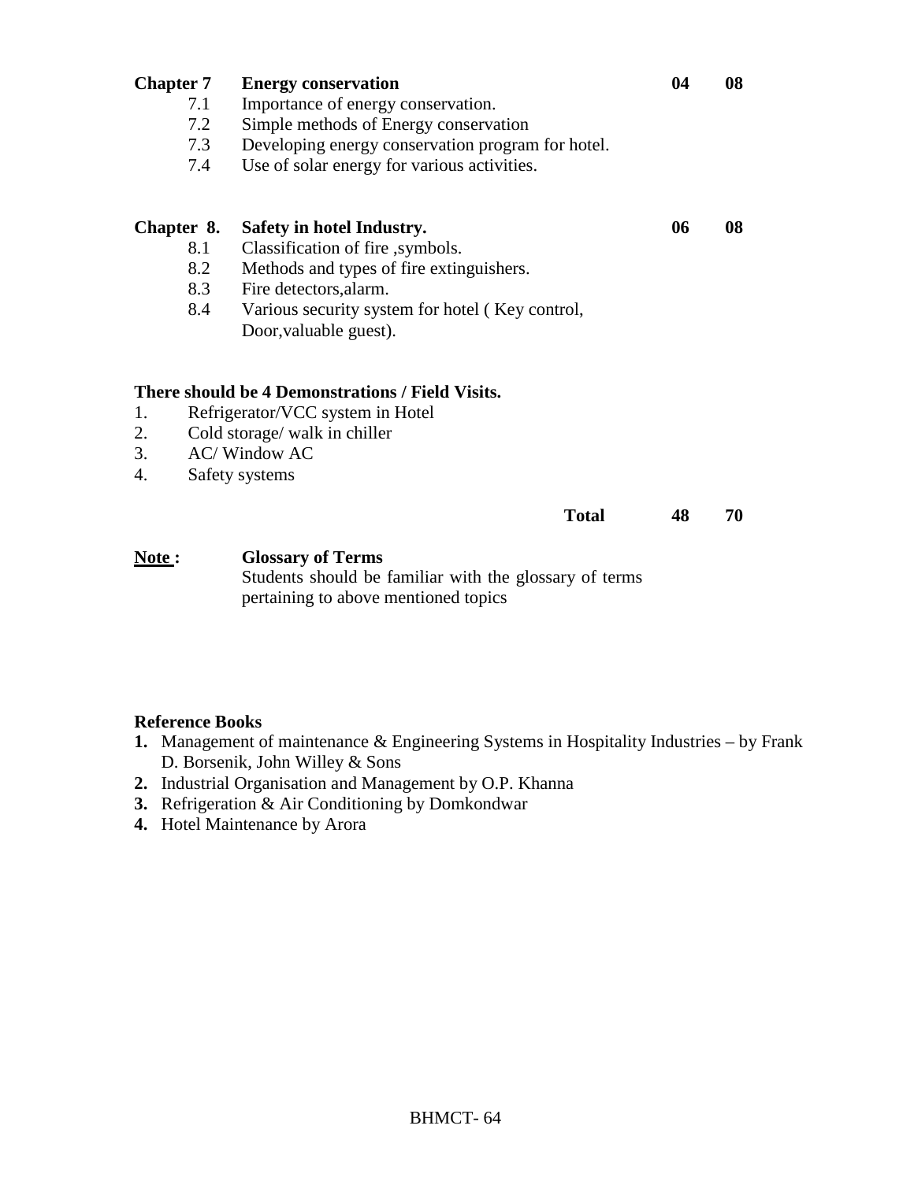| | | | |
|---|---|---|---|
| **Chapter 7** | **Energy conservation** | **04** | **08** |
| 7.1 | Importance of energy conservation. | | |
| 7.2 | Simple methods of Energy conservation | | |
| 7.3 | Developing energy conservation program for hotel. | | |
| 7.4 | Use of solar energy for various activities. | | |
| **Chapter 8.** | **Safety in hotel Industry.** | **06** | **08** |
| 8.1 | Classification of fire ,symbols. | | |
| 8.2 | Methods and types of fire extinguishers. | | |
| 8.3 | Fire detectors,alarm. | | |
| 8.4 | Various security system for hotel ( Key control, Door,valuable guest). | | |

**There should be 4 Demonstrations / Field Visits.**

1. Refrigerator/VCC system in Hotel
2. Cold storage/ walk in chiller
3. AC/ Window AC
4. Safety systems

| | | | |
|---|---|---|---|
| | **Total** | **48** | **70** |

**<u>Note</u> :** **Glossary of Terms**
Students should be familiar with the glossary of terms pertaining to above mentioned topics

**Reference Books**

1. Management of maintenance & Engineering Systems in Hospitality Industries – by Frank D. Borsenik, John Willey & Sons
2. Industrial Organisation and Management by O.P. Khanna
3. Refrigeration & Air Conditioning by Domkondwar
4. Hotel Maintenance by Arora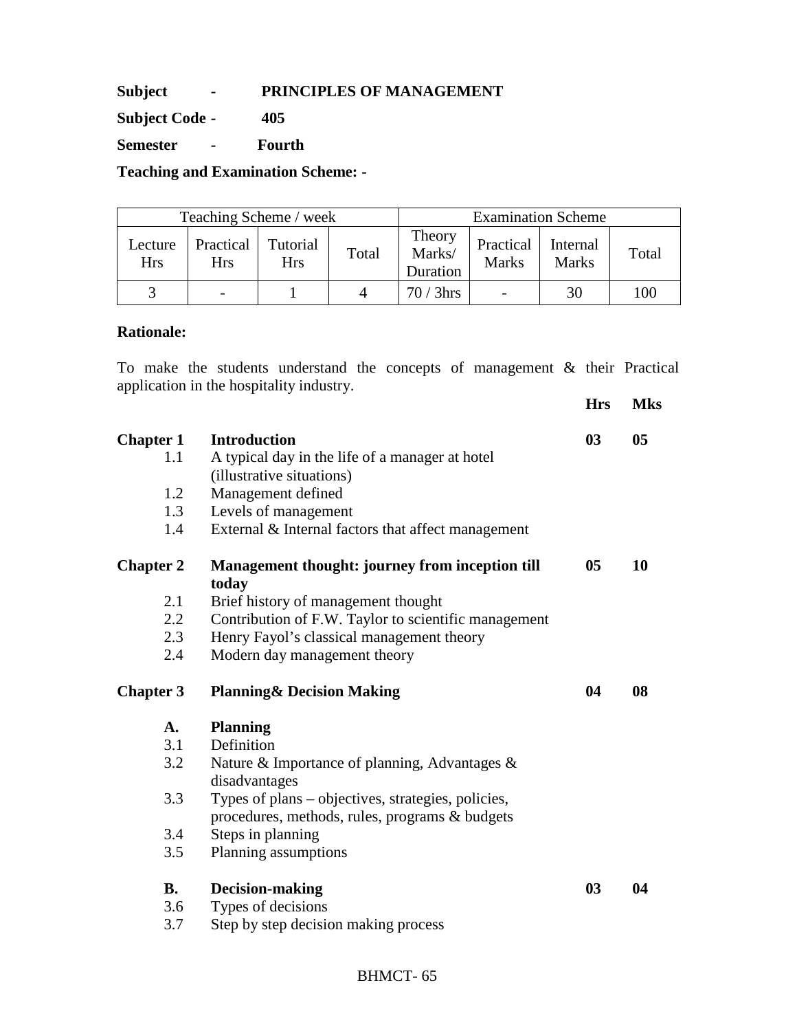**Subject - PRINCIPLES OF MANAGEMENT**

**Subject Code - 405**

**Semester - Fourth**

**Teaching and Examination Scheme: -**

| Teaching Scheme / week | | | | Examination Scheme | | | |
|---|---|---|---|---|---|---|---|
| Lecture Hrs | Practical Hrs | Tutorial Hrs | Total | Theory Marks/ Duration | Practical Marks | Internal Marks | Total |
| 3 | - | 1 | 4 | 70 / 3hrs | - | 30 | 100 |

**Rationale:**

To make the students understand the concepts of management & their Practical application in the hospitality industry.

| | | **Hrs** | **Mks** |
|---|---|---|---|
| **Chapter 1** | **Introduction** | **03** | **05** |
| 1.1 | A typical day in the life of a manager at hotel (illustrative situations) | | |
| 1.2 | Management defined | | |
| 1.3 | Levels of management | | |
| 1.4 | External & Internal factors that affect management | | |
| **Chapter 2** | **Management thought: journey from inception till today** | **05** | **10** |
| 2.1 | Brief history of management thought | | |
| 2.2 | Contribution of F.W. Taylor to scientific management | | |
| 2.3 | Henry Fayol's classical management theory | | |
| 2.4 | Modern day management theory | | |
| **Chapter 3** | **Planning& Decision Making** | **04** | **08** |
| **A.** | **Planning** | | |
| 3.1 | Definition | | |
| 3.2 | Nature & Importance of planning, Advantages & disadvantages | | |
| 3.3 | Types of plans – objectives, strategies, policies, procedures, methods, rules, programs & budgets | | |
| 3.4 | Steps in planning | | |
| 3.5 | Planning assumptions | | |
| **B.** | **Decision-making** | **03** | **04** |
| 3.6 | Types of decisions | | |
| 3.7 | Step by step decision making process | | |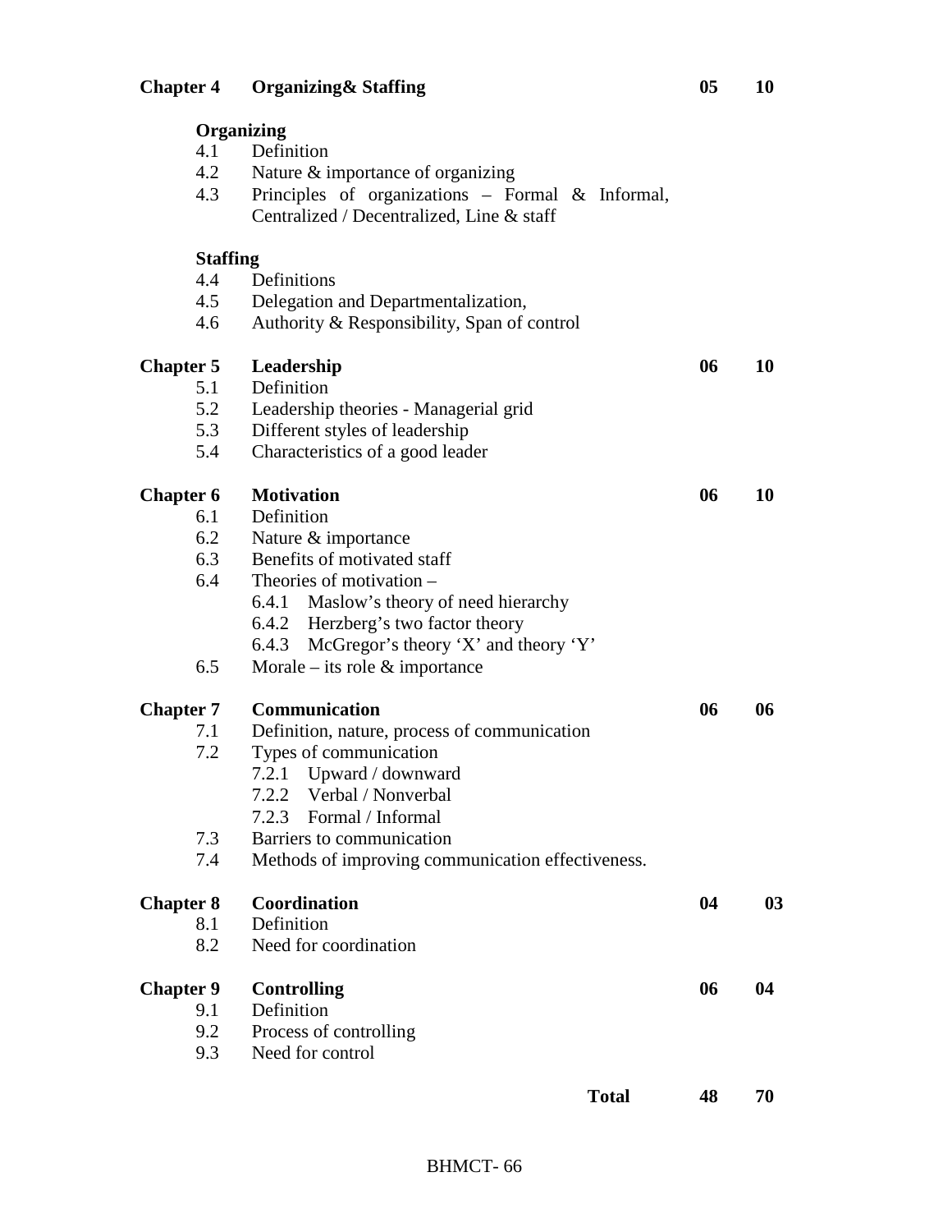| | | | |
|---|---|---|---|
| **Chapter 4** | **Organizing& Staffing** | **05** | **10** |
| | **Organizing** | | |
| 4.1 | Definition | | |
| 4.2 | Nature & importance of organizing | | |
| 4.3 | Principles of organizations – Formal & Informal, Centralized / Decentralized, Line & staff | | |
| | **Staffing** | | |
| 4.4 | Definitions | | |
| 4.5 | Delegation and Departmentalization, | | |
| 4.6 | Authority & Responsibility, Span of control | | |
| **Chapter 5** | **Leadership** | **06** | **10** |
| 5.1 | Definition | | |
| 5.2 | Leadership theories - Managerial grid | | |
| 5.3 | Different styles of leadership | | |
| 5.4 | Characteristics of a good leader | | |
| **Chapter 6** | **Motivation** | **06** | **10** |
| 6.1 | Definition | | |
| 6.2 | Nature & importance | | |
| 6.3 | Benefits of motivated staff | | |
| 6.4 | Theories of motivation – | | |
| | 6.4.1 Maslow's theory of need hierarchy | | |
| | 6.4.2 Herzberg's two factor theory | | |
| | 6.4.3 McGregor's theory 'X' and theory 'Y' | | |
| 6.5 | Morale – its role & importance | | |
| **Chapter 7** | **Communication** | **06** | **06** |
| 7.1 | Definition, nature, process of communication | | |
| 7.2 | Types of communication | | |
| | 7.2.1 Upward / downward | | |
| | 7.2.2 Verbal / Nonverbal | | |
| | 7.2.3 Formal / Informal | | |
| 7.3 | Barriers to communication | | |
| 7.4 | Methods of improving communication effectiveness. | | |
| **Chapter 8** | **Coordination** | **04** | **03** |
| 8.1 | Definition | | |
| 8.2 | Need for coordination | | |
| **Chapter 9** | **Controlling** | **06** | **04** |
| 9.1 | Definition | | |
| 9.2 | Process of controlling | | |
| 9.3 | Need for control | | |
| | **Total** | **48** | **70** |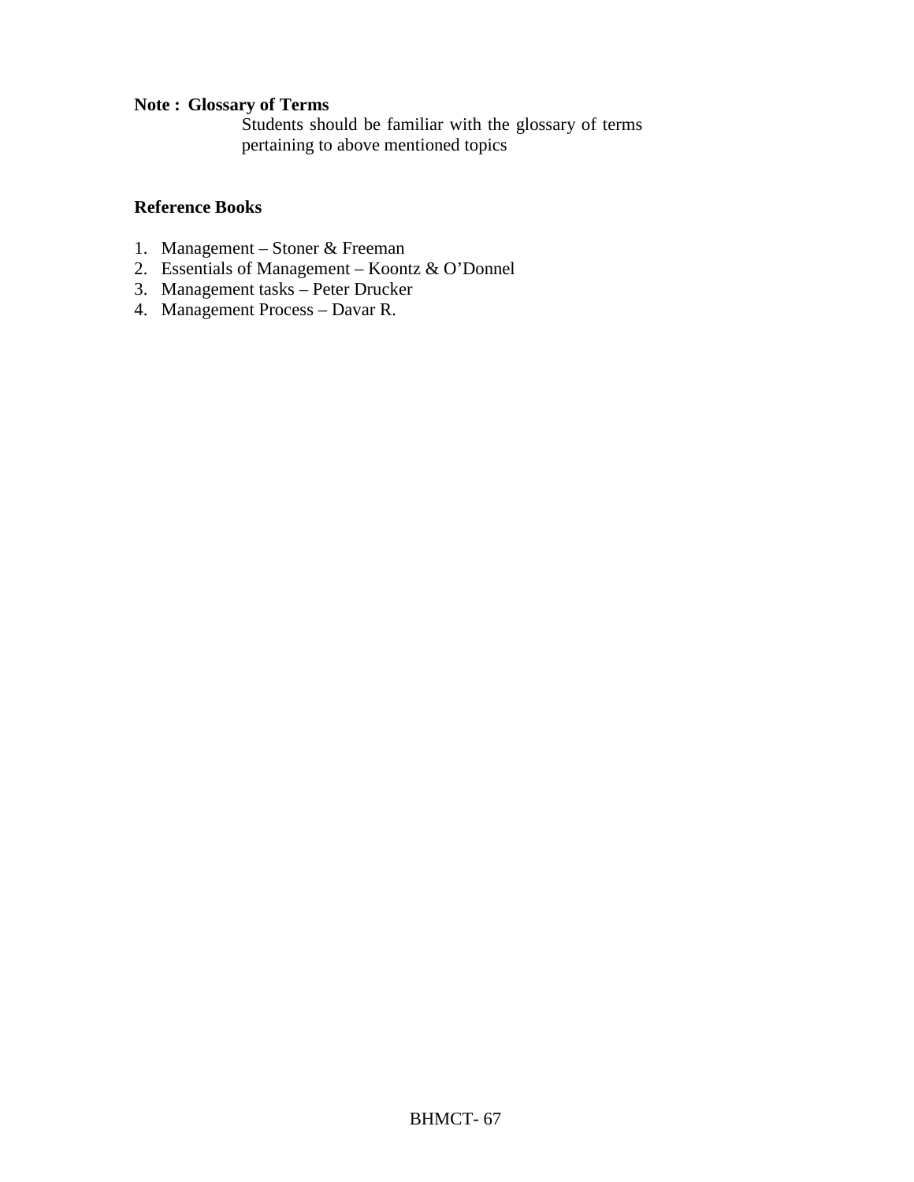**Note : Glossary of Terms**

Students should be familiar with the glossary of terms pertaining to above mentioned topics

**Reference Books**

1. Management – Stoner & Freeman
2. Essentials of Management – Koontz & O'Donnel
3. Management tasks – Peter Drucker
4. Management Process – Davar R.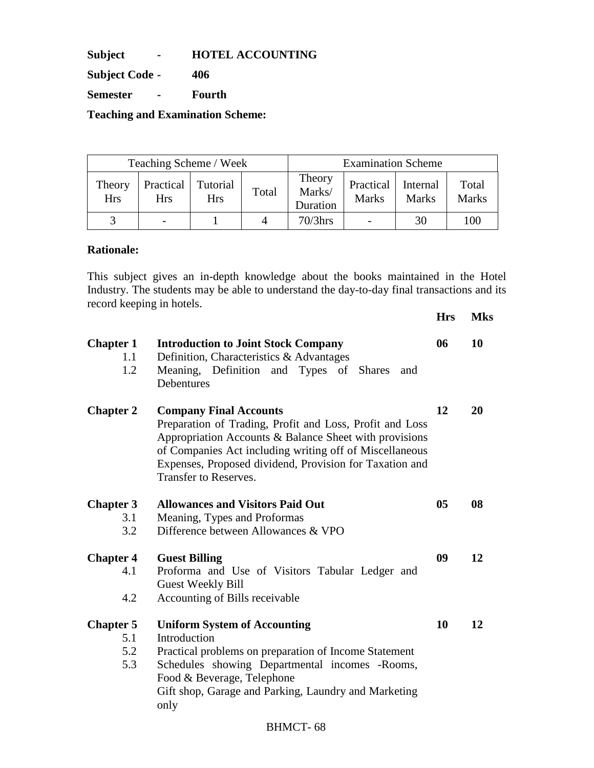**Subject - HOTEL ACCOUNTING**

**Subject Code - 406**

**Semester - Fourth**

**Teaching and Examination Scheme:**

| Teaching Scheme / Week | | | | Examination Scheme | | | |
|---|---|---|---|---|---|---|---|
| Theory Hrs | Practical Hrs | Tutorial Hrs | Total | Theory Marks/ Duration | Practical Marks | Internal Marks | Total Marks |
| 3 | - | 1 | 4 | 70/3hrs | - | 30 | 100 |

**Rationale:**

This subject gives an in-depth knowledge about the books maintained in the Hotel Industry. The students may be able to understand the day-to-day final transactions and its record keeping in hotels.

| | | Hrs | Mks |
|---|---|---|---|
| **Chapter 1** | **Introduction to Joint Stock Company** | **06** | **10** |
| 1.1 | Definition, Characteristics & Advantages | | |
| 1.2 | Meaning, Definition and Types of Shares and Debentures | | |
| **Chapter 2** | **Company Final Accounts** | **12** | **20** |
| | Preparation of Trading, Profit and Loss, Profit and Loss Appropriation Accounts & Balance Sheet with provisions of Companies Act including writing off of Miscellaneous Expenses, Proposed dividend, Provision for Taxation and Transfer to Reserves. | | |
| **Chapter 3** | **Allowances and Visitors Paid Out** | **05** | **08** |
| 3.1 | Meaning, Types and Proformas | | |
| 3.2 | Difference between Allowances & VPO | | |
| **Chapter 4** | **Guest Billing** | **09** | **12** |
| 4.1 | Proforma and Use of Visitors Tabular Ledger and Guest Weekly Bill | | |
| 4.2 | Accounting of Bills receivable | | |
| **Chapter 5** | **Uniform System of Accounting** | **10** | **12** |
| 5.1 | Introduction | | |
| 5.2 | Practical problems on preparation of Income Statement | | |
| 5.3 | Schedules showing Departmental incomes -Rooms, Food & Beverage, Telephone<br>Gift shop, Garage and Parking, Laundry and Marketing only | | |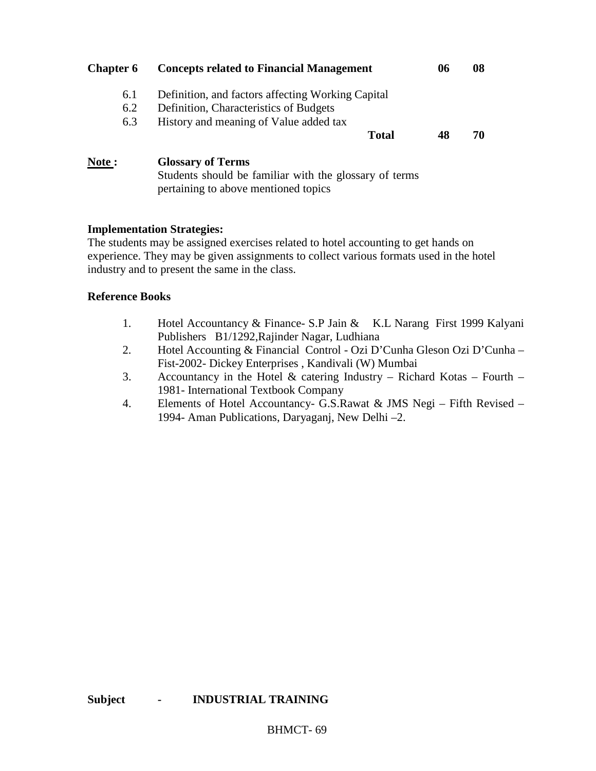| | | | |
|---|---|---|---|
| **Chapter 6** | **Concepts related to Financial Management** | **06** | **08** |
| 6.1 | Definition, and factors affecting Working Capital | | |
| 6.2 | Definition, Characteristics of Budgets | | |
| 6.3 | History and meaning of Value added tax | | |
| | **Total** | **48** | **70** |

**Note :** **Glossary of Terms**
Students should be familiar with the glossary of terms pertaining to above mentioned topics

**Implementation Strategies:**
The students may be assigned exercises related to hotel accounting to get hands on experience. They may be given assignments to collect various formats used in the hotel industry and to present the same in the class.

**Reference Books**

1. Hotel Accountancy & Finance- S.P Jain & K.L Narang First 1999 Kalyani Publishers B1/1292,Rajinder Nagar, Ludhiana
2. Hotel Accounting & Financial Control - Ozi D'Cunha Gleson Ozi D'Cunha – Fist-2002- Dickey Enterprises , Kandivali (W) Mumbai
3. Accountancy in the Hotel & catering Industry – Richard Kotas – Fourth – 1981- International Textbook Company
4. Elements of Hotel Accountancy- G.S.Rawat & JMS Negi – Fifth Revised – 1994- Aman Publications, Daryaganj, New Delhi –2.

**Subject - INDUSTRIAL TRAINING**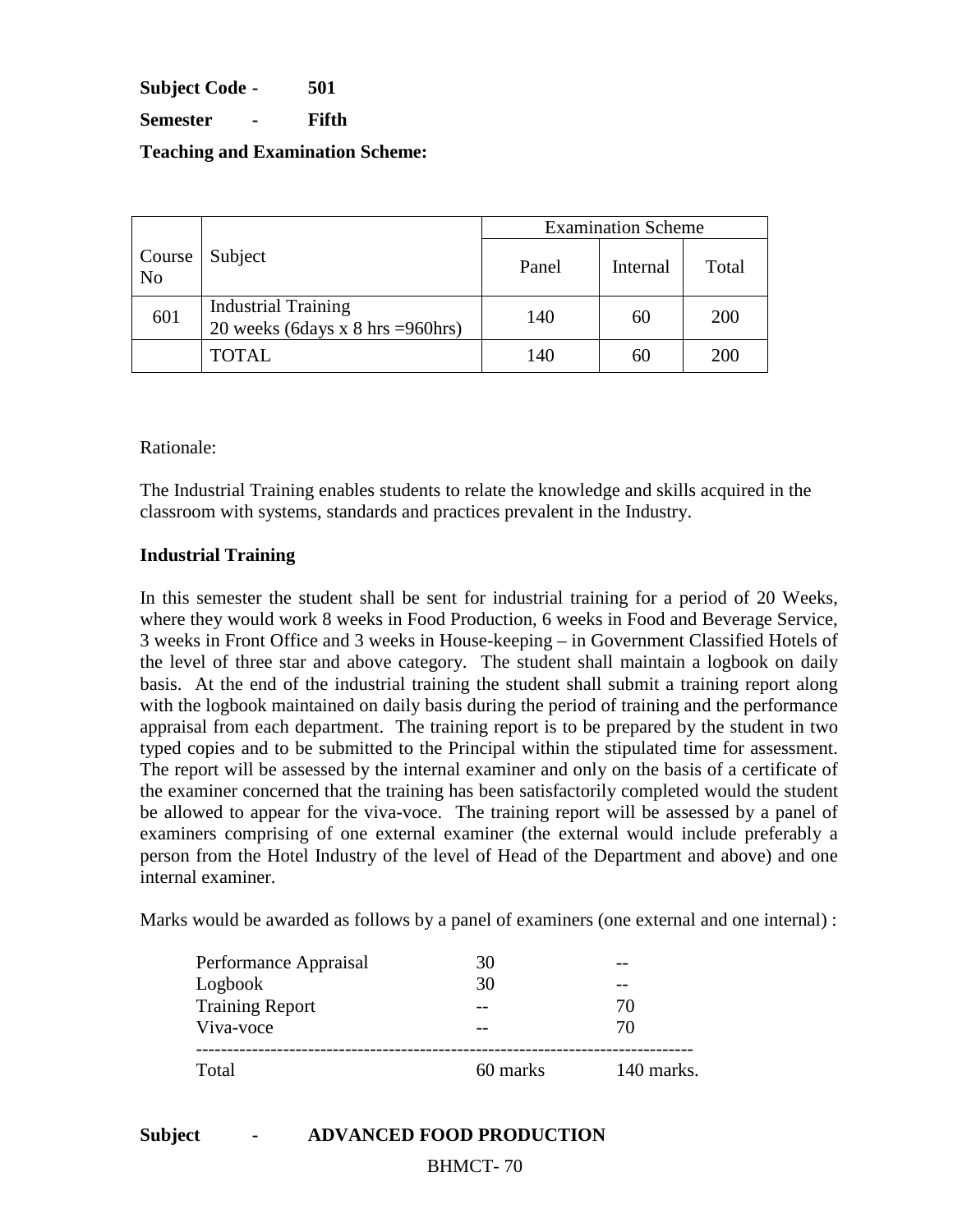**Subject Code -** **501**

**Semester -** **Fifth**

**Teaching and Examination Scheme:**

| Course No | Subject | Examination Scheme | | |
|---|---|---|---|---|
| | | Panel | Internal | Total |
| 601 | Industrial Training 20 weeks (6days x 8 hrs =960hrs) | 140 | 60 | 200 |
| | TOTAL | 140 | 60 | 200 |

Rationale:

The Industrial Training enables students to relate the knowledge and skills acquired in the classroom with systems, standards and practices prevalent in the Industry.

**Industrial Training**

In this semester the student shall be sent for industrial training for a period of 20 Weeks, where they would work 8 weeks in Food Production, 6 weeks in Food and Beverage Service, 3 weeks in Front Office and 3 weeks in House-keeping – in Government Classified Hotels of the level of three star and above category. The student shall maintain a logbook on daily basis. At the end of the industrial training the student shall submit a training report along with the logbook maintained on daily basis during the period of training and the performance appraisal from each department. The training report is to be prepared by the student in two typed copies and to be submitted to the Principal within the stipulated time for assessment. The report will be assessed by the internal examiner and only on the basis of a certificate of the examiner concerned that the training has been satisfactorily completed would the student be allowed to appear for the viva-voce. The training report will be assessed by a panel of examiners comprising of one external examiner (the external would include preferably a person from the Hotel Industry of the level of Head of the Department and above) and one internal examiner.

Marks would be awarded as follows by a panel of examiners (one external and one internal) :

| | | |
|---|---|---|
| Performance Appraisal | 30 | -- |
| Logbook | 30 | -- |
| Training Report | -- | 70 |
| Viva-voce | -- | 70 |
| Total | 60 marks | 140 marks. |

**Subject - ADVANCED FOOD PRODUCTION**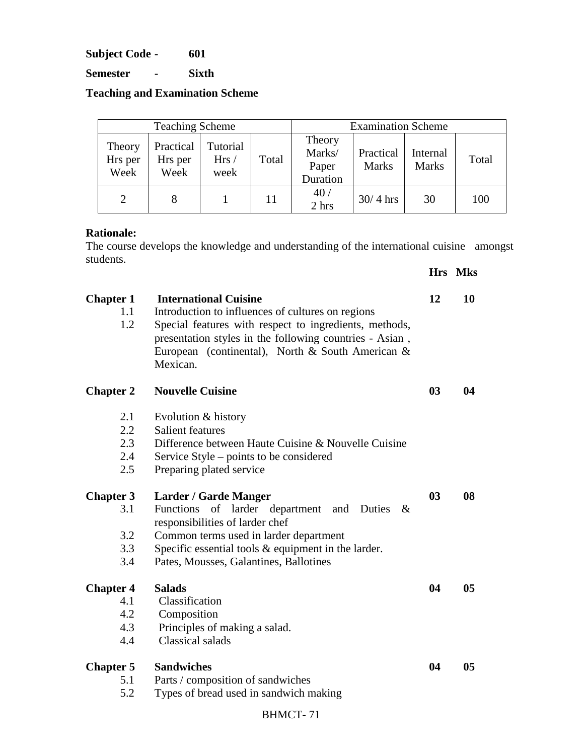**Subject Code -** **601**

**Semester -** **Sixth**

**Teaching and Examination Scheme**

| Teaching Scheme | | | | Examination Scheme | | | |
|---|---|---|---|---|---|---|---|
| Theory Hrs per Week | Practical Hrs per Week | Tutorial Hrs / week | Total | Theory Marks/ Paper Duration | Practical Marks | Internal Marks | Total |
| 2 | 8 | 1 | 11 | 40 / 2 hrs | 30/ 4 hrs | 30 | 100 |

**Rationale:**
The course develops the knowledge and understanding of the international cuisine amongst students.

| | | **Hrs** | **Mks** |
|---|---|---|---|
| **Chapter 1** | **International Cuisine** | **12** | **10** |
| 1.1 | Introduction to influences of cultures on regions | | |
| 1.2 | Special features with respect to ingredients, methods, presentation styles in the following countries - Asian , European (continental), North & South American & Mexican. | | |
| **Chapter 2** | **Nouvelle Cuisine** | **03** | **04** |
| 2.1 | Evolution & history | | |
| 2.2 | Salient features | | |
| 2.3 | Difference between Haute Cuisine & Nouvelle Cuisine | | |
| 2.4 | Service Style – points to be considered | | |
| 2.5 | Preparing plated service | | |
| **Chapter 3** | **Larder / Garde Manger** | **03** | **08** |
| 3.1 | Functions of larder department and Duties & responsibilities of larder chef | | |
| 3.2 | Common terms used in larder department | | |
| 3.3 | Specific essential tools & equipment in the larder. | | |
| 3.4 | Pates, Mousses, Galantines, Ballotines | | |
| **Chapter 4** | **Salads** | **04** | **05** |
| 4.1 | Classification | | |
| 4.2 | Composition | | |
| 4.3 | Principles of making a salad. | | |
| 4.4 | Classical salads | | |
| **Chapter 5** | **Sandwiches** | **04** | **05** |
| 5.1 | Parts / composition of sandwiches | | |
| 5.2 | Types of bread used in sandwich making | | |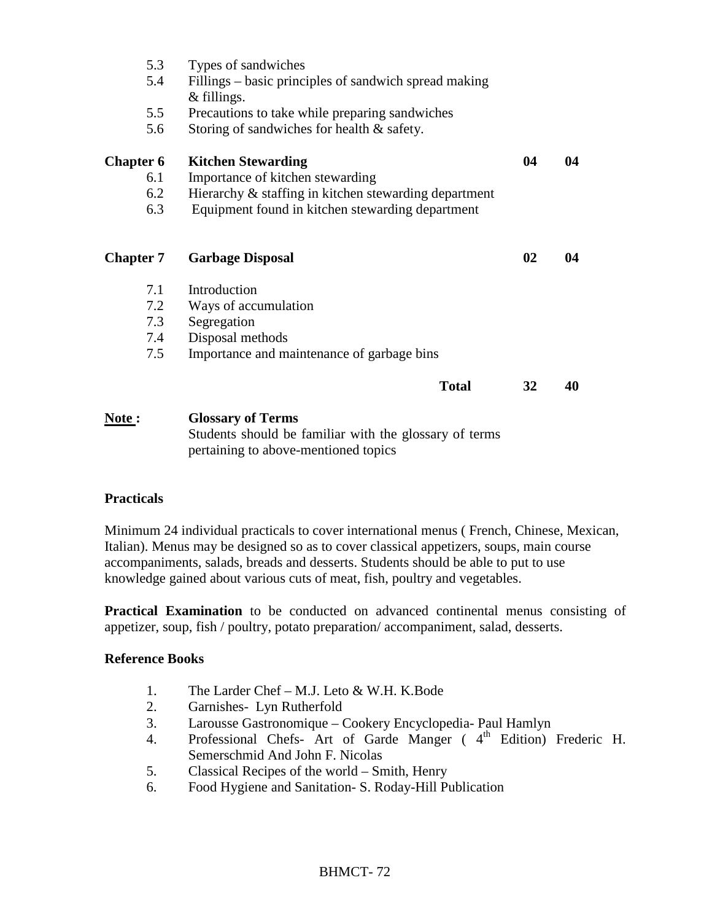| | | | |
|---|---|---|---|
| 5.3 | Types of sandwiches | | |
| 5.4 | Fillings – basic principles of sandwich spread making & fillings. | | |
| 5.5 | Precautions to take while preparing sandwiches | | |
| 5.6 | Storing of sandwiches for health & safety. | | |
| **Chapter 6** | **Kitchen Stewarding** | **04** | **04** |
| 6.1 | Importance of kitchen stewarding | | |
| 6.2 | Hierarchy & staffing in kitchen stewarding department | | |
| 6.3 | Equipment found in kitchen stewarding department | | |
| **Chapter 7** | **Garbage Disposal** | **02** | **04** |
| 7.1 | Introduction | | |
| 7.2 | Ways of accumulation | | |
| 7.3 | Segregation | | |
| 7.4 | Disposal methods | | |
| 7.5 | Importance and maintenance of garbage bins | | |
| | **Total** | **32** | **40** |

**Note :** **Glossary of Terms**
Students should be familiar with the glossary of terms pertaining to above-mentioned topics

**Practicals**

Minimum 24 individual practicals to cover international menus ( French, Chinese, Mexican, Italian). Menus may be designed so as to cover classical appetizers, soups, main course accompaniments, salads, breads and desserts. Students should be able to put to use knowledge gained about various cuts of meat, fish, poultry and vegetables.

**Practical Examination** to be conducted on advanced continental menus consisting of appetizer, soup, fish / poultry, potato preparation/ accompaniment, salad, desserts.

**Reference Books**

1. The Larder Chef – M.J. Leto & W.H. K.Bode
2. Garnishes- Lyn Rutherfold
3. Larousse Gastronomique – Cookery Encyclopedia- Paul Hamlyn
4. Professional Chefs- Art of Garde Manger ( 4th Edition) Frederic H. Semerschmid And John F. Nicolas
5. Classical Recipes of the world – Smith, Henry
6. Food Hygiene and Sanitation- S. Roday-Hill Publication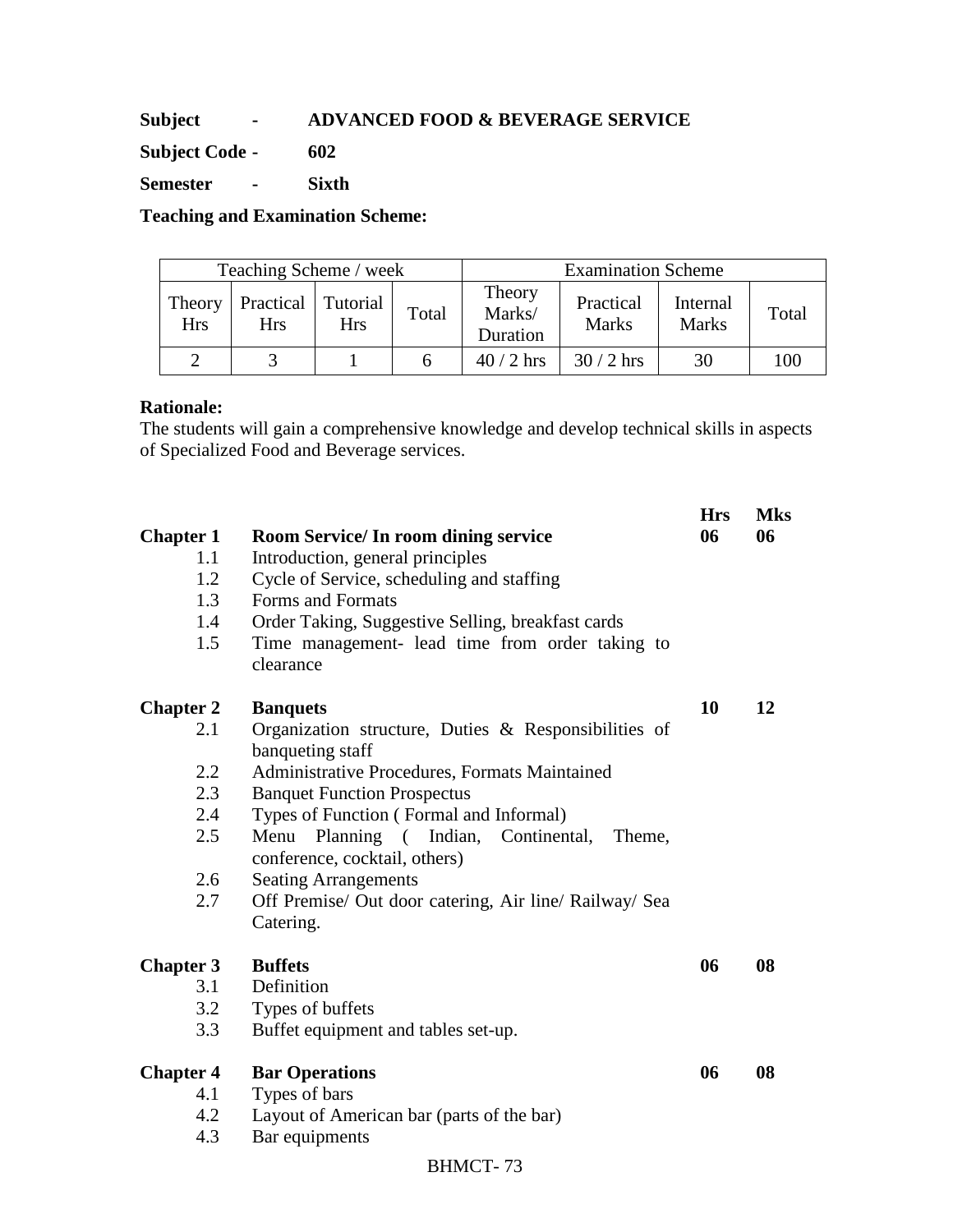**Subject - ADVANCED FOOD & BEVERAGE SERVICE**

**Subject Code - 602**

**Semester - Sixth**

**Teaching and Examination Scheme:**

| Teaching Scheme / week | | | | Examination Scheme | | | |
|---|---|---|---|---|---|---|---|
| Theory Hrs | Practical Hrs | Tutorial Hrs | Total | Theory Marks/ Duration | Practical Marks | Internal Marks | Total |
| 2 | 3 | 1 | 6 | 40 / 2 hrs | 30 / 2 hrs | 30 | 100 |

**Rationale:**

The students will gain a comprehensive knowledge and develop technical skills in aspects of Specialized Food and Beverage services.

| | | **Hrs** | **Mks** |
|---|---|---|---|
| **Chapter 1** | **Room Service/ In room dining service** | **06** | **06** |
| 1.1 | Introduction, general principles | | |
| 1.2 | Cycle of Service, scheduling and staffing | | |
| 1.3 | Forms and Formats | | |
| 1.4 | Order Taking, Suggestive Selling, breakfast cards | | |
| 1.5 | Time management- lead time from order taking to clearance | | |
| **Chapter 2** | **Banquets** | **10** | **12** |
| 2.1 | Organization structure, Duties & Responsibilities of banqueting staff | | |
| 2.2 | Administrative Procedures, Formats Maintained | | |
| 2.3 | Banquet Function Prospectus | | |
| 2.4 | Types of Function ( Formal and Informal) | | |
| 2.5 | Menu Planning ( Indian, Continental, Theme, conference, cocktail, others) | | |
| 2.6 | Seating Arrangements | | |
| 2.7 | Off Premise/ Out door catering, Air line/ Railway/ Sea Catering. | | |
| **Chapter 3** | **Buffets** | **06** | **08** |
| 3.1 | Definition | | |
| 3.2 | Types of buffets | | |
| 3.3 | Buffet equipment and tables set-up. | | |
| **Chapter 4** | **Bar Operations** | **06** | **08** |
| 4.1 | Types of bars | | |
| 4.2 | Layout of American bar (parts of the bar) | | |
| 4.3 | Bar equipments | | |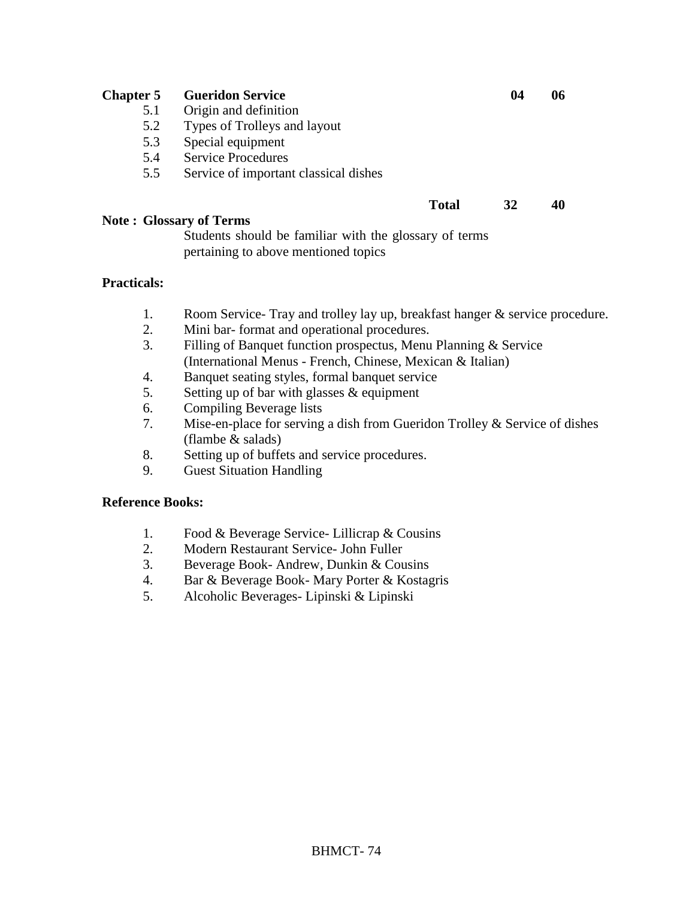| | | | |
|---|---|---|---|
| **Chapter 5** | **Gueridon Service** | **04** | **06** |
| 5.1 | Origin and definition | | |
| 5.2 | Types of Trolleys and layout | | |
| 5.3 | Special equipment | | |
| 5.4 | Service Procedures | | |
| 5.5 | Service of important classical dishes | | |
| | **Total** | **32** | **40** |

**Note : Glossary of Terms**

Students should be familiar with the glossary of terms pertaining to above mentioned topics

**Practicals:**

1. Room Service- Tray and trolley lay up, breakfast hanger & service procedure.
2. Mini bar- format and operational procedures.
3. Filling of Banquet function prospectus, Menu Planning & Service (International Menus - French, Chinese, Mexican & Italian)
4. Banquet seating styles, formal banquet service
5. Setting up of bar with glasses & equipment
6. Compiling Beverage lists
7. Mise-en-place for serving a dish from Gueridon Trolley & Service of dishes (flambe & salads)
8. Setting up of buffets and service procedures.
9. Guest Situation Handling

**Reference Books:**

1. Food & Beverage Service- Lillicrap & Cousins
2. Modern Restaurant Service- John Fuller
3. Beverage Book- Andrew, Dunkin & Cousins
4. Bar & Beverage Book- Mary Porter & Kostagris
5. Alcoholic Beverages- Lipinski & Lipinski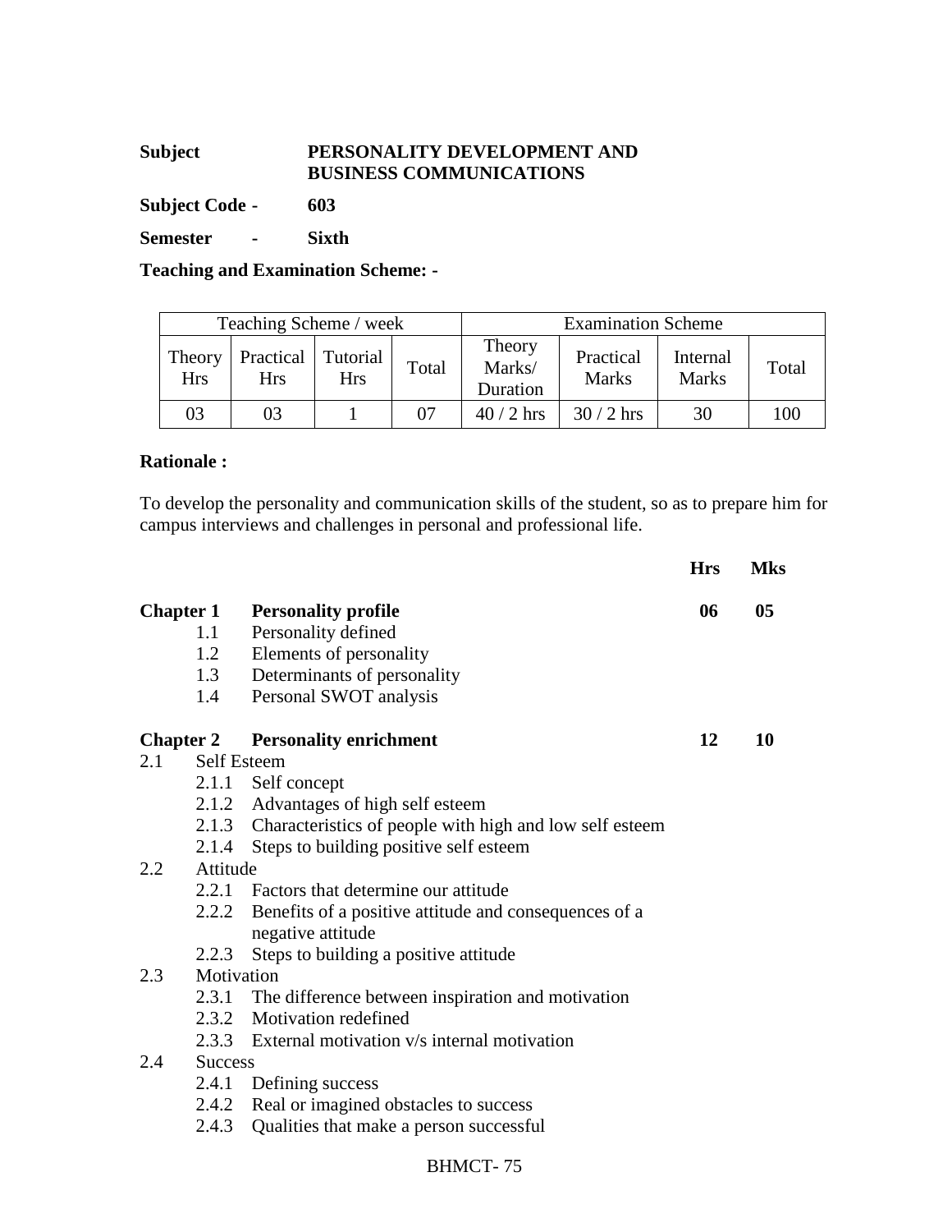**Subject** **PERSONALITY DEVELOPMENT AND BUSINESS COMMUNICATIONS**

**Subject Code -** **603**

**Semester -** **Sixth**

**Teaching and Examination Scheme: -**

| Teaching Scheme / week | | | | Examination Scheme | | | |
|---|---|---|---|---|---|---|---|
| Theory Hrs | Practical Hrs | Tutorial Hrs | Total | Theory Marks/ Duration | Practical Marks | Internal Marks | Total |
| 03 | 03 | 1 | 07 | 40 / 2 hrs | 30 / 2 hrs | 30 | 100 |

**Rationale :**

To develop the personality and communication skills of the student, so as to prepare him for campus interviews and challenges in personal and professional life.

| | | **Hrs** | **Mks** |
|---|---|---|---|
| **Chapter 1** | **Personality profile** | **06** | **05** |

- 1.1 Personality defined
- 1.2 Elements of personality
- 1.3 Determinants of personality
- 1.4 Personal SWOT analysis

| | | | |
|---|---|---|---|
| **Chapter 2** | **Personality enrichment** | **12** | **10** |

2.1 Self Esteem
- 2.1.1 Self concept
- 2.1.2 Advantages of high self esteem
- 2.1.3 Characteristics of people with high and low self esteem
- 2.1.4 Steps to building positive self esteem

2.2 Attitude
- 2.2.1 Factors that determine our attitude
- 2.2.2 Benefits of a positive attitude and consequences of a negative attitude
- 2.2.3 Steps to building a positive attitude

2.3 Motivation
- 2.3.1 The difference between inspiration and motivation
- 2.3.2 Motivation redefined
- 2.3.3 External motivation v/s internal motivation

2.4 Success
- 2.4.1 Defining success
- 2.4.2 Real or imagined obstacles to success
- 2.4.3 Qualities that make a person successful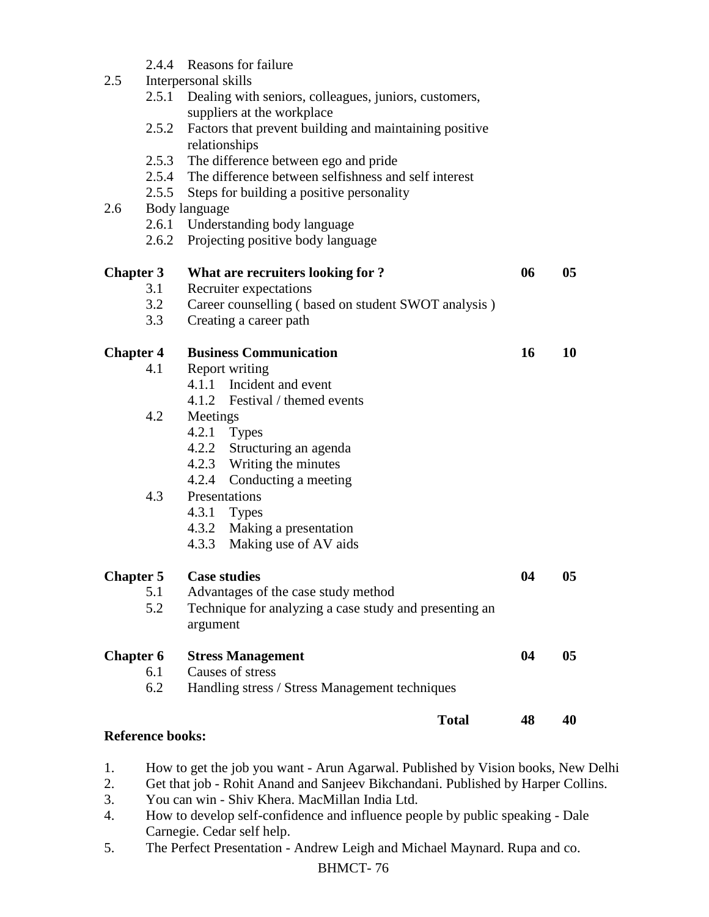2.4.4 Reasons for failure

2.5 Interpersonal skills

2.5.1 Dealing with seniors, colleagues, juniors, customers, suppliers at the workplace

2.5.2 Factors that prevent building and maintaining positive relationships

2.5.3 The difference between ego and pride

2.5.4 The difference between selfishness and self interest

2.5.5 Steps for building a positive personality

2.6 Body language

2.6.1 Understanding body language

2.6.2 Projecting positive body language

| | | | |
|---|---|---|---|
| **Chapter 3** | **What are recruiters looking for ?** | **06** | **05** |
| 3.1 | Recruiter expectations | | |
| 3.2 | Career counselling ( based on student SWOT analysis ) | | |
| 3.3 | Creating a career path | | |
| **Chapter 4** | **Business Communication** | **16** | **10** |
| 4.1 | Report writing | | |
| | 4.1.1 Incident and event | | |
| | 4.1.2 Festival / themed events | | |
| 4.2 | Meetings | | |
| | 4.2.1 Types | | |
| | 4.2.2 Structuring an agenda | | |
| | 4.2.3 Writing the minutes | | |
| | 4.2.4 Conducting a meeting | | |
| 4.3 | Presentations | | |
| | 4.3.1 Types | | |
| | 4.3.2 Making a presentation | | |
| | 4.3.3 Making use of AV aids | | |
| **Chapter 5** | **Case studies** | **04** | **05** |
| 5.1 | Advantages of the case study method | | |
| 5.2 | Technique for analyzing a case study and presenting an argument | | |
| **Chapter 6** | **Stress Management** | **04** | **05** |
| 6.1 | Causes of stress | | |
| 6.2 | Handling stress / Stress Management techniques | | |
| | **Total** | **48** | **40** |

**Reference books:**

1. How to get the job you want - Arun Agarwal. Published by Vision books, New Delhi
2. Get that job - Rohit Anand and Sanjeev Bikchandani. Published by Harper Collins.
3. You can win - Shiv Khera. MacMillan India Ltd.
4. How to develop self-confidence and influence people by public speaking - Dale Carnegie. Cedar self help.
5. The Perfect Presentation - Andrew Leigh and Michael Maynard. Rupa and co.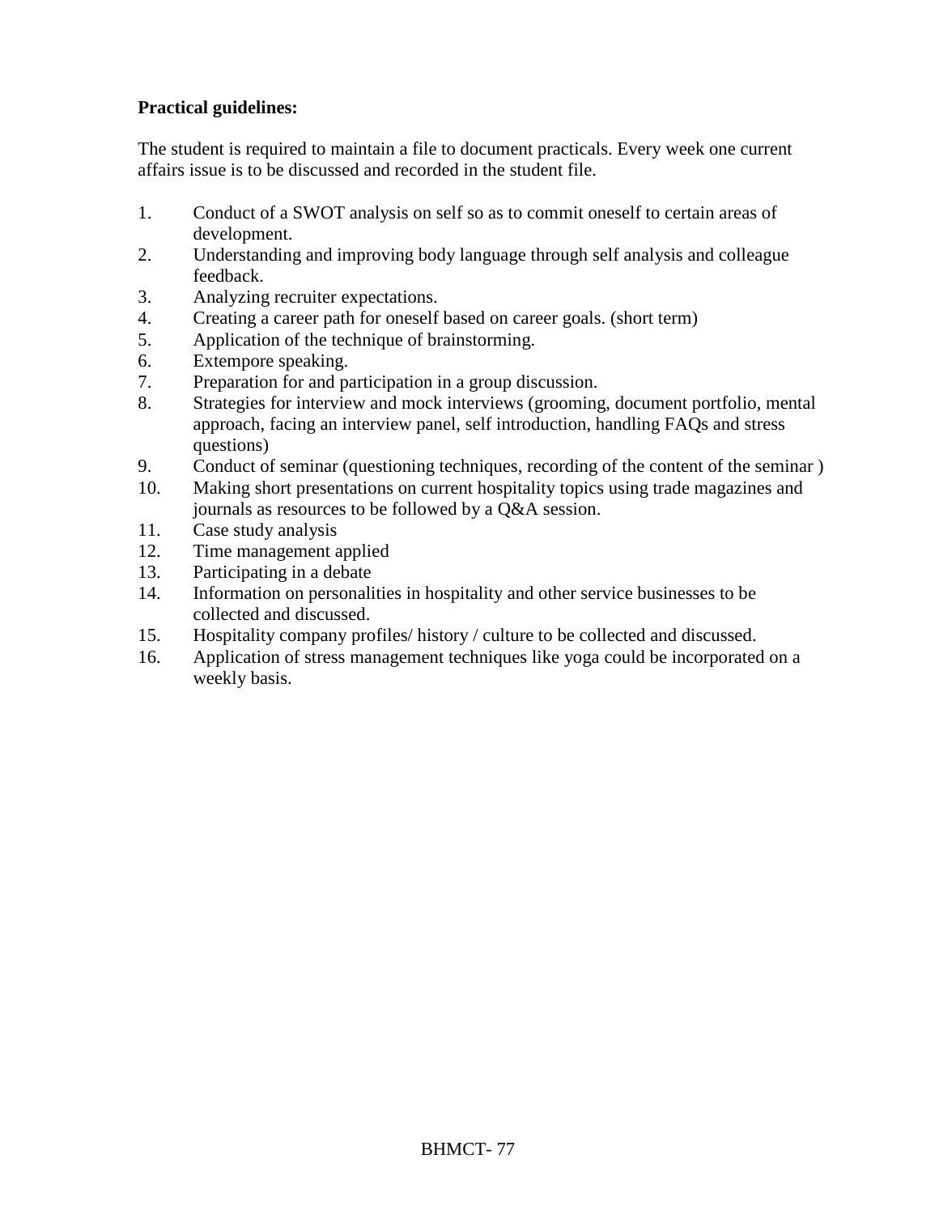**Practical guidelines:**

The student is required to maintain a file to document practicals. Every week one current affairs issue is to be discussed and recorded in the student file.

1. Conduct of a SWOT analysis on self so as to commit oneself to certain areas of development.
2. Understanding and improving body language through self analysis and colleague feedback.
3. Analyzing recruiter expectations.
4. Creating a career path for oneself based on career goals. (short term)
5. Application of the technique of brainstorming.
6. Extempore speaking.
7. Preparation for and participation in a group discussion.
8. Strategies for interview and mock interviews (grooming, document portfolio, mental approach, facing an interview panel, self introduction, handling FAQs and stress questions)
9. Conduct of seminar (questioning techniques, recording of the content of the seminar )
10. Making short presentations on current hospitality topics using trade magazines and journals as resources to be followed by a Q&A session.
11. Case study analysis
12. Time management applied
13. Participating in a debate
14. Information on personalities in hospitality and other service businesses to be collected and discussed.
15. Hospitality company profiles/ history / culture to be collected and discussed.
16. Application of stress management techniques like yoga could be incorporated on a weekly basis.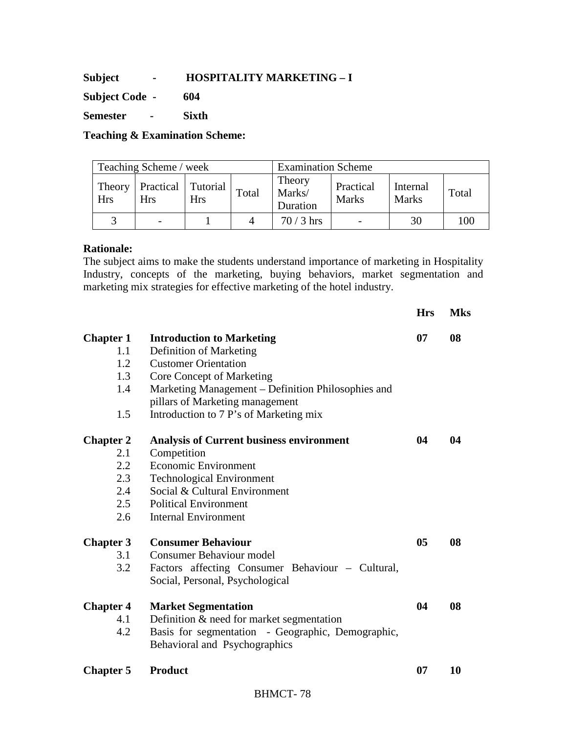**Subject - HOSPITALITY MARKETING – I**

**Subject Code - 604**

**Semester - Sixth**

**Teaching & Examination Scheme:**

| Teaching Scheme / week | | | | Examination Scheme | | | |
|---|---|---|---|---|---|---|---|
| Theory Hrs | Practical Hrs | Tutorial Hrs | Total | Theory Marks/ Duration | Practical Marks | Internal Marks | Total |
| 3 | - | 1 | 4 | 70 / 3 hrs | - | 30 | 100 |

**Rationale:**

The subject aims to make the students understand importance of marketing in Hospitality Industry, concepts of the marketing, buying behaviors, market segmentation and marketing mix strategies for effective marketing of the hotel industry.

| | | **Hrs** | **Mks** |
|---|---|---|---|
| **Chapter 1** | **Introduction to Marketing** | **07** | **08** |
| 1.1 | Definition of Marketing | | |
| 1.2 | Customer Orientation | | |
| 1.3 | Core Concept of Marketing | | |
| 1.4 | Marketing Management – Definition Philosophies and pillars of Marketing management | | |
| 1.5 | Introduction to 7 P's of Marketing mix | | |
| **Chapter 2** | **Analysis of Current business environment** | **04** | **04** |
| 2.1 | Competition | | |
| 2.2 | Economic Environment | | |
| 2.3 | Technological Environment | | |
| 2.4 | Social & Cultural Environment | | |
| 2.5 | Political Environment | | |
| 2.6 | Internal Environment | | |
| **Chapter 3** | **Consumer Behaviour** | **05** | **08** |
| 3.1 | Consumer Behaviour model | | |
| 3.2 | Factors affecting Consumer Behaviour – Cultural, Social, Personal, Psychological | | |
| **Chapter 4** | **Market Segmentation** | **04** | **08** |
| 4.1 | Definition & need for market segmentation | | |
| 4.2 | Basis for segmentation - Geographic, Demographic, Behavioral and Psychographics | | |
| **Chapter 5** | **Product** | **07** | **10** |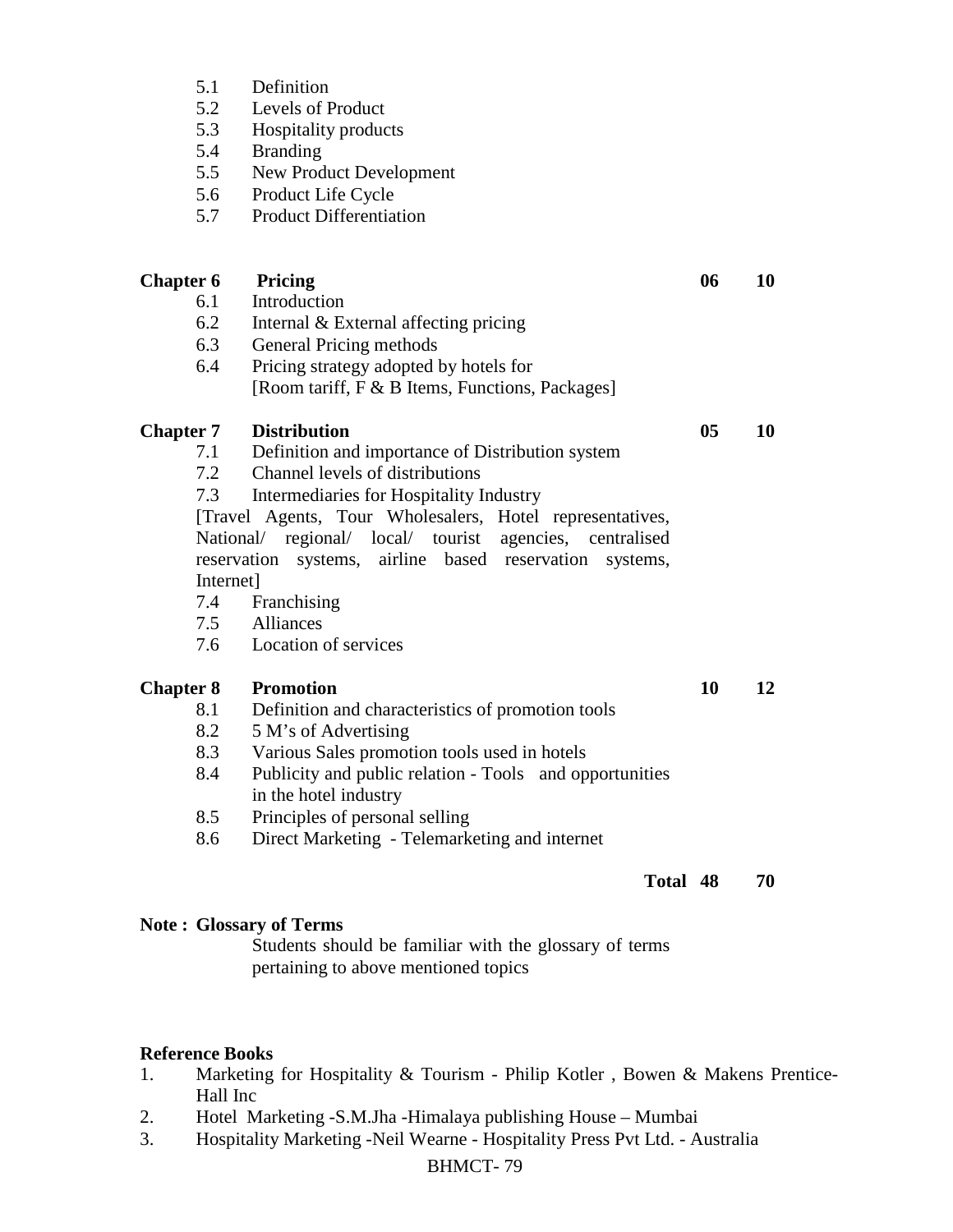5.1 Definition
5.2 Levels of Product
5.3 Hospitality products
5.4 Branding
5.5 New Product Development
5.6 Product Life Cycle
5.7 Product Differentiation

| | | | |
|---|---|---|---|
| **Chapter 6** | **Pricing** | **06** | **10** |
| 6.1 | Introduction | | |
| 6.2 | Internal & External affecting pricing | | |
| 6.3 | General Pricing methods | | |
| 6.4 | Pricing strategy adopted by hotels for [Room tariff, F & B Items, Functions, Packages] | | |
| **Chapter 7** | **Distribution** | **05** | **10** |
| 7.1 | Definition and importance of Distribution system | | |
| 7.2 | Channel levels of distributions | | |
| 7.3 | Intermediaries for Hospitality Industry [Travel Agents, Tour Wholesalers, Hotel representatives, National/ regional/ local/ tourist agencies, centralised reservation systems, airline based reservation systems, Internet] | | |
| 7.4 | Franchising | | |
| 7.5 | Alliances | | |
| 7.6 | Location of services | | |
| **Chapter 8** | **Promotion** | **10** | **12** |
| 8.1 | Definition and characteristics of promotion tools | | |
| 8.2 | 5 M's of Advertising | | |
| 8.3 | Various Sales promotion tools used in hotels | | |
| 8.4 | Publicity and public relation - Tools and opportunities in the hotel industry | | |
| 8.5 | Principles of personal selling | | |
| 8.6 | Direct Marketing - Telemarketing and internet | | |
| | **Total** | **48** | **70** |

**Note : Glossary of Terms**

Students should be familiar with the glossary of terms pertaining to above mentioned topics

**Reference Books**

1. Marketing for Hospitality & Tourism - Philip Kotler , Bowen & Makens Prentice-Hall Inc
2. Hotel Marketing -S.M.Jha -Himalaya publishing House – Mumbai
3. Hospitality Marketing -Neil Wearne - Hospitality Press Pvt Ltd. - Australia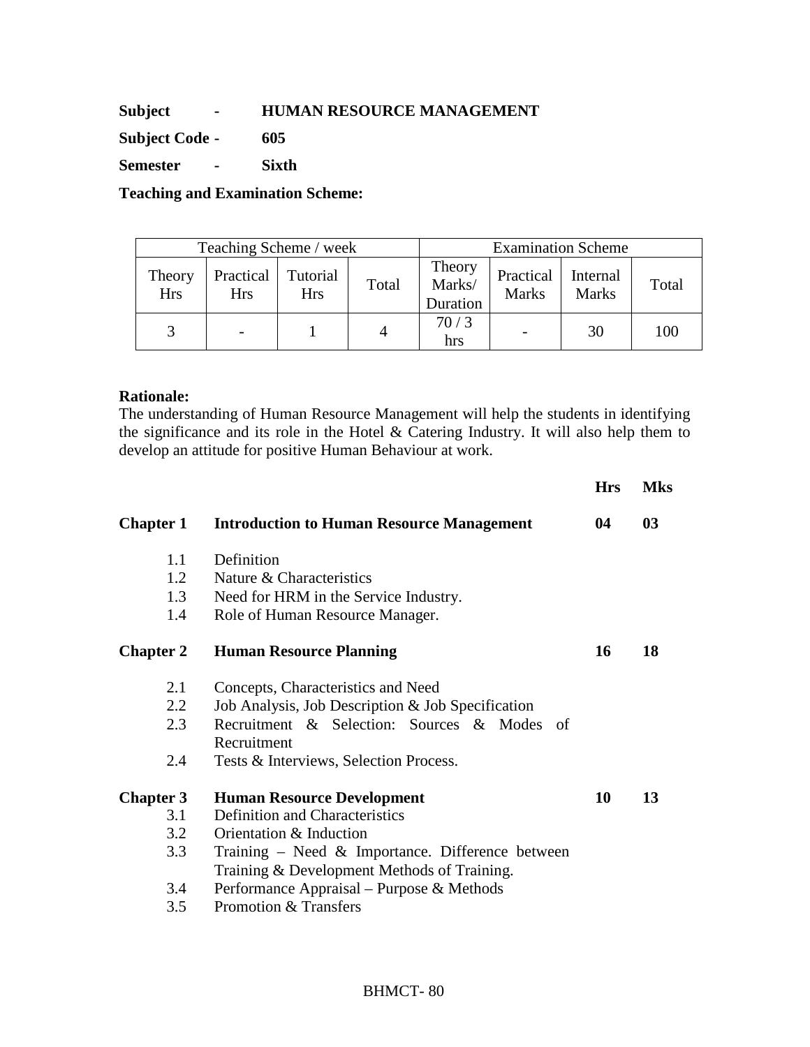**Subject - HUMAN RESOURCE MANAGEMENT**

**Subject Code - 605**

**Semester - Sixth**

**Teaching and Examination Scheme:**

| Teaching Scheme / week | | | | Examination Scheme | | | |
|---|---|---|---|---|---|---|---|
| Theory Hrs | Practical Hrs | Tutorial Hrs | Total | Theory Marks/ Duration | Practical Marks | Internal Marks | Total |
| 3 | - | 1 | 4 | 70 / 3 hrs | - | 30 | 100 |

**Rationale:**
The understanding of Human Resource Management will help the students in identifying the significance and its role in the Hotel & Catering Industry. It will also help them to develop an attitude for positive Human Behaviour at work.

| | | **Hrs** | **Mks** |
|---|---|---|---|
| **Chapter 1** | **Introduction to Human Resource Management** | **04** | **03** |
| 1.1 | Definition | | |
| 1.2 | Nature & Characteristics | | |
| 1.3 | Need for HRM in the Service Industry. | | |
| 1.4 | Role of Human Resource Manager. | | |
| **Chapter 2** | **Human Resource Planning** | **16** | **18** |
| 2.1 | Concepts, Characteristics and Need | | |
| 2.2 | Job Analysis, Job Description & Job Specification | | |
| 2.3 | Recruitment & Selection: Sources & Modes of Recruitment | | |
| 2.4 | Tests & Interviews, Selection Process. | | |
| **Chapter 3** | **Human Resource Development** | **10** | **13** |
| 3.1 | Definition and Characteristics | | |
| 3.2 | Orientation & Induction | | |
| 3.3 | Training – Need & Importance. Difference between Training & Development Methods of Training. | | |
| 3.4 | Performance Appraisal – Purpose & Methods | | |
| 3.5 | Promotion & Transfers | | |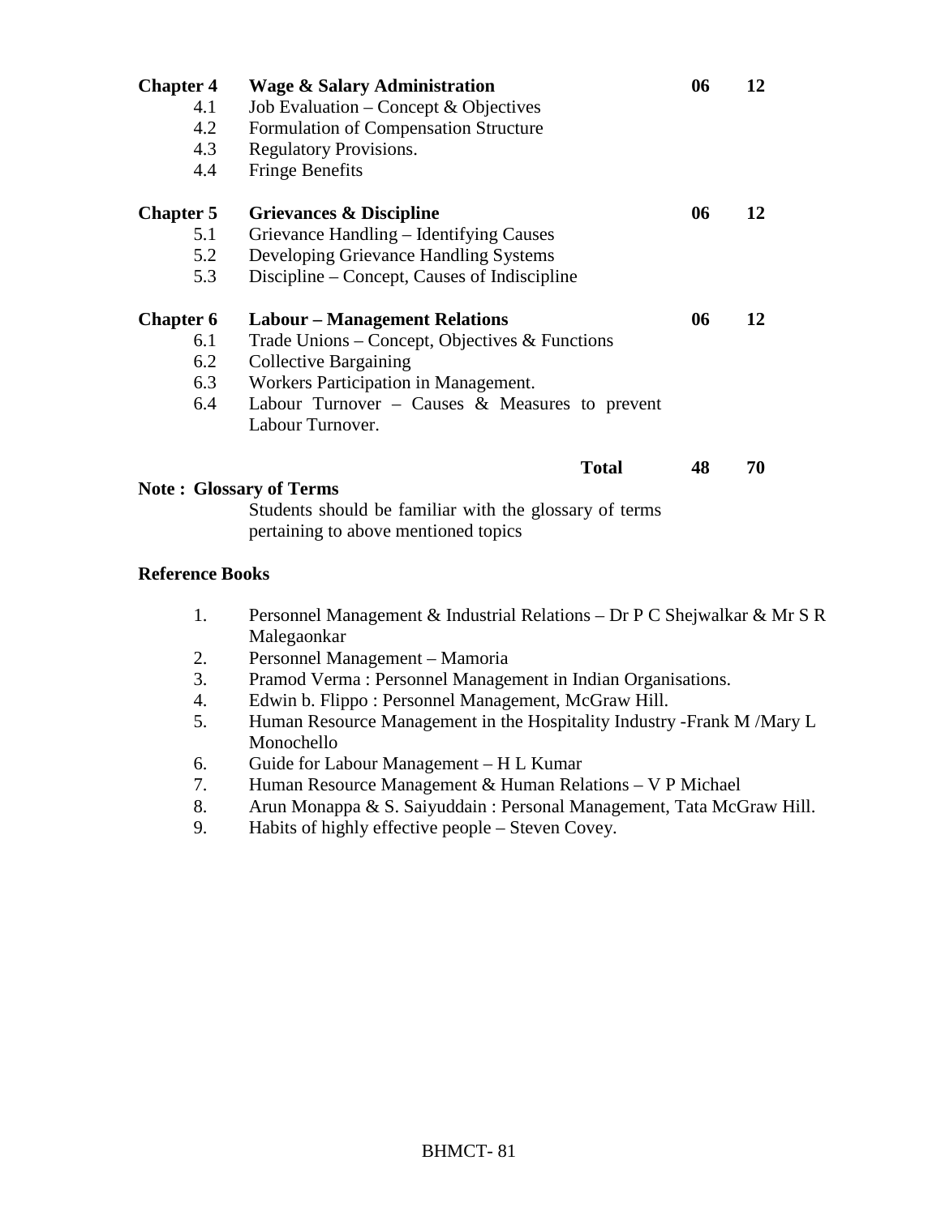| | | | |
|---|---|---|---|
| **Chapter 4** | **Wage & Salary Administration** | **06** | **12** |
| 4.1 | Job Evaluation – Concept & Objectives | | |
| 4.2 | Formulation of Compensation Structure | | |
| 4.3 | Regulatory Provisions. | | |
| 4.4 | Fringe Benefits | | |
| **Chapter 5** | **Grievances & Discipline** | **06** | **12** |
| 5.1 | Grievance Handling – Identifying Causes | | |
| 5.2 | Developing Grievance Handling Systems | | |
| 5.3 | Discipline – Concept, Causes of Indiscipline | | |
| **Chapter 6** | **Labour – Management Relations** | **06** | **12** |
| 6.1 | Trade Unions – Concept, Objectives & Functions | | |
| 6.2 | Collective Bargaining | | |
| 6.3 | Workers Participation in Management. | | |
| 6.4 | Labour Turnover – Causes & Measures to prevent Labour Turnover. | | |
| | **Total** | **48** | **70** |

**Note : Glossary of Terms**

Students should be familiar with the glossary of terms pertaining to above mentioned topics

**Reference Books**

1. Personnel Management & Industrial Relations – Dr P C Shejwalkar & Mr S R Malegaonkar
2. Personnel Management – Mamoria
3. Pramod Verma : Personnel Management in Indian Organisations.
4. Edwin b. Flippo : Personnel Management, McGraw Hill.
5. Human Resource Management in the Hospitality Industry -Frank M /Mary L Monochello
6. Guide for Labour Management – H L Kumar
7. Human Resource Management & Human Relations – V P Michael
8. Arun Monappa & S. Saiyuddain : Personal Management, Tata McGraw Hill.
9. Habits of highly effective people – Steven Covey.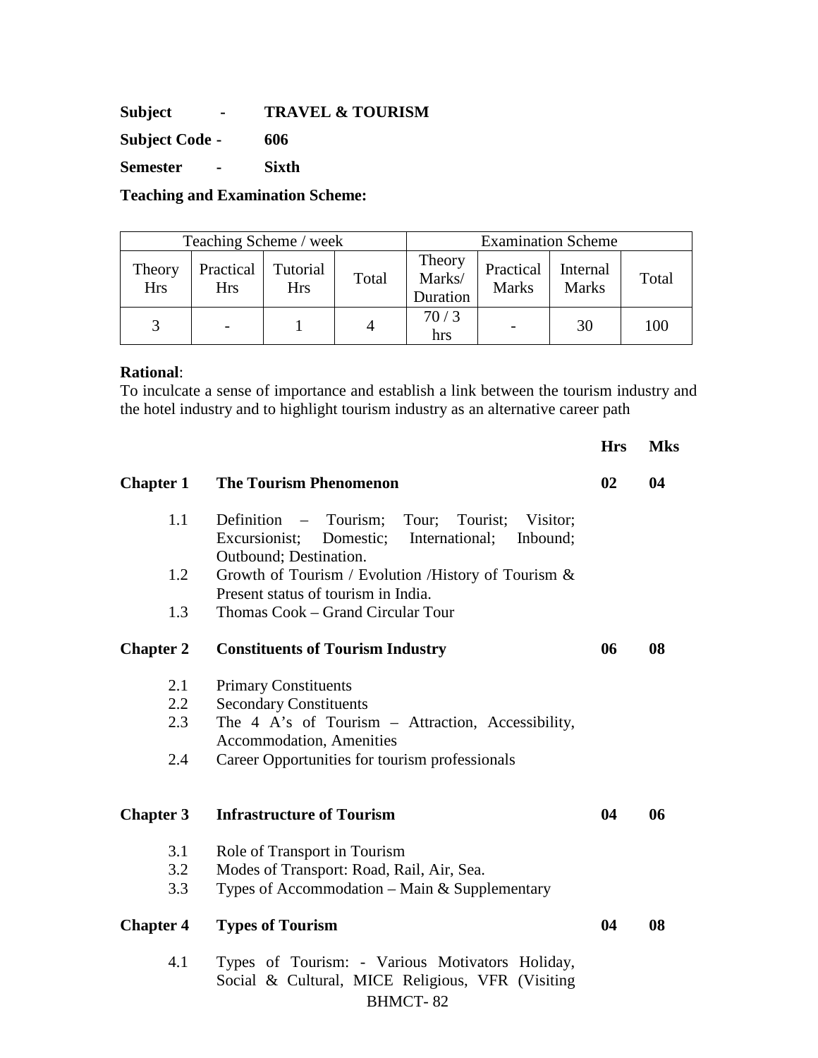**Subject - TRAVEL & TOURISM**

**Subject Code - 606**

**Semester - Sixth**

**Teaching and Examination Scheme:**

| Teaching Scheme / week | | | | Examination Scheme | | | |
|---|---|---|---|---|---|---|---|
| Theory Hrs | Practical Hrs | Tutorial Hrs | Total | Theory Marks/ Duration | Practical Marks | Internal Marks | Total |
| 3 | - | 1 | 4 | 70 / 3 hrs | - | 30 | 100 |

**Rational**:
To inculcate a sense of importance and establish a link between the tourism industry and the hotel industry and to highlight tourism industry as an alternative career path

| | | **Hrs** | **Mks** |
|---|---|---|---|
| **Chapter 1** | **The Tourism Phenomenon** | **02** | **04** |
| 1.1 | Definition – Tourism; Tour; Tourist; Visitor; Excursionist; Domestic; International; Inbound; Outbound; Destination. | | |
| 1.2 | Growth of Tourism / Evolution /History of Tourism & Present status of tourism in India. | | |
| 1.3 | Thomas Cook – Grand Circular Tour | | |
| **Chapter 2** | **Constituents of Tourism Industry** | **06** | **08** |
| 2.1 | Primary Constituents | | |
| 2.2 | Secondary Constituents | | |
| 2.3 | The 4 A's of Tourism – Attraction, Accessibility, Accommodation, Amenities | | |
| 2.4 | Career Opportunities for tourism professionals | | |
| **Chapter 3** | **Infrastructure of Tourism** | **04** | **06** |
| 3.1 | Role of Transport in Tourism | | |
| 3.2 | Modes of Transport: Road, Rail, Air, Sea. | | |
| 3.3 | Types of Accommodation – Main & Supplementary | | |
| **Chapter 4** | **Types of Tourism** | **04** | **08** |
| 4.1 | Types of Tourism: - Various Motivators Holiday, Social & Cultural, MICE Religious, VFR (Visiting | | |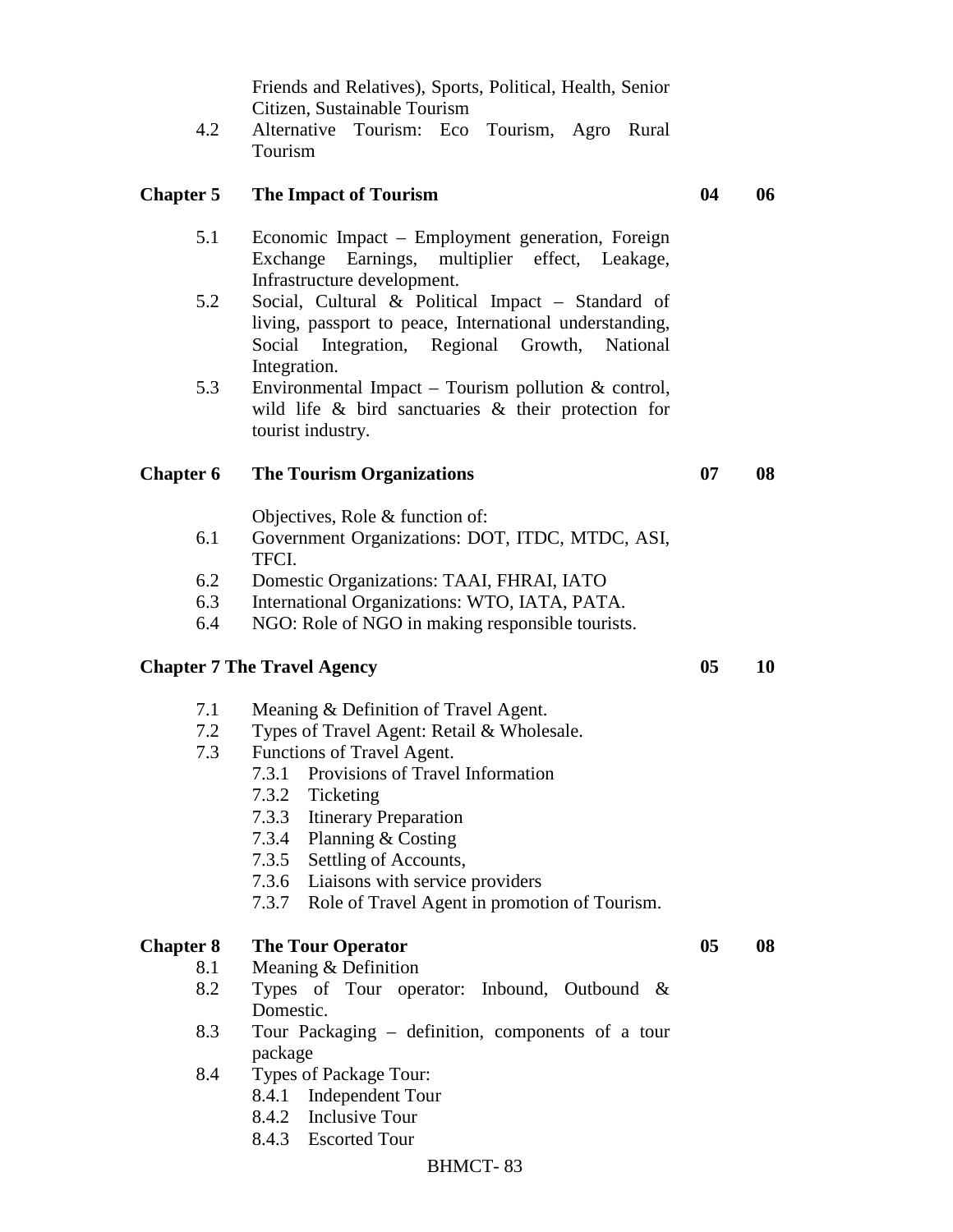Friends and Relatives), Sports, Political, Health, Senior Citizen, Sustainable Tourism

4.2 Alternative Tourism: Eco Tourism, Agro Rural Tourism

| | | | |
|---|---|---|---|
| **Chapter 5** | **The Impact of Tourism** | **04** | **06** |

5.1 Economic Impact – Employment generation, Foreign Exchange Earnings, multiplier effect, Leakage, Infrastructure development.

5.2 Social, Cultural & Political Impact – Standard of living, passport to peace, International understanding, Social Integration, Regional Growth, National Integration.

5.3 Environmental Impact – Tourism pollution & control, wild life & bird sanctuaries & their protection for tourist industry.

| | | | |
|---|---|---|---|
| **Chapter 6** | **The Tourism Organizations** | **07** | **08** |

Objectives, Role & function of:

6.1 Government Organizations: DOT, ITDC, MTDC, ASI, TFCI.

6.2 Domestic Organizations: TAAI, FHRAI, IATO

6.3 International Organizations: WTO, IATA, PATA.

6.4 NGO: Role of NGO in making responsible tourists.

| | | | |
|---|---|---|---|
| **Chapter 7** | **The Travel Agency** | **05** | **10** |

7.1 Meaning & Definition of Travel Agent.

7.2 Types of Travel Agent: Retail & Wholesale.

7.3 Functions of Travel Agent.

- 7.3.1 Provisions of Travel Information
- 7.3.2 Ticketing
- 7.3.3 Itinerary Preparation
- 7.3.4 Planning & Costing
- 7.3.5 Settling of Accounts,
- 7.3.6 Liaisons with service providers
- 7.3.7 Role of Travel Agent in promotion of Tourism.

| | | | |
|---|---|---|---|
| **Chapter 8** | **The Tour Operator** | **05** | **08** |

8.1 Meaning & Definition

8.2 Types of Tour operator: Inbound, Outbound & Domestic.

8.3 Tour Packaging – definition, components of a tour package

8.4 Types of Package Tour:

- 8.4.1 Independent Tour
- 8.4.2 Inclusive Tour
- 8.4.3 Escorted Tour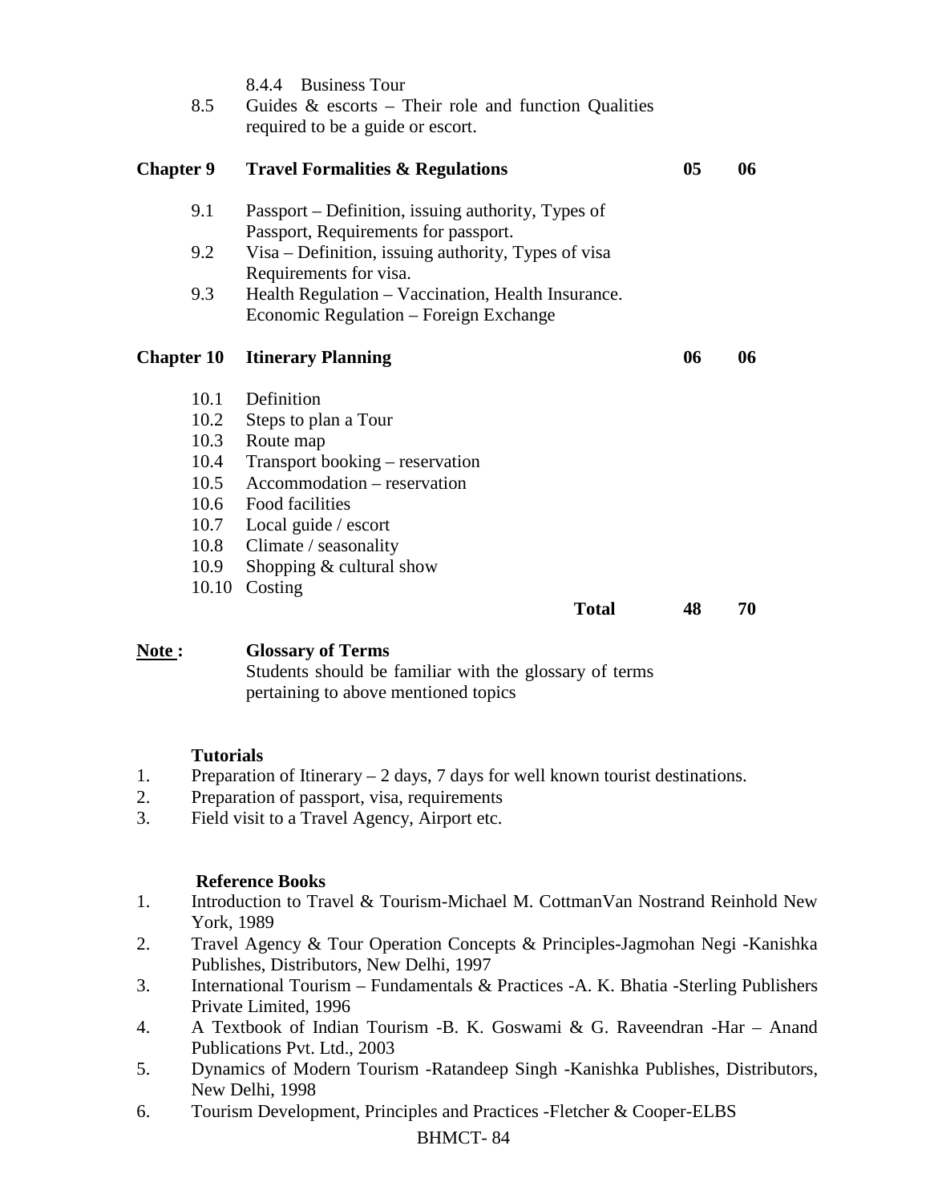8.4.4 Business Tour

8.5 Guides & escorts – Their role and function Qualities required to be a guide or escort.

| | | | |
|---|---|---|---|
| **Chapter 9** | **Travel Formalities & Regulations** | **05** | **06** |
| 9.1 | Passport – Definition, issuing authority, Types of Passport, Requirements for passport. | | |
| 9.2 | Visa – Definition, issuing authority, Types of visa Requirements for visa. | | |
| 9.3 | Health Regulation – Vaccination, Health Insurance. Economic Regulation – Foreign Exchange | | |
| **Chapter 10** | **Itinerary Planning** | **06** | **06** |
| 10.1 | Definition | | |
| 10.2 | Steps to plan a Tour | | |
| 10.3 | Route map | | |
| 10.4 | Transport booking – reservation | | |
| 10.5 | Accommodation – reservation | | |
| 10.6 | Food facilities | | |
| 10.7 | Local guide / escort | | |
| 10.8 | Climate / seasonality | | |
| 10.9 | Shopping & cultural show | | |
| 10.10 | Costing | | |
| | **Total** | **48** | **70** |

**Note :** **Glossary of Terms**
Students should be familiar with the glossary of terms pertaining to above mentioned topics

**Tutorials**

1. Preparation of Itinerary – 2 days, 7 days for well known tourist destinations.
2. Preparation of passport, visa, requirements
3. Field visit to a Travel Agency, Airport etc.

**Reference Books**

1. Introduction to Travel & Tourism-Michael M. CottmanVan Nostrand Reinhold New York, 1989
2. Travel Agency & Tour Operation Concepts & Principles-Jagmohan Negi -Kanishka Publishes, Distributors, New Delhi, 1997
3. International Tourism – Fundamentals & Practices -A. K. Bhatia -Sterling Publishers Private Limited, 1996
4. A Textbook of Indian Tourism -B. K. Goswami & G. Raveendran -Har – Anand Publications Pvt. Ltd., 2003
5. Dynamics of Modern Tourism -Ratandeep Singh -Kanishka Publishes, Distributors, New Delhi, 1998
6. Tourism Development, Principles and Practices -Fletcher & Cooper-ELBS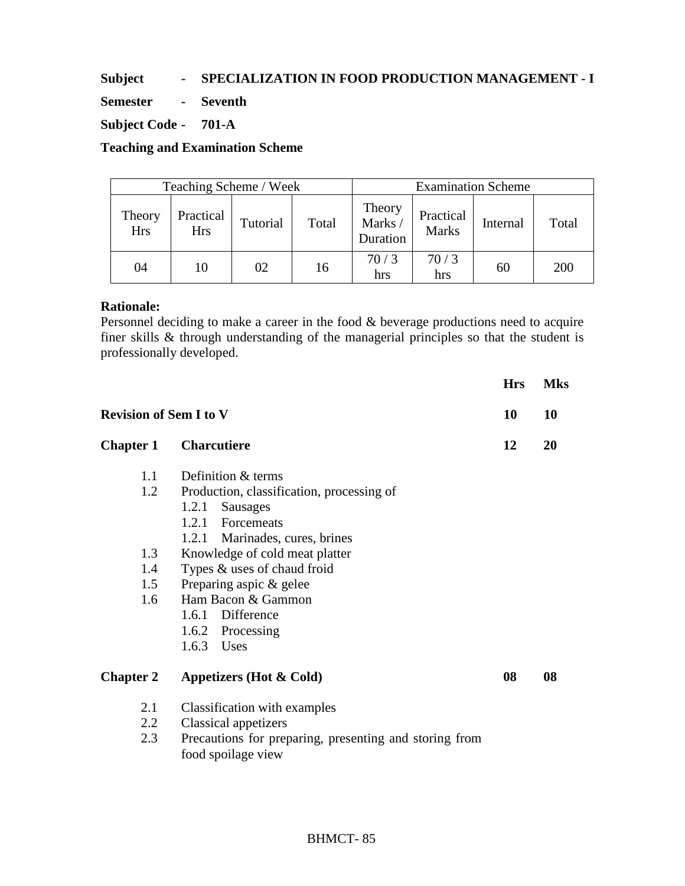**Subject - SPECIALIZATION IN FOOD PRODUCTION MANAGEMENT - I**

**Semester - Seventh**

**Subject Code - 701-A**

**Teaching and Examination Scheme**

| Teaching Scheme / Week | | | | Examination Scheme | | | |
|---|---|---|---|---|---|---|---|
| Theory Hrs | Practical Hrs | Tutorial | Total | Theory Marks / Duration | Practical Marks | Internal | Total |
| 04 | 10 | 02 | 16 | 70 / 3 hrs | 70 / 3 hrs | 60 | 200 |

**Rationale:**

Personnel deciding to make a career in the food & beverage productions need to acquire finer skills & through understanding of the managerial principles so that the student is professionally developed.

| | | Hrs | Mks |
|---|---|---|---|
| **Revision of Sem I to V** | | **10** | **10** |
| **Chapter 1** | **Charcutiere** | **12** | **20** |

- 1.1 Definition & terms
- 1.2 Production, classification, processing of
  - 1.2.1 Sausages
  - 1.2.1 Forcemeats
  - 1.2.1 Marinades, cures, brines
- 1.3 Knowledge of cold meat platter
- 1.4 Types & uses of chaud froid
- 1.5 Preparing aspic & gelee
- 1.6 Ham Bacon & Gammon
  - 1.6.1 Difference
  - 1.6.2 Processing
  - 1.6.3 Uses

| | | Hrs | Mks |
|---|---|---|---|
| **Chapter 2** | **Appetizers (Hot & Cold)** | **08** | **08** |

- 2.1 Classification with examples
- 2.2 Classical appetizers
- 2.3 Precautions for preparing, presenting and storing from food spoilage view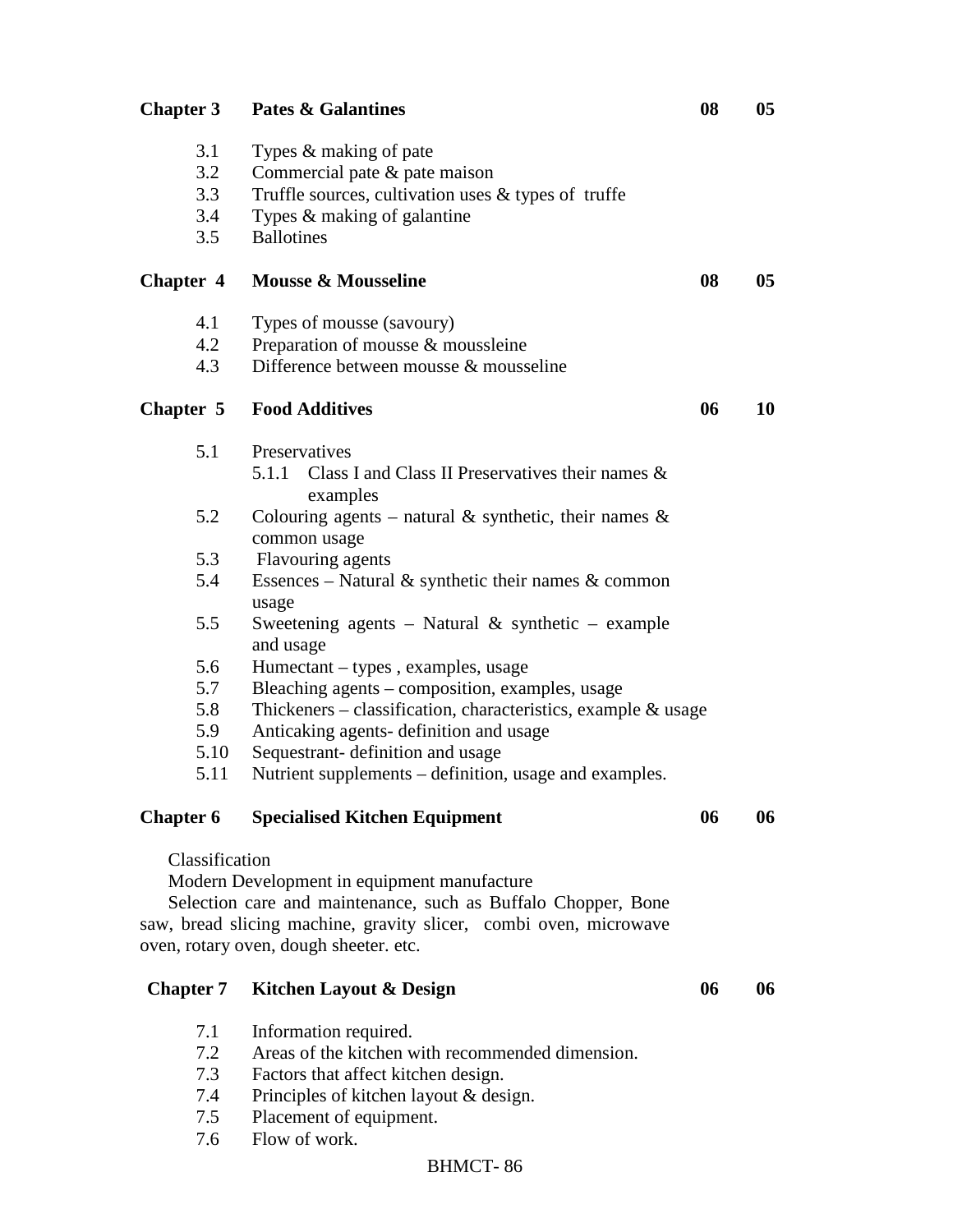| | | | |
|---|---|---|---|
| **Chapter 3** | **Pates & Galantines** | **08** | **05** |
| 3.1 | Types & making of pate | | |
| 3.2 | Commercial pate & pate maison | | |
| 3.3 | Truffle sources, cultivation uses & types of truffe | | |
| 3.4 | Types & making of galantine | | |
| 3.5 | Ballotines | | |
| **Chapter 4** | **Mousse & Mousseline** | **08** | **05** |
| 4.1 | Types of mousse (savoury) | | |
| 4.2 | Preparation of mousse & moussleine | | |
| 4.3 | Difference between mousse & mousseline | | |
| **Chapter 5** | **Food Additives** | **06** | **10** |
| 5.1 | Preservatives | | |
| | 5.1.1 Class I and Class II Preservatives their names & examples | | |
| 5.2 | Colouring agents – natural & synthetic, their names & common usage | | |
| 5.3 | Flavouring agents | | |
| 5.4 | Essences – Natural & synthetic their names & common usage | | |
| 5.5 | Sweetening agents – Natural & synthetic – example and usage | | |
| 5.6 | Humectant – types , examples, usage | | |
| 5.7 | Bleaching agents – composition, examples, usage | | |
| 5.8 | Thickeners – classification, characteristics, example & usage | | |
| 5.9 | Anticaking agents- definition and usage | | |
| 5.10 | Sequestrant- definition and usage | | |
| 5.11 | Nutrient supplements – definition, usage and examples. | | |
| **Chapter 6** | **Specialised Kitchen Equipment** | **06** | **06** |

Classification

Modern Development in equipment manufacture

Selection care and maintenance, such as Buffalo Chopper, Bone saw, bread slicing machine, gravity slicer, combi oven, microwave oven, rotary oven, dough sheeter. etc.

| | | | |
|---|---|---|---|
| **Chapter 7** | **Kitchen Layout & Design** | **06** | **06** |
| 7.1 | Information required. | | |
| 7.2 | Areas of the kitchen with recommended dimension. | | |
| 7.3 | Factors that affect kitchen design. | | |
| 7.4 | Principles of kitchen layout & design. | | |
| 7.5 | Placement of equipment. | | |
| 7.6 | Flow of work. | | |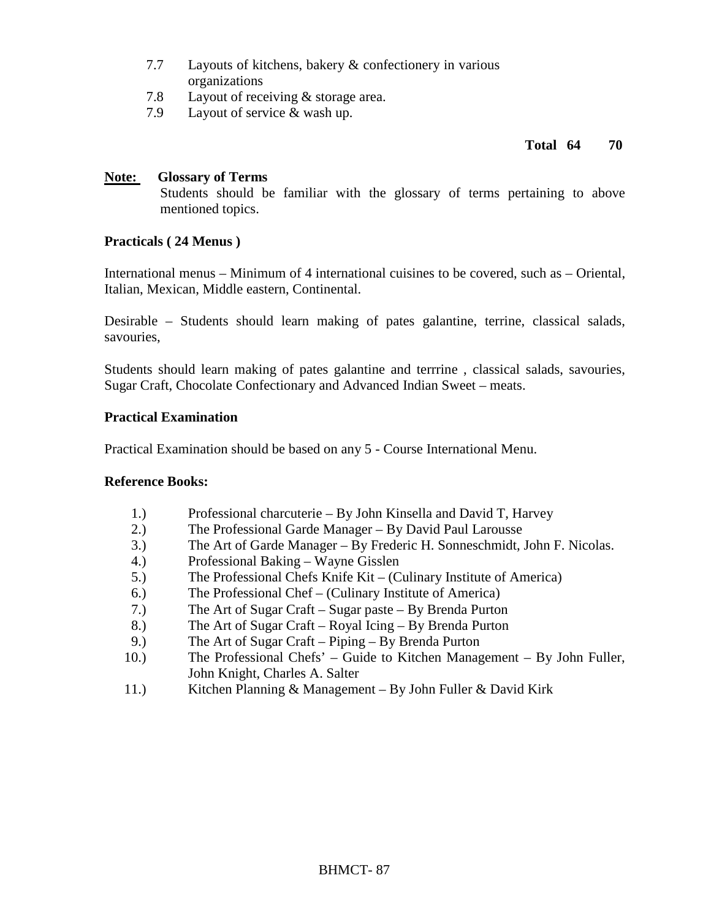7.7 Layouts of kitchens, bakery & confectionery in various organizations
7.8 Layout of receiving & storage area.
7.9 Layout of service & wash up.

**Total 64 70**

**Note: Glossary of Terms**

Students should be familiar with the glossary of terms pertaining to above mentioned topics.

**Practicals ( 24 Menus )**

International menus – Minimum of 4 international cuisines to be covered, such as – Oriental, Italian, Mexican, Middle eastern, Continental.

Desirable – Students should learn making of pates galantine, terrine, classical salads, savouries,

Students should learn making of pates galantine and terrrine , classical salads, savouries, Sugar Craft, Chocolate Confectionary and Advanced Indian Sweet – meats.

**Practical Examination**

Practical Examination should be based on any 5 - Course International Menu.

**Reference Books:**

1.) Professional charcuterie – By John Kinsella and David T, Harvey
2.) The Professional Garde Manager – By David Paul Larousse
3.) The Art of Garde Manager – By Frederic H. Sonneschmidt, John F. Nicolas.
4.) Professional Baking – Wayne Gisslen
5.) The Professional Chefs Knife Kit – (Culinary Institute of America)
6.) The Professional Chef – (Culinary Institute of America)
7.) The Art of Sugar Craft – Sugar paste – By Brenda Purton
8.) The Art of Sugar Craft – Royal Icing – By Brenda Purton
9.) The Art of Sugar Craft – Piping – By Brenda Purton
10.) The Professional Chefs' – Guide to Kitchen Management – By John Fuller, John Knight, Charles A. Salter
11.) Kitchen Planning & Management – By John Fuller & David Kirk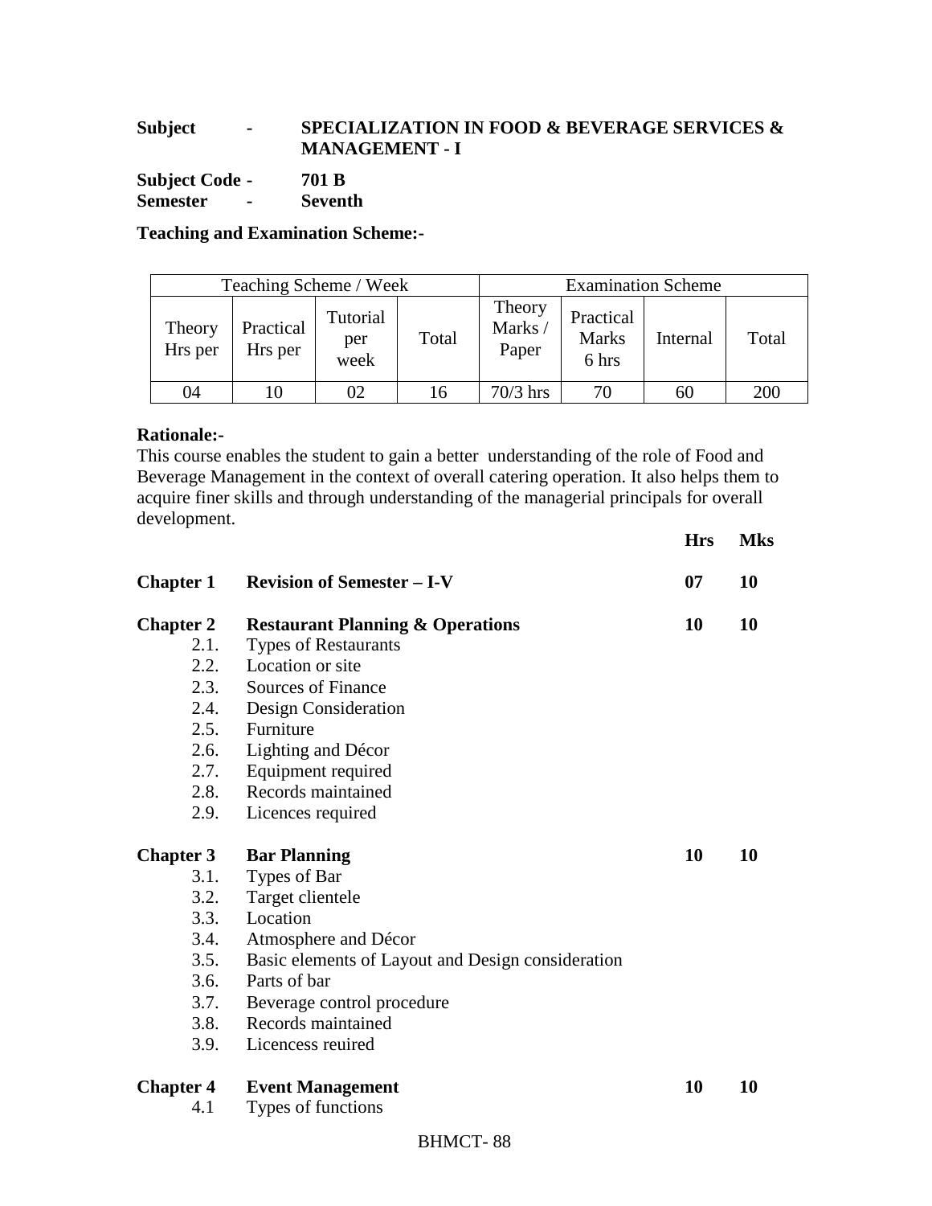**Subject** - **SPECIALIZATION IN FOOD & BEVERAGE SERVICES & MANAGEMENT - I**

**Subject Code** - **701 B**
**Semester** - **Seventh**

**Teaching and Examination Scheme:-**

| Teaching Scheme / Week | | | | Examination Scheme | | | |
|---|---|---|---|---|---|---|---|
| Theory Hrs per | Practical Hrs per | Tutorial per week | Total | Theory Marks / Paper | Practical Marks 6 hrs | Internal | Total |
| 04 | 10 | 02 | 16 | 70/3 hrs | 70 | 60 | 200 |

**Rationale:-**
This course enables the student to gain a better understanding of the role of Food and Beverage Management in the context of overall catering operation. It also helps them to acquire finer skills and through understanding of the managerial principals for overall development.

| | | **Hrs** | **Mks** |
|---|---|---|---|
| **Chapter 1** | **Revision of Semester – I-V** | **07** | **10** |
| **Chapter 2** | **Restaurant Planning & Operations** | **10** | **10** |
| 2.1. | Types of Restaurants | | |
| 2.2. | Location or site | | |
| 2.3. | Sources of Finance | | |
| 2.4. | Design Consideration | | |
| 2.5. | Furniture | | |
| 2.6. | Lighting and Décor | | |
| 2.7. | Equipment required | | |
| 2.8. | Records maintained | | |
| 2.9. | Licences required | | |
| **Chapter 3** | **Bar Planning** | **10** | **10** |
| 3.1. | Types of Bar | | |
| 3.2. | Target clientele | | |
| 3.3. | Location | | |
| 3.4. | Atmosphere and Décor | | |
| 3.5. | Basic elements of Layout and Design consideration | | |
| 3.6. | Parts of bar | | |
| 3.7. | Beverage control procedure | | |
| 3.8. | Records maintained | | |
| 3.9. | Licencess reuired | | |
| **Chapter 4** | **Event Management** | **10** | **10** |
| 4.1 | Types of functions | | |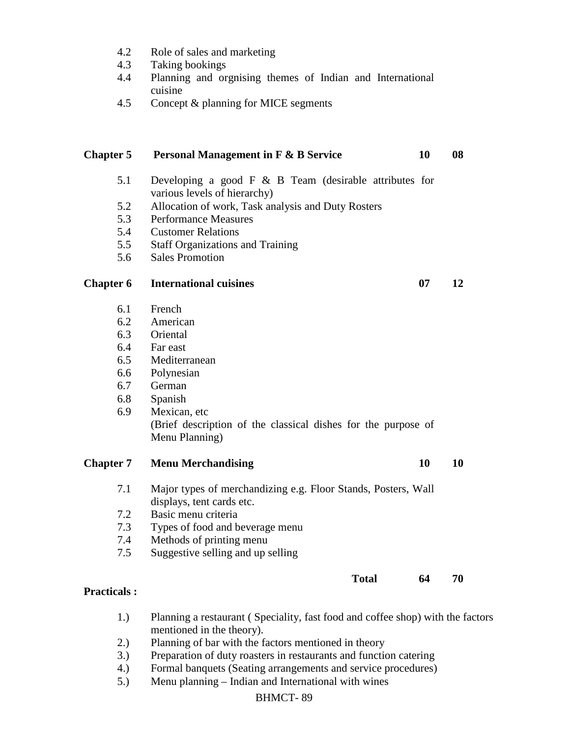4.2 Role of sales and marketing
4.3 Taking bookings
4.4 Planning and orgnising themes of Indian and International cuisine
4.5 Concept & planning for MICE segments

| | | | |
|---|---|---|---|
| **Chapter 5** | **Personal Management in F & B Service** | **10** | **08** |

5.1 Developing a good F & B Team (desirable attributes for various levels of hierarchy)
5.2 Allocation of work, Task analysis and Duty Rosters
5.3 Performance Measures
5.4 Customer Relations
5.5 Staff Organizations and Training
5.6 Sales Promotion

| | | | |
|---|---|---|---|
| **Chapter 6** | **International cuisines** | **07** | **12** |

6.1 French
6.2 American
6.3 Oriental
6.4 Far east
6.5 Mediterranean
6.6 Polynesian
6.7 German
6.8 Spanish
6.9 Mexican, etc
(Brief description of the classical dishes for the purpose of Menu Planning)

| | | | |
|---|---|---|---|
| **Chapter 7** | **Menu Merchandising** | **10** | **10** |

7.1 Major types of merchandizing e.g. Floor Stands, Posters, Wall displays, tent cards etc.
7.2 Basic menu criteria
7.3 Types of food and beverage menu
7.4 Methods of printing menu
7.5 Suggestive selling and up selling

| | | | |
|---|---|---|---|
| | **Total** | **64** | **70** |

**Practicals :**

1.) Planning a restaurant ( Speciality, fast food and coffee shop) with the factors mentioned in the theory).
2.) Planning of bar with the factors mentioned in theory
3.) Preparation of duty roasters in restaurants and function catering
4.) Formal banquets (Seating arrangements and service procedures)
5.) Menu planning – Indian and International with wines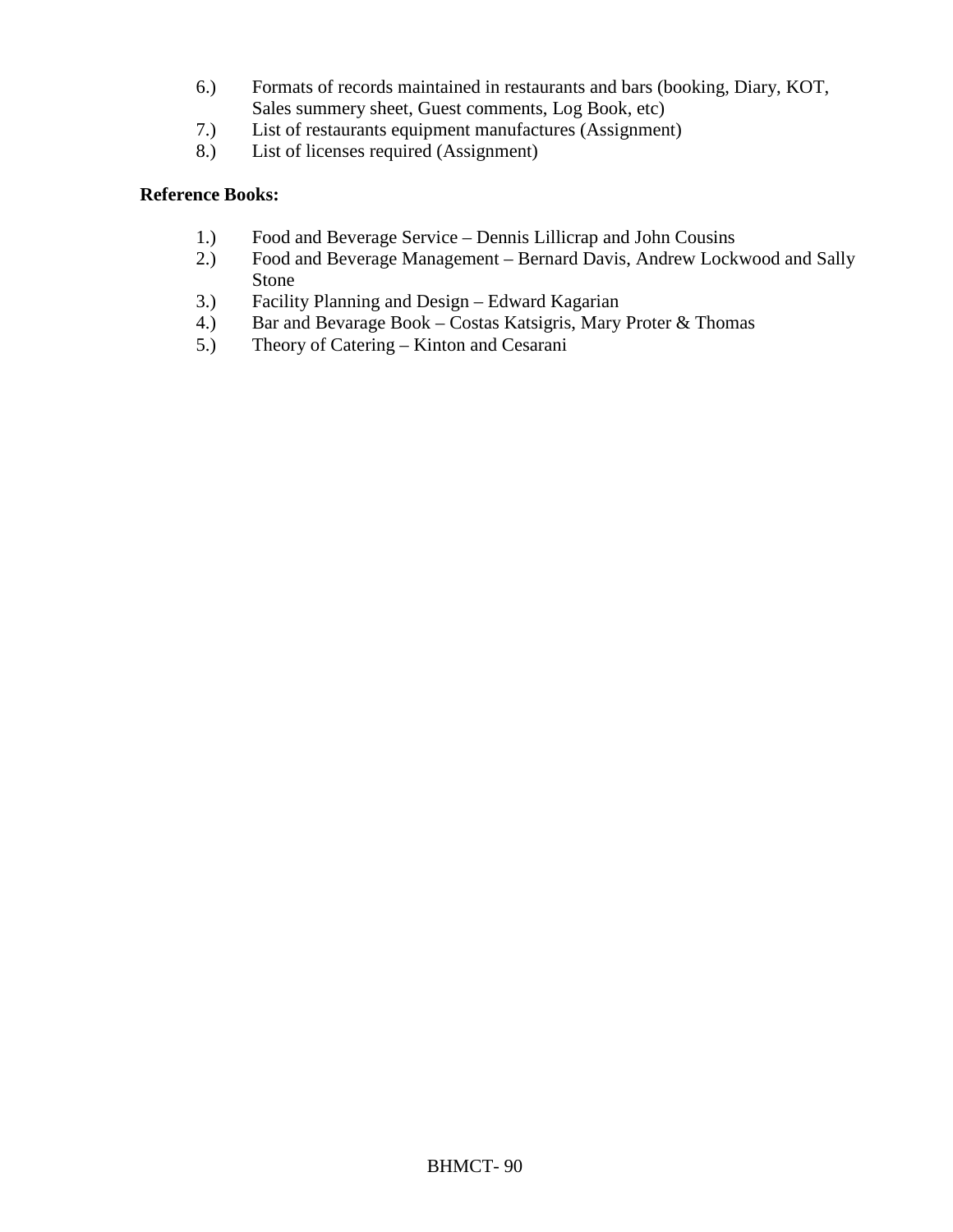6.) Formats of records maintained in restaurants and bars (booking, Diary, KOT, Sales summery sheet, Guest comments, Log Book, etc)
7.) List of restaurants equipment manufactures (Assignment)
8.) List of licenses required (Assignment)

**Reference Books:**

1.) Food and Beverage Service – Dennis Lillicrap and John Cousins
2.) Food and Beverage Management – Bernard Davis, Andrew Lockwood and Sally Stone
3.) Facility Planning and Design – Edward Kagarian
4.) Bar and Bevarage Book – Costas Katsigris, Mary Proter & Thomas
5.) Theory of Catering – Kinton and Cesarani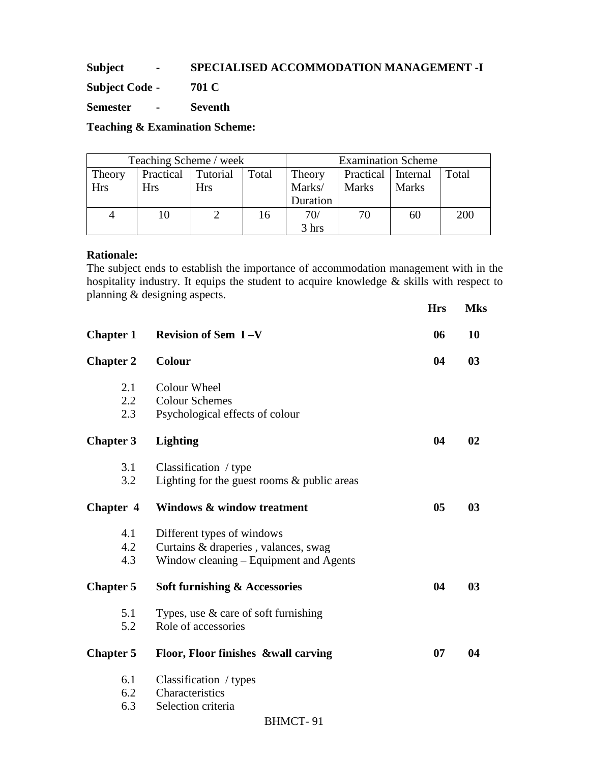**Subject - SPECIALISED ACCOMMODATION MANAGEMENT -I**

**Subject Code - 701 C**

**Semester - Seventh**

**Teaching & Examination Scheme:**

| Teaching Scheme / week | | | | Examination Scheme | | | |
|---|---|---|---|---|---|---|---|
| Theory Hrs | Practical Hrs | Tutorial Hrs | Total | Theory Marks/ Duration | Practical Marks | Internal Marks | Total |
| 4 | 10 | 2 | 16 | 70/ 3 hrs | 70 | 60 | 200 |

**Rationale:**
The subject ends to establish the importance of accommodation management with in the hospitality industry. It equips the student to acquire knowledge & skills with respect to planning & designing aspects.

| | | **Hrs** | **Mks** |
|---|---|---|---|
| **Chapter 1** | **Revision of Sem I –V** | **06** | **10** |
| **Chapter 2** | **Colour** | **04** | **03** |
| 2.1 | Colour Wheel | | |
| 2.2 | Colour Schemes | | |
| 2.3 | Psychological effects of colour | | |
| **Chapter 3** | **Lighting** | **04** | **02** |
| 3.1 | Classification / type | | |
| 3.2 | Lighting for the guest rooms & public areas | | |
| **Chapter 4** | **Windows & window treatment** | **05** | **03** |
| 4.1 | Different types of windows | | |
| 4.2 | Curtains & draperies , valances, swag | | |
| 4.3 | Window cleaning – Equipment and Agents | | |
| **Chapter 5** | **Soft furnishing & Accessories** | **04** | **03** |
| 5.1 | Types, use & care of soft furnishing | | |
| 5.2 | Role of accessories | | |
| **Chapter 5** | **Floor, Floor finishes &wall carving** | **07** | **04** |
| 6.1 | Classification / types | | |
| 6.2 | Characteristics | | |
| 6.3 | Selection criteria | | |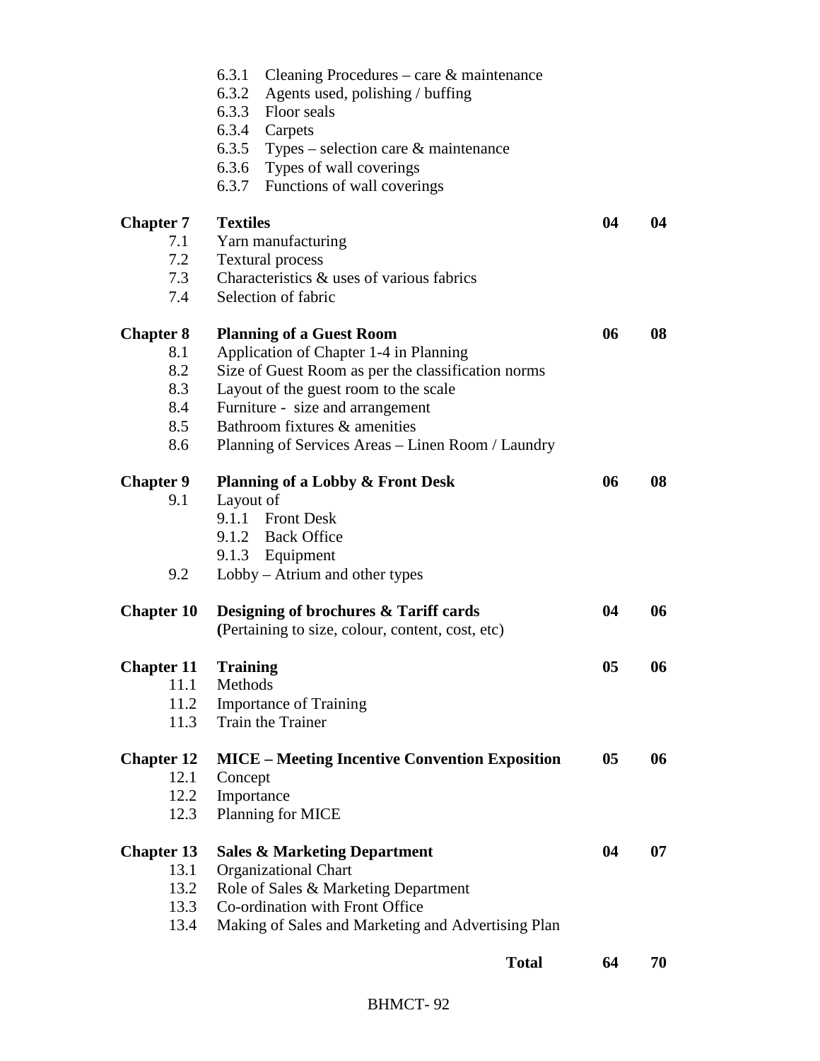| | | | |
|---|---|---|---|
| | 6.3.1 Cleaning Procedures – care & maintenance | | |
| | 6.3.2 Agents used, polishing / buffing | | |
| | 6.3.3 Floor seals | | |
| | 6.3.4 Carpets | | |
| | 6.3.5 Types – selection care & maintenance | | |
| | 6.3.6 Types of wall coverings | | |
| | 6.3.7 Functions of wall coverings | | |
| **Chapter 7** | **Textiles** | **04** | **04** |
| 7.1 | Yarn manufacturing | | |
| 7.2 | Textural process | | |
| 7.3 | Characteristics & uses of various fabrics | | |
| 7.4 | Selection of fabric | | |
| **Chapter 8** | **Planning of a Guest Room** | **06** | **08** |
| 8.1 | Application of Chapter 1-4 in Planning | | |
| 8.2 | Size of Guest Room as per the classification norms | | |
| 8.3 | Layout of the guest room to the scale | | |
| 8.4 | Furniture - size and arrangement | | |
| 8.5 | Bathroom fixtures & amenities | | |
| 8.6 | Planning of Services Areas – Linen Room / Laundry | | |
| **Chapter 9** | **Planning of a Lobby & Front Desk** | **06** | **08** |
| 9.1 | Layout of | | |
| | 9.1.1 Front Desk | | |
| | 9.1.2 Back Office | | |
| | 9.1.3 Equipment | | |
| 9.2 | Lobby – Atrium and other types | | |
| **Chapter 10** | **Designing of brochures & Tariff cards** (Pertaining to size, colour, content, cost, etc) | **04** | **06** |
| **Chapter 11** | **Training** | **05** | **06** |
| 11.1 | Methods | | |
| 11.2 | Importance of Training | | |
| 11.3 | Train the Trainer | | |
| **Chapter 12** | **MICE – Meeting Incentive Convention Exposition** | **05** | **06** |
| 12.1 | Concept | | |
| 12.2 | Importance | | |
| 12.3 | Planning for MICE | | |
| **Chapter 13** | **Sales & Marketing Department** | **04** | **07** |
| 13.1 | Organizational Chart | | |
| 13.2 | Role of Sales & Marketing Department | | |
| 13.3 | Co-ordination with Front Office | | |
| 13.4 | Making of Sales and Marketing and Advertising Plan | | |
| | **Total** | **64** | **70** |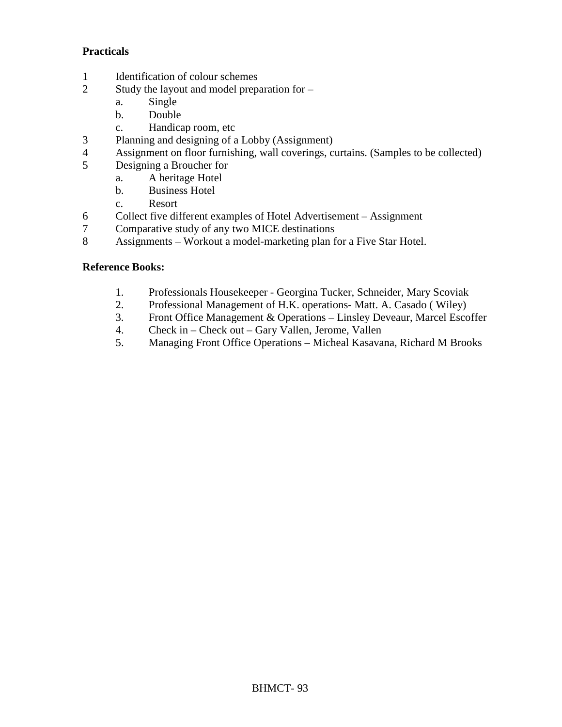**Practicals**

1. Identification of colour schemes
2. Study the layout and model preparation for –
   a. Single
   b. Double
   c. Handicap room, etc
3. Planning and designing of a Lobby (Assignment)
4. Assignment on floor furnishing, wall coverings, curtains. (Samples to be collected)
5. Designing a Broucher for
   a. A heritage Hotel
   b. Business Hotel
   c. Resort
6. Collect five different examples of Hotel Advertisement – Assignment
7. Comparative study of any two MICE destinations
8. Assignments – Workout a model-marketing plan for a Five Star Hotel.

**Reference Books:**

1. Professionals Housekeeper - Georgina Tucker, Schneider, Mary Scoviak
2. Professional Management of H.K. operations- Matt. A. Casado ( Wiley)
3. Front Office Management & Operations – Linsley Deveaur, Marcel Escoffer
4. Check in – Check out – Gary Vallen, Jerome, Vallen
5. Managing Front Office Operations – Micheal Kasavana, Richard M Brooks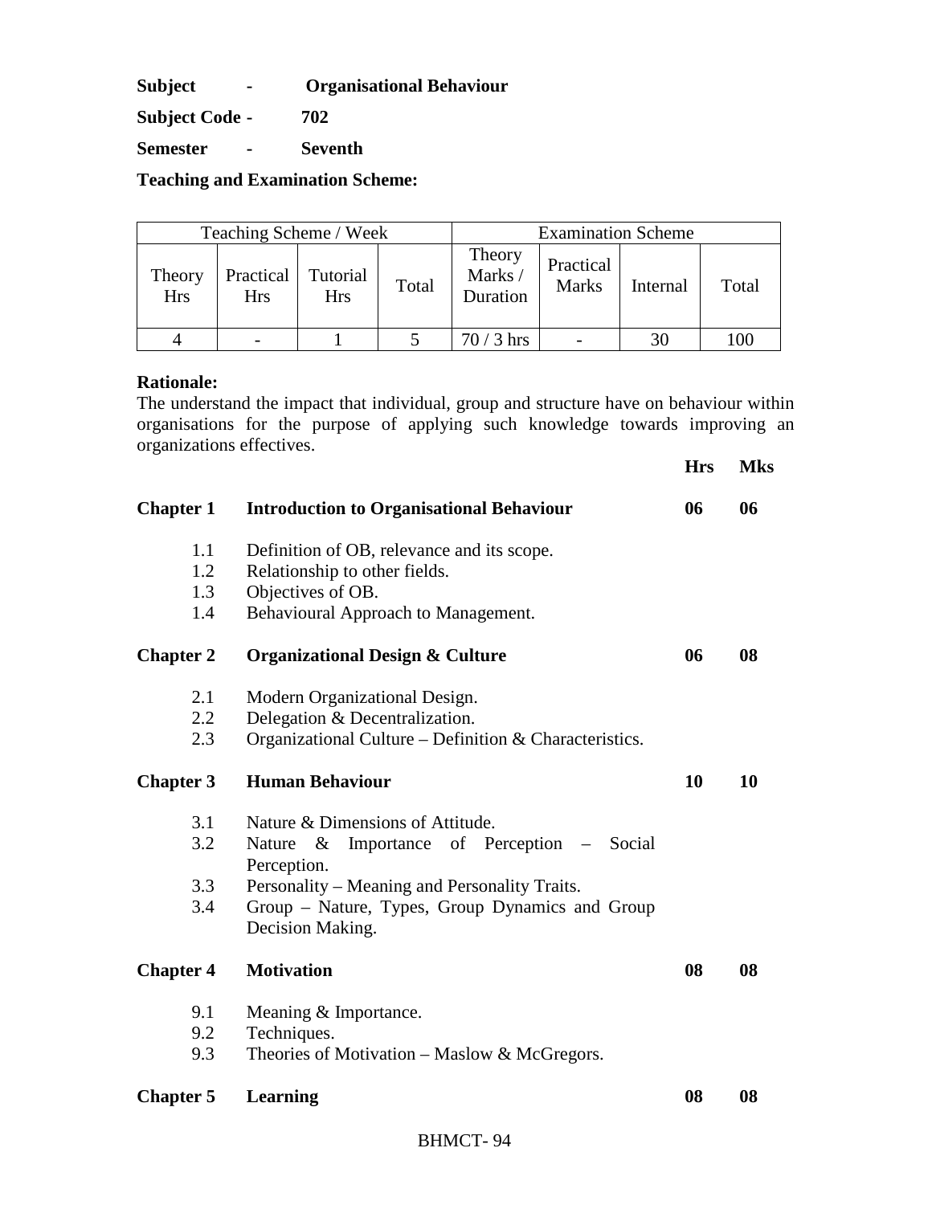**Subject - Organisational Behaviour**

**Subject Code - 702**

**Semester - Seventh**

**Teaching and Examination Scheme:**

| Teaching Scheme / Week | | | | Examination Scheme | | | |
|---|---|---|---|---|---|---|---|
| Theory Hrs | Practical Hrs | Tutorial Hrs | Total | Theory Marks / Duration | Practical Marks | Internal | Total |
| 4 | - | 1 | 5 | 70 / 3 hrs | - | 30 | 100 |

**Rationale:**

The understand the impact that individual, group and structure have on behaviour within organisations for the purpose of applying such knowledge towards improving an organizations effectives.

| | | **Hrs** | **Mks** |
|---|---|---|---|
| **Chapter 1** | **Introduction to Organisational Behaviour** | **06** | **06** |
| 1.1 | Definition of OB, relevance and its scope. | | |
| 1.2 | Relationship to other fields. | | |
| 1.3 | Objectives of OB. | | |
| 1.4 | Behavioural Approach to Management. | | |
| **Chapter 2** | **Organizational Design & Culture** | **06** | **08** |
| 2.1 | Modern Organizational Design. | | |
| 2.2 | Delegation & Decentralization. | | |
| 2.3 | Organizational Culture – Definition & Characteristics. | | |
| **Chapter 3** | **Human Behaviour** | **10** | **10** |
| 3.1 | Nature & Dimensions of Attitude. | | |
| 3.2 | Nature & Importance of Perception – Social Perception. | | |
| 3.3 | Personality – Meaning and Personality Traits. | | |
| 3.4 | Group – Nature, Types, Group Dynamics and Group Decision Making. | | |
| **Chapter 4** | **Motivation** | **08** | **08** |
| 9.1 | Meaning & Importance. | | |
| 9.2 | Techniques. | | |
| 9.3 | Theories of Motivation – Maslow & McGregors. | | |
| **Chapter 5** | **Learning** | **08** | **08** |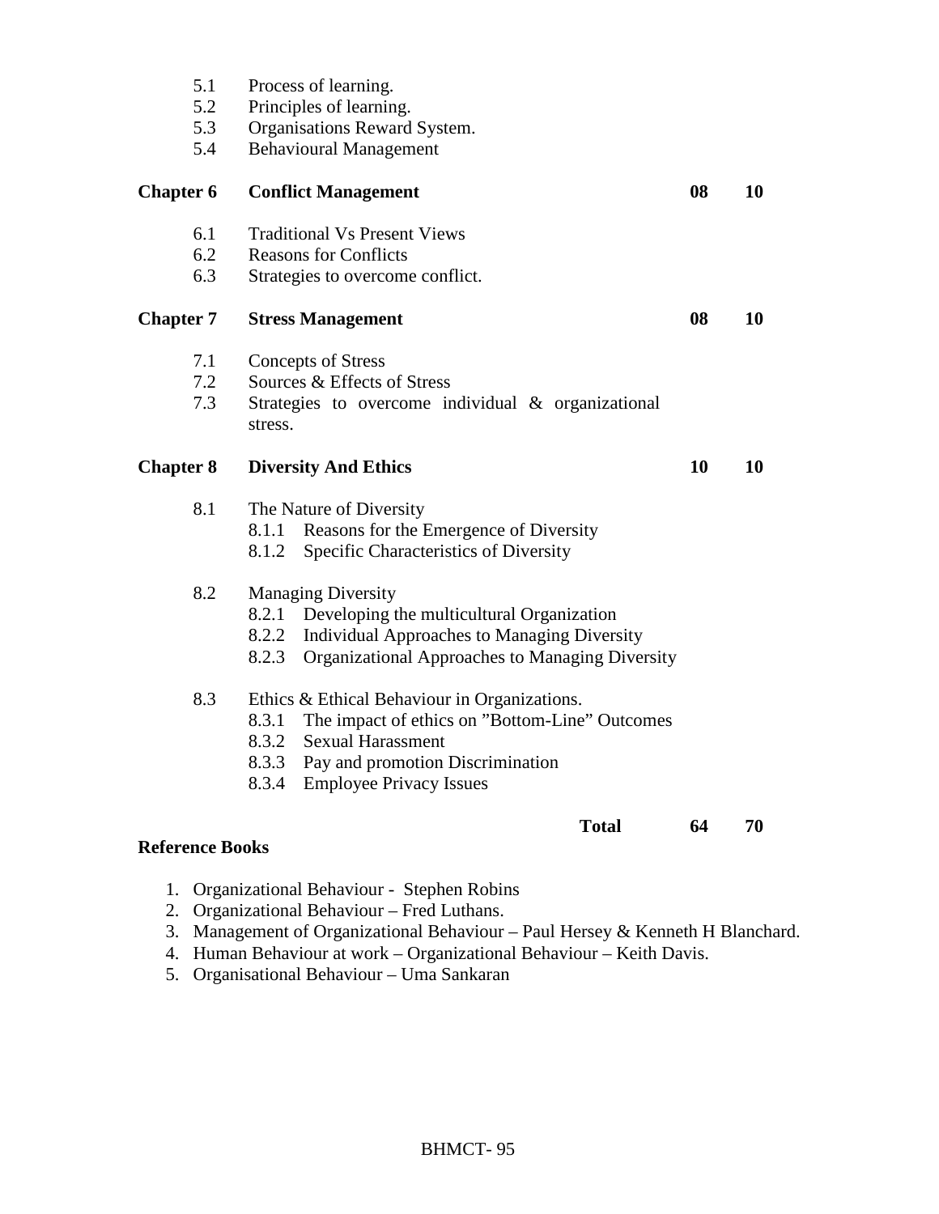| | | | |
|---|---|---|---|
| 5.1 | Process of learning. | | |
| 5.2 | Principles of learning. | | |
| 5.3 | Organisations Reward System. | | |
| 5.4 | Behavioural Management | | |
| **Chapter 6** | **Conflict Management** | **08** | **10** |
| 6.1 | Traditional Vs Present Views | | |
| 6.2 | Reasons for Conflicts | | |
| 6.3 | Strategies to overcome conflict. | | |
| **Chapter 7** | **Stress Management** | **08** | **10** |
| 7.1 | Concepts of Stress | | |
| 7.2 | Sources & Effects of Stress | | |
| 7.3 | Strategies to overcome individual & organizational stress. | | |
| **Chapter 8** | **Diversity And Ethics** | **10** | **10** |
| 8.1 | The Nature of Diversity<br>8.1.1 Reasons for the Emergence of Diversity<br>8.1.2 Specific Characteristics of Diversity | | |
| 8.2 | Managing Diversity<br>8.2.1 Developing the multicultural Organization<br>8.2.2 Individual Approaches to Managing Diversity<br>8.2.3 Organizational Approaches to Managing Diversity | | |
| 8.3 | Ethics & Ethical Behaviour in Organizations.<br>8.3.1 The impact of ethics on "Bottom-Line" Outcomes<br>8.3.2 Sexual Harassment<br>8.3.3 Pay and promotion Discrimination<br>8.3.4 Employee Privacy Issues | | |
| | **Total** | **64** | **70** |

**Reference Books**

1. Organizational Behaviour - Stephen Robins
2. Organizational Behaviour – Fred Luthans.
3. Management of Organizational Behaviour – Paul Hersey & Kenneth H Blanchard.
4. Human Behaviour at work – Organizational Behaviour – Keith Davis.
5. Organisational Behaviour – Uma Sankaran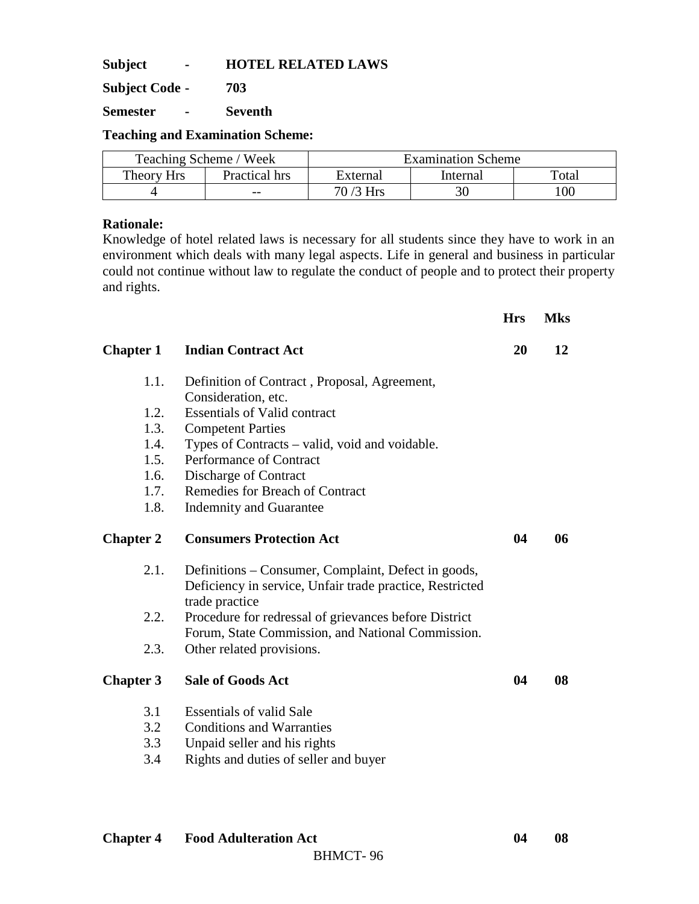**Subject - HOTEL RELATED LAWS**

**Subject Code - 703**

**Semester - Seventh**

**Teaching and Examination Scheme:**

| Teaching Scheme / Week | | Examination Scheme | | |
|---|---|---|---|---|
| Theory Hrs | Practical hrs | External | Internal | Total |
| 4 | -- | 70 /3 Hrs | 30 | 100 |

**Rationale:**

Knowledge of hotel related laws is necessary for all students since they have to work in an environment which deals with many legal aspects. Life in general and business in particular could not continue without law to regulate the conduct of people and to protect their property and rights.

| | | **Hrs** | **Mks** |
|---|---|---|---|
| **Chapter 1** | **Indian Contract Act** | **20** | **12** |

1.1. Definition of Contract , Proposal, Agreement, Consideration, etc.
1.2. Essentials of Valid contract
1.3. Competent Parties
1.4. Types of Contracts – valid, void and voidable.
1.5. Performance of Contract
1.6. Discharge of Contract
1.7. Remedies for Breach of Contract
1.8. Indemnity and Guarantee

| | | **Hrs** | **Mks** |
|---|---|---|---|
| **Chapter 2** | **Consumers Protection Act** | **04** | **06** |

2.1. Definitions – Consumer, Complaint, Defect in goods, Deficiency in service, Unfair trade practice, Restricted trade practice
2.2. Procedure for redressal of grievances before District Forum, State Commission, and National Commission.
2.3. Other related provisions.

| | | **Hrs** | **Mks** |
|---|---|---|---|
| **Chapter 3** | **Sale of Goods Act** | **04** | **08** |

3.1 Essentials of valid Sale
3.2 Conditions and Warranties
3.3 Unpaid seller and his rights
3.4 Rights and duties of seller and buyer

| | | **Hrs** | **Mks** |
|---|---|---|---|
| **Chapter 4** | **Food Adulteration Act** | **04** | **08** |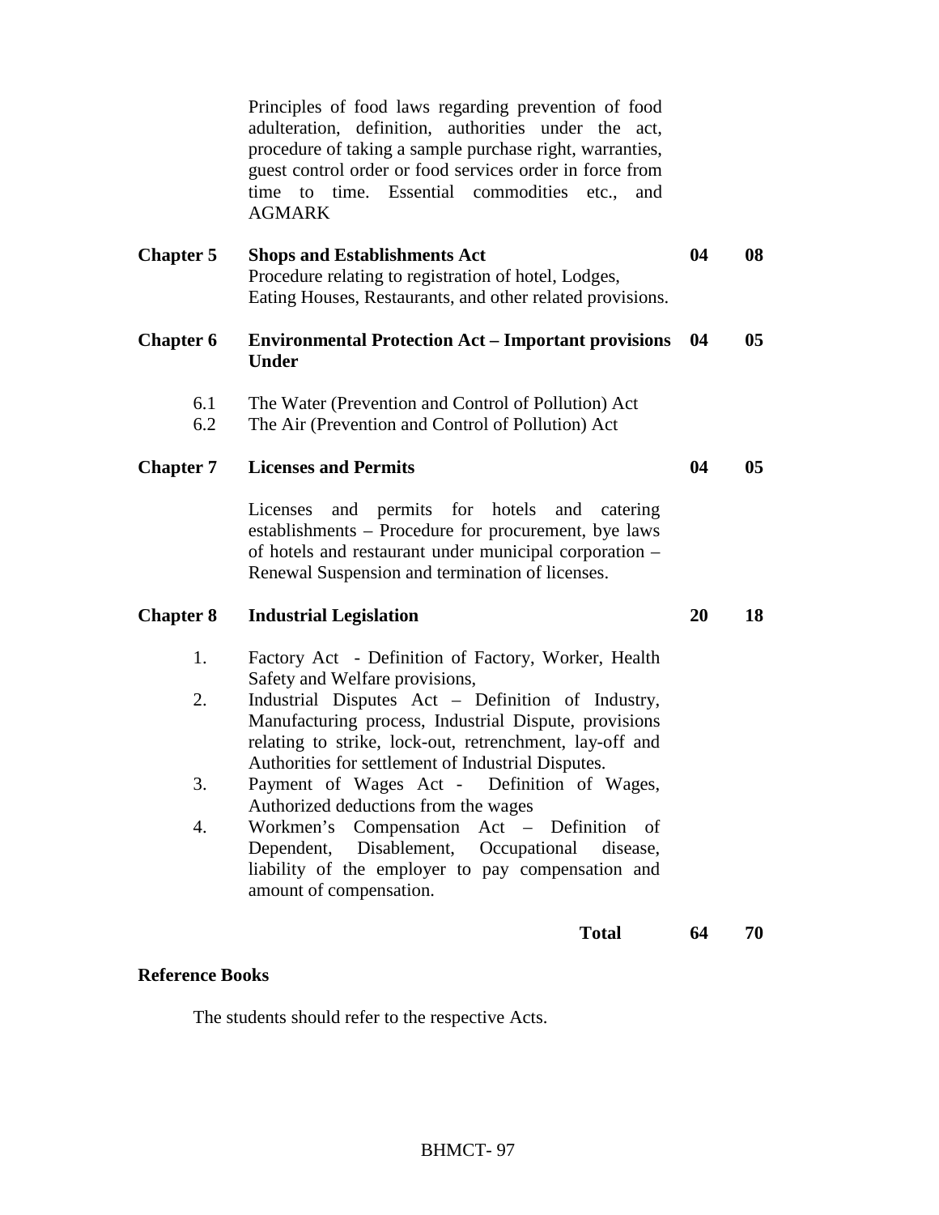Principles of food laws regarding prevention of food adulteration, definition, authorities under the act, procedure of taking a sample purchase right, warranties, guest control order or food services order in force from time to time. Essential commodities etc., and AGMARK

| | | | |
|---|---|---|---|
| **Chapter 5** | **Shops and Establishments Act**<br>Procedure relating to registration of hotel, Lodges, Eating Houses, Restaurants, and other related provisions. | **04** | **08** |
| **Chapter 6** | **Environmental Protection Act – Important provisions Under** | **04** | **05** |
| 6.1 | The Water (Prevention and Control of Pollution) Act | | |
| 6.2 | The Air (Prevention and Control of Pollution) Act | | |
| **Chapter 7** | **Licenses and Permits** | **04** | **05** |
| | Licenses and permits for hotels and catering establishments – Procedure for procurement, bye laws of hotels and restaurant under municipal corporation – Renewal Suspension and termination of licenses. | | |
| **Chapter 8** | **Industrial Legislation** | **20** | **18** |
| 1. | Factory Act - Definition of Factory, Worker, Health Safety and Welfare provisions, | | |
| 2. | Industrial Disputes Act – Definition of Industry, Manufacturing process, Industrial Dispute, provisions relating to strike, lock-out, retrenchment, lay-off and Authorities for settlement of Industrial Disputes. | | |
| 3. | Payment of Wages Act - Definition of Wages, Authorized deductions from the wages | | |
| 4. | Workmen's Compensation Act – Definition of Dependent, Disablement, Occupational disease, liability of the employer to pay compensation and amount of compensation. | | |
| | **Total** | **64** | **70** |

**Reference Books**

The students should refer to the respective Acts.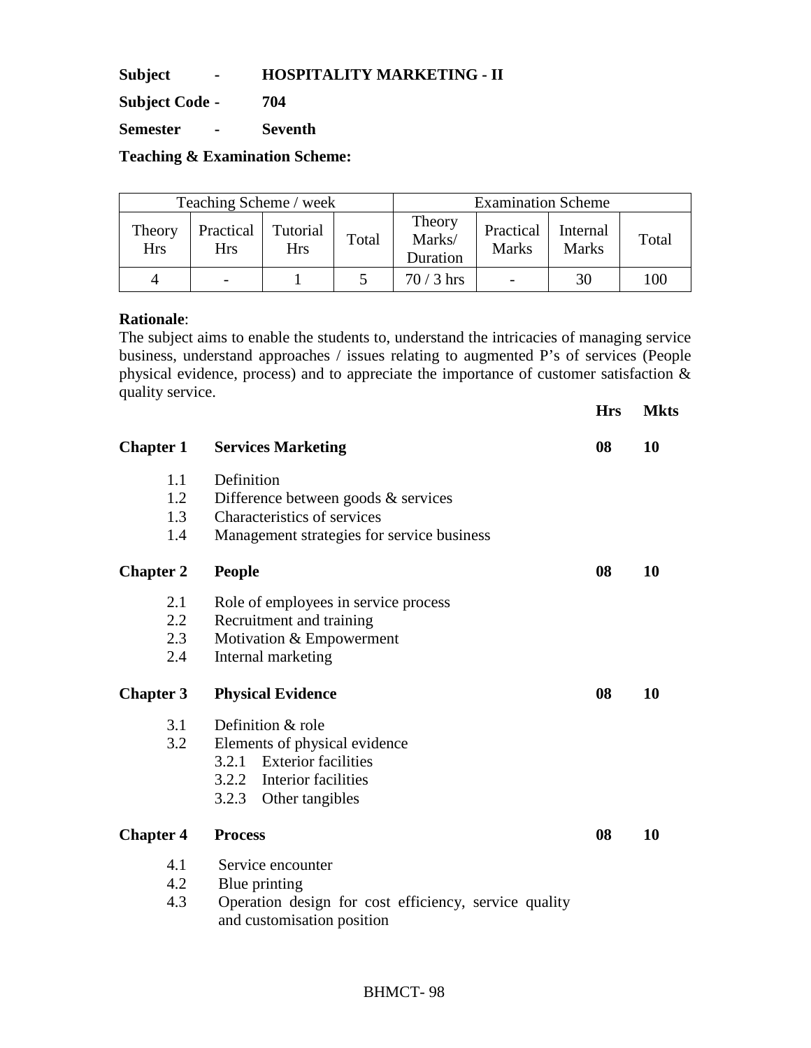**Subject - HOSPITALITY MARKETING - II**

**Subject Code - 704**

**Semester - Seventh**

**Teaching & Examination Scheme:**

| Teaching Scheme / week | | | | Examination Scheme | | | |
|---|---|---|---|---|---|---|---|
| Theory Hrs | Practical Hrs | Tutorial Hrs | Total | Theory Marks/ Duration | Practical Marks | Internal Marks | Total |
| 4 | - | 1 | 5 | 70 / 3 hrs | - | 30 | 100 |

**Rationale**:
The subject aims to enable the students to, understand the intricacies of managing service business, understand approaches / issues relating to augmented P's of services (People physical evidence, process) and to appreciate the importance of customer satisfaction & quality service.

| | | **Hrs** | **Mkts** |
|---|---|---|---|
| **Chapter 1** | **Services Marketing** | **08** | **10** |
| 1.1 | Definition | | |
| 1.2 | Difference between goods & services | | |
| 1.3 | Characteristics of services | | |
| 1.4 | Management strategies for service business | | |
| **Chapter 2** | **People** | **08** | **10** |
| 2.1 | Role of employees in service process | | |
| 2.2 | Recruitment and training | | |
| 2.3 | Motivation & Empowerment | | |
| 2.4 | Internal marketing | | |
| **Chapter 3** | **Physical Evidence** | **08** | **10** |
| 3.1 | Definition & role | | |
| 3.2 | Elements of physical evidence | | |
| | 3.2.1 Exterior facilities | | |
| | 3.2.2 Interior facilities | | |
| | 3.2.3 Other tangibles | | |
| **Chapter 4** | **Process** | **08** | **10** |
| 4.1 | Service encounter | | |
| 4.2 | Blue printing | | |
| 4.3 | Operation design for cost efficiency, service quality and customisation position | | |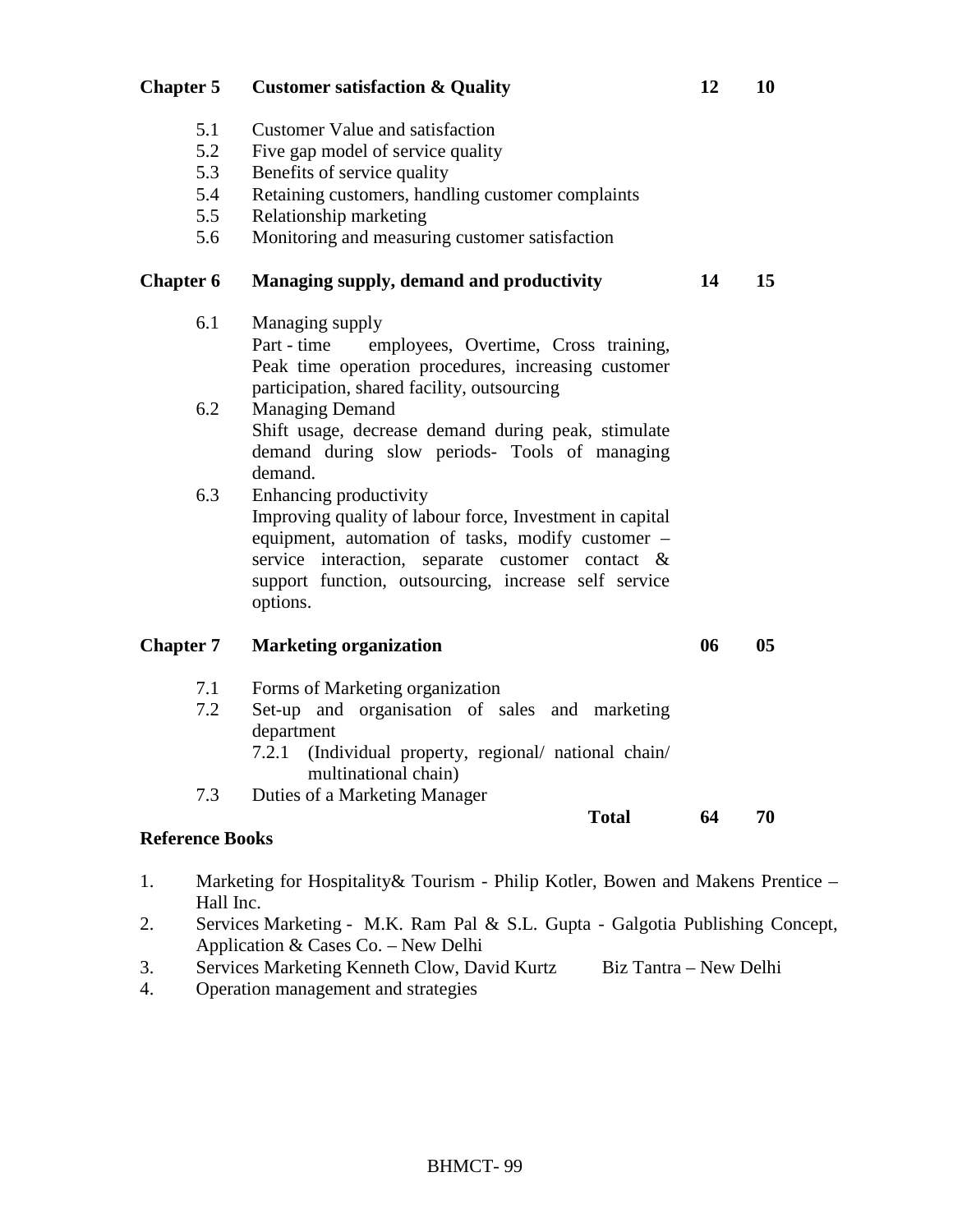| Chapter | Topic | | |
|---|---|---|---|
| **Chapter 5** | **Customer satisfaction & Quality** | **12** | **10** |
| 5.1 | Customer Value and satisfaction | | |
| 5.2 | Five gap model of service quality | | |
| 5.3 | Benefits of service quality | | |
| 5.4 | Retaining customers, handling customer complaints | | |
| 5.5 | Relationship marketing | | |
| 5.6 | Monitoring and measuring customer satisfaction | | |
| **Chapter 6** | **Managing supply, demand and productivity** | **14** | **15** |
| 6.1 | Managing supply<br>Part - time employees, Overtime, Cross training, Peak time operation procedures, increasing customer participation, shared facility, outsourcing | | |
| 6.2 | Managing Demand<br>Shift usage, decrease demand during peak, stimulate demand during slow periods- Tools of managing demand. | | |
| 6.3 | Enhancing productivity<br>Improving quality of labour force, Investment in capital equipment, automation of tasks, modify customer – service interaction, separate customer contact & support function, outsourcing, increase self service options. | | |
| **Chapter 7** | **Marketing organization** | **06** | **05** |
| 7.1 | Forms of Marketing organization | | |
| 7.2 | Set-up and organisation of sales and marketing department<br>7.2.1 (Individual property, regional/ national chain/ multinational chain) | | |
| 7.3 | Duties of a Marketing Manager | | |
| | **Total** | **64** | **70** |

**Reference Books**

1. Marketing for Hospitality& Tourism - Philip Kotler, Bowen and Makens Prentice – Hall Inc.
2. Services Marketing - M.K. Ram Pal & S.L. Gupta - Galgotia Publishing Concept, Application & Cases Co. – New Delhi
3. Services Marketing Kenneth Clow, David Kurtz Biz Tantra – New Delhi
4. Operation management and strategies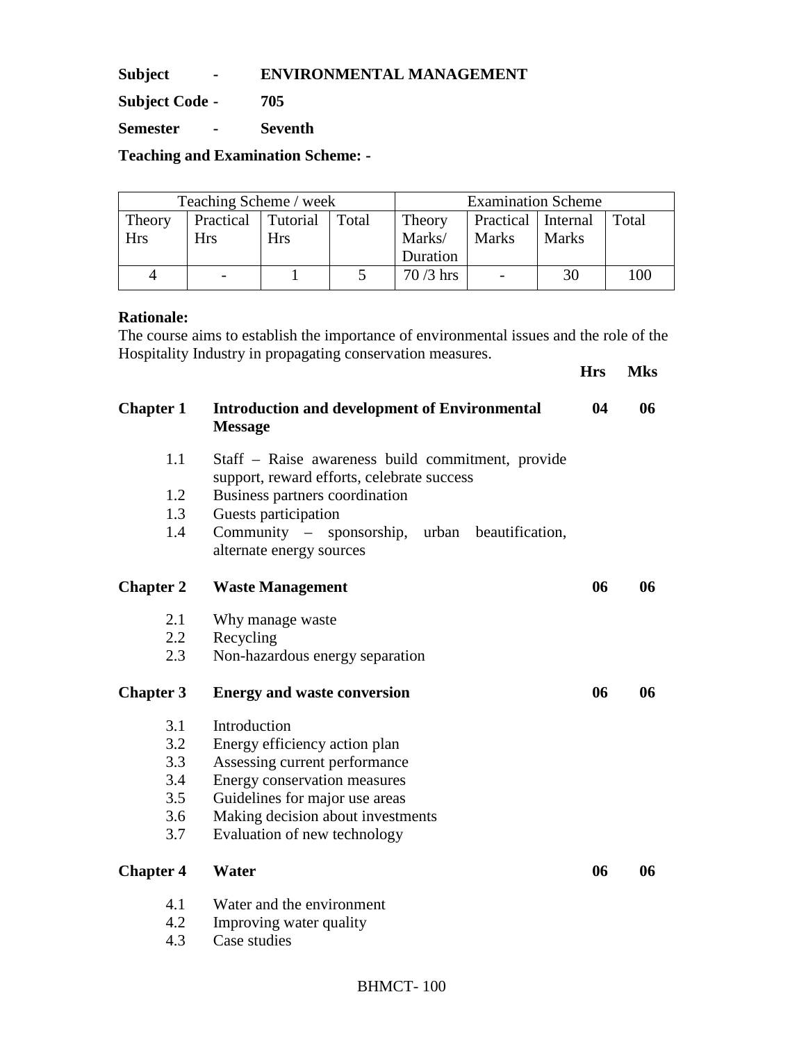**Subject - ENVIRONMENTAL MANAGEMENT**

**Subject Code - 705**

**Semester - Seventh**

**Teaching and Examination Scheme: -**

| Teaching Scheme / week | | | | Examination Scheme | | | |
|---|---|---|---|---|---|---|---|
| Theory Hrs | Practical Hrs | Tutorial Hrs | Total | Theory Marks/ Duration | Practical Marks | Internal Marks | Total |
| 4 | - | 1 | 5 | 70 /3 hrs | - | 30 | 100 |

**Rationale:**
The course aims to establish the importance of environmental issues and the role of the Hospitality Industry in propagating conservation measures.

| | | **Hrs** | **Mks** |
|---|---|---|---|
| **Chapter 1** | **Introduction and development of Environmental Message** | **04** | **06** |
| 1.1 | Staff – Raise awareness build commitment, provide support, reward efforts, celebrate success | | |
| 1.2 | Business partners coordination | | |
| 1.3 | Guests participation | | |
| 1.4 | Community – sponsorship, urban beautification, alternate energy sources | | |
| **Chapter 2** | **Waste Management** | **06** | **06** |
| 2.1 | Why manage waste | | |
| 2.2 | Recycling | | |
| 2.3 | Non-hazardous energy separation | | |
| **Chapter 3** | **Energy and waste conversion** | **06** | **06** |
| 3.1 | Introduction | | |
| 3.2 | Energy efficiency action plan | | |
| 3.3 | Assessing current performance | | |
| 3.4 | Energy conservation measures | | |
| 3.5 | Guidelines for major use areas | | |
| 3.6 | Making decision about investments | | |
| 3.7 | Evaluation of new technology | | |
| **Chapter 4** | **Water** | **06** | **06** |
| 4.1 | Water and the environment | | |
| 4.2 | Improving water quality | | |
| 4.3 | Case studies | | |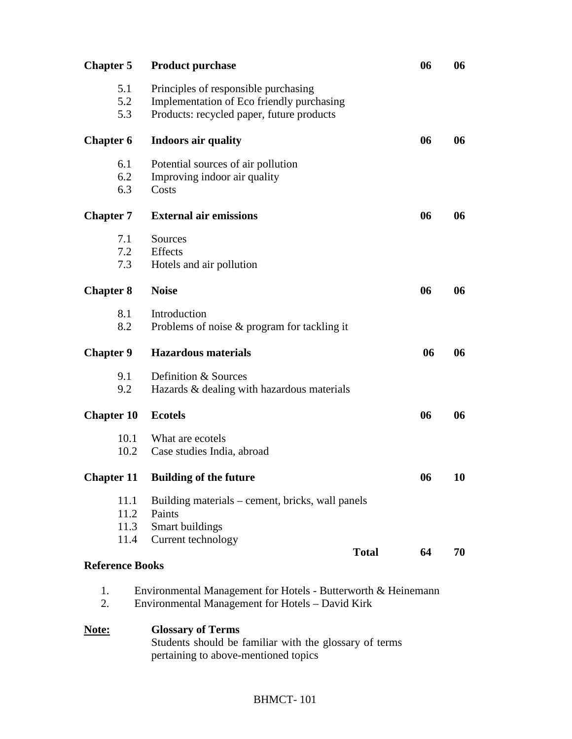| | | | |
|---|---|---|---|
| **Chapter 5** | **Product purchase** | **06** | **06** |
| 5.1 | Principles of responsible purchasing | | |
| 5.2 | Implementation of Eco friendly purchasing | | |
| 5.3 | Products: recycled paper, future products | | |
| **Chapter 6** | **Indoors air quality** | **06** | **06** |
| 6.1 | Potential sources of air pollution | | |
| 6.2 | Improving indoor air quality | | |
| 6.3 | Costs | | |
| **Chapter 7** | **External air emissions** | **06** | **06** |
| 7.1 | Sources | | |
| 7.2 | Effects | | |
| 7.3 | Hotels and air pollution | | |
| **Chapter 8** | **Noise** | **06** | **06** |
| 8.1 | Introduction | | |
| 8.2 | Problems of noise & program for tackling it | | |
| **Chapter 9** | **Hazardous materials** | **06** | **06** |
| 9.1 | Definition & Sources | | |
| 9.2 | Hazards & dealing with hazardous materials | | |
| **Chapter 10** | **Ecotels** | **06** | **06** |
| 10.1 | What are ecotels | | |
| 10.2 | Case studies India, abroad | | |
| **Chapter 11** | **Building of the future** | **06** | **10** |
| 11.1 | Building materials – cement, bricks, wall panels | | |
| 11.2 | Paints | | |
| 11.3 | Smart buildings | | |
| 11.4 | Current technology | | |
| | **Total** | **64** | **70** |

**Reference Books**

1. Environmental Management for Hotels - Butterworth & Heinemann
2. Environmental Management for Hotels – David Kirk

**Note:** **Glossary of Terms**
Students should be familiar with the glossary of terms pertaining to above-mentioned topics

BHMCT- 101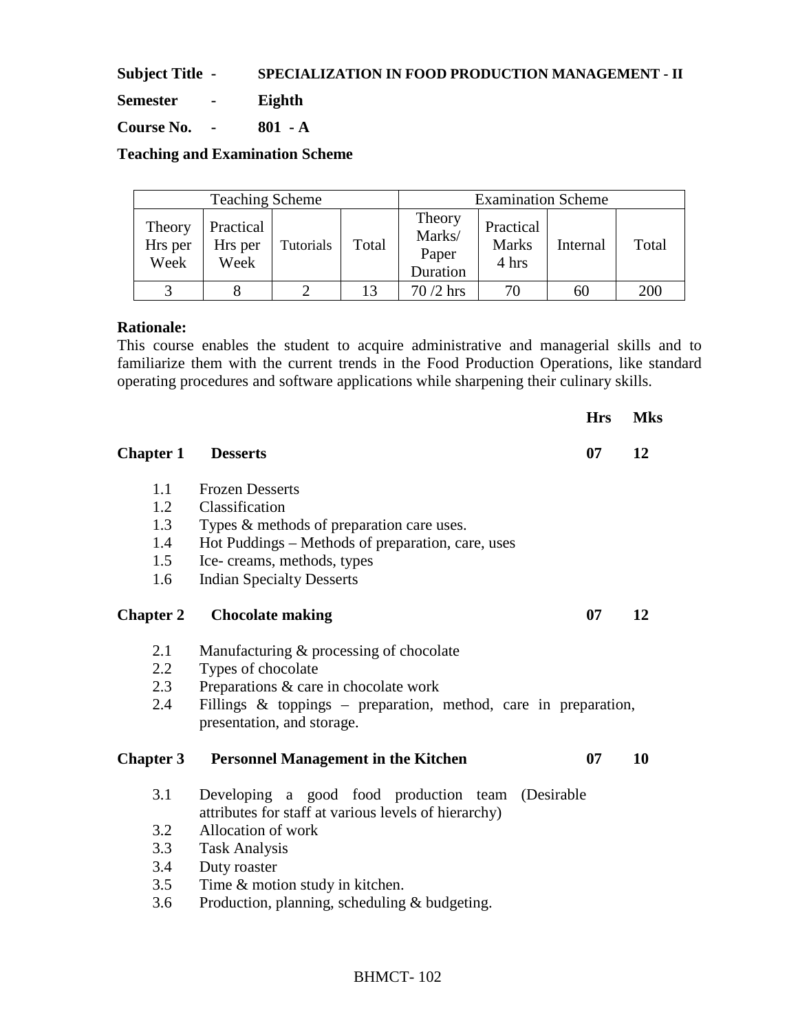**Subject Title -** **SPECIALIZATION IN FOOD PRODUCTION MANAGEMENT - II**

**Semester -** **Eighth**

**Course No. -** **801 - A**

**Teaching and Examination Scheme**

| Teaching Scheme | | | | Examination Scheme | | | |
|---|---|---|---|---|---|---|---|
| Theory Hrs per Week | Practical Hrs per Week | Tutorials | Total | Theory Marks/ Paper Duration | Practical Marks 4 hrs | Internal | Total |
| 3 | 8 | 2 | 13 | 70 /2 hrs | 70 | 60 | 200 |

**Rationale:**
This course enables the student to acquire administrative and managerial skills and to familiarize them with the current trends in the Food Production Operations, like standard operating procedures and software applications while sharpening their culinary skills.

| | | **Hrs** | **Mks** |
|---|---|---|---|
| **Chapter 1** | **Desserts** | **07** | **12** |

1.1 Frozen Desserts
1.2 Classification
1.3 Types & methods of preparation care uses.
1.4 Hot Puddings – Methods of preparation, care, uses
1.5 Ice- creams, methods, types
1.6 Indian Specialty Desserts

| | | **Hrs** | **Mks** |
|---|---|---|---|
| **Chapter 2** | **Chocolate making** | **07** | **12** |

2.1 Manufacturing & processing of chocolate
2.2 Types of chocolate
2.3 Preparations & care in chocolate work
2.4 Fillings & toppings – preparation, method, care in preparation, presentation, and storage.

| | | **Hrs** | **Mks** |
|---|---|---|---|
| **Chapter 3** | **Personnel Management in the Kitchen** | **07** | **10** |

3.1 Developing a good food production team (Desirable attributes for staff at various levels of hierarchy)
3.2 Allocation of work
3.3 Task Analysis
3.4 Duty roaster
3.5 Time & motion study in kitchen.
3.6 Production, planning, scheduling & budgeting.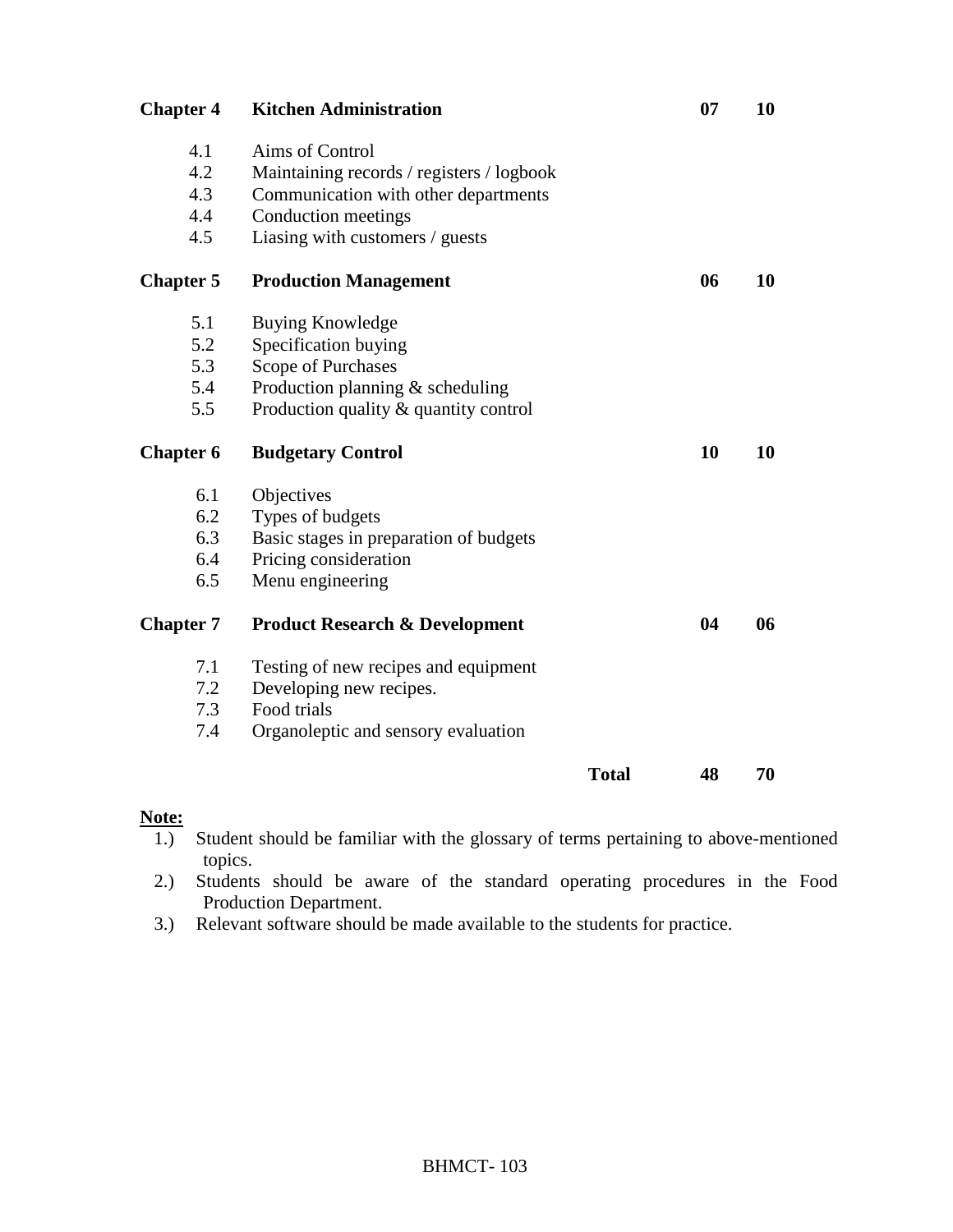| | | | |
|---|---|---|---|
| **Chapter 4** | **Kitchen Administration** | **07** | **10** |
| 4.1 | Aims of Control | | |
| 4.2 | Maintaining records / registers / logbook | | |
| 4.3 | Communication with other departments | | |
| 4.4 | Conduction meetings | | |
| 4.5 | Liasing with customers / guests | | |
| **Chapter 5** | **Production Management** | **06** | **10** |
| 5.1 | Buying Knowledge | | |
| 5.2 | Specification buying | | |
| 5.3 | Scope of Purchases | | |
| 5.4 | Production planning & scheduling | | |
| 5.5 | Production quality & quantity control | | |
| **Chapter 6** | **Budgetary Control** | **10** | **10** |
| 6.1 | Objectives | | |
| 6.2 | Types of budgets | | |
| 6.3 | Basic stages in preparation of budgets | | |
| 6.4 | Pricing consideration | | |
| 6.5 | Menu engineering | | |
| **Chapter 7** | **Product Research & Development** | **04** | **06** |
| 7.1 | Testing of new recipes and equipment | | |
| 7.2 | Developing new recipes. | | |
| 7.3 | Food trials | | |
| 7.4 | Organoleptic and sensory evaluation | | |
| | **Total** | **48** | **70** |

**Note:**

1.) Student should be familiar with the glossary of terms pertaining to above-mentioned topics.

2.) Students should be aware of the standard operating procedures in the Food Production Department.

3.) Relevant software should be made available to the students for practice.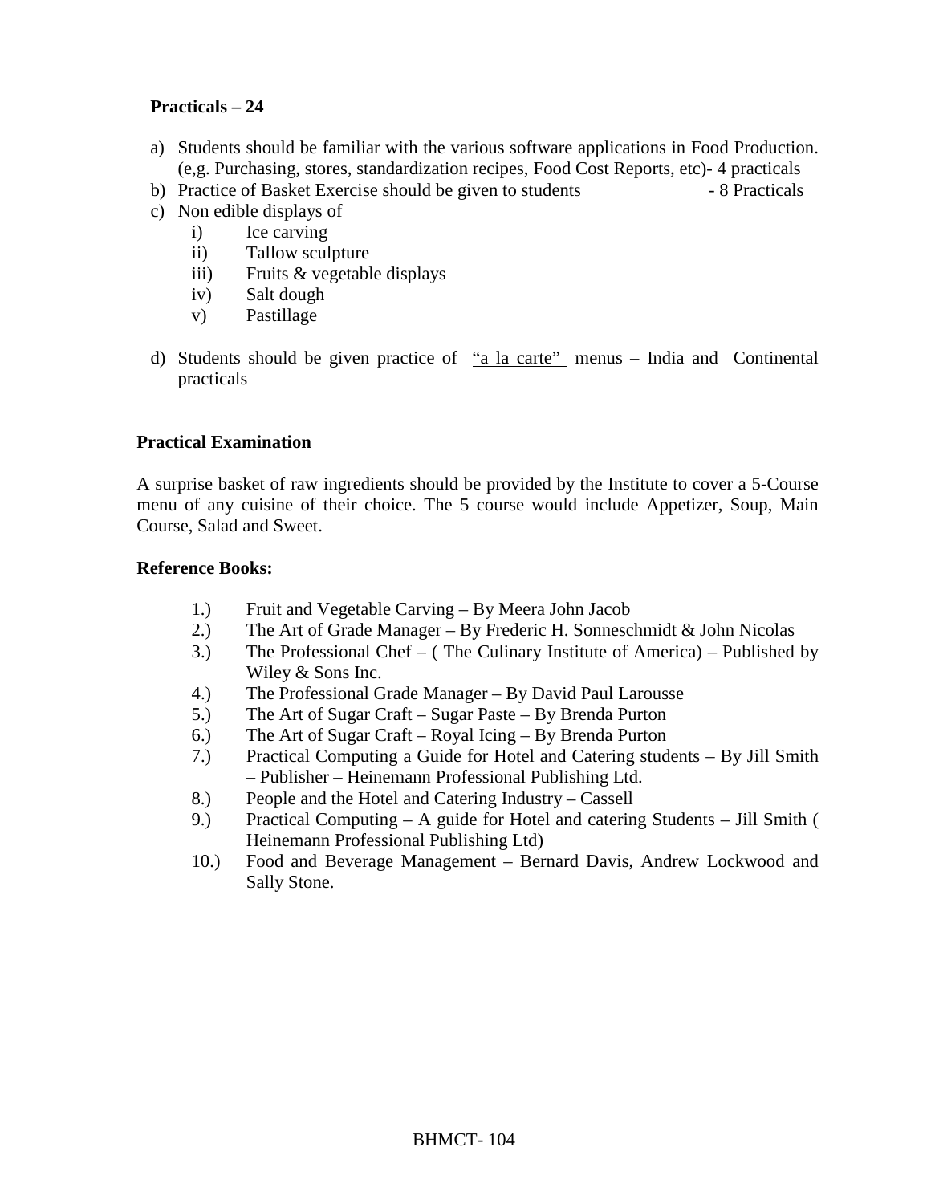**Practicals – 24**

a) Students should be familiar with the various software applications in Food Production. (e,g. Purchasing, stores, standardization recipes, Food Cost Reports, etc)- 4 practicals
b) Practice of Basket Exercise should be given to students - 8 Practicals
c) Non edible displays of
    i) Ice carving
    ii) Tallow sculpture
    iii) Fruits & vegetable displays
    iv) Salt dough
    v) Pastillage

d) Students should be given practice of "a la carte" menus – India and Continental practicals

**Practical Examination**

A surprise basket of raw ingredients should be provided by the Institute to cover a 5-Course menu of any cuisine of their choice. The 5 course would include Appetizer, Soup, Main Course, Salad and Sweet.

**Reference Books:**

1.) Fruit and Vegetable Carving – By Meera John Jacob
2.) The Art of Grade Manager – By Frederic H. Sonneschmidt & John Nicolas
3.) The Professional Chef – ( The Culinary Institute of America) – Published by Wiley & Sons Inc.
4.) The Professional Grade Manager – By David Paul Larousse
5.) The Art of Sugar Craft – Sugar Paste – By Brenda Purton
6.) The Art of Sugar Craft – Royal Icing – By Brenda Purton
7.) Practical Computing a Guide for Hotel and Catering students – By Jill Smith – Publisher – Heinemann Professional Publishing Ltd.
8.) People and the Hotel and Catering Industry – Cassell
9.) Practical Computing – A guide for Hotel and catering Students – Jill Smith ( Heinemann Professional Publishing Ltd)
10.) Food and Beverage Management – Bernard Davis, Andrew Lockwood and Sally Stone.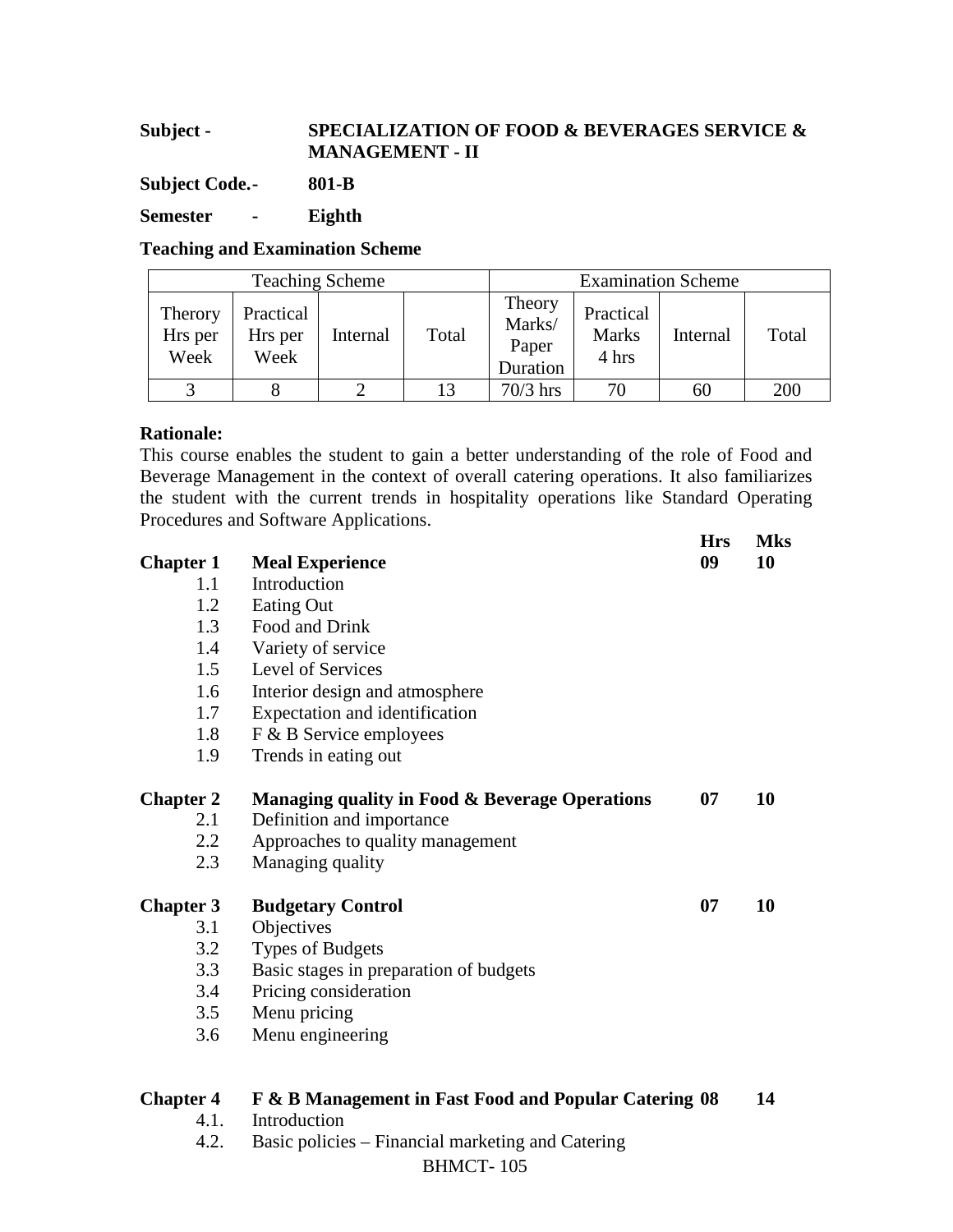**Subject -** **SPECIALIZATION OF FOOD & BEVERAGES SERVICE & MANAGEMENT - II**

**Subject Code.-** **801-B**

**Semester -** **Eighth**

**Teaching and Examination Scheme**

| Teaching Scheme | | | | Examination Scheme | | | |
|---|---|---|---|---|---|---|---|
| Therory Hrs per Week | Practical Hrs per Week | Internal | Total | Theory Marks/ Paper Duration | Practical Marks 4 hrs | Internal | Total |
| 3 | 8 | 2 | 13 | 70/3 hrs | 70 | 60 | 200 |

**Rationale:**
This course enables the student to gain a better understanding of the role of Food and Beverage Management in the context of overall catering operations. It also familiarizes the student with the current trends in hospitality operations like Standard Operating Procedures and Software Applications.

| | | **Hrs** | **Mks** |
|---|---|---|---|
| **Chapter 1** | **Meal Experience** | **09** | **10** |
| 1.1 | Introduction | | |
| 1.2 | Eating Out | | |
| 1.3 | Food and Drink | | |
| 1.4 | Variety of service | | |
| 1.5 | Level of Services | | |
| 1.6 | Interior design and atmosphere | | |
| 1.7 | Expectation and identification | | |
| 1.8 | F & B Service employees | | |
| 1.9 | Trends in eating out | | |
| **Chapter 2** | **Managing quality in Food & Beverage Operations** | **07** | **10** |
| 2.1 | Definition and importance | | |
| 2.2 | Approaches to quality management | | |
| 2.3 | Managing quality | | |
| **Chapter 3** | **Budgetary Control** | **07** | **10** |
| 3.1 | Objectives | | |
| 3.2 | Types of Budgets | | |
| 3.3 | Basic stages in preparation of budgets | | |
| 3.4 | Pricing consideration | | |
| 3.5 | Menu pricing | | |
| 3.6 | Menu engineering | | |
| **Chapter 4** | **F & B Management in Fast Food and Popular Catering** | **08** | **14** |
| 4.1. | Introduction | | |
| 4.2. | Basic policies – Financial marketing and Catering | | |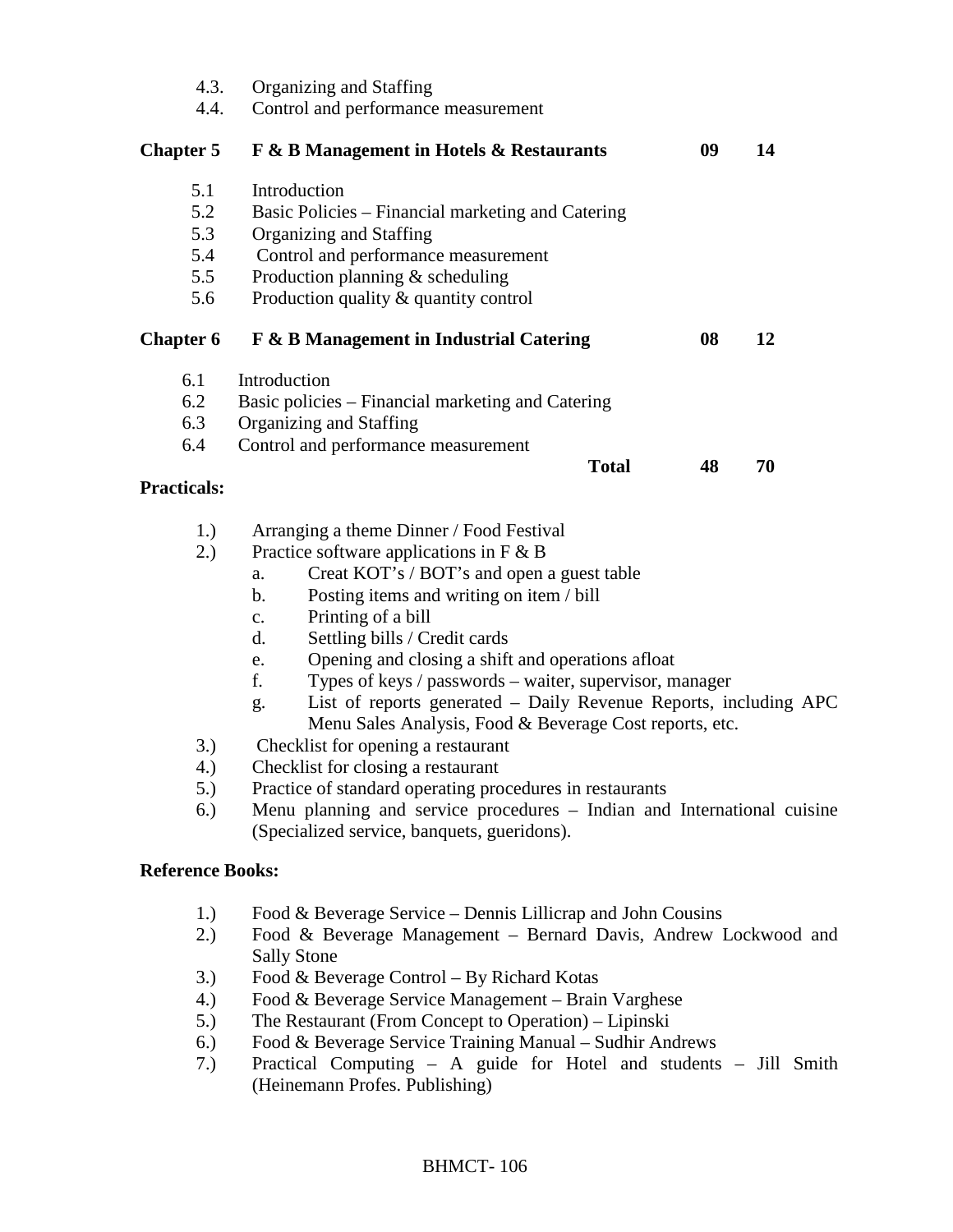4.3. Organizing and Staffing
4.4. Control and performance measurement

| | | | |
|---|---|---|---|
| **Chapter 5** | **F & B Management in Hotels & Restaurants** | **09** | **14** |

5.1 Introduction
5.2 Basic Policies – Financial marketing and Catering
5.3 Organizing and Staffing
5.4 Control and performance measurement
5.5 Production planning & scheduling
5.6 Production quality & quantity control

| | | | |
|---|---|---|---|
| **Chapter 6** | **F & B Management in Industrial Catering** | **08** | **12** |

6.1 Introduction
6.2 Basic policies – Financial marketing and Catering
6.3 Organizing and Staffing
6.4 Control and performance measurement

| | | | |
|---|---|---|---|
| | **Total** | **48** | **70** |

**Practicals:**

1.) Arranging a theme Dinner / Food Festival
2.) Practice software applications in F & B
    a. Creat KOT's / BOT's and open a guest table
    b. Posting items and writing on item / bill
    c. Printing of a bill
    d. Settling bills / Credit cards
    e. Opening and closing a shift and operations afloat
    f. Types of keys / passwords – waiter, supervisor, manager
    g. List of reports generated – Daily Revenue Reports, including APC Menu Sales Analysis, Food & Beverage Cost reports, etc.
3.) Checklist for opening a restaurant
4.) Checklist for closing a restaurant
5.) Practice of standard operating procedures in restaurants
6.) Menu planning and service procedures – Indian and International cuisine (Specialized service, banquets, gueridons).

**Reference Books:**

1.) Food & Beverage Service – Dennis Lillicrap and John Cousins
2.) Food & Beverage Management – Bernard Davis, Andrew Lockwood and Sally Stone
3.) Food & Beverage Control – By Richard Kotas
4.) Food & Beverage Service Management – Brain Varghese
5.) The Restaurant (From Concept to Operation) – Lipinski
6.) Food & Beverage Service Training Manual – Sudhir Andrews
7.) Practical Computing – A guide for Hotel and students – Jill Smith (Heinemann Profes. Publishing)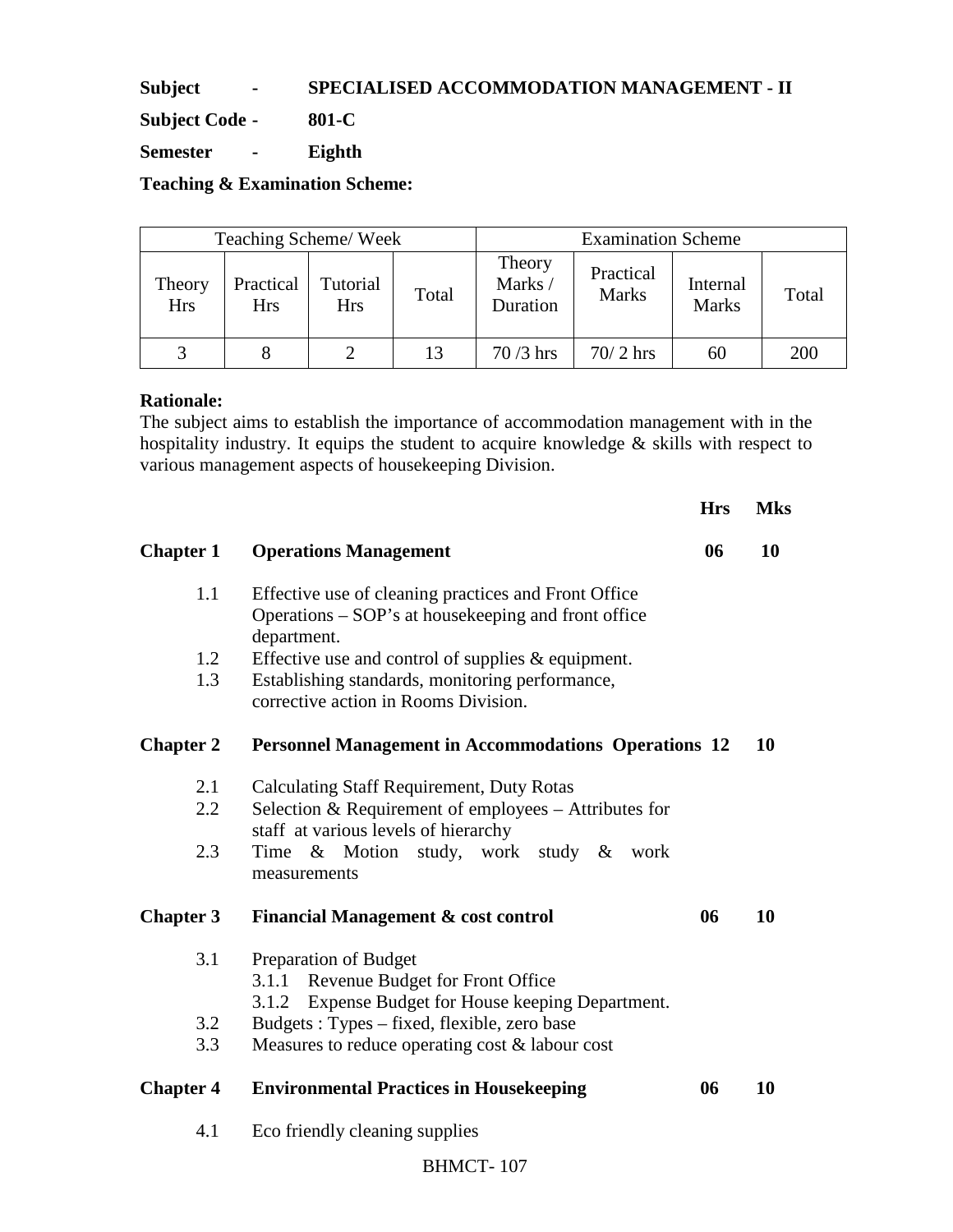**Subject - SPECIALISED ACCOMMODATION MANAGEMENT - II**

**Subject Code - 801-C**

**Semester - Eighth**

**Teaching & Examination Scheme:**

| Teaching Scheme/ Week | | | | Examination Scheme | | | |
|---|---|---|---|---|---|---|---|
| Theory Hrs | Practical Hrs | Tutorial Hrs | Total | Theory Marks / Duration | Practical Marks | Internal Marks | Total |
| 3 | 8 | 2 | 13 | 70 /3 hrs | 70/ 2 hrs | 60 | 200 |

**Rationale:**

The subject aims to establish the importance of accommodation management with in the hospitality industry. It equips the student to acquire knowledge & skills with respect to various management aspects of housekeeping Division.

| | | Hrs | Mks |
|---|---|---|---|
| **Chapter 1** | **Operations Management** | **06** | **10** |
| 1.1 | Effective use of cleaning practices and Front Office Operations – SOP's at housekeeping and front office department. | | |
| 1.2 | Effective use and control of supplies & equipment. | | |
| 1.3 | Establishing standards, monitoring performance, corrective action in Rooms Division. | | |
| **Chapter 2** | **Personnel Management in Accommodations Operations** | **12** | **10** |
| 2.1 | Calculating Staff Requirement, Duty Rotas | | |
| 2.2 | Selection & Requirement of employees – Attributes for staff at various levels of hierarchy | | |
| 2.3 | Time & Motion study, work study & work measurements | | |
| **Chapter 3** | **Financial Management & cost control** | **06** | **10** |
| 3.1 | Preparation of Budget<br>3.1.1 Revenue Budget for Front Office<br>3.1.2 Expense Budget for House keeping Department. | | |
| 3.2 | Budgets : Types – fixed, flexible, zero base | | |
| 3.3 | Measures to reduce operating cost & labour cost | | |
| **Chapter 4** | **Environmental Practices in Housekeeping** | **06** | **10** |
| 4.1 | Eco friendly cleaning supplies | | |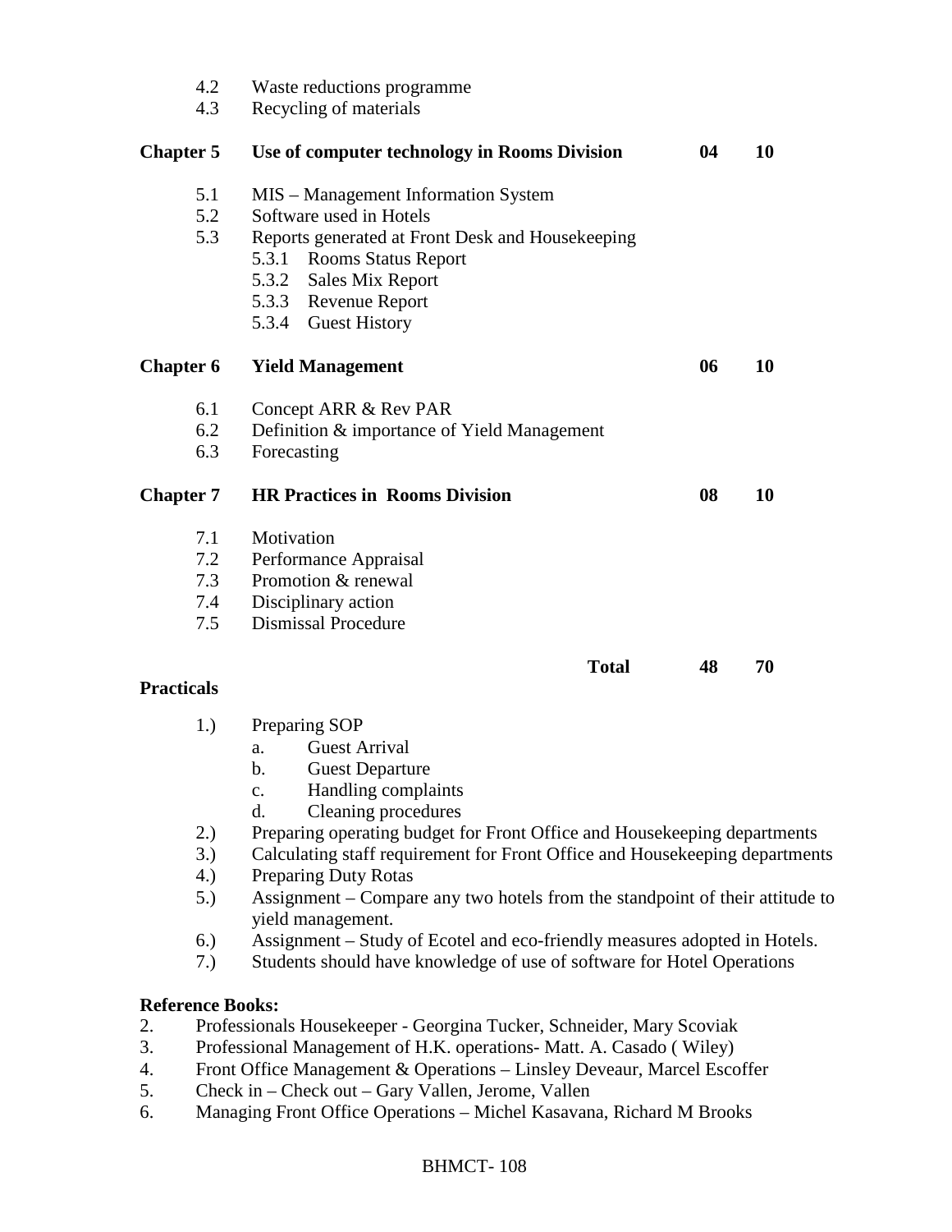4.2 Waste reductions programme
4.3 Recycling of materials

| | | | |
|---|---|---|---|
| **Chapter 5** | **Use of computer technology in Rooms Division** | **04** | **10** |

- 5.1 MIS – Management Information System
- 5.2 Software used in Hotels
- 5.3 Reports generated at Front Desk and Housekeeping
  - 5.3.1 Rooms Status Report
  - 5.3.2 Sales Mix Report
  - 5.3.3 Revenue Report
  - 5.3.4 Guest History

| | | | |
|---|---|---|---|
| **Chapter 6** | **Yield Management** | **06** | **10** |

- 6.1 Concept ARR & Rev PAR
- 6.2 Definition & importance of Yield Management
- 6.3 Forecasting

| | | | |
|---|---|---|---|
| **Chapter 7** | **HR Practices in Rooms Division** | **08** | **10** |

- 7.1 Motivation
- 7.2 Performance Appraisal
- 7.3 Promotion & renewal
- 7.4 Disciplinary action
- 7.5 Dismissal Procedure

| | | | |
|---|---|---|---|
| | **Total** | **48** | **70** |

**Practicals**

1.) Preparing SOP
   a. Guest Arrival
   b. Guest Departure
   c. Handling complaints
   d. Cleaning procedures

2.) Preparing operating budget for Front Office and Housekeeping departments

3.) Calculating staff requirement for Front Office and Housekeeping departments

4.) Preparing Duty Rotas

5.) Assignment – Compare any two hotels from the standpoint of their attitude to yield management.

6.) Assignment – Study of Ecotel and eco-friendly measures adopted in Hotels.

7.) Students should have knowledge of use of software for Hotel Operations

**Reference Books:**

2. Professionals Housekeeper - Georgina Tucker, Schneider, Mary Scoviak
3. Professional Management of H.K. operations- Matt. A. Casado ( Wiley)
4. Front Office Management & Operations – Linsley Deveaur, Marcel Escoffer
5. Check in – Check out – Gary Vallen, Jerome, Vallen
6. Managing Front Office Operations – Michel Kasavana, Richard M Brooks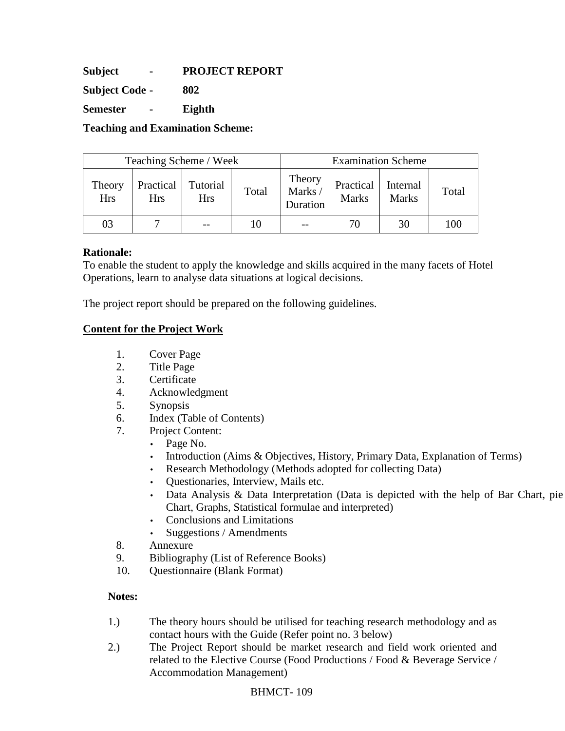**Subject - PROJECT REPORT**

**Subject Code - 802**

**Semester - Eighth**

**Teaching and Examination Scheme:**

| Teaching Scheme / Week | | | | Examination Scheme | | | |
|---|---|---|---|---|---|---|---|
| Theory Hrs | Practical Hrs | Tutorial Hrs | Total | Theory Marks / Duration | Practical Marks | Internal Marks | Total |
| 03 | 7 | -- | 10 | -- | 70 | 30 | 100 |

**Rationale:**
To enable the student to apply the knowledge and skills acquired in the many facets of Hotel Operations, learn to analyse data situations at logical decisions.

The project report should be prepared on the following guidelines.

**Content for the Project Work**

1. Cover Page
2. Title Page
3. Certificate
4. Acknowledgment
5. Synopsis
6. Index (Table of Contents)
7. Project Content:
   - Page No.
   - Introduction (Aims & Objectives, History, Primary Data, Explanation of Terms)
   - Research Methodology (Methods adopted for collecting Data)
   - Questionaries, Interview, Mails etc.
   - Data Analysis & Data Interpretation (Data is depicted with the help of Bar Chart, pie Chart, Graphs, Statistical formulae and interpreted)
   - Conclusions and Limitations
   - Suggestions / Amendments
8. Annexure
9. Bibliography (List of Reference Books)
10. Questionnaire (Blank Format)

**Notes:**

1.) The theory hours should be utilised for teaching research methodology and as contact hours with the Guide (Refer point no. 3 below)

2.) The Project Report should be market research and field work oriented and related to the Elective Course (Food Productions / Food & Beverage Service / Accommodation Management)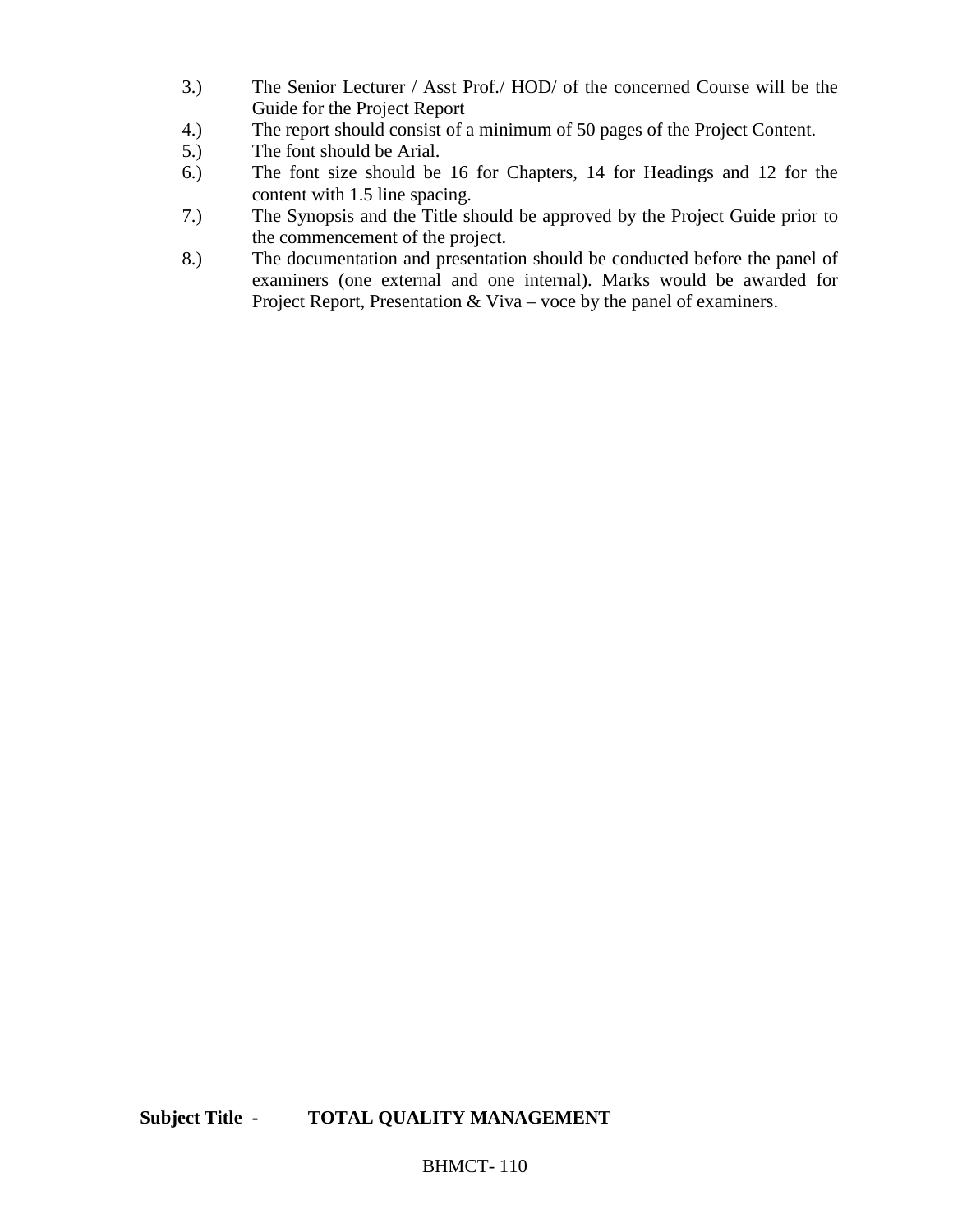3.) The Senior Lecturer / Asst Prof./ HOD/ of the concerned Course will be the Guide for the Project Report

4.) The report should consist of a minimum of 50 pages of the Project Content.

5.) The font should be Arial.

6.) The font size should be 16 for Chapters, 14 for Headings and 12 for the content with 1.5 line spacing.

7.) The Synopsis and the Title should be approved by the Project Guide prior to the commencement of the project.

8.) The documentation and presentation should be conducted before the panel of examiners (one external and one internal). Marks would be awarded for Project Report, Presentation & Viva – voce by the panel of examiners.

**Subject Title - TOTAL QUALITY MANAGEMENT**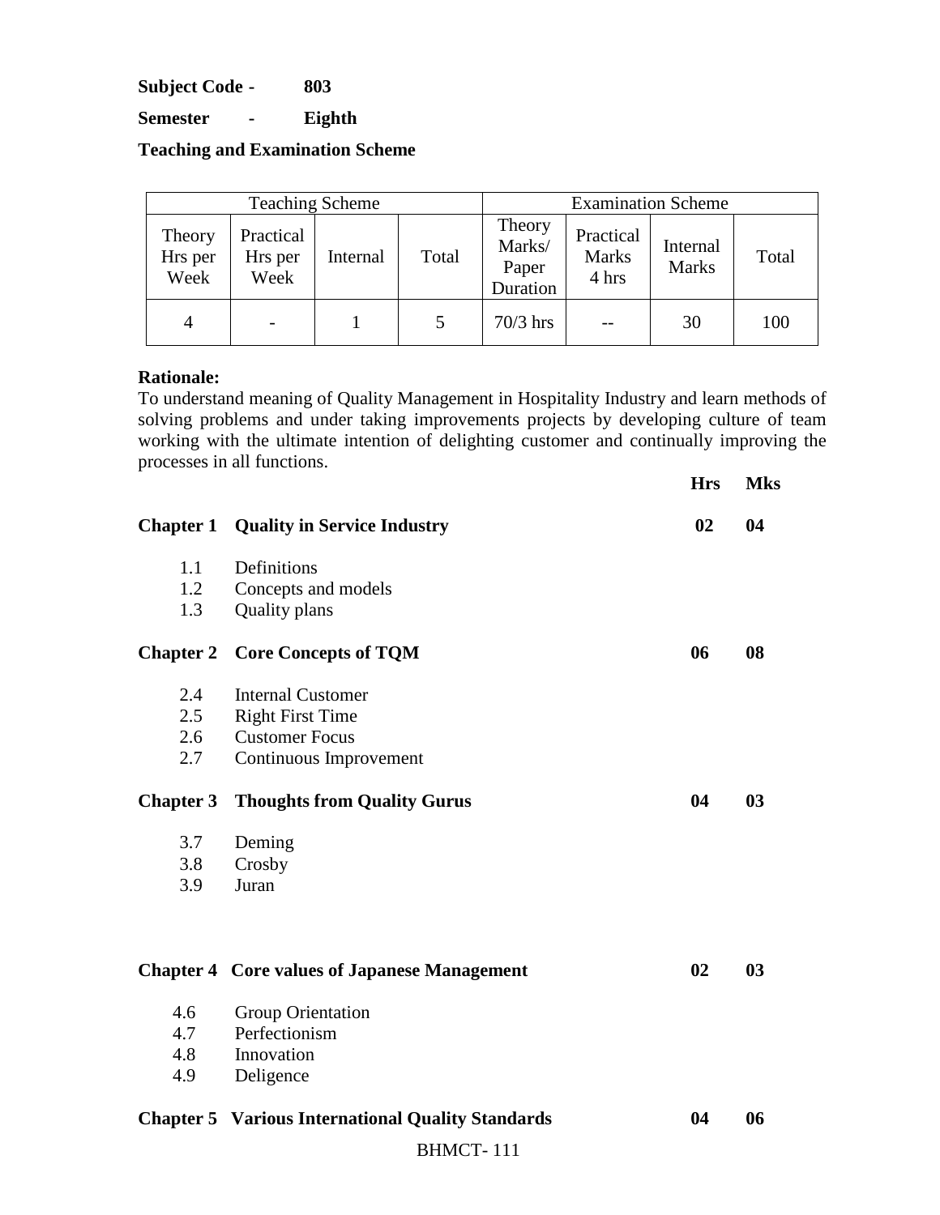**Subject Code -** **803**

**Semester - Eighth**

**Teaching and Examination Scheme**

| Teaching Scheme | | | | Examination Scheme | | | |
|---|---|---|---|---|---|---|---|
| Theory Hrs per Week | Practical Hrs per Week | Internal | Total | Theory Marks/ Paper Duration | Practical Marks 4 hrs | Internal Marks | Total |
| 4 | - | 1 | 5 | 70/3 hrs | -- | 30 | 100 |

**Rationale:**

To understand meaning of Quality Management in Hospitality Industry and learn methods of solving problems and under taking improvements projects by developing culture of team working with the ultimate intention of delighting customer and continually improving the processes in all functions.

| | | **Hrs** | **Mks** |
|---|---|---|---|
| **Chapter 1** | **Quality in Service Industry** | **02** | **04** |
| 1.1 | Definitions | | |
| 1.2 | Concepts and models | | |
| 1.3 | Quality plans | | |
| **Chapter 2** | **Core Concepts of TQM** | **06** | **08** |
| 2.4 | Internal Customer | | |
| 2.5 | Right First Time | | |
| 2.6 | Customer Focus | | |
| 2.7 | Continuous Improvement | | |
| **Chapter 3** | **Thoughts from Quality Gurus** | **04** | **03** |
| 3.7 | Deming | | |
| 3.8 | Crosby | | |
| 3.9 | Juran | | |
| **Chapter 4** | **Core values of Japanese Management** | **02** | **03** |
| 4.6 | Group Orientation | | |
| 4.7 | Perfectionism | | |
| 4.8 | Innovation | | |
| 4.9 | Deligence | | |
| **Chapter 5** | **Various International Quality Standards** | **04** | **06** |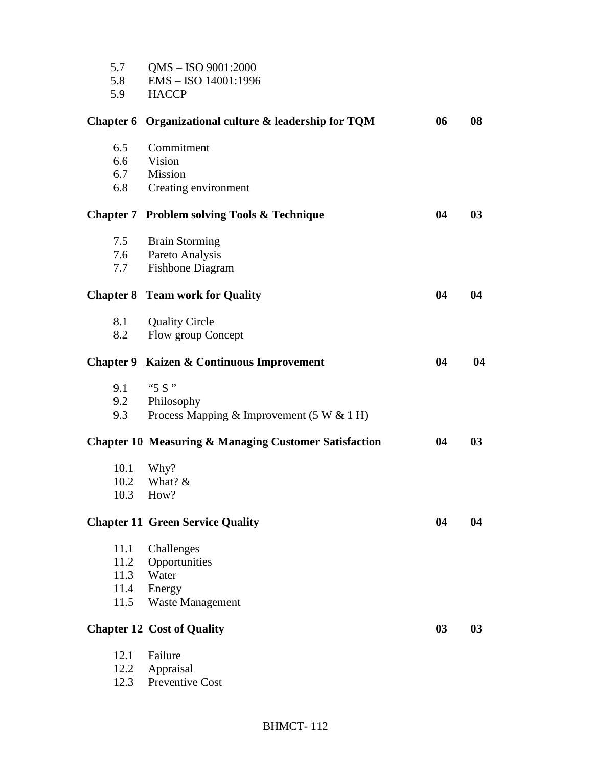5.7 QMS – ISO 9001:2000
5.8 EMS – ISO 14001:1996
5.9 HACCP

| | | | |
|---|---|---|---|
| **Chapter 6** | **Organizational culture & leadership for TQM** | **06** | **08** |
| 6.5 | Commitment | | |
| 6.6 | Vision | | |
| 6.7 | Mission | | |
| 6.8 | Creating environment | | |
| **Chapter 7** | **Problem solving Tools & Technique** | **04** | **03** |
| 7.5 | Brain Storming | | |
| 7.6 | Pareto Analysis | | |
| 7.7 | Fishbone Diagram | | |
| **Chapter 8** | **Team work for Quality** | **04** | **04** |
| 8.1 | Quality Circle | | |
| 8.2 | Flow group Concept | | |
| **Chapter 9** | **Kaizen & Continuous Improvement** | **04** | **04** |
| 9.1 | "5 S " | | |
| 9.2 | Philosophy | | |
| 9.3 | Process Mapping & Improvement (5 W & 1 H) | | |
| **Chapter 10** | **Measuring & Managing Customer Satisfaction** | **04** | **03** |
| 10.1 | Why? | | |
| 10.2 | What? & | | |
| 10.3 | How? | | |
| **Chapter 11** | **Green Service Quality** | **04** | **04** |
| 11.1 | Challenges | | |
| 11.2 | Opportunities | | |
| 11.3 | Water | | |
| 11.4 | Energy | | |
| 11.5 | Waste Management | | |
| **Chapter 12** | **Cost of Quality** | **03** | **03** |
| 12.1 | Failure | | |
| 12.2 | Appraisal | | |
| 12.3 | Preventive Cost | | |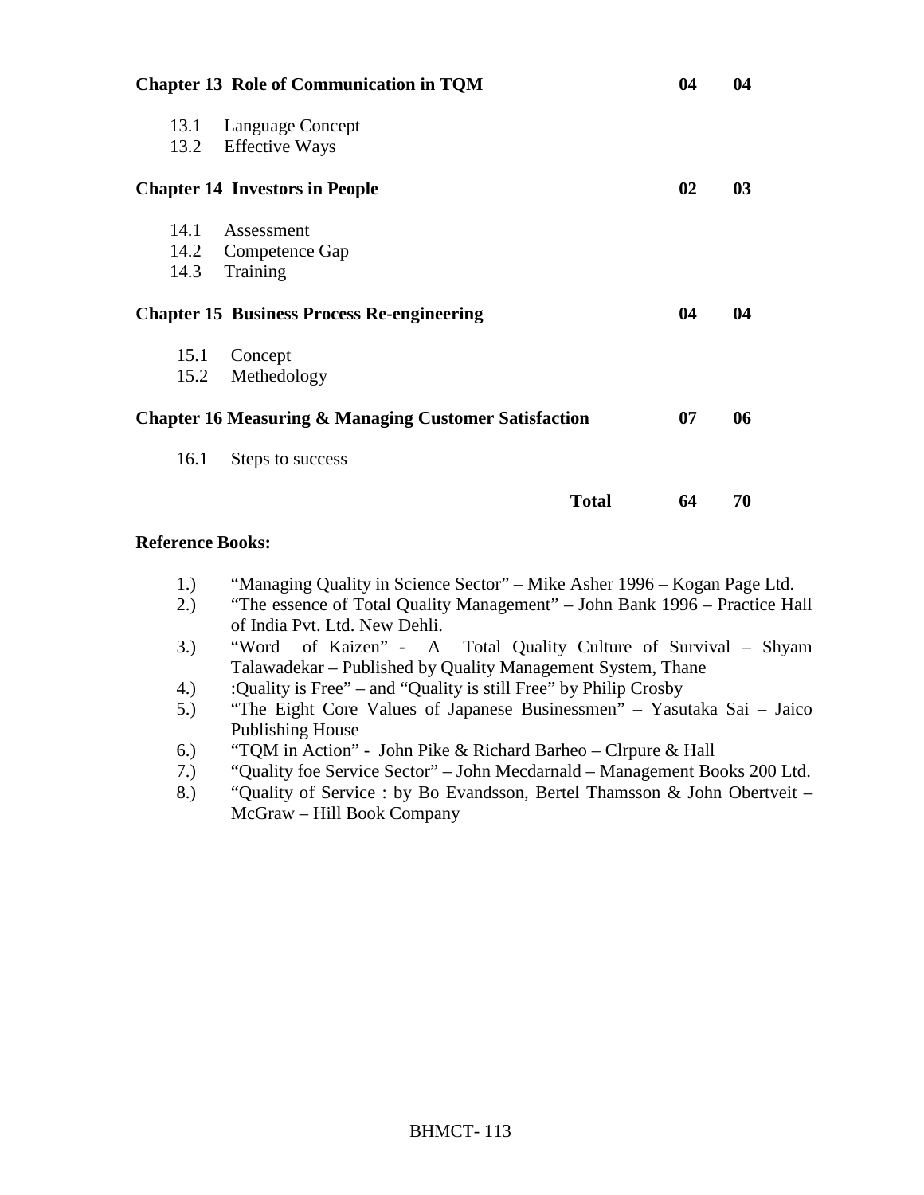| | | |
|---|---|---|
| **Chapter 13 Role of Communication in TQM** | **04** | **04** |
| 13.1 Language Concept | | |
| 13.2 Effective Ways | | |
| **Chapter 14 Investors in People** | **02** | **03** |
| 14.1 Assessment | | |
| 14.2 Competence Gap | | |
| 14.3 Training | | |
| **Chapter 15 Business Process Re-engineering** | **04** | **04** |
| 15.1 Concept | | |
| 15.2 Methedology | | |
| **Chapter 16 Measuring & Managing Customer Satisfaction** | **07** | **06** |
| 16.1 Steps to success | | |
| **Total** | **64** | **70** |

**Reference Books:**

1.) "Managing Quality in Science Sector" – Mike Asher 1996 – Kogan Page Ltd.
2.) "The essence of Total Quality Management" – John Bank 1996 – Practice Hall of India Pvt. Ltd. New Dehli.
3.) "Word of Kaizen" - A Total Quality Culture of Survival – Shyam Talawadekar – Published by Quality Management System, Thane
4.) :Quality is Free" – and "Quality is still Free" by Philip Crosby
5.) "The Eight Core Values of Japanese Businessmen" – Yasutaka Sai – Jaico Publishing House
6.) "TQM in Action" - John Pike & Richard Barheo – Clrpure & Hall
7.) "Quality foe Service Sector" – John Mecdarnald – Management Books 200 Ltd.
8.) "Quality of Service : by Bo Evandsson, Bertel Thamsson & John Obertveit – McGraw – Hill Book Company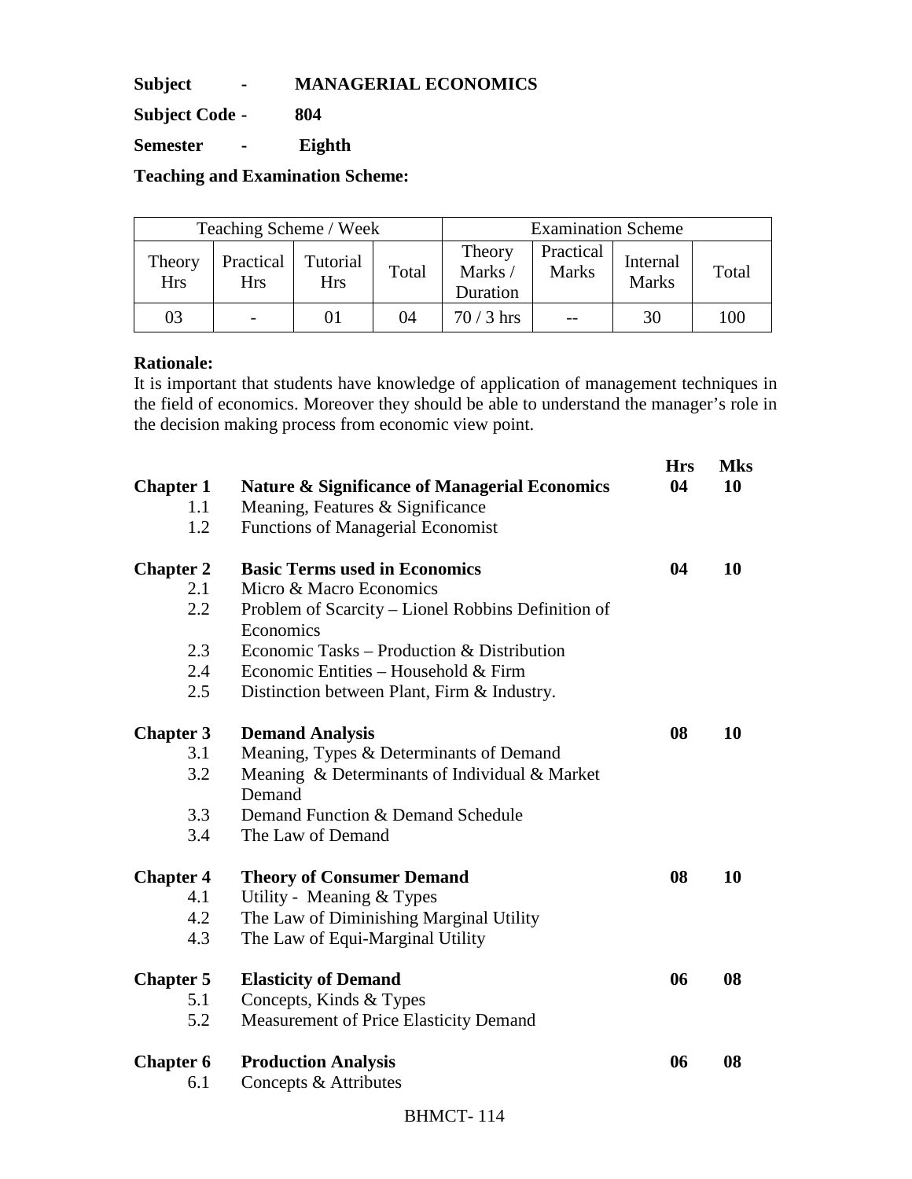**Subject - MANAGERIAL ECONOMICS**

**Subject Code - 804**

**Semester - Eighth**

**Teaching and Examination Scheme:**

| Teaching Scheme / Week | | | | Examination Scheme | | | |
|---|---|---|---|---|---|---|---|
| Theory Hrs | Practical Hrs | Tutorial Hrs | Total | Theory Marks / Duration | Practical Marks | Internal Marks | Total |
| 03 | - | 01 | 04 | 70 / 3 hrs | -- | 30 | 100 |

**Rationale:**
It is important that students have knowledge of application of management techniques in the field of economics. Moreover they should be able to understand the manager's role in the decision making process from economic view point.

| | | Hrs | Mks |
|---|---|---|---|
| **Chapter 1** | **Nature & Significance of Managerial Economics** | **04** | **10** |
| 1.1 | Meaning, Features & Significance | | |
| 1.2 | Functions of Managerial Economist | | |
| **Chapter 2** | **Basic Terms used in Economics** | **04** | **10** |
| 2.1 | Micro & Macro Economics | | |
| 2.2 | Problem of Scarcity – Lionel Robbins Definition of Economics | | |
| 2.3 | Economic Tasks – Production & Distribution | | |
| 2.4 | Economic Entities – Household & Firm | | |
| 2.5 | Distinction between Plant, Firm & Industry. | | |
| **Chapter 3** | **Demand Analysis** | **08** | **10** |
| 3.1 | Meaning, Types & Determinants of Demand | | |
| 3.2 | Meaning & Determinants of Individual & Market Demand | | |
| 3.3 | Demand Function & Demand Schedule | | |
| 3.4 | The Law of Demand | | |
| **Chapter 4** | **Theory of Consumer Demand** | **08** | **10** |
| 4.1 | Utility - Meaning & Types | | |
| 4.2 | The Law of Diminishing Marginal Utility | | |
| 4.3 | The Law of Equi-Marginal Utility | | |
| **Chapter 5** | **Elasticity of Demand** | **06** | **08** |
| 5.1 | Concepts, Kinds & Types | | |
| 5.2 | Measurement of Price Elasticity Demand | | |
| **Chapter 6** | **Production Analysis** | **06** | **08** |
| 6.1 | Concepts & Attributes | | |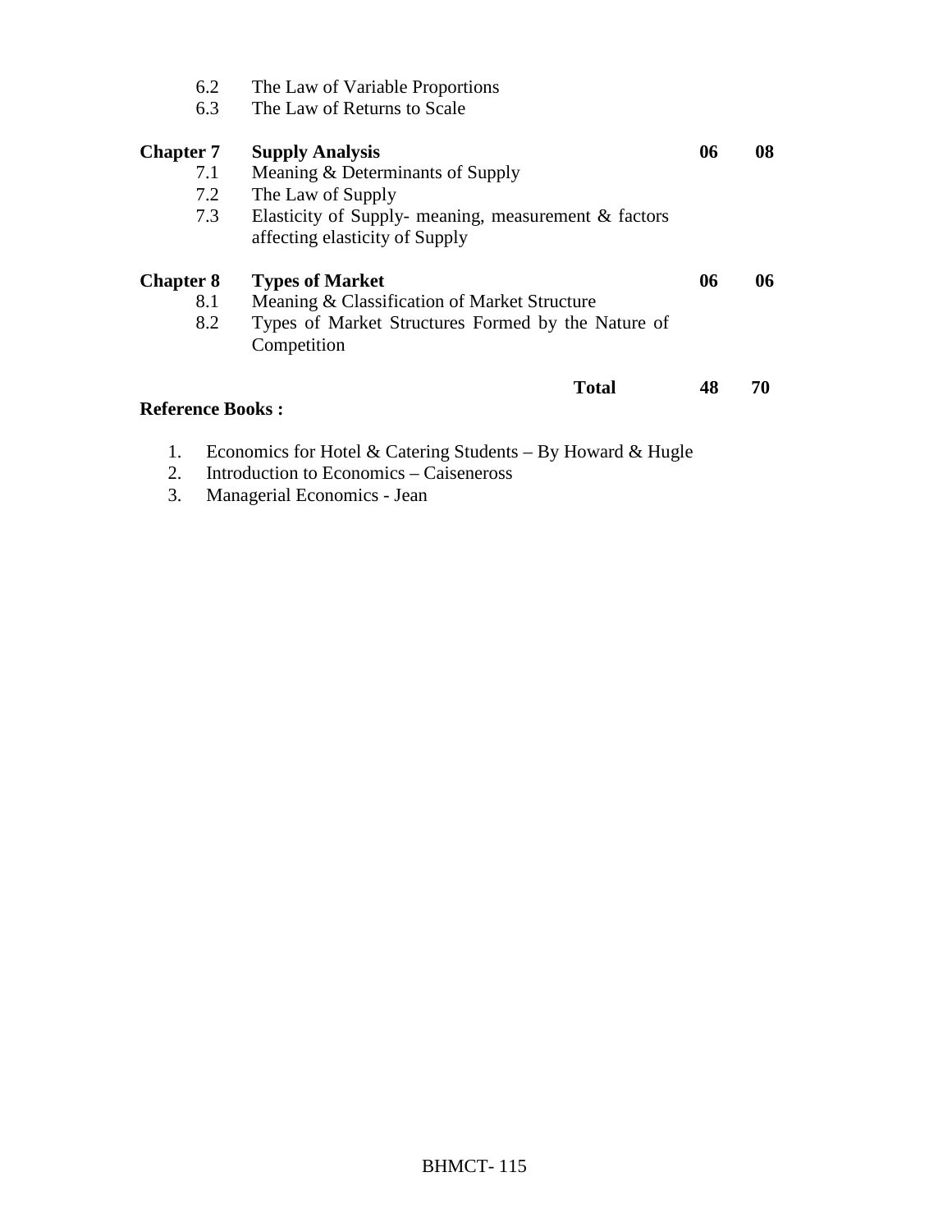| | | | |
|---|---|---|---|
| 6.2 | The Law of Variable Proportions | | |
| 6.3 | The Law of Returns to Scale | | |
| **Chapter 7** | **Supply Analysis** | **06** | **08** |
| 7.1 | Meaning & Determinants of Supply | | |
| 7.2 | The Law of Supply | | |
| 7.3 | Elasticity of Supply- meaning, measurement & factors affecting elasticity of Supply | | |
| **Chapter 8** | **Types of Market** | **06** | **06** |
| 8.1 | Meaning & Classification of Market Structure | | |
| 8.2 | Types of Market Structures Formed by the Nature of Competition | | |
| | **Total** | **48** | **70** |

**Reference Books :**

1. Economics for Hotel & Catering Students – By Howard & Hugle
2. Introduction to Economics – Caiseneross
3. Managerial Economics - Jean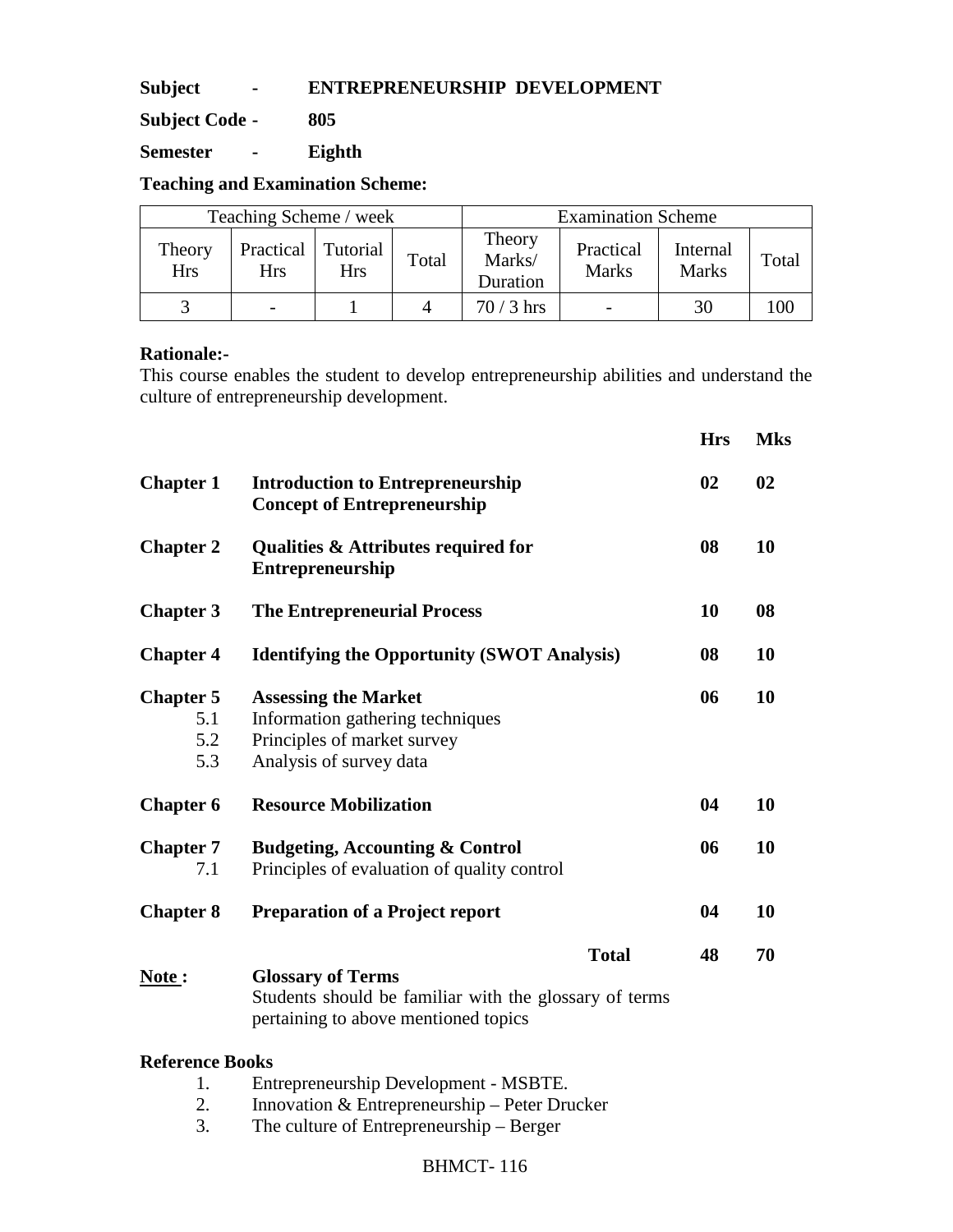**Subject - ENTREPRENEURSHIP DEVELOPMENT**

**Subject Code - 805**

**Semester - Eighth**

**Teaching and Examination Scheme:**

| Teaching Scheme / week | | | | Examination Scheme | | | |
|---|---|---|---|---|---|---|---|
| Theory Hrs | Practical Hrs | Tutorial Hrs | Total | Theory Marks/ Duration | Practical Marks | Internal Marks | Total |
| 3 | - | 1 | 4 | 70 / 3 hrs | - | 30 | 100 |

**Rationale:-**

This course enables the student to develop entrepreneurship abilities and understand the culture of entrepreneurship development.

| | | Hrs | Mks |
|---|---|---|---|
| **Chapter 1** | **Introduction to Entrepreneurship Concept of Entrepreneurship** | **02** | **02** |
| **Chapter 2** | **Qualities & Attributes required for Entrepreneurship** | **08** | **10** |
| **Chapter 3** | **The Entrepreneurial Process** | **10** | **08** |
| **Chapter 4** | **Identifying the Opportunity (SWOT Analysis)** | **08** | **10** |
| **Chapter 5** | **Assessing the Market** | **06** | **10** |
| 5.1 | Information gathering techniques | | |
| 5.2 | Principles of market survey | | |
| 5.3 | Analysis of survey data | | |
| **Chapter 6** | **Resource Mobilization** | **04** | **10** |
| **Chapter 7** | **Budgeting, Accounting & Control** | **06** | **10** |
| 7.1 | Principles of evaluation of quality control | | |
| **Chapter 8** | **Preparation of a Project report** | **04** | **10** |
| | **Total** | **48** | **70** |

**Note :** **Glossary of Terms**

Students should be familiar with the glossary of terms pertaining to above mentioned topics

**Reference Books**

1. Entrepreneurship Development - MSBTE.
2. Innovation & Entrepreneurship – Peter Drucker
3. The culture of Entrepreneurship – Berger